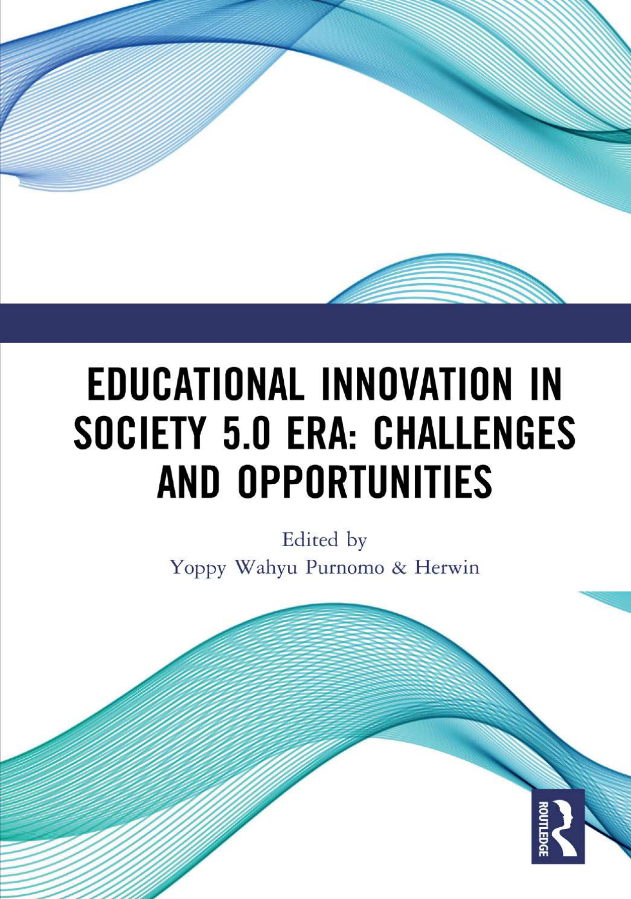# EDUCATIONAL INNOVATION IN SOCIETY 5.0 ERA: CHALLENGES AND OPPORTUNITIES

Edited by

Yoppy Wahyu Purnomo & Herwin

ROUTLEDGE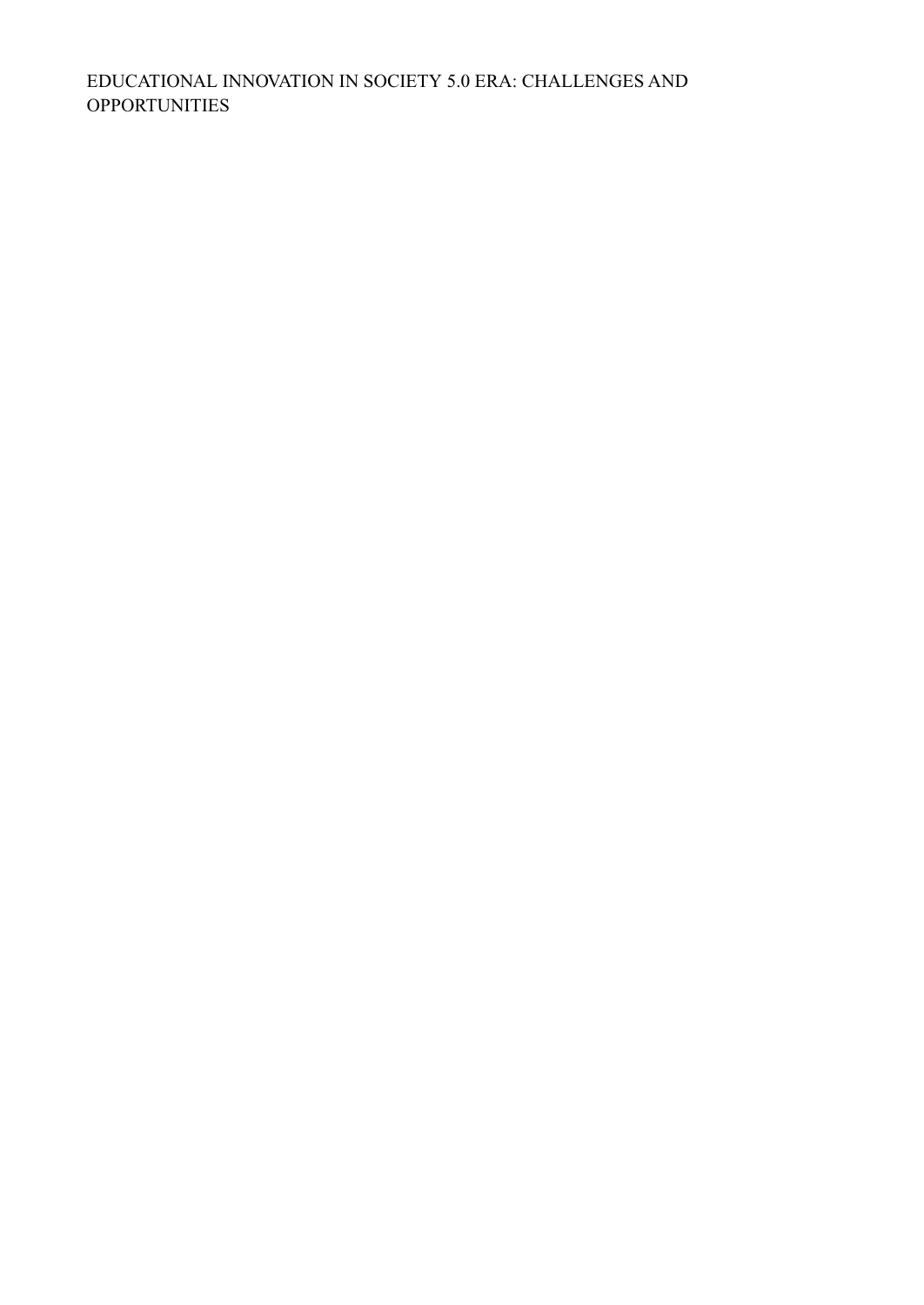EDUCATIONAL INNOVATION IN SOCIETY 5.0 ERA: CHALLENGES AND OPPORTUNITIES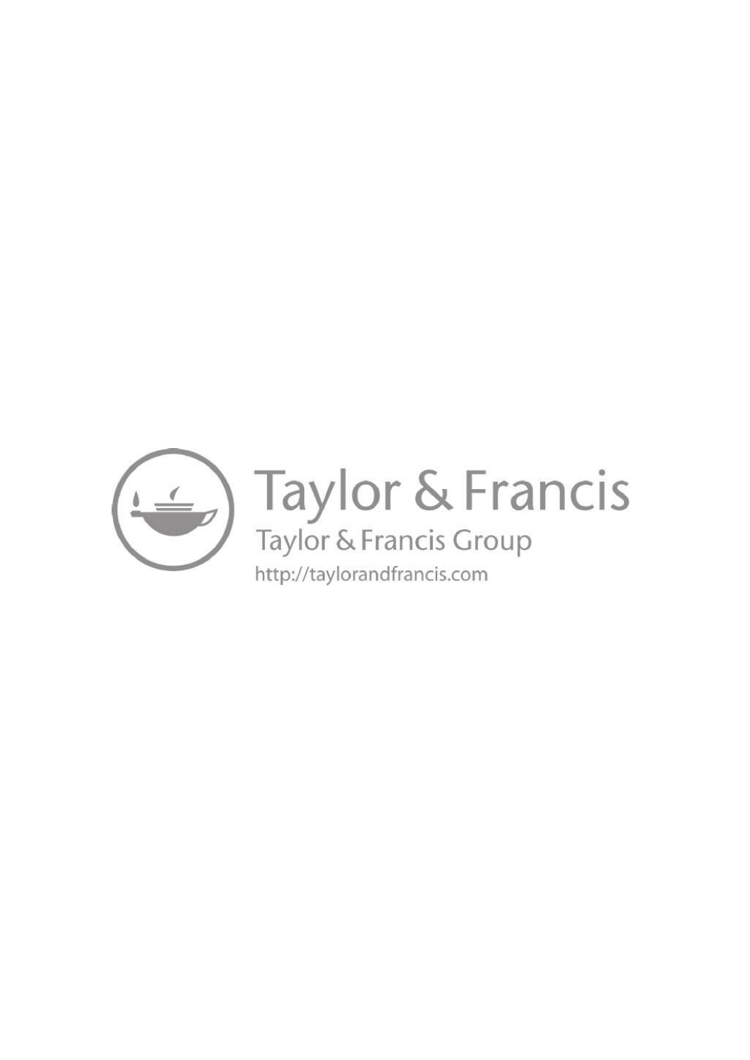Taylor & Francis

Taylor & Francis Group

http://taylorandfrancis.com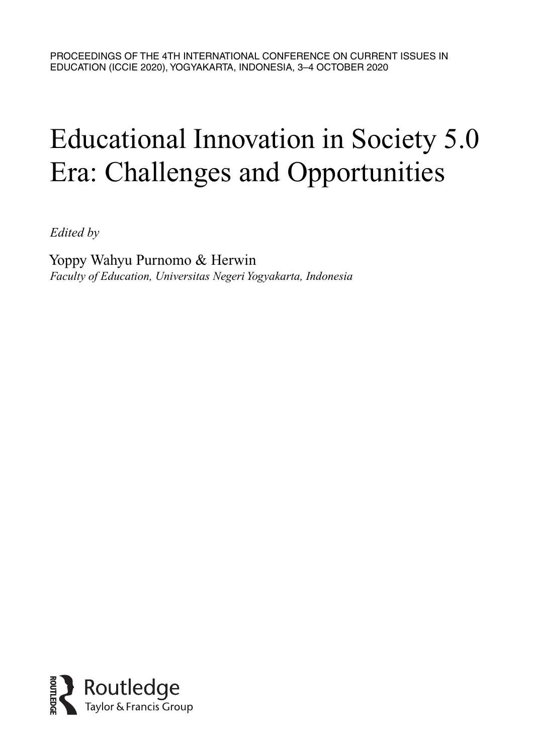PROCEEDINGS OF THE 4TH INTERNATIONAL CONFERENCE ON CURRENT ISSUES IN EDUCATION (ICCIE 2020), YOGYAKARTA, INDONESIA, 3–4 OCTOBER 2020

# Educational Innovation in Society 5.0 Era: Challenges and Opportunities

*Edited by*

Yoppy Wahyu Purnomo & Herwin
*Faculty of Education, Universitas Negeri Yogyakarta, Indonesia*

Routledge
Taylor & Francis Group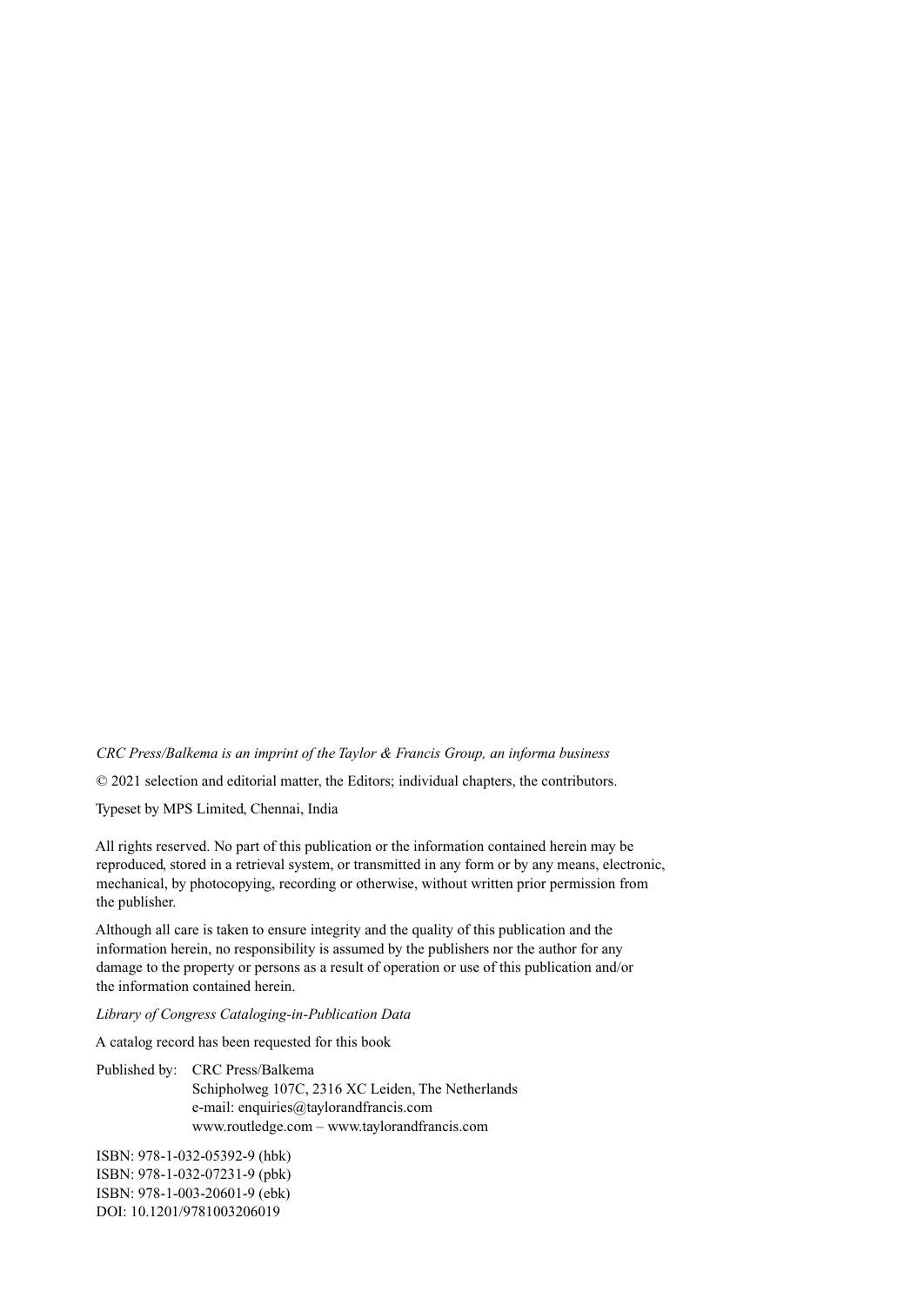*CRC Press/Balkema is an imprint of the Taylor & Francis Group, an informa business*

© 2021 selection and editorial matter, the Editors; individual chapters, the contributors.

Typeset by MPS Limited, Chennai, India

All rights reserved. No part of this publication or the information contained herein may be reproduced, stored in a retrieval system, or transmitted in any form or by any means, electronic, mechanical, by photocopying, recording or otherwise, without written prior permission from the publisher.

Although all care is taken to ensure integrity and the quality of this publication and the information herein, no responsibility is assumed by the publishers nor the author for any damage to the property or persons as a result of operation or use of this publication and/or the information contained herein.

*Library of Congress Cataloging-in-Publication Data*

A catalog record has been requested for this book

Published by: CRC Press/Balkema
Schipholweg 107C, 2316 XC Leiden, The Netherlands
e-mail: enquiries@taylorandfrancis.com
www.routledge.com – www.taylorandfrancis.com

ISBN: 978-1-032-05392-9 (hbk)
ISBN: 978-1-032-07231-9 (pbk)
ISBN: 978-1-003-20601-9 (ebk)
DOI: 10.1201/9781003206019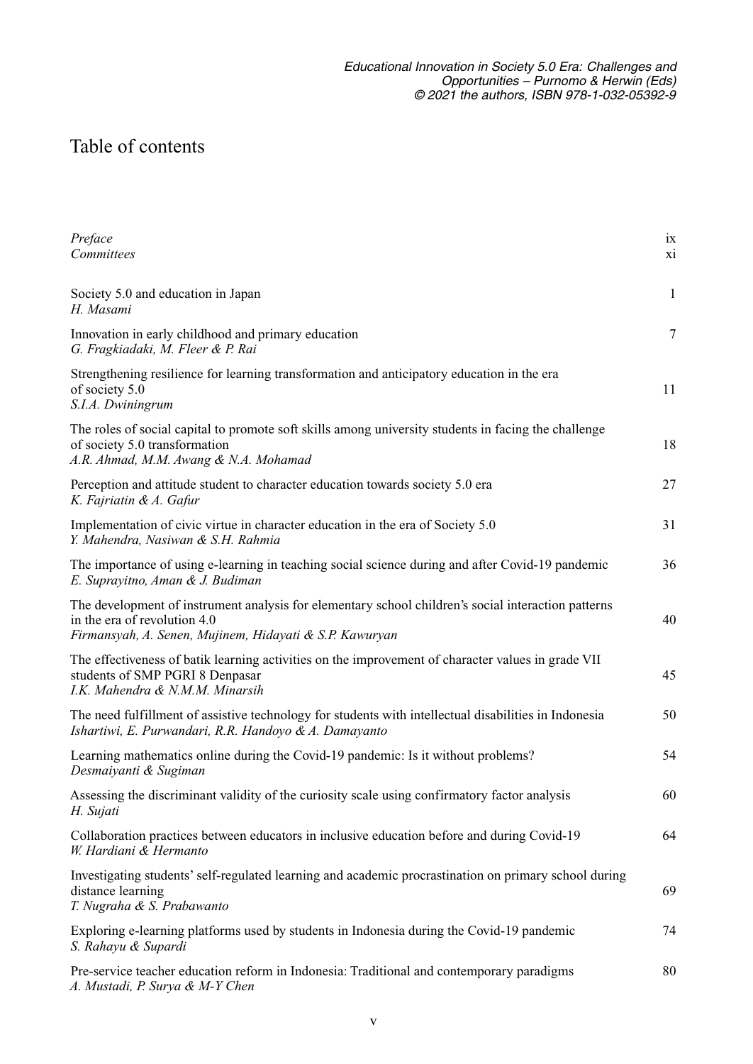# Table of contents

| | |
|---|---|
| *Preface* | ix |
| *Committees* | xi |
| Society 5.0 and education in Japan<br>*H. Masami* | 1 |
| Innovation in early childhood and primary education<br>*G. Fragkiadaki, M. Fleer & P. Rai* | 7 |
| Strengthening resilience for learning transformation and anticipatory education in the era of society 5.0<br>*S.I.A. Dwiningrum* | 11 |
| The roles of social capital to promote soft skills among university students in facing the challenge of society 5.0 transformation<br>*A.R. Ahmad, M.M. Awang & N.A. Mohamad* | 18 |
| Perception and attitude student to character education towards society 5.0 era<br>*K. Fajriatin & A. Gafur* | 27 |
| Implementation of civic virtue in character education in the era of Society 5.0<br>*Y. Mahendra, Nasiwan & S.H. Rahmia* | 31 |
| The importance of using e-learning in teaching social science during and after Covid-19 pandemic<br>*E. Suprayitno, Aman & J. Budiman* | 36 |
| The development of instrument analysis for elementary school children's social interaction patterns in the era of revolution 4.0<br>*Firmansyah, A. Senen, Mujinem, Hidayati & S.P. Kawuryan* | 40 |
| The effectiveness of batik learning activities on the improvement of character values in grade VII students of SMP PGRI 8 Denpasar<br>*I.K. Mahendra & N.M.M. Minarsih* | 45 |
| The need fulfillment of assistive technology for students with intellectual disabilities in Indonesia<br>*Ishartiwi, E. Purwandari, R.R. Handoyo & A. Damayanto* | 50 |
| Learning mathematics online during the Covid-19 pandemic: Is it without problems?<br>*Desmaiyanti & Sugiman* | 54 |
| Assessing the discriminant validity of the curiosity scale using confirmatory factor analysis<br>*H. Sujati* | 60 |
| Collaboration practices between educators in inclusive education before and during Covid-19<br>*W. Hardiani & Hermanto* | 64 |
| Investigating students' self-regulated learning and academic procrastination on primary school during distance learning<br>*T. Nugraha & S. Prabawanto* | 69 |
| Exploring e-learning platforms used by students in Indonesia during the Covid-19 pandemic<br>*S. Rahayu & Supardi* | 74 |
| Pre-service teacher education reform in Indonesia: Traditional and contemporary paradigms<br>*A. Mustadi, P. Surya & M-Y Chen* | 80 |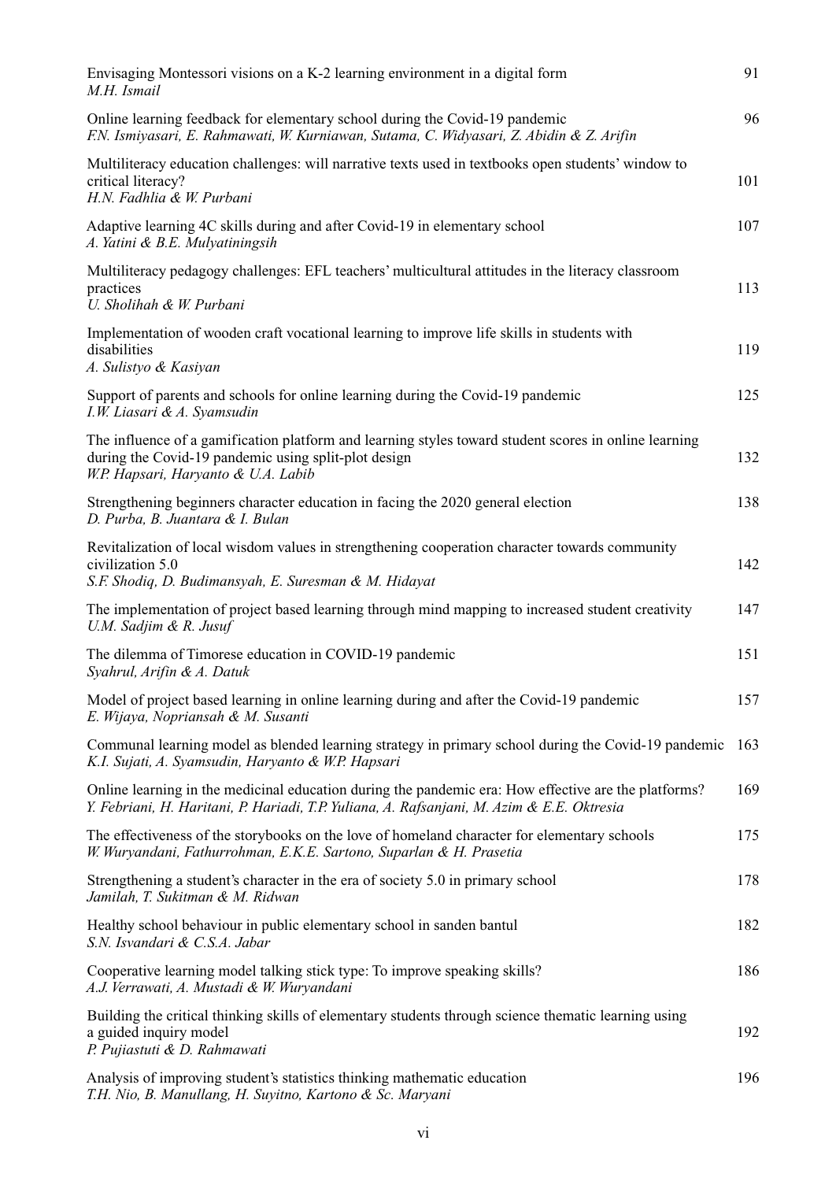Envisaging Montessori visions on a K-2 learning environment in a digital form 91
*M.H. Ismail*

Online learning feedback for elementary school during the Covid-19 pandemic 96
*F.N. Ismiyasari, E. Rahmawati, W. Kurniawan, Sutama, C. Widyasari, Z. Abidin & Z. Arifin*

Multiliteracy education challenges: will narrative texts used in textbooks open students' window to critical literacy? 101
*H.N. Fadhlia & W. Purbani*

Adaptive learning 4C skills during and after Covid-19 in elementary school 107
*A. Yatini & B.E. Mulyatiningsih*

Multiliteracy pedagogy challenges: EFL teachers' multicultural attitudes in the literacy classroom practices 113
*U. Sholihah & W. Purbani*

Implementation of wooden craft vocational learning to improve life skills in students with disabilities 119
*A. Sulistyo & Kasiyan*

Support of parents and schools for online learning during the Covid-19 pandemic 125
*I.W. Liasari & A. Syamsudin*

The influence of a gamification platform and learning styles toward student scores in online learning during the Covid-19 pandemic using split-plot design 132
*W.P. Hapsari, Haryanto & U.A. Labib*

Strengthening beginners character education in facing the 2020 general election 138
*D. Purba, B. Juantara & I. Bulan*

Revitalization of local wisdom values in strengthening cooperation character towards community civilization 5.0 142
*S.F. Shodiq, D. Budimansyah, E. Suresman & M. Hidayat*

The implementation of project based learning through mind mapping to increased student creativity 147
*U.M. Sadjim & R. Jusuf*

The dilemma of Timorese education in COVID-19 pandemic 151
*Syahrul, Arifin & A. Datuk*

Model of project based learning in online learning during and after the Covid-19 pandemic 157
*E. Wijaya, Nopriansah & M. Susanti*

Communal learning model as blended learning strategy in primary school during the Covid-19 pandemic 163
*K.I. Sujati, A. Syamsudin, Haryanto & W.P. Hapsari*

Online learning in the medicinal education during the pandemic era: How effective are the platforms? 169
*Y. Febriani, H. Haritani, P. Hariadi, T.P. Yuliana, A. Rafsanjani, M. Azim & E.E. Oktresia*

The effectiveness of the storybooks on the love of homeland character for elementary schools 175
*W. Wuryandani, Fathurrohman, E.K.E. Sartono, Suparlan & H. Prasetia*

Strengthening a student's character in the era of society 5.0 in primary school 178
*Jamilah, T. Sukitman & M. Ridwan*

Healthy school behaviour in public elementary school in sanden bantul 182
*S.N. Isvandari & C.S.A. Jabar*

Cooperative learning model talking stick type: To improve speaking skills? 186
*A.J. Verrawati, A. Mustadi & W. Wuryandani*

Building the critical thinking skills of elementary students through science thematic learning using a guided inquiry model 192
*P. Pujiastuti & D. Rahmawati*

Analysis of improving student's statistics thinking mathematic education 196
*T.H. Nio, B. Manullang, H. Suyitno, Kartono & Sc. Maryani*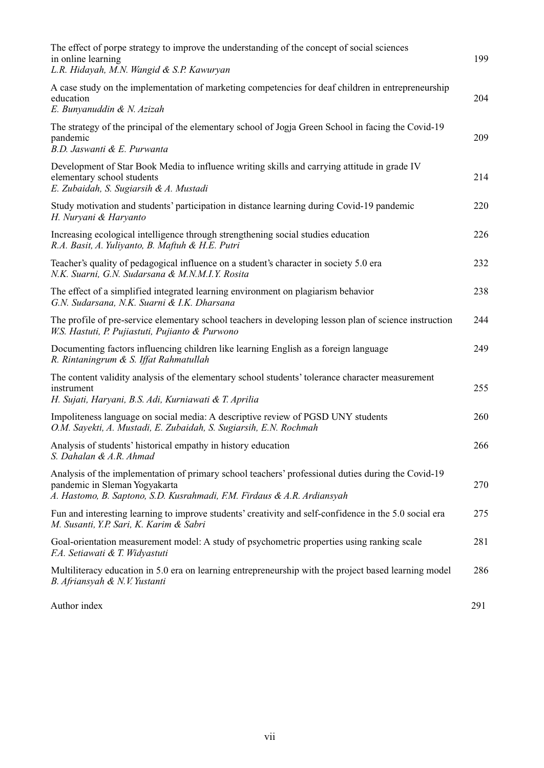The effect of porpe strategy to improve the understanding of the concept of social sciences in online learning 199
*L.R. Hidayah, M.N. Wangid & S.P. Kawuryan*

A case study on the implementation of marketing competencies for deaf children in entrepreneurship education 204
*E. Bunyanuddin & N. Azizah*

The strategy of the principal of the elementary school of Jogja Green School in facing the Covid-19 pandemic 209
*B.D. Jaswanti & E. Purwanta*

Development of Star Book Media to influence writing skills and carrying attitude in grade IV elementary school students 214
*E. Zubaidah, S. Sugiarsih & A. Mustadi*

Study motivation and students' participation in distance learning during Covid-19 pandemic 220
*H. Nuryani & Haryanto*

Increasing ecological intelligence through strengthening social studies education 226
*R.A. Basit, A. Yuliyanto, B. Maftuh & H.E. Putri*

Teacher's quality of pedagogical influence on a student's character in society 5.0 era 232
*N.K. Suarni, G.N. Sudarsana & M.N.M.I.Y. Rosita*

The effect of a simplified integrated learning environment on plagiarism behavior 238
*G.N. Sudarsana, N.K. Suarni & I.K. Dharsana*

The profile of pre-service elementary school teachers in developing lesson plan of science instruction 244
*W.S. Hastuti, P. Pujiastuti, Pujianto & Purwono*

Documenting factors influencing children like learning English as a foreign language 249
*R. Rintaningrum & S. Iffat Rahmatullah*

The content validity analysis of the elementary school students' tolerance character measurement instrument 255
*H. Sujati, Haryani, B.S. Adi, Kurniawati & T. Aprilia*

Impoliteness language on social media: A descriptive review of PGSD UNY students 260
*O.M. Sayekti, A. Mustadi, E. Zubaidah, S. Sugiarsih, E.N. Rochmah*

Analysis of students' historical empathy in history education 266
*S. Dahalan & A.R. Ahmad*

Analysis of the implementation of primary school teachers' professional duties during the Covid-19 pandemic in Sleman Yogyakarta 270
*A. Hastomo, B. Saptono, S.D. Kusrahmadi, F.M. Firdaus & A.R. Ardiansyah*

Fun and interesting learning to improve students' creativity and self-confidence in the 5.0 social era 275
*M. Susanti, Y.P. Sari, K. Karim & Sabri*

Goal-orientation measurement model: A study of psychometric properties using ranking scale 281
*F.A. Setiawati & T. Widyastuti*

Multiliteracy education in 5.0 era on learning entrepreneurship with the project based learning model 286
*B. Afriansyah & N.V. Yustanti*

Author index 291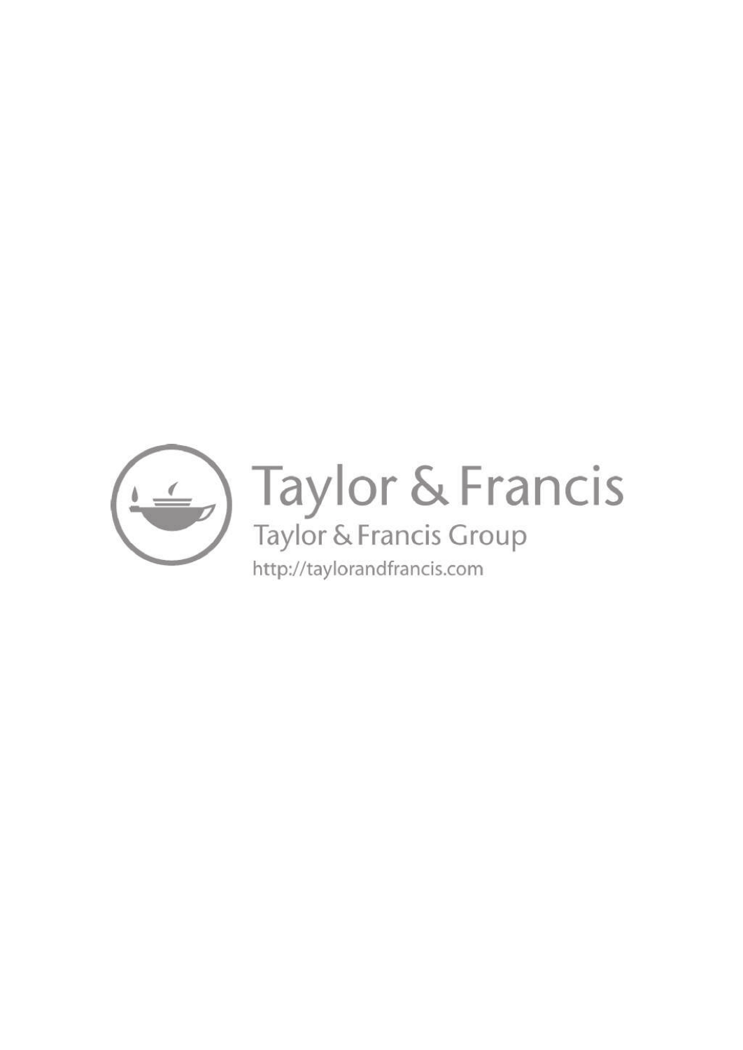Taylor & Francis

Taylor & Francis Group

http://taylorandfrancis.com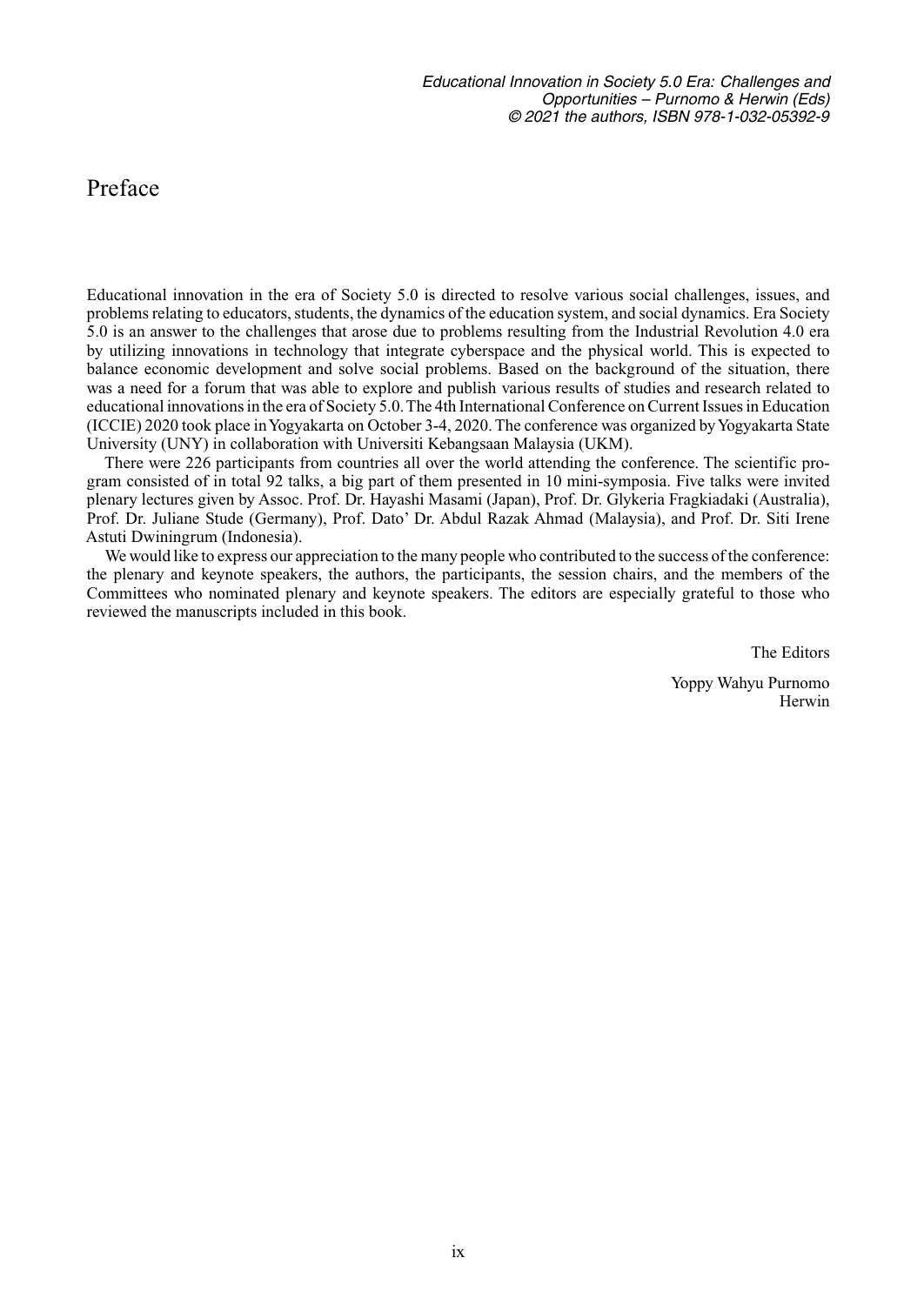# Preface

Educational innovation in the era of Society 5.0 is directed to resolve various social challenges, issues, and problems relating to educators, students, the dynamics of the education system, and social dynamics. Era Society 5.0 is an answer to the challenges that arose due to problems resulting from the Industrial Revolution 4.0 era by utilizing innovations in technology that integrate cyberspace and the physical world. This is expected to balance economic development and solve social problems. Based on the background of the situation, there was a need for a forum that was able to explore and publish various results of studies and research related to educational innovations in the era of Society 5.0. The 4th International Conference on Current Issues in Education (ICCIE) 2020 took place in Yogyakarta on October 3-4, 2020. The conference was organized by Yogyakarta State University (UNY) in collaboration with Universiti Kebangsaan Malaysia (UKM).

There were 226 participants from countries all over the world attending the conference. The scientific program consisted of in total 92 talks, a big part of them presented in 10 mini-symposia. Five talks were invited plenary lectures given by Assoc. Prof. Dr. Hayashi Masami (Japan), Prof. Dr. Glykeria Fragkiadaki (Australia), Prof. Dr. Juliane Stude (Germany), Prof. Dato' Dr. Abdul Razak Ahmad (Malaysia), and Prof. Dr. Siti Irene Astuti Dwiningrum (Indonesia).

We would like to express our appreciation to the many people who contributed to the success of the conference: the plenary and keynote speakers, the authors, the participants, the session chairs, and the members of the Committees who nominated plenary and keynote speakers. The editors are especially grateful to those who reviewed the manuscripts included in this book.

The Editors

Yoppy Wahyu Purnomo
Herwin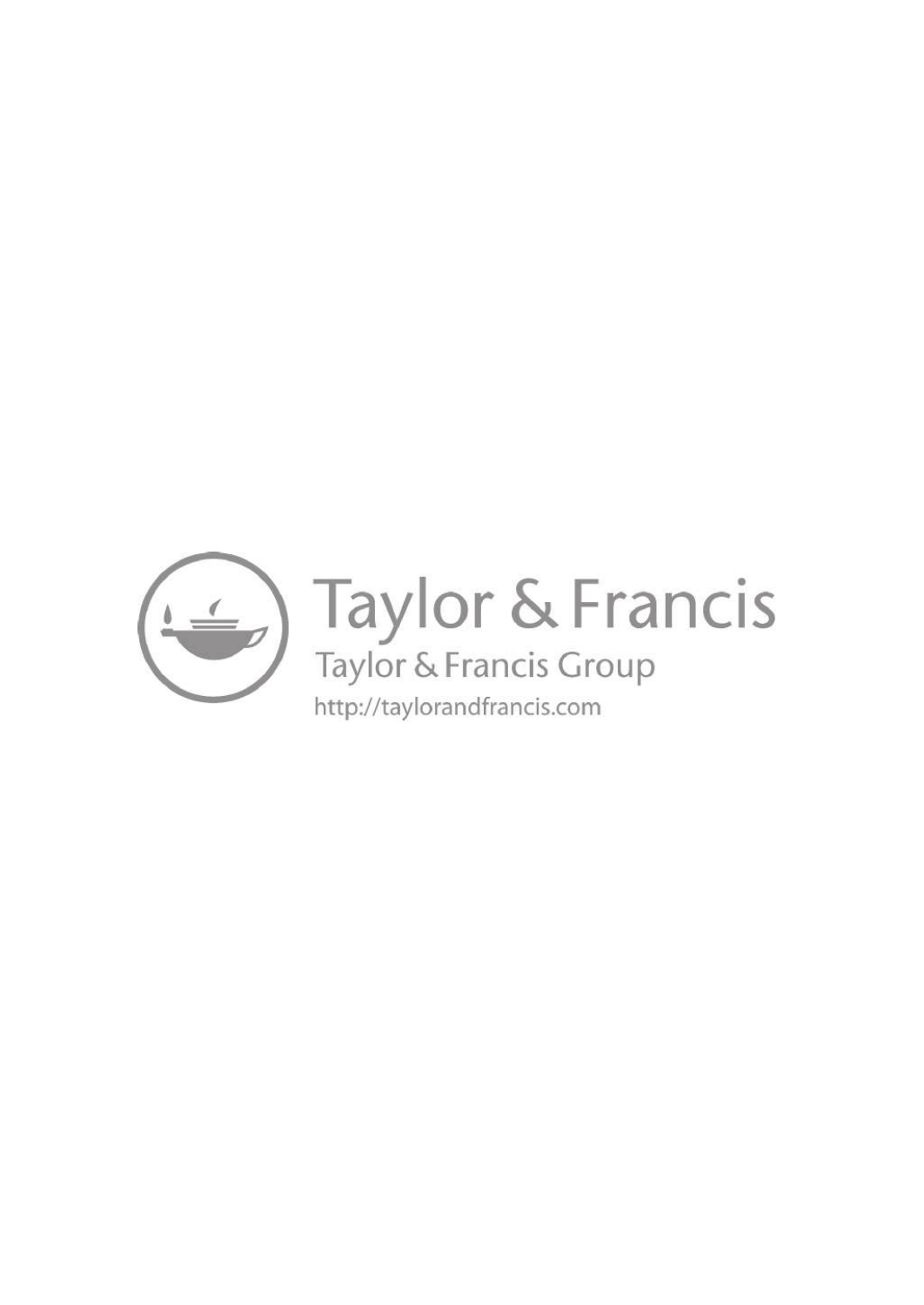Taylor & Francis

Taylor & Francis Group

http://taylorandfrancis.com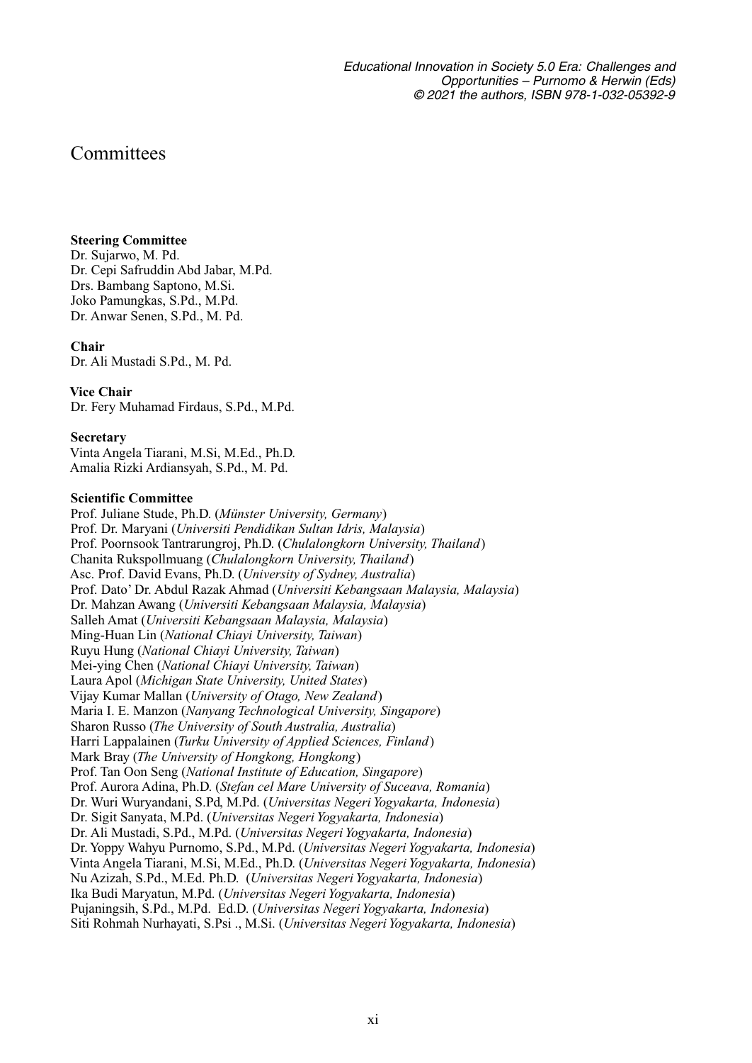# Committees

**Steering Committee**
Dr. Sujarwo, M. Pd.
Dr. Cepi Safruddin Abd Jabar, M.Pd.
Drs. Bambang Saptono, M.Si.
Joko Pamungkas, S.Pd., M.Pd.
Dr. Anwar Senen, S.Pd., M. Pd.

**Chair**
Dr. Ali Mustadi S.Pd., M. Pd.

**Vice Chair**
Dr. Fery Muhamad Firdaus, S.Pd., M.Pd.

**Secretary**
Vinta Angela Tiarani, M.Si, M.Ed., Ph.D.
Amalia Rizki Ardiansyah, S.Pd., M. Pd.

**Scientific Committee**
Prof. Juliane Stude, Ph.D. (*Münster University, Germany*)
Prof. Dr. Maryani (*Universiti Pendidikan Sultan Idris, Malaysia*)
Prof. Poornsook Tantrarungroj, Ph.D. (*Chulalongkorn University, Thailand*)
Chanita Rukspollmuang (*Chulalongkorn University, Thailand*)
Asc. Prof. David Evans, Ph.D. (*University of Sydney, Australia*)
Prof. Dato' Dr. Abdul Razak Ahmad (*Universiti Kebangsaan Malaysia, Malaysia*)
Dr. Mahzan Awang (*Universiti Kebangsaan Malaysia, Malaysia*)
Salleh Amat (*Universiti Kebangsaan Malaysia, Malaysia*)
Ming-Huan Lin (*National Chiayi University, Taiwan*)
Ruyu Hung (*National Chiayi University, Taiwan*)
Mei-ying Chen (*National Chiayi University, Taiwan*)
Laura Apol (*Michigan State University, United States*)
Vijay Kumar Mallan (*University of Otago, New Zealand*)
Maria I. E. Manzon (*Nanyang Technological University, Singapore*)
Sharon Russo (*The University of South Australia, Australia*)
Harri Lappalainen (*Turku University of Applied Sciences, Finland*)
Mark Bray (*The University of Hongkong, Hongkong*)
Prof. Tan Oon Seng (*National Institute of Education, Singapore*)
Prof. Aurora Adina, Ph.D. (*Stefan cel Mare University of Suceava, Romania*)
Dr. Wuri Wuryandani, S.Pd, M.Pd. (*Universitas Negeri Yogyakarta, Indonesia*)
Dr. Sigit Sanyata, M.Pd. (*Universitas Negeri Yogyakarta, Indonesia*)
Dr. Ali Mustadi, S.Pd., M.Pd. (*Universitas Negeri Yogyakarta, Indonesia*)
Dr. Yoppy Wahyu Purnomo, S.Pd., M.Pd. (*Universitas Negeri Yogyakarta, Indonesia*)
Vinta Angela Tiarani, M.Si, M.Ed., Ph.D. (*Universitas Negeri Yogyakarta, Indonesia*)
Nu Azizah, S.Pd., M.Ed. Ph.D. (*Universitas Negeri Yogyakarta, Indonesia*)
Ika Budi Maryatun, M.Pd. (*Universitas Negeri Yogyakarta, Indonesia*)
Pujaningsih, S.Pd., M.Pd. Ed.D. (*Universitas Negeri Yogyakarta, Indonesia*)
Siti Rohmah Nurhayati, S.Psi ., M.Si. (*Universitas Negeri Yogyakarta, Indonesia*)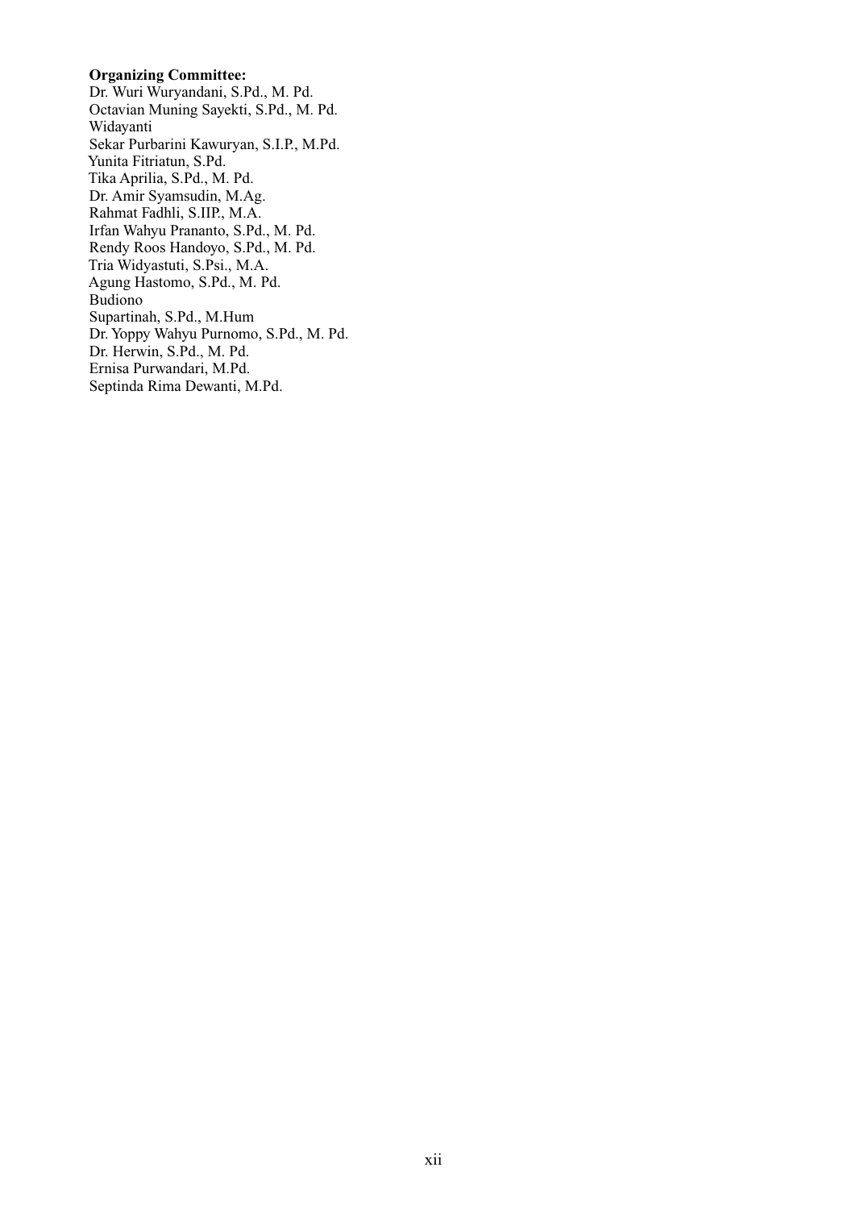**Organizing Committee:**

Dr. Wuri Wuryandani, S.Pd., M. Pd.
Octavian Muning Sayekti, S.Pd., M. Pd.
Widayanti
Sekar Purbarini Kawuryan, S.I.P., M.Pd.
Yunita Fitriatun, S.Pd.
Tika Aprilia, S.Pd., M. Pd.
Dr. Amir Syamsudin, M.Ag.
Rahmat Fadhli, S.IIP., M.A.
Irfan Wahyu Prananto, S.Pd., M. Pd.
Rendy Roos Handoyo, S.Pd., M. Pd.
Tria Widyastuti, S.Psi., M.A.
Agung Hastomo, S.Pd., M. Pd.
Budiono
Supartinah, S.Pd., M.Hum
Dr. Yoppy Wahyu Purnomo, S.Pd., M. Pd.
Dr. Herwin, S.Pd., M. Pd.
Ernisa Purwandari, M.Pd.
Septinda Rima Dewanti, M.Pd.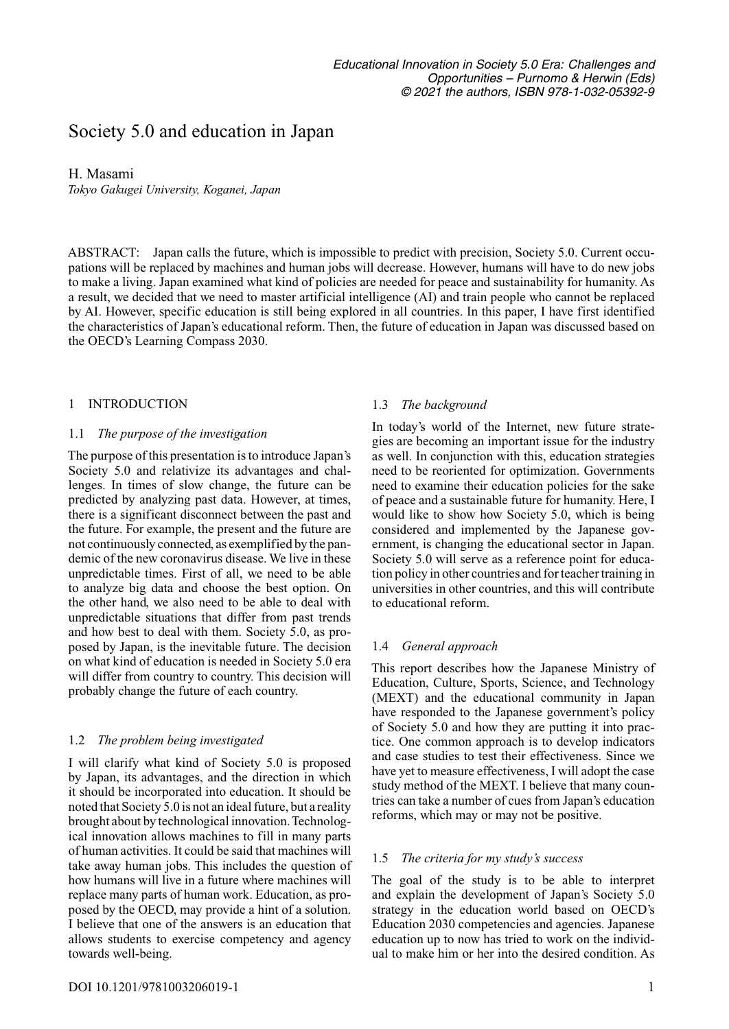# Society 5.0 and education in Japan

H. Masami
*Tokyo Gakugei University, Koganei, Japan*

ABSTRACT: Japan calls the future, which is impossible to predict with precision, Society 5.0. Current occupations will be replaced by machines and human jobs will decrease. However, humans will have to do new jobs to make a living. Japan examined what kind of policies are needed for peace and sustainability for humanity. As a result, we decided that we need to master artificial intelligence (AI) and train people who cannot be replaced by AI. However, specific education is still being explored in all countries. In this paper, I have first identified the characteristics of Japan's educational reform. Then, the future of education in Japan was discussed based on the OECD's Learning Compass 2030.

## 1 INTRODUCTION

### 1.1 *The purpose of the investigation*

The purpose of this presentation is to introduce Japan's Society 5.0 and relativize its advantages and challenges. In times of slow change, the future can be predicted by analyzing past data. However, at times, there is a significant disconnect between the past and the future. For example, the present and the future are not continuously connected, as exemplified by the pandemic of the new coronavirus disease. We live in these unpredictable times. First of all, we need to be able to analyze big data and choose the best option. On the other hand, we also need to be able to deal with unpredictable situations that differ from past trends and how best to deal with them. Society 5.0, as proposed by Japan, is the inevitable future. The decision on what kind of education is needed in Society 5.0 era will differ from country to country. This decision will probably change the future of each country.

### 1.2 *The problem being investigated*

I will clarify what kind of Society 5.0 is proposed by Japan, its advantages, and the direction in which it should be incorporated into education. It should be noted that Society 5.0 is not an ideal future, but a reality brought about by technological innovation. Technological innovation allows machines to fill in many parts of human activities. It could be said that machines will take away human jobs. This includes the question of how humans will live in a future where machines will replace many parts of human work. Education, as proposed by the OECD, may provide a hint of a solution. I believe that one of the answers is an education that allows students to exercise competency and agency towards well-being.

### 1.3 *The background*

In today's world of the Internet, new future strategies are becoming an important issue for the industry as well. In conjunction with this, education strategies need to be reoriented for optimization. Governments need to examine their education policies for the sake of peace and a sustainable future for humanity. Here, I would like to show how Society 5.0, which is being considered and implemented by the Japanese government, is changing the educational sector in Japan. Society 5.0 will serve as a reference point for education policy in other countries and for teacher training in universities in other countries, and this will contribute to educational reform.

### 1.4 *General approach*

This report describes how the Japanese Ministry of Education, Culture, Sports, Science, and Technology (MEXT) and the educational community in Japan have responded to the Japanese government's policy of Society 5.0 and how they are putting it into practice. One common approach is to develop indicators and case studies to test their effectiveness. Since we have yet to measure effectiveness, I will adopt the case study method of the MEXT. I believe that many countries can take a number of cues from Japan's education reforms, which may or may not be positive.

### 1.5 *The criteria for my study's success*

The goal of the study is to be able to interpret and explain the development of Japan's Society 5.0 strategy in the education world based on OECD's Education 2030 competencies and agencies. Japanese education up to now has tried to work on the individual to make him or her into the desired condition. As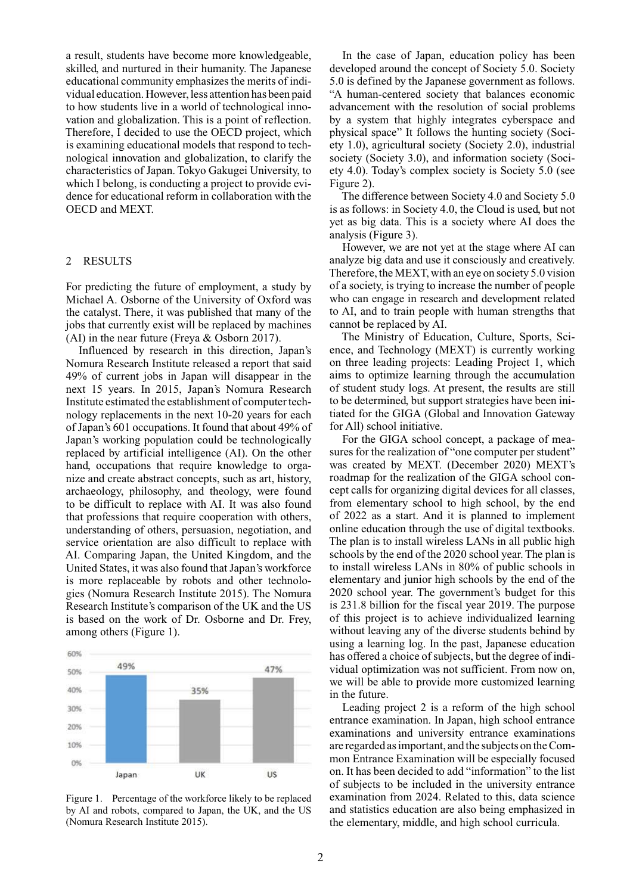a result, students have become more knowledgeable, skilled, and nurtured in their humanity. The Japanese educational community emphasizes the merits of individual education. However, less attention has been paid to how students live in a world of technological innovation and globalization. This is a point of reflection. Therefore, I decided to use the OECD project, which is examining educational models that respond to technological innovation and globalization, to clarify the characteristics of Japan. Tokyo Gakugei University, to which I belong, is conducting a project to provide evidence for educational reform in collaboration with the OECD and MEXT.

## 2 RESULTS

For predicting the future of employment, a study by Michael A. Osborne of the University of Oxford was the catalyst. There, it was published that many of the jobs that currently exist will be replaced by machines (AI) in the near future (Freya & Osborn 2017).

Influenced by research in this direction, Japan's Nomura Research Institute released a report that said 49% of current jobs in Japan will disappear in the next 15 years. In 2015, Japan's Nomura Research Institute estimated the establishment of computer technology replacements in the next 10-20 years for each of Japan's 601 occupations. It found that about 49% of Japan's working population could be technologically replaced by artificial intelligence (AI). On the other hand, occupations that require knowledge to organize and create abstract concepts, such as art, history, archaeology, philosophy, and theology, were found to be difficult to replace with AI. It was also found that professions that require cooperation with others, understanding of others, persuasion, negotiation, and service orientation are also difficult to replace with AI. Comparing Japan, the United Kingdom, and the United States, it was also found that Japan's workforce is more replaceable by robots and other technologies (Nomura Research Institute 2015). The Nomura Research Institute's comparison of the UK and the US is based on the work of Dr. Osborne and Dr. Frey, among others (Figure 1).

| | Japan | UK | US |
|---|---|---|---|
| Percentage | 49% | 35% | 47% |

Figure 1. Percentage of the workforce likely to be replaced by AI and robots, compared to Japan, the UK, and the US (Nomura Research Institute 2015).

In the case of Japan, education policy has been developed around the concept of Society 5.0. Society 5.0 is defined by the Japanese government as follows. "A human-centered society that balances economic advancement with the resolution of social problems by a system that highly integrates cyberspace and physical space" It follows the hunting society (Society 1.0), agricultural society (Society 2.0), industrial society (Society 3.0), and information society (Society 4.0). Today's complex society is Society 5.0 (see Figure 2).

The difference between Society 4.0 and Society 5.0 is as follows: in Society 4.0, the Cloud is used, but not yet as big data. This is a society where AI does the analysis (Figure 3).

However, we are not yet at the stage where AI can analyze big data and use it consciously and creatively. Therefore, the MEXT, with an eye on society 5.0 vision of a society, is trying to increase the number of people who can engage in research and development related to AI, and to train people with human strengths that cannot be replaced by AI.

The Ministry of Education, Culture, Sports, Science, and Technology (MEXT) is currently working on three leading projects: Leading Project 1, which aims to optimize learning through the accumulation of student study logs. At present, the results are still to be determined, but support strategies have been initiated for the GIGA (Global and Innovation Gateway for All) school initiative.

For the GIGA school concept, a package of measures for the realization of "one computer per student" was created by MEXT. (December 2020) MEXT's roadmap for the realization of the GIGA school concept calls for organizing digital devices for all classes, from elementary school to high school, by the end of 2022 as a start. And it is planned to implement online education through the use of digital textbooks. The plan is to install wireless LANs in all public high schools by the end of the 2020 school year. The plan is to install wireless LANs in 80% of public schools in elementary and junior high schools by the end of the 2020 school year. The government's budget for this is 231.8 billion for the fiscal year 2019. The purpose of this project is to achieve individualized learning without leaving any of the diverse students behind by using a learning log. In the past, Japanese education has offered a choice of subjects, but the degree of individual optimization was not sufficient. From now on, we will be able to provide more customized learning in the future.

Leading project 2 is a reform of the high school entrance examination. In Japan, high school entrance examinations and university entrance examinations are regarded as important, and the subjects on the Common Entrance Examination will be especially focused on. It has been decided to add "information" to the list of subjects to be included in the university entrance examination from 2024. Related to this, data science and statistics education are also being emphasized in the elementary, middle, and high school curricula.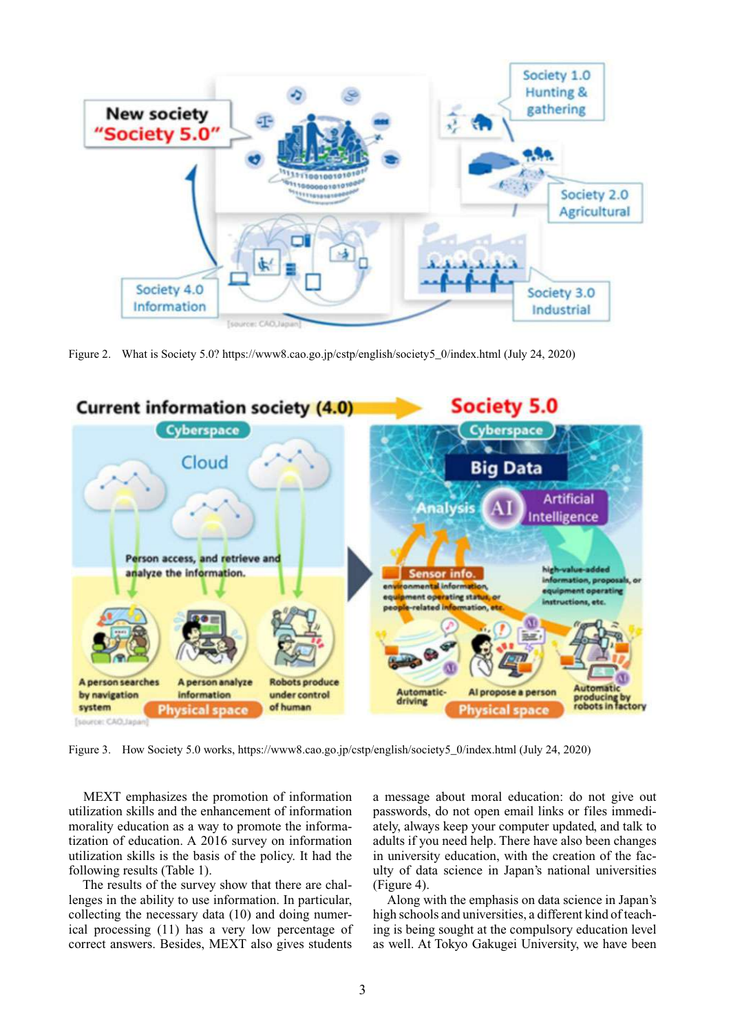Figure 2. What is Society 5.0? https://www8.cao.go.jp/cstp/english/society5_0/index.html (July 24, 2020)

Figure 3. How Society 5.0 works, https://www8.cao.go.jp/cstp/english/society5_0/index.html (July 24, 2020)

MEXT emphasizes the promotion of information utilization skills and the enhancement of information morality education as a way to promote the informatization of education. A 2016 survey on information utilization skills is the basis of the policy. It had the following results (Table 1).

The results of the survey show that there are challenges in the ability to use information. In particular, collecting the necessary data (10) and doing numerical processing (11) has a very low percentage of correct answers. Besides, MEXT also gives students a message about moral education: do not give out passwords, do not open email links or files immediately, always keep your computer updated, and talk to adults if you need help. There have also been changes in university education, with the creation of the faculty of data science in Japan's national universities (Figure 4).

Along with the emphasis on data science in Japan's high schools and universities, a different kind of teaching is being sought at the compulsory education level as well. At Tokyo Gakugei University, we have been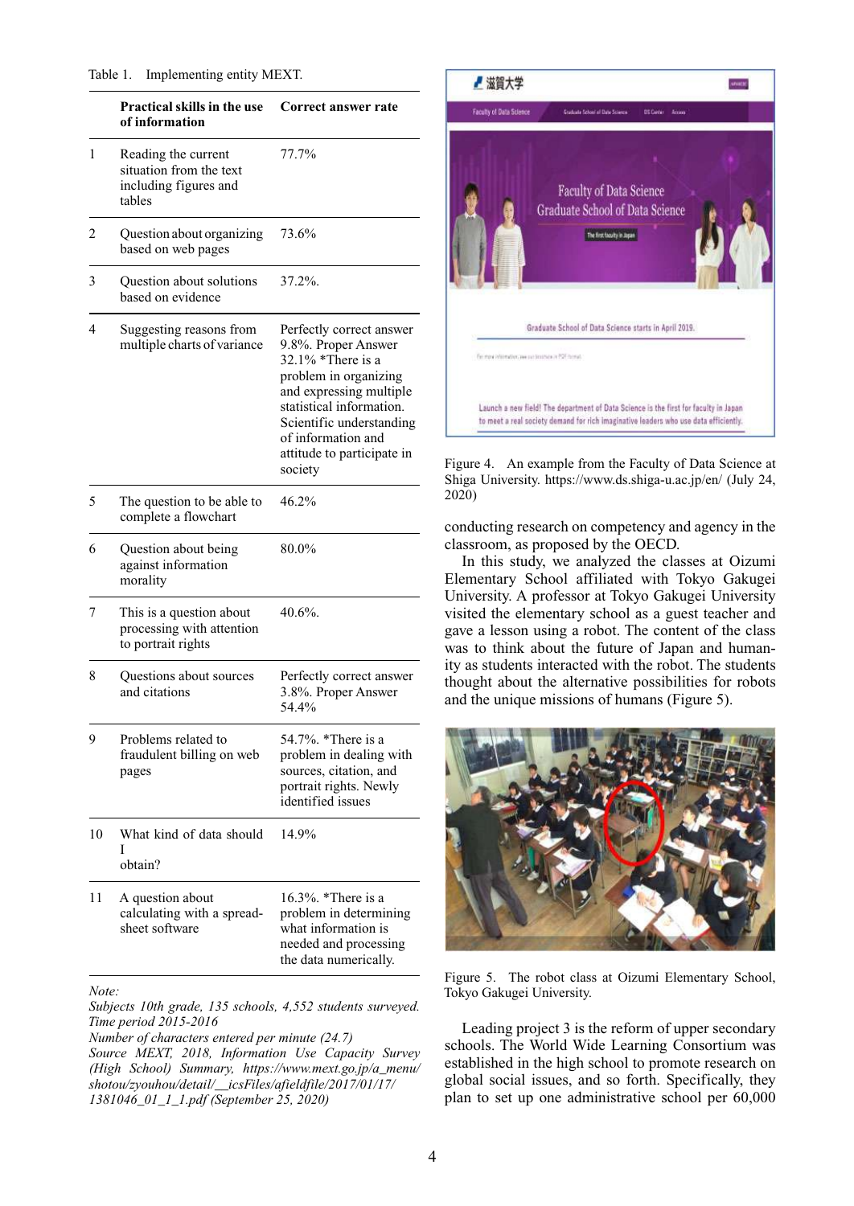Table 1. Implementing entity MEXT.

| | Practical skills in the use of information | Correct answer rate |
|---|---|---|
| 1 | Reading the current situation from the text including figures and tables | 77.7% |
| 2 | Question about organizing based on web pages | 73.6% |
| 3 | Question about solutions based on evidence | 37.2%. |
| 4 | Suggesting reasons from multiple charts of variance | Perfectly correct answer 9.8%. Proper Answer 32.1% *There is a problem in organizing and expressing multiple statistical information. Scientific understanding of information and attitude to participate in society |
| 5 | The question to be able to complete a flowchart | 46.2% |
| 6 | Question about being against information morality | 80.0% |
| 7 | This is a question about processing with attention to portrait rights | 40.6%. |
| 8 | Questions about sources and citations | Perfectly correct answer 3.8%. Proper Answer 54.4% |
| 9 | Problems related to fraudulent billing on web pages | 54.7%. *There is a problem in dealing with sources, citation, and portrait rights. Newly identified issues |
| 10 | What kind of data should I obtain? | 14.9% |
| 11 | A question about calculating with a spread-sheet software | 16.3%. *There is a problem in determining what information is needed and processing the data numerically. |

*Note:*
*Subjects 10th grade, 135 schools, 4,552 students surveyed.*
*Time period 2015-2016*
*Number of characters entered per minute (24.7)*
*Source MEXT, 2018, Information Use Capacity Survey (High School) Summary, https://www.mext.go.jp/a_menu/shotou/zyouhou/detail/__icsFiles/afieldfile/2017/01/17/1381046_01_1_1.pdf (September 25, 2020)*

Figure 4. An example from the Faculty of Data Science at Shiga University. https://www.ds.shiga-u.ac.jp/en/ (July 24, 2020)

conducting research on competency and agency in the classroom, as proposed by the OECD.

In this study, we analyzed the classes at Oizumi Elementary School affiliated with Tokyo Gakugei University. A professor at Tokyo Gakugei University visited the elementary school as a guest teacher and gave a lesson using a robot. The content of the class was to think about the future of Japan and humanity as students interacted with the robot. The students thought about the alternative possibilities for robots and the unique missions of humans (Figure 5).

Figure 5. The robot class at Oizumi Elementary School, Tokyo Gakugei University.

Leading project 3 is the reform of upper secondary schools. The World Wide Learning Consortium was established in the high school to promote research on global social issues, and so forth. Specifically, they plan to set up one administrative school per 60,000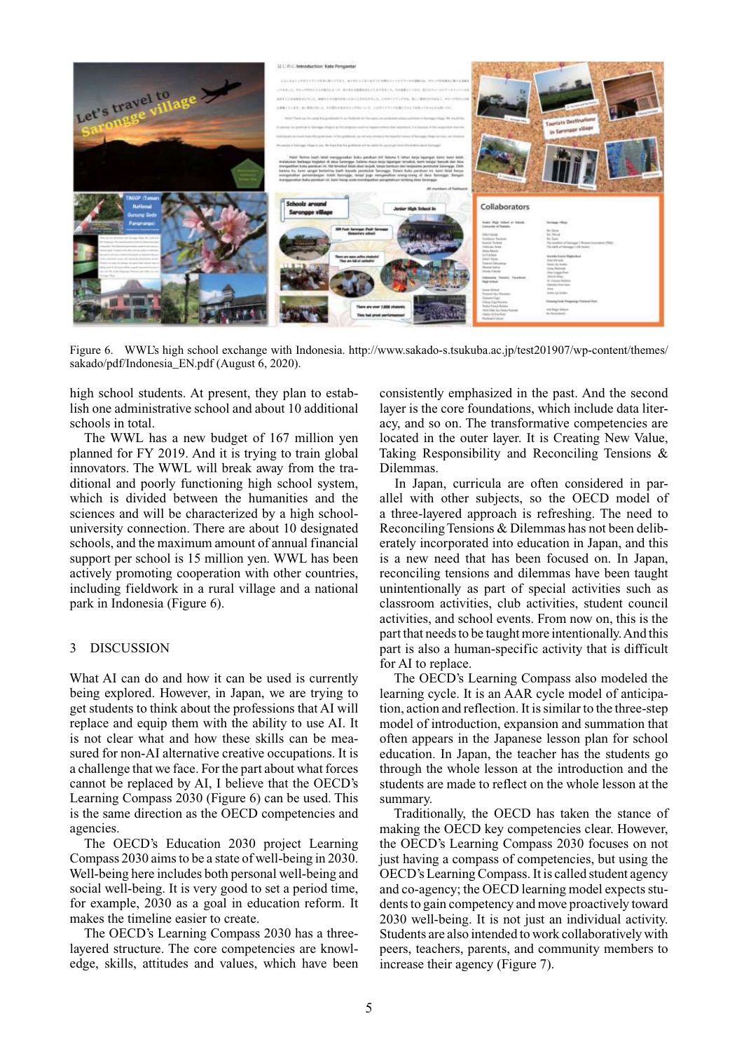Figure 6. WWL's high school exchange with Indonesia. http://www.sakado-s.tsukuba.ac.jp/test201907/wp-content/themes/sakado/pdf/Indonesia_EN.pdf (August 6, 2020).

high school students. At present, they plan to establish one administrative school and about 10 additional schools in total.

The WWL has a new budget of 167 million yen planned for FY 2019. And it is trying to train global innovators. The WWL will break away from the traditional and poorly functioning high school system, which is divided between the humanities and the sciences and will be characterized by a high school-university connection. There are about 10 designated schools, and the maximum amount of annual financial support per school is 15 million yen. WWL has been actively promoting cooperation with other countries, including fieldwork in a rural village and a national park in Indonesia (Figure 6).

## 3 DISCUSSION

What AI can do and how it can be used is currently being explored. However, in Japan, we are trying to get students to think about the professions that AI will replace and equip them with the ability to use AI. It is not clear what and how these skills can be measured for non-AI alternative creative occupations. It is a challenge that we face. For the part about what forces cannot be replaced by AI, I believe that the OECD's Learning Compass 2030 (Figure 6) can be used. This is the same direction as the OECD competencies and agencies.

The OECD's Education 2030 project Learning Compass 2030 aims to be a state of well-being in 2030. Well-being here includes both personal well-being and social well-being. It is very good to set a period time, for example, 2030 as a goal in education reform. It makes the timeline easier to create.

The OECD's Learning Compass 2030 has a three-layered structure. The core competencies are knowledge, skills, attitudes and values, which have been consistently emphasized in the past. And the second layer is the core foundations, which include data literacy, and so on. The transformative competencies are located in the outer layer. It is Creating New Value, Taking Responsibility and Reconciling Tensions & Dilemmas.

In Japan, curricula are often considered in parallel with other subjects, so the OECD model of a three-layered approach is refreshing. The need to Reconciling Tensions & Dilemmas has not been deliberately incorporated into education in Japan, and this is a new need that has been focused on. In Japan, reconciling tensions and dilemmas have been taught unintentionally as part of special activities such as classroom activities, club activities, student council activities, and school events. From now on, this is the part that needs to be taught more intentionally. And this part is also a human-specific activity that is difficult for AI to replace.

The OECD's Learning Compass also modeled the learning cycle. It is an AAR cycle model of anticipation, action and reflection. It is similar to the three-step model of introduction, expansion and summation that often appears in the Japanese lesson plan for school education. In Japan, the teacher has the students go through the whole lesson at the introduction and the students are made to reflect on the whole lesson at the summary.

Traditionally, the OECD has taken the stance of making the OECD key competencies clear. However, the OECD's Learning Compass 2030 focuses on not just having a compass of competencies, but using the OECD's Learning Compass. It is called student agency and co-agency; the OECD learning model expects students to gain competency and move proactively toward 2030 well-being. It is not just an individual activity. Students are also intended to work collaboratively with peers, teachers, parents, and community members to increase their agency (Figure 7).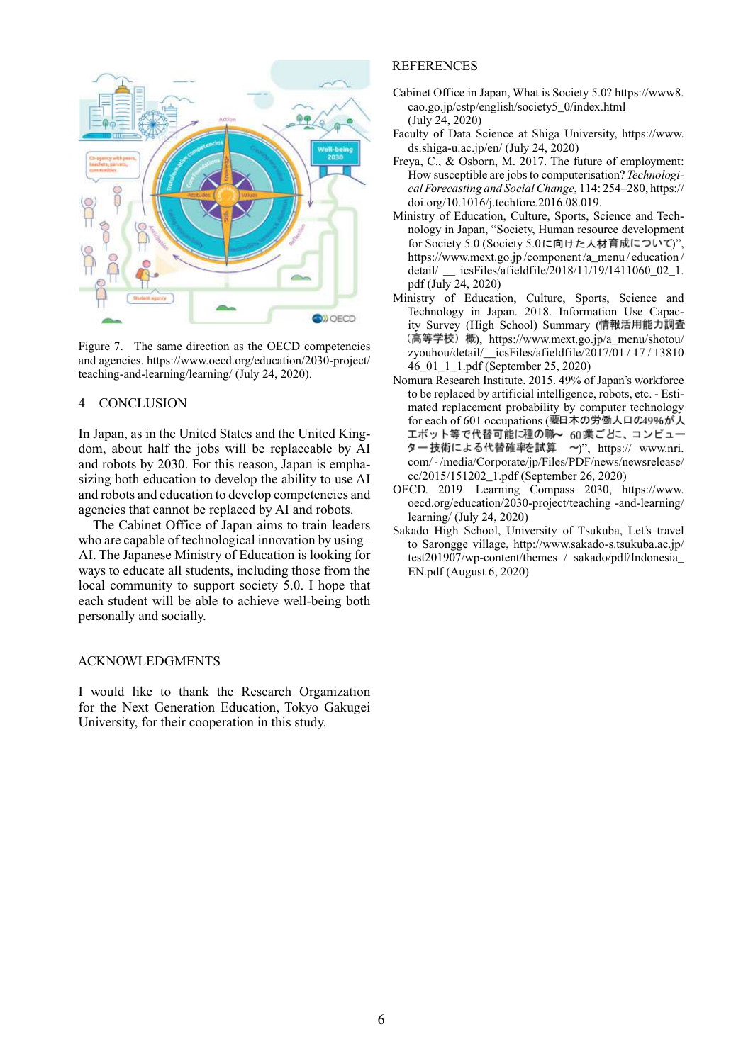Figure 7. The same direction as the OECD competencies and agencies. https://www.oecd.org/education/2030-project/teaching-and-learning/learning/ (July 24, 2020).

## 4 CONCLUSION

In Japan, as in the United States and the United Kingdom, about half the jobs will be replaceable by AI and robots by 2030. For this reason, Japan is emphasizing both education to develop the ability to use AI and robots and education to develop competencies and agencies that cannot be replaced by AI and robots.

The Cabinet Office of Japan aims to train leaders who are capable of technological innovation by using–AI. The Japanese Ministry of Education is looking for ways to educate all students, including those from the local community to support society 5.0. I hope that each student will be able to achieve well-being both personally and socially.

## ACKNOWLEDGMENTS

I would like to thank the Research Organization for the Next Generation Education, Tokyo Gakugei University, for their cooperation in this study.

## REFERENCES

Cabinet Office in Japan, What is Society 5.0? https://www8.cao.go.jp/cstp/english/society5_0/index.html (July 24, 2020)

Faculty of Data Science at Shiga University, https://www.ds.shiga-u.ac.jp/en/ (July 24, 2020)

Freya, C., & Osborn, M. 2017. The future of employment: How susceptible are jobs to computerisation? *Technological Forecasting and Social Change*, 114: 254–280, https://doi.org/10.1016/j.techfore.2016.08.019.

Ministry of Education, Culture, Sports, Science and Technology in Japan, "Society, Human resource development for Society 5.0 (Society 5.0に向けた人材育成について)", https://www.mext.go.jp/component/a_menu/education/detail/__icsFiles/afieldfile/2018/11/19/1411060_02_1.pdf (July 24, 2020)

Ministry of Education, Culture, Sports, Science and Technology in Japan. 2018. Information Use Capacity Survey (High School) Summary (情報活用能力調査（高等学校）概), https://www.mext.go.jp/a_menu/shotou/zyouhou/detail/__icsFiles/afieldfile/2017/01/17/1381046_01_1_1.pdf (September 25, 2020)

Nomura Research Institute. 2015. 49% of Japan's workforce to be replaced by artificial intelligence, robots, etc. - Estimated replacement probability by computer technology for each of 601 occupations (要日本の労働人口の49%が人エボット等で代替可能に種の職～ 60業ごとに、コンピューター技術による代替確率を試算 ～)", https:// www.nri.com/-/media/Corporate/jp/Files/PDF/news/newsrelease/cc/2015/151202_1.pdf (September 26, 2020)

OECD. 2019. Learning Compass 2030, https://www.oecd.org/education/2030-project/teaching -and-learning/learning/ (July 24, 2020)

Sakado High School, University of Tsukuba, Let's travel to Sarongge village, http://www.sakado-s.tsukuba.ac.jp/test201907/wp-content/themes / sakado/pdf/Indonesia_EN.pdf (August 6, 2020)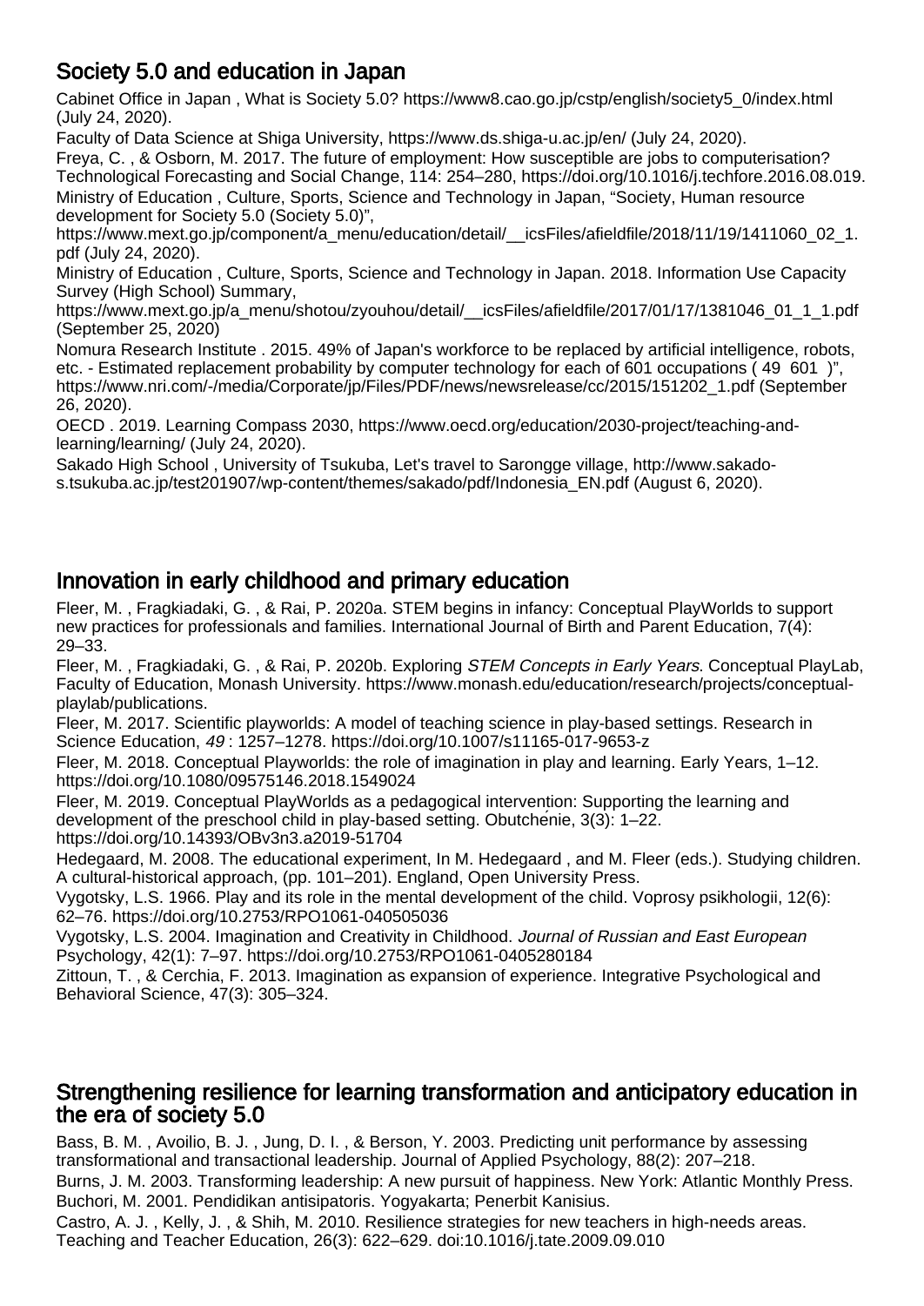## Society 5.0 and education in Japan

Cabinet Office in Japan , What is Society 5.0? https://www8.cao.go.jp/cstp/english/society5_0/index.html (July 24, 2020).

Faculty of Data Science at Shiga University, https://www.ds.shiga-u.ac.jp/en/ (July 24, 2020).

Freya, C. , & Osborn, M. 2017. The future of employment: How susceptible are jobs to computerisation? Technological Forecasting and Social Change, 114: 254–280, https://doi.org/10.1016/j.techfore.2016.08.019.

Ministry of Education , Culture, Sports, Science and Technology in Japan, "Society, Human resource development for Society 5.0 (Society 5.0)", https://www.mext.go.jp/component/a_menu/education/detail/__icsFiles/afieldfile/2018/11/19/1411060_02_1.pdf (July 24, 2020).

Ministry of Education , Culture, Sports, Science and Technology in Japan. 2018. Information Use Capacity Survey (High School) Summary, https://www.mext.go.jp/a_menu/shotou/zyouhou/detail/__icsFiles/afieldfile/2017/01/17/1381046_01_1_1.pdf (September 25, 2020)

Nomura Research Institute . 2015. 49% of Japan's workforce to be replaced by artificial intelligence, robots, etc. - Estimated replacement probability by computer technology for each of 601 occupations ( 49 601 )", https://www.nri.com/-/media/Corporate/jp/Files/PDF/news/newsrelease/cc/2015/151202_1.pdf (September 26, 2020).

OECD . 2019. Learning Compass 2030, https://www.oecd.org/education/2030-project/teaching-and-learning/learning/ (July 24, 2020).

Sakado High School , University of Tsukuba, Let's travel to Sarongge village, http://www.sakado-s.tsukuba.ac.jp/test201907/wp-content/themes/sakado/pdf/Indonesia_EN.pdf (August 6, 2020).

## Innovation in early childhood and primary education

Fleer, M. , Fragkiadaki, G. , & Rai, P. 2020a. STEM begins in infancy: Conceptual PlayWorlds to support new practices for professionals and families. International Journal of Birth and Parent Education, 7(4): 29–33.

Fleer, M. , Fragkiadaki, G. , & Rai, P. 2020b. Exploring *STEM Concepts in Early Years.* Conceptual PlayLab, Faculty of Education, Monash University. https://www.monash.edu/education/research/projects/conceptual-playlab/publications.

Fleer, M. 2017. Scientific playworlds: A model of teaching science in play-based settings. Research in Science Education, *49* : 1257–1278. https://doi.org/10.1007/s11165-017-9653-z

Fleer, M. 2018. Conceptual Playworlds: the role of imagination in play and learning. Early Years, 1–12. https://doi.org/10.1080/09575146.2018.1549024

Fleer, M. 2019. Conceptual PlayWorlds as a pedagogical intervention: Supporting the learning and development of the preschool child in play-based setting. Obutchénie, 3(3): 1–22. https://doi.org/10.14393/OBv3n3.a2019-51704

Hedegaard, M. 2008. The educational experiment, In M. Hedegaard , and M. Fleer (eds.). Studying children. A cultural-historical approach, (pp. 101–201). England, Open University Press.

Vygotsky, L.S. 1966. Play and its role in the mental development of the child. Voprosy psikhologii, 12(6): 62–76. https://doi.org/10.2753/RPO1061-040505036

Vygotsky, L.S. 2004. Imagination and Creativity in Childhood. *Journal of Russian and East European* Psychology, 42(1): 7–97. https://doi.org/10.2753/RPO1061-0405280184

Zittoun, T. , & Cerchia, F. 2013. Imagination as expansion of experience. Integrative Psychological and Behavioral Science, 47(3): 305–324.

## Strengthening resilience for learning transformation and anticipatory education in the era of society 5.0

Bass, B. M. , Avoilio, B. J. , Jung, D. I. , & Berson, Y. 2003. Predicting unit performance by assessing transformational and transactional leadership. Journal of Applied Psychology, 88(2): 207–218.

Burns, J. M. 2003. Transforming leadership: A new pursuit of happiness. New York: Atlantic Monthly Press.

Buchori, M. 2001. Pendidikan antisipatoris. Yogyakarta; Penerbit Kanisius.

Castro, A. J. , Kelly, J. , & Shih, M. 2010. Resilience strategies for new teachers in high-needs areas. Teaching and Teacher Education, 26(3): 622–629. doi:10.1016/j.tate.2009.09.010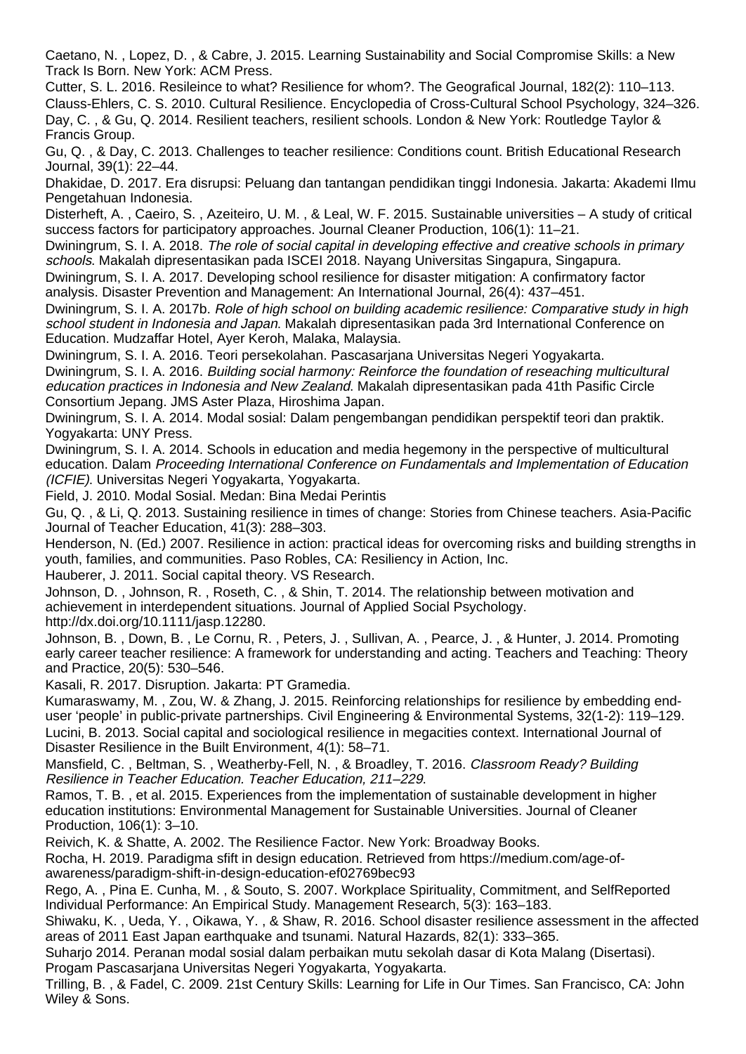Caetano, N. , Lopez, D. , & Cabre, J. 2015. Learning Sustainability and Social Compromise Skills: a New Track Is Born. New York: ACM Press.

Cutter, S. L. 2016. Resileince to what? Resilience for whom?. The Geografical Journal, 182(2): 110–113.

Clauss-Ehlers, C. S. 2010. Cultural Resilience. Encyclopedia of Cross-Cultural School Psychology, 324–326.

Day, C. , & Gu, Q. 2014. Resilient teachers, resilient schools. London & New York: Routledge Taylor & Francis Group.

Gu, Q. , & Day, C. 2013. Challenges to teacher resilience: Conditions count. British Educational Research Journal, 39(1): 22–44.

Dhakidae, D. 2017. Era disrupsi: Peluang dan tantangan pendidikan tinggi Indonesia. Jakarta: Akademi Ilmu Pengetahuan Indonesia.

Disterheft, A. , Caeiro, S. , Azeiteiro, U. M. , & Leal, W. F. 2015. Sustainable universities – A study of critical success factors for participatory approaches. Journal Cleaner Production, 106(1): 11–21.

Dwiningrum, S. I. A. 2018. *The role of social capital in developing effective and creative schools in primary schools*. Makalah dipresentasikan pada ISCEI 2018. Nayang Universitas Singapura, Singapura.

Dwiningrum, S. I. A. 2017. Developing school resilience for disaster mitigation: A confirmatory factor analysis. Disaster Prevention and Management: An International Journal, 26(4): 437–451.

Dwiningrum, S. I. A. 2017b. *Role of high school on building academic resilience: Comparative study in high school student in Indonesia and Japan*. Makalah dipresentasikan pada 3rd International Conference on Education. Mudzaffar Hotel, Ayer Keroh, Malaka, Malaysia.

Dwiningrum, S. I. A. 2016. Teori persekolahan. Pascasarjana Universitas Negeri Yogyakarta.

Dwiningrum, S. I. A. 2016. *Building social harmony: Reinforce the foundation of reseaching multicultural education practices in Indonesia and New Zealand*. Makalah dipresentasikan pada 41th Pasific Circle Consortium Jepang. JMS Aster Plaza, Hiroshima Japan.

Dwiningrum, S. I. A. 2014. Modal sosial: Dalam pengembangan pendidikan perspektif teori dan praktik. Yogyakarta: UNY Press.

Dwiningrum, S. I. A. 2014. Schools in education and media hegemony in the perspective of multicultural education. Dalam *Proceeding International Conference on Fundamentals and Implementation of Education (ICFIE)*. Universitas Negeri Yogyakarta, Yogyakarta.

Field, J. 2010. Modal Sosial. Medan: Bina Medai Perintis

Gu, Q. , & Li, Q. 2013. Sustaining resilience in times of change: Stories from Chinese teachers. Asia-Pacific Journal of Teacher Education, 41(3): 288–303.

Henderson, N. (Ed.) 2007. Resilience in action: practical ideas for overcoming risks and building strengths in youth, families, and communities. Paso Robles, CA: Resiliency in Action, Inc.

Hauberer, J. 2011. Social capital theory. VS Research.

Johnson, D. , Johnson, R. , Roseth, C. , & Shin, T. 2014. The relationship between motivation and achievement in interdependent situations. Journal of Applied Social Psychology. http://dx.doi.org/10.1111/jasp.12280.

Johnson, B. , Down, B. , Le Cornu, R. , Peters, J. , Sullivan, A. , Pearce, J. , & Hunter, J. 2014. Promoting early career teacher resilience: A framework for understanding and acting. Teachers and Teaching: Theory and Practice, 20(5): 530–546.

Kasali, R. 2017. Disruption. Jakarta: PT Gramedia.

Kumaraswamy, M. , Zou, W. & Zhang, J. 2015. Reinforcing relationships for resilience by embedding end-user 'people' in public-private partnerships. Civil Engineering & Environmental Systems, 32(1-2): 119–129.

Lucini, B. 2013. Social capital and sociological resilience in megacities context. International Journal of Disaster Resilience in the Built Environment, 4(1): 58–71.

Mansfield, C. , Beltman, S. , Weatherby-Fell, N. , & Broadley, T. 2016. *Classroom Ready? Building Resilience in Teacher Education. Teacher Education, 211–229*.

Ramos, T. B. , et al. 2015. Experiences from the implementation of sustainable development in higher education institutions: Environmental Management for Sustainable Universities. Journal of Cleaner Production, 106(1): 3–10.

Reivich, K. & Shatte, A. 2002. The Resilience Factor. New York: Broadway Books.

Rocha, H. 2019. Paradigma sfift in design education. Retrieved from https://medium.com/age-of-awareness/paradigm-shift-in-design-education-ef02769bec93

Rego, A. , Pina E. Cunha, M. , & Souto, S. 2007. Workplace Spirituality, Commitment, and SelfReported Individual Performance: An Empirical Study. Management Research, 5(3): 163–183.

Shiwaku, K. , Ueda, Y. , Oikawa, Y. , & Shaw, R. 2016. School disaster resilience assessment in the affected areas of 2011 East Japan earthquake and tsunami. Natural Hazards, 82(1): 333–365.

Suharjo 2014. Peranan modal sosial dalam perbaikan mutu sekolah dasar di Kota Malang (Disertasi). Progam Pascasarjana Universitas Negeri Yogyakarta, Yogyakarta.

Trilling, B. , & Fadel, C. 2009. 21st Century Skills: Learning for Life in Our Times. San Francisco, CA: John Wiley & Sons.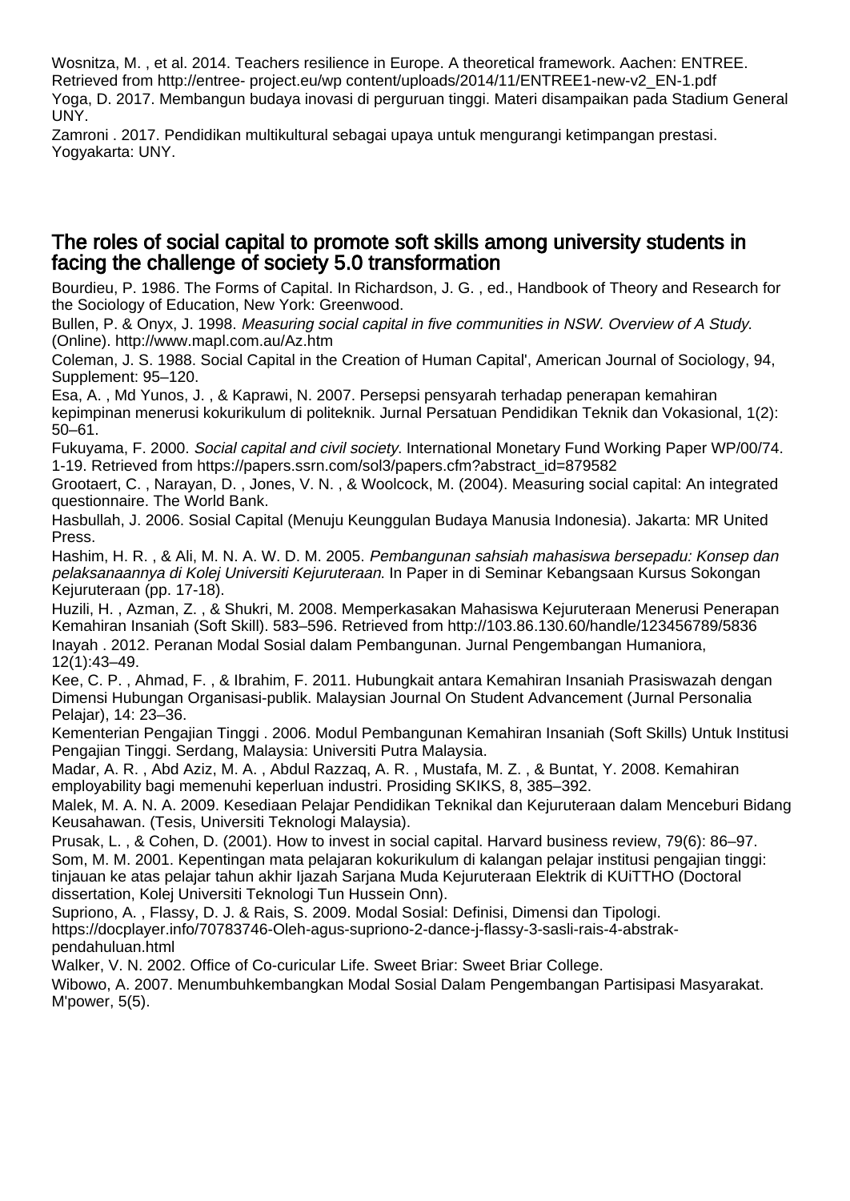Wosnitza, M. , et al. 2014. Teachers resilience in Europe. A theoretical framework. Aachen: ENTREE. Retrieved from http://entree- project.eu/wp content/uploads/2014/11/ENTREE1-new-v2_EN-1.pdf

Yoga, D. 2017. Membangun budaya inovasi di perguruan tinggi. Materi disampaikan pada Stadium General UNY.

Zamroni . 2017. Pendidikan multikultural sebagai upaya untuk mengurangi ketimpangan prestasi. Yogyakarta: UNY.

## The roles of social capital to promote soft skills among university students in facing the challenge of society 5.0 transformation

Bourdieu, P. 1986. The Forms of Capital. In Richardson, J. G. , ed., Handbook of Theory and Research for the Sociology of Education, New York: Greenwood.

Bullen, P. & Onyx, J. 1998. *Measuring social capital in five communities in NSW. Overview of A Study*. (Online). http://www.mapl.com.au/Az.htm

Coleman, J. S. 1988. Social Capital in the Creation of Human Capital', American Journal of Sociology, 94, Supplement: 95–120.

Esa, A. , Md Yunos, J. , & Kaprawi, N. 2007. Persepsi pensyarah terhadap penerapan kemahiran kepimpinan menerusi kokurikulum di politeknik. Jurnal Persatuan Pendidikan Teknik dan Vokasional, 1(2): 50–61.

Fukuyama, F. 2000. *Social capital and civil society*. International Monetary Fund Working Paper WP/00/74. 1-19. Retrieved from https://papers.ssrn.com/sol3/papers.cfm?abstract_id=879582

Grootaert, C. , Narayan, D. , Jones, V. N. , & Woolcock, M. (2004). Measuring social capital: An integrated questionnaire. The World Bank.

Hasbullah, J. 2006. Sosial Capital (Menuju Keunggulan Budaya Manusia Indonesia). Jakarta: MR United Press.

Hashim, H. R. , & Ali, M. N. A. W. D. M. 2005. *Pembangunan sahsiah mahasiswa bersepadu: Konsep dan pelaksanaannya di Kolej Universiti Kejuruteraan*. In Paper in di Seminar Kebangsaan Kursus Sokongan Kejuruteraan (pp. 17-18).

Huzili, H. , Azman, Z. , & Shukri, M. 2008. Memperkasakan Mahasiswa Kejuruteraan Menerusi Penerapan Kemahiran Insaniah (Soft Skill). 583–596. Retrieved from http://103.86.130.60/handle/123456789/5836

Inayah . 2012. Peranan Modal Sosial dalam Pembangunan. Jurnal Pengembangan Humaniora, 12(1):43–49.

Kee, C. P. , Ahmad, F. , & Ibrahim, F. 2011. Hubungkait antara Kemahiran Insaniah Prasiswazah dengan Dimensi Hubungan Organisasi-publik. Malaysian Journal On Student Advancement (Jurnal Personalia Pelajar), 14: 23–36.

Kementerian Pengajian Tinggi . 2006. Modul Pembangunan Kemahiran Insaniah (Soft Skills) Untuk Institusi Pengajian Tinggi. Serdang, Malaysia: Universiti Putra Malaysia.

Madar, A. R. , Abd Aziz, M. A. , Abdul Razzaq, A. R. , Mustafa, M. Z. , & Buntat, Y. 2008. Kemahiran employability bagi memenuhi keperluan industri. Prosiding SKIKS, 8, 385–392.

Malek, M. A. N. A. 2009. Kesediaan Pelajar Pendidikan Teknikal dan Kejuruteraan dalam Menceburi Bidang Keusahawan. (Tesis, Universiti Teknologi Malaysia).

Prusak, L. , & Cohen, D. (2001). How to invest in social capital. Harvard business review, 79(6): 86–97.

Som, M. M. 2001. Kepentingan mata pelajaran kokurikulum di kalangan pelajar institusi pengajian tinggi: tinjauan ke atas pelajar tahun akhir Ijazah Sarjana Muda Kejuruteraan Elektrik di KUiTTHO (Doctoral dissertation, Kolej Universiti Teknologi Tun Hussein Onn).

Supriono, A. , Flassy, D. J. & Rais, S. 2009. Modal Sosial: Definisi, Dimensi dan Tipologi. https://docplayer.info/70783746-Oleh-agus-supriono-2-dance-j-flassy-3-sasli-rais-4-abstrak-pendahuluan.html

Walker, V. N. 2002. Office of Co-curicular Life. Sweet Briar: Sweet Briar College.

Wibowo, A. 2007. Menumbuhkembangkan Modal Sosial Dalam Pengembangan Partisipasi Masyarakat. M'power, 5(5).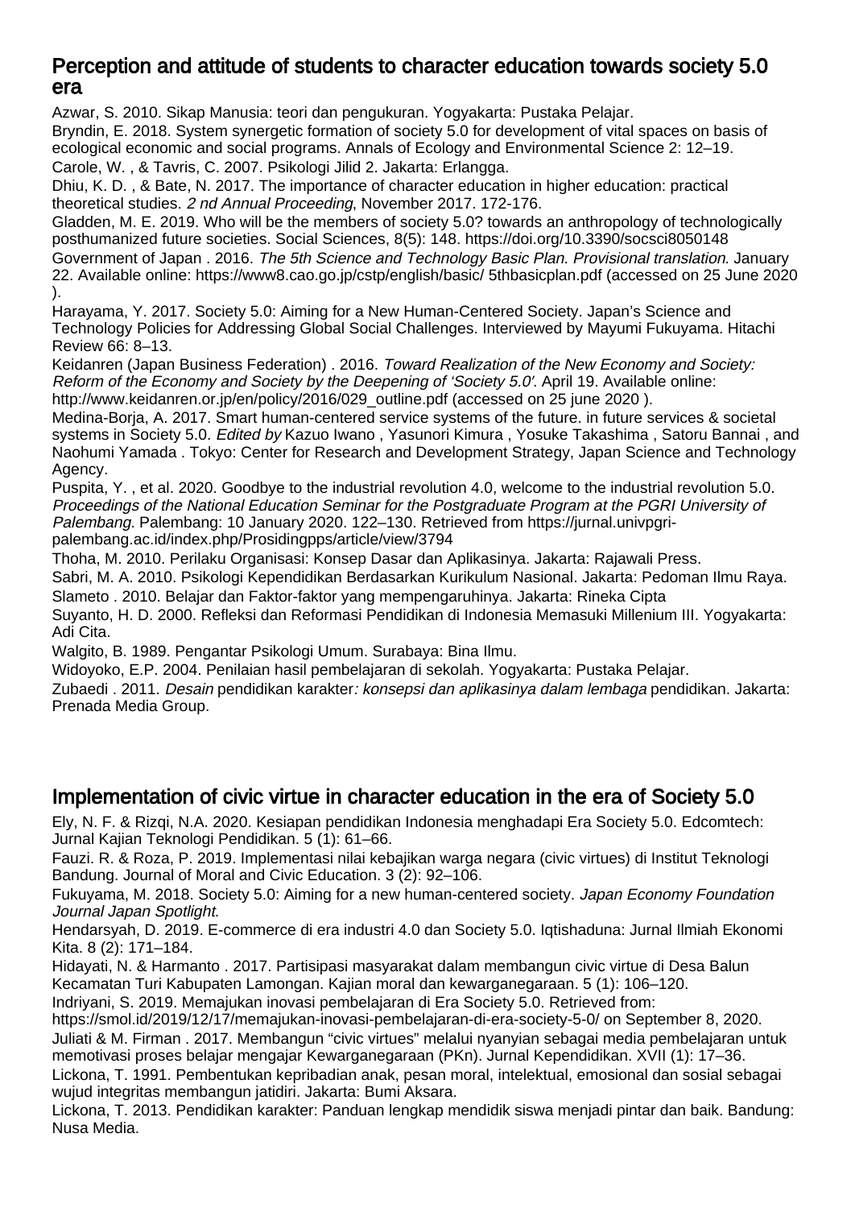## Perception and attitude of students to character education towards society 5.0 era

Azwar, S. 2010. Sikap Manusia: teori dan pengukuran. Yogyakarta: Pustaka Pelajar.

Bryndin, E. 2018. System synergetic formation of society 5.0 for development of vital spaces on basis of ecological economic and social programs. Annals of Ecology and Environmental Science 2: 12–19.

Carole, W. , & Tavris, C. 2007. Psikologi Jilid 2. Jakarta: Erlangga.

Dhiu, K. D. , & Bate, N. 2017. The importance of character education in higher education: practical theoretical studies. *2 nd Annual Proceeding*, November 2017. 172-176.

Gladden, M. E. 2019. Who will be the members of society 5.0? towards an anthropology of technologically posthumanized future societies. Social Sciences, 8(5): 148. https://doi.org/10.3390/socsci8050148

Government of Japan . 2016. *The 5th Science and Technology Basic Plan. Provisional translation*. January 22. Available online: https://www8.cao.go.jp/cstp/english/basic/ 5thbasicplan.pdf (accessed on 25 June 2020 ).

Harayama, Y. 2017. Society 5.0: Aiming for a New Human-Centered Society. Japan's Science and Technology Policies for Addressing Global Social Challenges. Interviewed by Mayumi Fukuyama. Hitachi Review 66: 8–13.

Keidanren (Japan Business Federation) . 2016. *Toward Realization of the New Economy and Society: Reform of the Economy and Society by the Deepening of 'Society 5.0'*. April 19. Available online: http://www.keidanren.or.jp/en/policy/2016/029_outline.pdf (accessed on 25 june 2020 ).

Medina-Borja, A. 2017. Smart human-centered service systems of the future. in future services & societal systems in Society 5.0. *Edited by* Kazuo Iwano , Yasunori Kimura , Yosuke Takashima , Satoru Bannai , and Naohumi Yamada . Tokyo: Center for Research and Development Strategy, Japan Science and Technology Agency.

Puspita, Y. , et al. 2020. Goodbye to the industrial revolution 4.0, welcome to the industrial revolution 5.0. *Proceedings of the National Education Seminar for the Postgraduate Program at the PGRI University of Palembang*. Palembang: 10 January 2020. 122–130. Retrieved from https://jurnal.univpgri-palembang.ac.id/index.php/Prosidingpps/article/view/3794

Thoha, M. 2010. Perilaku Organisasi: Konsep Dasar dan Aplikasinya. Jakarta: Rajawali Press.

Sabri, M. A. 2010. Psikologi Kependidikan Berdasarkan Kurikulum Nasional. Jakarta: Pedoman Ilmu Raya.

Slameto . 2010. Belajar dan Faktor-faktor yang mempengaruhinya. Jakarta: Rineka Cipta

Suyanto, H. D. 2000. Refleksi dan Reformasi Pendidikan di Indonesia Memasuki Millenium III. Yogyakarta: Adi Cita.

Walgito, B. 1989. Pengantar Psikologi Umum. Surabaya: Bina Ilmu.

Widoyoko, E.P. 2004. Penilaian hasil pembelajaran di sekolah. Yogyakarta: Pustaka Pelajar.

Zubaedi . 2011. *Desain* pendidikan karakter*: konsepsi dan aplikasinya dalam lembaga* pendidikan. Jakarta: Prenada Media Group.

## Implementation of civic virtue in character education in the era of Society 5.0

Ely, N. F. & Rizqi, N.A. 2020. Kesiapan pendidikan Indonesia menghadapi Era Society 5.0. Edcomtech: Jurnal Kajian Teknologi Pendidikan. 5 (1): 61–66.

Fauzi. R. & Roza, P. 2019. Implementasi nilai kebajikan warga negara (civic virtues) di Institut Teknologi Bandung. Journal of Moral and Civic Education. 3 (2): 92–106.

Fukuyama, M. 2018. Society 5.0: Aiming for a new human-centered society. *Japan Economy Foundation Journal Japan Spotlight*.

Hendarsyah, D. 2019. E-commerce di era industri 4.0 dan Society 5.0. Iqtishaduna: Jurnal Ilmiah Ekonomi Kita. 8 (2): 171–184.

Hidayati, N. & Harmanto . 2017. Partisipasi masyarakat dalam membangun civic virtue di Desa Balun Kecamatan Turi Kabupaten Lamongan. Kajian moral dan kewarganegaraan. 5 (1): 106–120.

Indriyani, S. 2019. Memajukan inovasi pembelajaran di Era Society 5.0. Retrieved from: https://smol.id/2019/12/17/memajukan-inovasi-pembelajaran-di-era-society-5-0/ on September 8, 2020.

Juliati & M. Firman . 2017. Membangun "civic virtues" melalui nyanyian sebagai media pembelajaran untuk memotivasi proses belajar mengajar Kewarganegaraan (PKn). Jurnal Kependidikan. XVII (1): 17–36.

Lickona, T. 1991. Pembentukan kepribadian anak, pesan moral, intelektual, emosional dan sosial sebagai wujud integritas membangun jatidiri. Jakarta: Bumi Aksara.

Lickona, T. 2013. Pendidikan karakter: Panduan lengkap mendidik siswa menjadi pintar dan baik. Bandung: Nusa Media.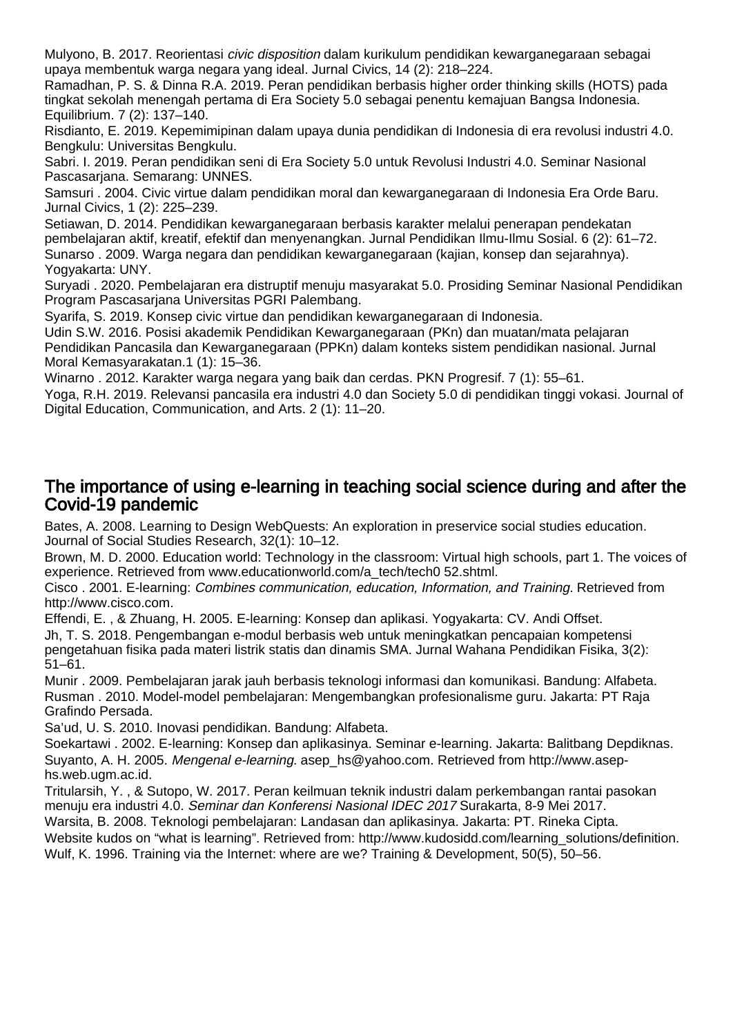Mulyono, B. 2017. Reorientasi *civic disposition* dalam kurikulum pendidikan kewarganegaraan sebagai upaya membentuk warga negara yang ideal. Jurnal Civics, 14 (2): 218–224.

Ramadhan, P. S. & Dinna R.A. 2019. Peran pendidikan berbasis higher order thinking skills (HOTS) pada tingkat sekolah menengah pertama di Era Society 5.0 sebagai penentu kemajuan Bangsa Indonesia. Equilibrium. 7 (2): 137–140.

Risdianto, E. 2019. Kepemimipinan dalam upaya dunia pendidikan di Indonesia di era revolusi industri 4.0. Bengkulu: Universitas Bengkulu.

Sabri. I. 2019. Peran pendidikan seni di Era Society 5.0 untuk Revolusi Industri 4.0. Seminar Nasional Pascasarjana. Semarang: UNNES.

Samsuri . 2004. Civic virtue dalam pendidikan moral dan kewarganegaraan di Indonesia Era Orde Baru. Jurnal Civics, 1 (2): 225–239.

Setiawan, D. 2014. Pendidikan kewarganegaraan berbasis karakter melalui penerapan pendekatan pembelajaran aktif, kreatif, efektif dan menyenangkan. Jurnal Pendidikan Ilmu-Ilmu Sosial. 6 (2): 61–72.

Sunarso . 2009. Warga negara dan pendidikan kewarganegaraan (kajian, konsep dan sejarahnya). Yogyakarta: UNY.

Suryadi . 2020. Pembelajaran era distruptif menuju masyarakat 5.0. Prosiding Seminar Nasional Pendidikan Program Pascasarjana Universitas PGRI Palembang.

Syarifa, S. 2019. Konsep civic virtue dan pendidikan kewarganegaraan di Indonesia.

Udin S.W. 2016. Posisi akademik Pendidikan Kewarganegaraan (PKn) dan muatan/mata pelajaran Pendidikan Pancasila dan Kewarganegaraan (PPKn) dalam konteks sistem pendidikan nasional. Jurnal Moral Kemasyarakatan.1 (1): 15–36.

Winarno . 2012. Karakter warga negara yang baik dan cerdas. PKN Progresif. 7 (1): 55–61.

Yoga, R.H. 2019. Relevansi pancasila era industri 4.0 dan Society 5.0 di pendidikan tinggi vokasi. Journal of Digital Education, Communication, and Arts. 2 (1): 11–20.

## The importance of using e-learning in teaching social science during and after the Covid-19 pandemic

Bates, A. 2008. Learning to Design WebQuests: An exploration in preservice social studies education. Journal of Social Studies Research, 32(1): 10–12.

Brown, M. D. 2000. Education world: Technology in the classroom: Virtual high schools, part 1. The voices of experience. Retrieved from www.educationworld.com/a_tech/tech0 52.shtml.

Cisco . 2001. E-learning: *Combines communication, education, Information, and Training*. Retrieved from http://www.cisco.com.

Effendi, E. , & Zhuang, H. 2005. E-learning: Konsep dan aplikasi. Yogyakarta: CV. Andi Offset.

Jh, T. S. 2018. Pengembangan e-modul berbasis web untuk meningkatkan pencapaian kompetensi pengetahuan fisika pada materi listrik statis dan dinamis SMA. Jurnal Wahana Pendidikan Fisika, 3(2): 51–61.

Munir . 2009. Pembelajaran jarak jauh berbasis teknologi informasi dan komunikasi. Bandung: Alfabeta.

Rusman . 2010. Model-model pembelajaran: Mengembangkan profesionalisme guru. Jakarta: PT Raja Grafindo Persada.

Sa'ud, U. S. 2010. Inovasi pendidikan. Bandung: Alfabeta.

Soekartawi . 2002. E-learning: Konsep dan aplikasinya. Seminar e-learning. Jakarta: Balitbang Depdiknas.

Suyanto, A. H. 2005. *Mengenal e-learning*. asep_hs@yahoo.com. Retrieved from http://www.asep-hs.web.ugm.ac.id.

Tritularsih, Y. , & Sutopo, W. 2017. Peran keilmuan teknik industri dalam perkembangan rantai pasokan menuju era industri 4.0. *Seminar dan Konferensi Nasional IDEC 2017* Surakarta, 8-9 Mei 2017.

Warsita, B. 2008. Teknologi pembelajaran: Landasan dan aplikasinya. Jakarta: PT. Rineka Cipta.

Website kudos on "what is learning". Retrieved from: http://www.kudosidd.com/learning_solutions/definition.

Wulf, K. 1996. Training via the Internet: where are we? Training & Development, 50(5), 50–56.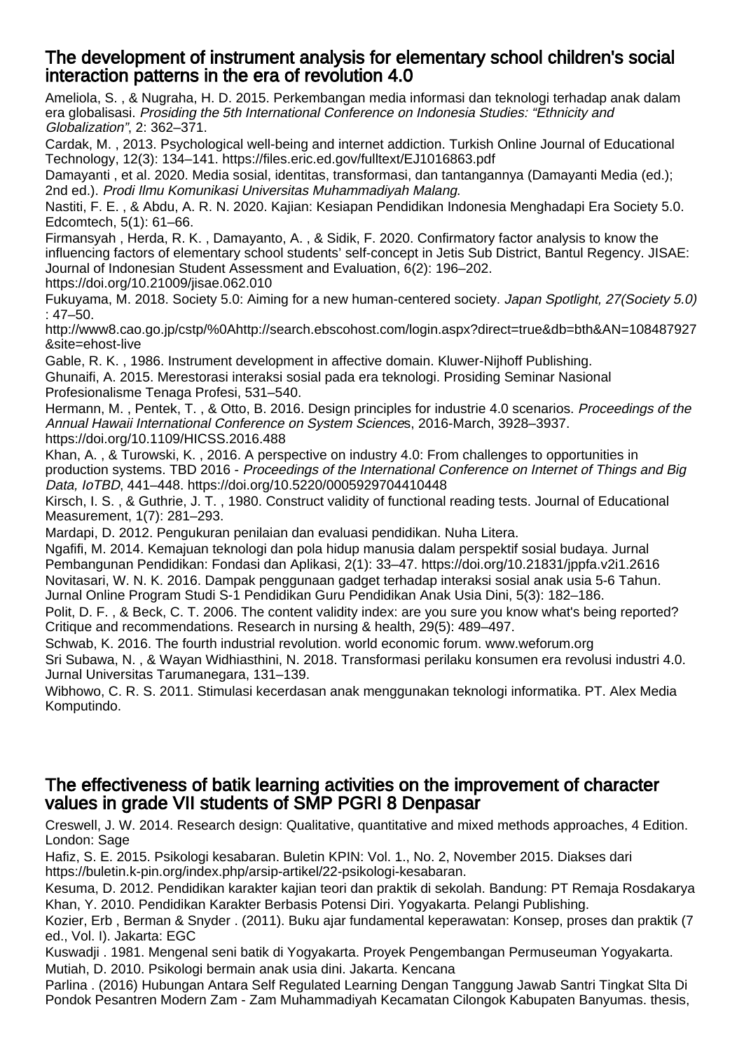## The development of instrument analysis for elementary school children's social interaction patterns in the era of revolution 4.0

Ameliola, S. , & Nugraha, H. D. 2015. Perkembangan media informasi dan teknologi terhadap anak dalam era globalisasi. *Prosiding the 5th International Conference on Indonesia Studies: "Ethnicity and Globalization"*, 2: 362–371.

Cardak, M. , 2013. Psychological well-being and internet addiction. Turkish Online Journal of Educational Technology, 12(3): 134–141. https://files.eric.ed.gov/fulltext/EJ1016863.pdf

Damayanti , et al. 2020. Media sosial, identitas, transformasi, dan tantangannya (Damayanti Media (ed.); 2nd ed.). *Prodi Ilmu Komunikasi Universitas Muhammadiyah Malang.*

Nastiti, F. E. , & Abdu, A. R. N. 2020. Kajian: Kesiapan Pendidikan Indonesia Menghadapi Era Society 5.0. Edcomtech, 5(1): 61–66.

Firmansyah , Herda, R. K. , Damayanto, A. , & Sidik, F. 2020. Confirmatory factor analysis to know the influencing factors of elementary school students' self-concept in Jetis Sub District, Bantul Regency. JISAE: Journal of Indonesian Student Assessment and Evaluation, 6(2): 196–202. https://doi.org/10.21009/jisae.062.010

Fukuyama, M. 2018. Society 5.0: Aiming for a new human-centered society. *Japan Spotlight, 27(Society 5.0)* : 47–50. http://www8.cao.go.jp/cstp/%0Ahttp://search.ebscohost.com/login.aspx?direct=true&db=bth&AN=108487927&site=ehost-live

Gable, R. K. , 1986. Instrument development in affective domain. Kluwer-Nijhoff Publishing.

Ghunaifi, A. 2015. Merestorasi interaksi sosial pada era teknologi. Prosiding Seminar Nasional Profesionalisme Tenaga Profesi, 531–540.

Hermann, M. , Pentek, T. , & Otto, B. 2016. Design principles for industrie 4.0 scenarios. *Proceedings of the Annual Hawaii International Conference on System Science*s, 2016-March, 3928–3937. https://doi.org/10.1109/HICSS.2016.488

Khan, A. , & Turowski, K. , 2016. A perspective on industry 4.0: From challenges to opportunities in production systems. TBD 2016 - *Proceedings of the International Conference on Internet of Things and Big Data, IoTBD*, 441–448. https://doi.org/10.5220/0005929704410448

Kirsch, I. S. , & Guthrie, J. T. , 1980. Construct validity of functional reading tests. Journal of Educational Measurement, 1(7): 281–293.

Mardapi, D. 2012. Pengukuran penilaian dan evaluasi pendidikan. Nuha Litera.

Ngafifi, M. 2014. Kemajuan teknologi dan pola hidup manusia dalam perspektif sosial budaya. Jurnal Pembangunan Pendidikan: Fondasi dan Aplikasi, 2(1): 33–47. https://doi.org/10.21831/jppfa.v2i1.2616

Novitasari, W. N. K. 2016. Dampak penggunaan gadget terhadap interaksi sosial anak usia 5-6 Tahun. Jurnal Online Program Studi S-1 Pendidikan Guru Pendidikan Anak Usia Dini, 5(3): 182–186.

Polit, D. F. , & Beck, C. T. 2006. The content validity index: are you sure you know what's being reported? Critique and recommendations. Research in nursing & health, 29(5): 489–497.

Schwab, K. 2016. The fourth industrial revolution. world economic forum. www.weforum.org

Sri Subawa, N. , & Wayan Widhiasthini, N. 2018. Transformasi perilaku konsumen era revolusi industri 4.0. Jurnal Universitas Tarumanegara, 131–139.

Wibhowo, C. R. S. 2011. Stimulasi kecerdasan anak menggunakan teknologi informatika. PT. Alex Media Komputindo.

## The effectiveness of batik learning activities on the improvement of character values in grade VII students of SMP PGRI 8 Denpasar

Creswell, J. W. 2014. Research design: Qualitative, quantitative and mixed methods approaches, 4 Edition. London: Sage

Hafiz, S. E. 2015. Psikologi kesabaran. Buletin KPIN: Vol. 1., No. 2, November 2015. Diakses dari https://buletin.k-pin.org/index.php/arsip-artikel/22-psikologi-kesabaran.

Kesuma, D. 2012. Pendidikan karakter kajian teori dan praktik di sekolah. Bandung: PT Remaja Rosdakarya

Khan, Y. 2010. Pendidikan Karakter Berbasis Potensi Diri. Yogyakarta. Pelangi Publishing.

Kozier, Erb , Berman & Snyder . (2011). Buku ajar fundamental keperawatan: Konsep, proses dan praktik (7 ed., Vol. I). Jakarta: EGC

Kuswadji . 1981. Mengenal seni batik di Yogyakarta. Proyek Pengembangan Permuseuman Yogyakarta.

Mutiah, D. 2010. Psikologi bermain anak usia dini. Jakarta. Kencana

Parlina . (2016) Hubungan Antara Self Regulated Learning Dengan Tanggung Jawab Santri Tingkat Slta Di Pondok Pesantren Modern Zam - Zam Muhammadiyah Kecamatan Cilongok Kabupaten Banyumas. thesis,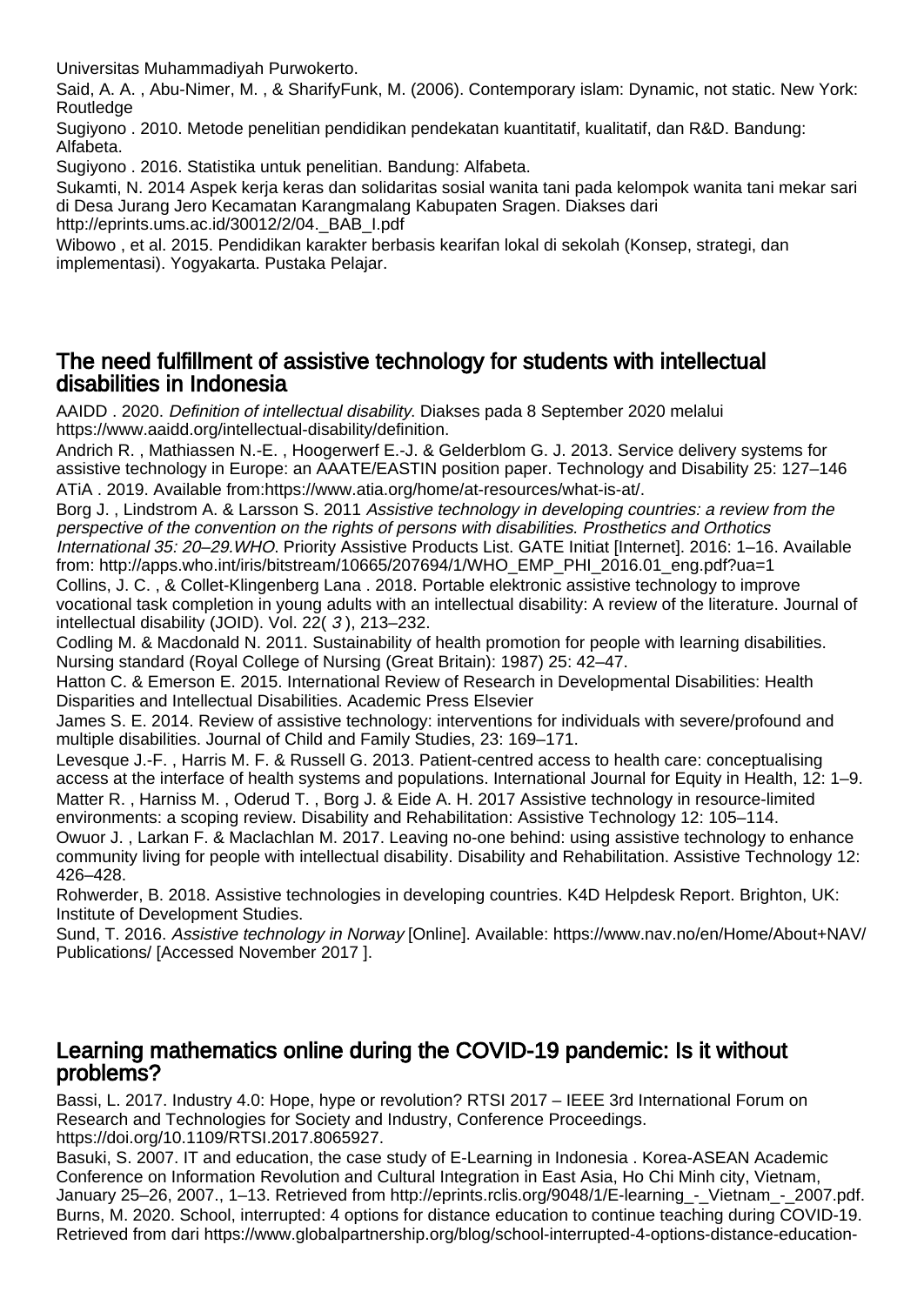Universitas Muhammadiyah Purwokerto.

Said, A. A. , Abu-Nimer, M. , & SharifyFunk, M. (2006). Contemporary islam: Dynamic, not static. New York: Routledge

Sugiyono . 2010. Metode penelitian pendidikan pendekatan kuantitatif, kualitatif, dan R&D. Bandung: Alfabeta.

Sugiyono . 2016. Statistika untuk penelitian. Bandung: Alfabeta.

Sukamti, N. 2014 Aspek kerja keras dan solidaritas sosial wanita tani pada kelompok wanita tani mekar sari di Desa Jurang Jero Kecamatan Karangmalang Kabupaten Sragen. Diakses dari http://eprints.ums.ac.id/30012/2/04._BAB_I.pdf

Wibowo , et al. 2015. Pendidikan karakter berbasis kearifan lokal di sekolah (Konsep, strategi, dan implementasi). Yogyakarta. Pustaka Pelajar.

## The need fulfillment of assistive technology for students with intellectual disabilities in Indonesia

AAIDD . 2020. *Definition of intellectual disability.* Diakses pada 8 September 2020 melalui https://www.aaidd.org/intellectual-disability/definition.

Andrich R. , Mathiassen N.-E. , Hoogerwerf E.-J. & Gelderblom G. J. 2013. Service delivery systems for assistive technology in Europe: an AAATE/EASTIN position paper. Technology and Disability 25: 127–146

ATiA . 2019. Available from:https://www.atia.org/home/at-resources/what-is-at/.

Borg J. , Lindstrom A. & Larsson S. 2011 *Assistive technology in developing countries: a review from the perspective of the convention on the rights of persons with disabilities. Prosthetics and Orthotics International 35: 20–29.WHO*. Priority Assistive Products List. GATE Initiat [Internet]. 2016: 1–16. Available from: http://apps.who.int/iris/bitstream/10665/207694/1/WHO_EMP_PHI_2016.01_eng.pdf?ua=1

Collins, J. C. , & Collet-Klingenberg Lana . 2018. Portable elektronic assistive technology to improve vocational task completion in young adults with an intellectual disability: A review of the literature. Journal of intellectual disability (JOID). Vol. 22( *3* ), 213–232.

Codling M. & Macdonald N. 2011. Sustainability of health promotion for people with learning disabilities. Nursing standard (Royal College of Nursing (Great Britain): 1987) 25: 42–47.

Hatton C. & Emerson E. 2015. International Review of Research in Developmental Disabilities: Health Disparities and Intellectual Disabilities. Academic Press Elsevier

James S. E. 2014. Review of assistive technology: interventions for individuals with severe/profound and multiple disabilities. Journal of Child and Family Studies, 23: 169–171.

Levesque J.-F. , Harris M. F. & Russell G. 2013. Patient-centred access to health care: conceptualising access at the interface of health systems and populations. International Journal for Equity in Health, 12: 1–9.

Matter R. , Harniss M. , Oderud T. , Borg J. & Eide A. H. 2017 Assistive technology in resource-limited environments: a scoping review. Disability and Rehabilitation: Assistive Technology 12: 105–114.

Owuor J. , Larkan F. & Maclachlan M. 2017. Leaving no-one behind: using assistive technology to enhance community living for people with intellectual disability. Disability and Rehabilitation. Assistive Technology 12: 426–428.

Rohwerder, B. 2018. Assistive technologies in developing countries. K4D Helpdesk Report. Brighton, UK: Institute of Development Studies.

Sund, T. 2016. *Assistive technology in Norway* [Online]. Available: https://www.nav.no/en/Home/About+NAV/Publications/ [Accessed November 2017 ].

## Learning mathematics online during the COVID-19 pandemic: Is it without problems?

Bassi, L. 2017. Industry 4.0: Hope, hype or revolution? RTSI 2017 – IEEE 3rd International Forum on Research and Technologies for Society and Industry, Conference Proceedings. https://doi.org/10.1109/RTSI.2017.8065927.

Basuki, S. 2007. IT and education, the case study of E-Learning in Indonesia . Korea-ASEAN Academic Conference on Information Revolution and Cultural Integration in East Asia, Ho Chi Minh city, Vietnam, January 25–26, 2007., 1–13. Retrieved from http://eprints.rclis.org/9048/1/E-learning_-_Vietnam_-_2007.pdf.

Burns, M. 2020. School, interrupted: 4 options for distance education to continue teaching during COVID-19. Retrieved from dari https://www.globalpartnership.org/blog/school-interrupted-4-options-distance-education-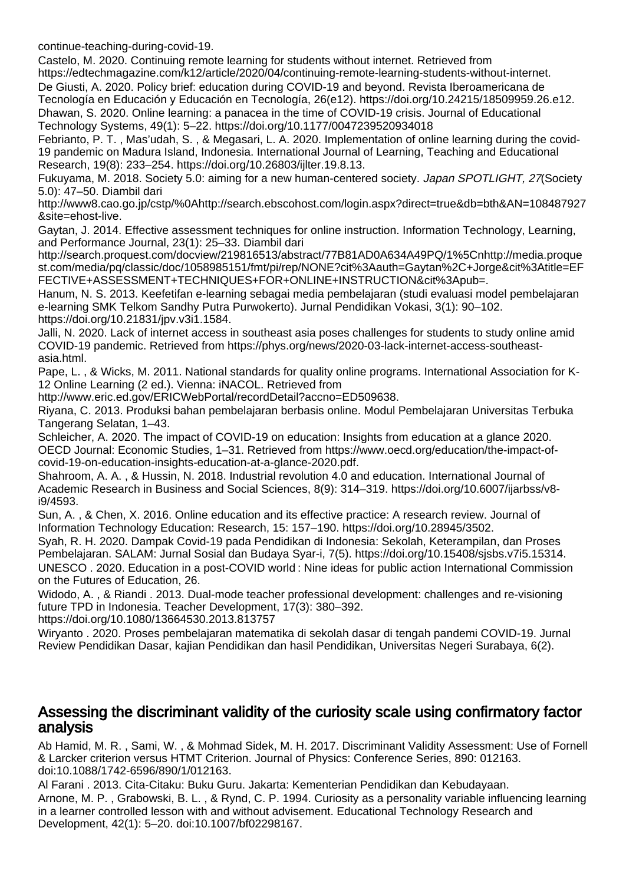continue-teaching-during-covid-19.

Castelo, M. 2020. Continuing remote learning for students without internet. Retrieved from https://edtechmagazine.com/k12/article/2020/04/continuing-remote-learning-students-without-internet.

De Giusti, A. 2020. Policy brief: education during COVID-19 and beyond. Revista Iberoamericana de Tecnología en Educación y Educación en Tecnología, 26(e12). https://doi.org/10.24215/18509959.26.e12.

Dhawan, S. 2020. Online learning: a panacea in the time of COVID-19 crisis. Journal of Educational Technology Systems, 49(1): 5–22. https://doi.org/10.1177/0047239520934018

Febrianto, P. T. , Mas'udah, S. , & Megasari, L. A. 2020. Implementation of online learning during the covid-19 pandemic on Madura Island, Indonesia. International Journal of Learning, Teaching and Educational Research, 19(8): 233–254. https://doi.org/10.26803/ijlter.19.8.13.

Fukuyama, M. 2018. Society 5.0: aiming for a new human-centered society. *Japan SPOTLIGHT, 27*(Society 5.0): 47–50. Diambil dari http://www8.cao.go.jp/cstp/%0Ahttp://search.ebscohost.com/login.aspx?direct=true&db=bth&AN=108487927&site=ehost-live.

Gaytan, J. 2014. Effective assessment techniques for online instruction. Information Technology, Learning, and Performance Journal, 23(1): 25–33. Diambil dari http://search.proquest.com/docview/219816513/abstract/77B81AD0A634A49PQ/1%5Cnhttp://media.proquest.com/media/pq/classic/doc/1058985151/fmt/pi/rep/NONE?cit%3Aauth=Gaytan%2C+Jorge&cit%3Atitle=EFFECTIVE+ASSESSMENT+TECHNIQUES+FOR+ONLINE+INSTRUCTION&cit%3Apub=.

Hanum, N. S. 2013. Keefetifan e-learning sebagai media pembelajaran (studi evaluasi model pembelajaran e-learning SMK Telkom Sandhy Putra Purwokerto). Jurnal Pendidikan Vokasi, 3(1): 90–102. https://doi.org/10.21831/jpv.v3i1.1584.

Jalli, N. 2020. Lack of internet access in southeast asia poses challenges for students to study online amid COVID-19 pandemic. Retrieved from https://phys.org/news/2020-03-lack-internet-access-southeast-asia.html.

Pape, L. , & Wicks, M. 2011. National standards for quality online programs. International Association for K-12 Online Learning (2 ed.). Vienna: iNACOL. Retrieved from http://www.eric.ed.gov/ERICWebPortal/recordDetail?accno=ED509638.

Riyana, C. 2013. Produksi bahan pembelajaran berbasis online. Modul Pembelajaran Universitas Terbuka Tangerang Selatan, 1–43.

Schleicher, A. 2020. The impact of COVID-19 on education: Insights from education at a glance 2020. OECD Journal: Economic Studies, 1–31. Retrieved from https://www.oecd.org/education/the-impact-of-covid-19-on-education-insights-education-at-a-glance-2020.pdf.

Shahroom, A. A. , & Hussin, N. 2018. Industrial revolution 4.0 and education. International Journal of Academic Research in Business and Social Sciences, 8(9): 314–319. https://doi.org/10.6007/ijarbss/v8-i9/4593.

Sun, A. , & Chen, X. 2016. Online education and its effective practice: A research review. Journal of Information Technology Education: Research, 15: 157–190. https://doi.org/10.28945/3502.

Syah, R. H. 2020. Dampak Covid-19 pada Pendidikan di Indonesia: Sekolah, Keterampilan, dan Proses Pembelajaran. SALAM: Jurnal Sosial dan Budaya Syar-i, 7(5). https://doi.org/10.15408/sjsbs.v7i5.15314.

UNESCO . 2020. Education in a post-COVID world : Nine ideas for public action International Commission on the Futures of Education, 26.

Widodo, A. , & Riandi . 2013. Dual-mode teacher professional development: challenges and re-visioning future TPD in Indonesia. Teacher Development, 17(3): 380–392. https://doi.org/10.1080/13664530.2013.813757

Wiryanto . 2020. Proses pembelajaran matematika di sekolah dasar di tengah pandemi COVID-19. Jurnal Review Pendidikan Dasar, kajian Pendidikan dan hasil Pendidikan, Universitas Negeri Surabaya, 6(2).

## Assessing the discriminant validity of the curiosity scale using confirmatory factor analysis

Ab Hamid, M. R. , Sami, W. , & Mohmad Sidek, M. H. 2017. Discriminant Validity Assessment: Use of Fornell & Larcker criterion versus HTMT Criterion. Journal of Physics: Conference Series, 890: 012163. doi:10.1088/1742-6596/890/1/012163.

Al Farani . 2013. Cita-Citaku: Buku Guru. Jakarta: Kementerian Pendidikan dan Kebudayaan.

Arnone, M. P. , Grabowski, B. L. , & Rynd, C. P. 1994. Curiosity as a personality variable influencing learning in a learner controlled lesson with and without advisement. Educational Technology Research and Development, 42(1): 5–20. doi:10.1007/bf02298167.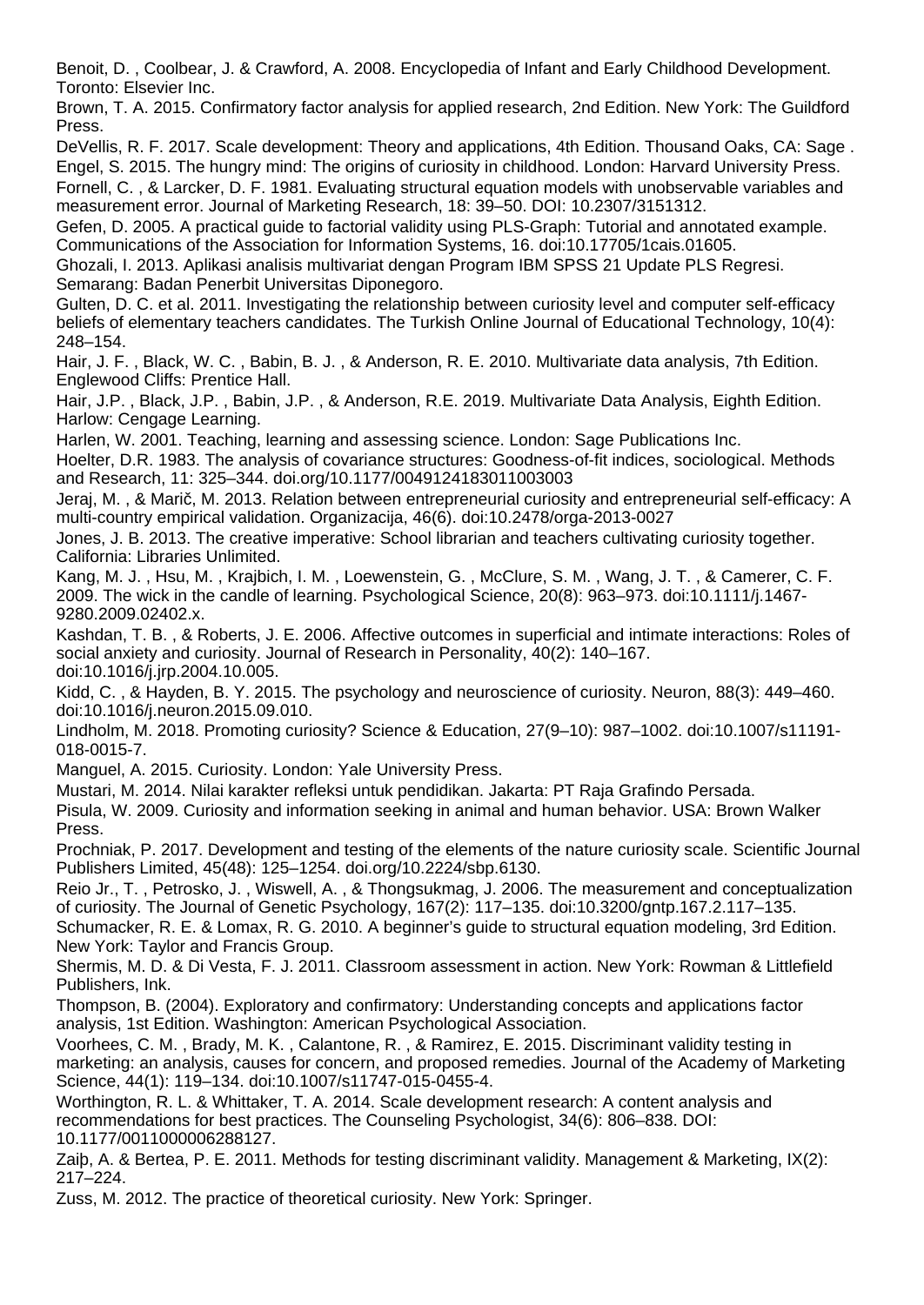Benoit, D. , Coolbear, J. & Crawford, A. 2008. Encyclopedia of Infant and Early Childhood Development. Toronto: Elsevier Inc.

Brown, T. A. 2015. Confirmatory factor analysis for applied research, 2nd Edition. New York: The Guildford Press.

DeVellis, R. F. 2017. Scale development: Theory and applications, 4th Edition. Thousand Oaks, CA: Sage .

Engel, S. 2015. The hungry mind: The origins of curiosity in childhood. London: Harvard University Press.

Fornell, C. , & Larcker, D. F. 1981. Evaluating structural equation models with unobservable variables and measurement error. Journal of Marketing Research, 18: 39–50. DOI: 10.2307/3151312.

Gefen, D. 2005. A practical guide to factorial validity using PLS-Graph: Tutorial and annotated example. Communications of the Association for Information Systems, 16. doi:10.17705/1cais.01605.

Ghozali, I. 2013. Aplikasi analisis multivariat dengan Program IBM SPSS 21 Update PLS Regresi. Semarang: Badan Penerbit Universitas Diponegoro.

Gulten, D. C. et al. 2011. Investigating the relationship between curiosity level and computer self-efficacy beliefs of elementary teachers candidates. The Turkish Online Journal of Educational Technology, 10(4): 248–154.

Hair, J. F. , Black, W. C. , Babin, B. J. , & Anderson, R. E. 2010. Multivariate data analysis, 7th Edition. Englewood Cliffs: Prentice Hall.

Hair, J.P. , Black, J.P. , Babin, J.P. , & Anderson, R.E. 2019. Multivariate Data Analysis, Eighth Edition. Harlow: Cengage Learning.

Harlen, W. 2001. Teaching, learning and assessing science. London: Sage Publications Inc.

Hoelter, D.R. 1983. The analysis of covariance structures: Goodness-of-fit indices, sociological. Methods and Research, 11: 325–344. doi.org/10.1177/0049124183011003003

Jeraj, M. , & Marič, M. 2013. Relation between entrepreneurial curiosity and entrepreneurial self-efficacy: A multi-country empirical validation. Organizacija, 46(6). doi:10.2478/orga-2013-0027

Jones, J. B. 2013. The creative imperative: School librarian and teachers cultivating curiosity together. California: Libraries Unlimited.

Kang, M. J. , Hsu, M. , Krajbich, I. M. , Loewenstein, G. , McClure, S. M. , Wang, J. T. , & Camerer, C. F. 2009. The wick in the candle of learning. Psychological Science, 20(8): 963–973. doi:10.1111/j.1467-9280.2009.02402.x.

Kashdan, T. B. , & Roberts, J. E. 2006. Affective outcomes in superficial and intimate interactions: Roles of social anxiety and curiosity. Journal of Research in Personality, 40(2): 140–167. doi:10.1016/j.jrp.2004.10.005.

Kidd, C. , & Hayden, B. Y. 2015. The psychology and neuroscience of curiosity. Neuron, 88(3): 449–460. doi:10.1016/j.neuron.2015.09.010.

Lindholm, M. 2018. Promoting curiosity? Science & Education, 27(9–10): 987–1002. doi:10.1007/s11191-018-0015-7.

Manguel, A. 2015. Curiosity. London: Yale University Press.

Mustari, M. 2014. Nilai karakter refleksi untuk pendidikan. Jakarta: PT Raja Grafindo Persada.

Pisula, W. 2009. Curiosity and information seeking in animal and human behavior. USA: Brown Walker Press.

Prochniak, P. 2017. Development and testing of the elements of the nature curiosity scale. Scientific Journal Publishers Limited, 45(48): 125–1254. doi.org/10.2224/sbp.6130.

Reio Jr., T. , Petrosko, J. , Wiswell, A. , & Thongsukmag, J. 2006. The measurement and conceptualization of curiosity. The Journal of Genetic Psychology, 167(2): 117–135. doi:10.3200/gntp.167.2.117–135.

Schumacker, R. E. & Lomax, R. G. 2010. A beginner's guide to structural equation modeling, 3rd Edition. New York: Taylor and Francis Group.

Shermis, M. D. & Di Vesta, F. J. 2011. Classroom assessment in action. New York: Rowman & Littlefield Publishers, Ink.

Thompson, B. (2004). Exploratory and confirmatory: Understanding concepts and applications factor analysis, 1st Edition. Washington: American Psychological Association.

Voorhees, C. M. , Brady, M. K. , Calantone, R. , & Ramirez, E. 2015. Discriminant validity testing in marketing: an analysis, causes for concern, and proposed remedies. Journal of the Academy of Marketing Science, 44(1): 119–134. doi:10.1007/s11747-015-0455-4.

Worthington, R. L. & Whittaker, T. A. 2014. Scale development research: A content analysis and recommendations for best practices. The Counseling Psychologist, 34(6): 806–838. DOI: 10.1177/0011000006288127.

Zaiþ, A. & Bertea, P. E. 2011. Methods for testing discriminant validity. Management & Marketing, IX(2): 217–224.

Zuss, M. 2012. The practice of theoretical curiosity. New York: Springer.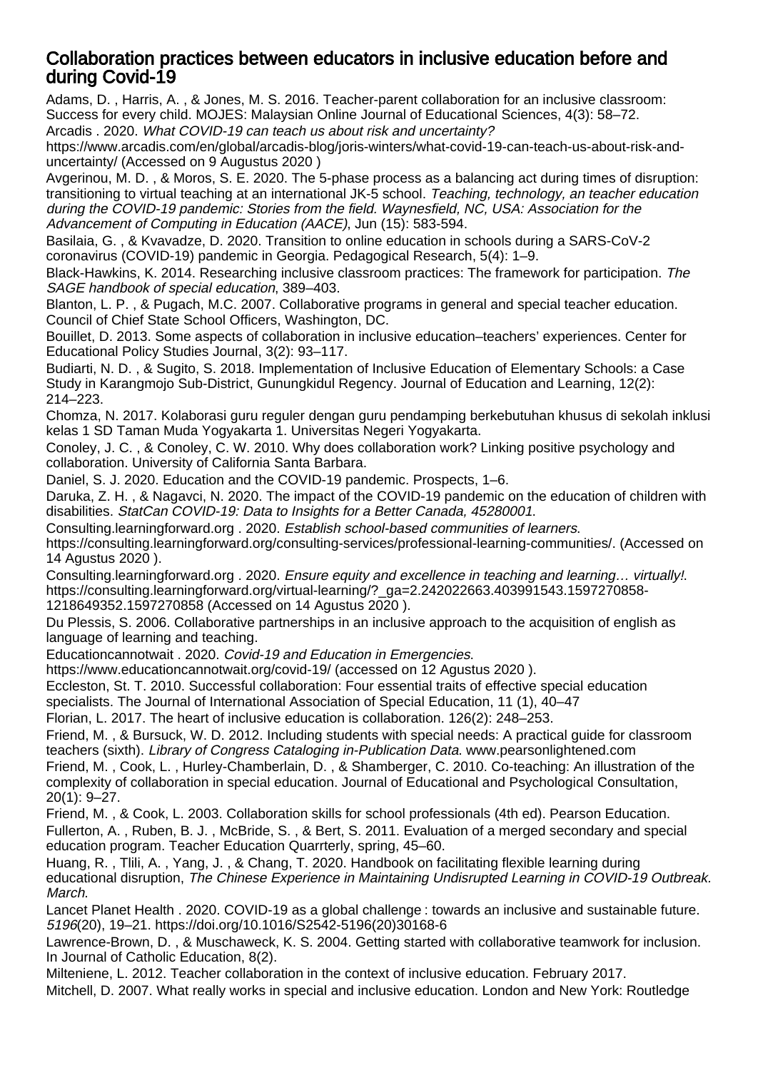# Collaboration practices between educators in inclusive education before and during Covid-19

Adams, D. , Harris, A. , & Jones, M. S. 2016. Teacher-parent collaboration for an inclusive classroom: Success for every child. MOJES: Malaysian Online Journal of Educational Sciences, 4(3): 58–72.

Arcadis . 2020. *What COVID-19 can teach us about risk and uncertainty?* https://www.arcadis.com/en/global/arcadis-blog/joris-winters/what-covid-19-can-teach-us-about-risk-and-uncertainty/ (Accessed on 9 Augustus 2020 )

Avgerinou, M. D. , & Moros, S. E. 2020. The 5-phase process as a balancing act during times of disruption: transitioning to virtual teaching at an international JK-5 school. *Teaching, technology, an teacher education during the COVID-19 pandemic: Stories from the field. Waynesfield, NC, USA: Association for the Advancement of Computing in Education (AACE)*, Jun (15): 583-594.

Basilaia, G. , & Kvavadze, D. 2020. Transition to online education in schools during a SARS-CoV-2 coronavirus (COVID-19) pandemic in Georgia. Pedagogical Research, 5(4): 1–9.

Black-Hawkins, K. 2014. Researching inclusive classroom practices: The framework for participation. *The SAGE handbook of special education*, 389–403.

Blanton, L. P. , & Pugach, M.C. 2007. Collaborative programs in general and special teacher education. Council of Chief State School Officers, Washington, DC.

Bouillet, D. 2013. Some aspects of collaboration in inclusive education–teachers' experiences. Center for Educational Policy Studies Journal, 3(2): 93–117.

Budiarti, N. D. , & Sugito, S. 2018. Implementation of Inclusive Education of Elementary Schools: a Case Study in Karangmojo Sub-District, Gunungkidul Regency. Journal of Education and Learning, 12(2): 214–223.

Chomza, N. 2017. Kolaborasi guru reguler dengan guru pendamping berkebutuhan khusus di sekolah inklusi kelas 1 SD Taman Muda Yogyakarta 1. Universitas Negeri Yogyakarta.

Conoley, J. C. , & Conoley, C. W. 2010. Why does collaboration work? Linking positive psychology and collaboration. University of California Santa Barbara.

Daniel, S. J. 2020. Education and the COVID-19 pandemic. Prospects, 1–6.

Daruka, Z. H. , & Nagavci, N. 2020. The impact of the COVID-19 pandemic on the education of children with disabilities. *StatCan COVID-19: Data to Insights for a Better Canada, 45280001*.

Consulting.learningforward.org . 2020. *Establish school-based communities of learners*. https://consulting.learningforward.org/consulting-services/professional-learning-communities/. (Accessed on 14 Agustus 2020 ).

Consulting.learningforward.org . 2020. *Ensure equity and excellence in teaching and learning… virtually!*. https://consulting.learningforward.org/virtual-learning/?_ga=2.242022663.403991543.1597270858-1218649352.1597270858 (Accessed on 14 Agustus 2020 ).

Du Plessis, S. 2006. Collaborative partnerships in an inclusive approach to the acquisition of english as language of learning and teaching.

Educationcannotwait . 2020. *Covid-19 and Education in Emergencies*. https://www.educationcannotwait.org/covid-19/ (accessed on 12 Agustus 2020 ).

Eccleston, St. T. 2010. Successful collaboration: Four essential traits of effective special education specialists. The Journal of International Association of Special Education, 11 (1), 40–47

Florian, L. 2017. The heart of inclusive education is collaboration. 126(2): 248–253.

Friend, M. , & Bursuck, W. D. 2012. Including students with special needs: A practical guide for classroom teachers (sixth). *Library of Congress Cataloging in-Publication Data*. www.pearsonlightened.com

Friend, M. , Cook, L. , Hurley-Chamberlain, D. , & Shamberger, C. 2010. Co-teaching: An illustration of the complexity of collaboration in special education. Journal of Educational and Psychological Consultation, 20(1): 9–27.

Friend, M. , & Cook, L. 2003. Collaboration skills for school professionals (4th ed). Pearson Education.

Fullerton, A. , Ruben, B. J. , McBride, S. , & Bert, S. 2011. Evaluation of a merged secondary and special education program. Teacher Education Quarrterly, spring, 45–60.

Huang, R. , Tlili, A. , Yang, J. , & Chang, T. 2020. Handbook on facilitating flexible learning during educational disruption, *The Chinese Experience in Maintaining Undisrupted Learning in COVID-19 Outbreak. March*.

Lancet Planet Health . 2020. COVID-19 as a global challenge : towards an inclusive and sustainable future. *5196*(20), 19–21. https://doi.org/10.1016/S2542-5196(20)30168-6

Lawrence-Brown, D. , & Muschaweck, K. S. 2004. Getting started with collaborative teamwork for inclusion. In Journal of Catholic Education, 8(2).

Milteniene, L. 2012. Teacher collaboration in the context of inclusive education. February 2017.

Mitchell, D. 2007. What really works in special and inclusive education. London and New York: Routledge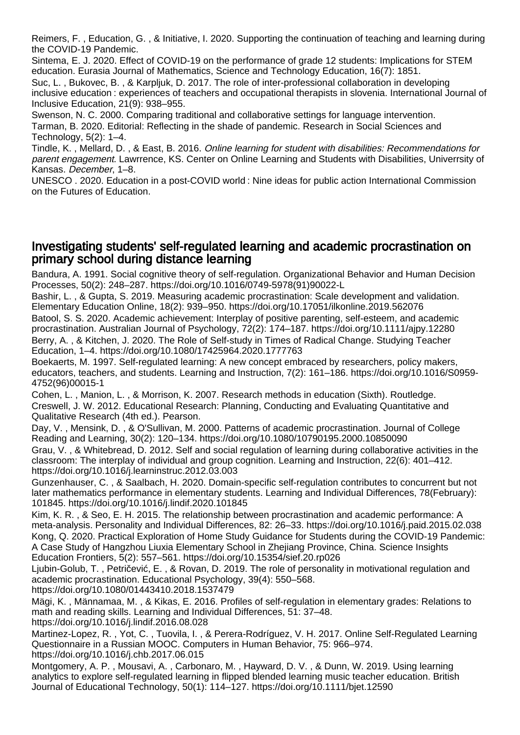Reimers, F. , Education, G. , & Initiative, I. 2020. Supporting the continuation of teaching and learning during the COVID-19 Pandemic.

Sintema, E. J. 2020. Effect of COVID-19 on the performance of grade 12 students: Implications for STEM education. Eurasia Journal of Mathematics, Science and Technology Education, 16(7): 1851.

Suc, L. , Bukovec, B. , & Karpljuk, D. 2017. The role of inter-professional collaboration in developing inclusive education : experiences of teachers and occupational therapists in slovenia. International Journal of Inclusive Education, 21(9): 938–955.

Swenson, N. C. 2000. Comparing traditional and collaborative settings for language intervention.

Tarman, B. 2020. Editorial: Reflecting in the shade of pandemic. Research in Social Sciences and Technology, 5(2): 1–4.

Tindle, K. , Mellard, D. , & East, B. 2016. *Online learning for student with disabilities: Recommendations for parent engagement*. Lawrrence, KS. Center on Online Learning and Students with Disabilities, Univerrsity of Kansas. *December*, 1–8.

UNESCO . 2020. Education in a post-COVID world : Nine ideas for public action International Commission on the Futures of Education.

## Investigating students' self-regulated learning and academic procrastination on primary school during distance learning

Bandura, A. 1991. Social cognitive theory of self-regulation. Organizational Behavior and Human Decision Processes, 50(2): 248–287. https://doi.org/10.1016/0749-5978(91)90022-L

Bashir, L. , & Gupta, S. 2019. Measuring academic procrastination: Scale development and validation. Elementary Education Online, 18(2): 939–950. https://doi.org/10.17051/ilkonline.2019.562076

Batool, S. S. 2020. Academic achievement: Interplay of positive parenting, self-esteem, and academic procrastination. Australian Journal of Psychology, 72(2): 174–187. https://doi.org/10.1111/ajpy.12280

Berry, A. , & Kitchen, J. 2020. The Role of Self-study in Times of Radical Change. Studying Teacher Education, 1–4. https://doi.org/10.1080/17425964.2020.1777763

Boekaerts, M. 1997. Self-regulated learning: A new concept embraced by researchers, policy makers, educators, teachers, and students. Learning and Instruction, 7(2): 161–186. https://doi.org/10.1016/S0959-4752(96)00015-1

Cohen, L. , Manion, L. , & Morrison, K. 2007. Research methods in education (Sixth). Routledge.

Creswell, J. W. 2012. Educational Research: Planning, Conducting and Evaluating Quantitative and Qualitative Research (4th ed.). Pearson.

Day, V. , Mensink, D. , & O'Sullivan, M. 2000. Patterns of academic procrastination. Journal of College Reading and Learning, 30(2): 120–134. https://doi.org/10.1080/10790195.2000.10850090

Grau, V. , & Whitebread, D. 2012. Self and social regulation of learning during collaborative activities in the classroom: The interplay of individual and group cognition. Learning and Instruction, 22(6): 401–412. https://doi.org/10.1016/j.learninstruc.2012.03.003

Gunzenhauser, C. , & Saalbach, H. 2020. Domain-specific self-regulation contributes to concurrent but not later mathematics performance in elementary students. Learning and Individual Differences, 78(February): 101845. https://doi.org/10.1016/j.lindif.2020.101845

Kim, K. R. , & Seo, E. H. 2015. The relationship between procrastination and academic performance: A meta-analysis. Personality and Individual Differences, 82: 26–33. https://doi.org/10.1016/j.paid.2015.02.038

Kong, Q. 2020. Practical Exploration of Home Study Guidance for Students during the COVID-19 Pandemic: A Case Study of Hangzhou Liuxia Elementary School in Zhejiang Province, China. Science Insights Education Frontiers, 5(2): 557–561. https://doi.org/10.15354/sief.20.rp026

Ljubin-Golub, T. , Petričević, E. , & Rovan, D. 2019. The role of personality in motivational regulation and academic procrastination. Educational Psychology, 39(4): 550–568. https://doi.org/10.1080/01443410.2018.1537479

Mägi, K. , Männamaa, M. , & Kikas, E. 2016. Profiles of self-regulation in elementary grades: Relations to math and reading skills. Learning and Individual Differences, 51: 37–48. https://doi.org/10.1016/j.lindif.2016.08.028

Martinez-Lopez, R. , Yot, C. , Tuovila, I. , & Perera-Rodríguez, V. H. 2017. Online Self-Regulated Learning Questionnaire in a Russian MOOC. Computers in Human Behavior, 75: 966–974. https://doi.org/10.1016/j.chb.2017.06.015

Montgomery, A. P. , Mousavi, A. , Carbonaro, M. , Hayward, D. V. , & Dunn, W. 2019. Using learning analytics to explore self-regulated learning in flipped blended learning music teacher education. British Journal of Educational Technology, 50(1): 114–127. https://doi.org/10.1111/bjet.12590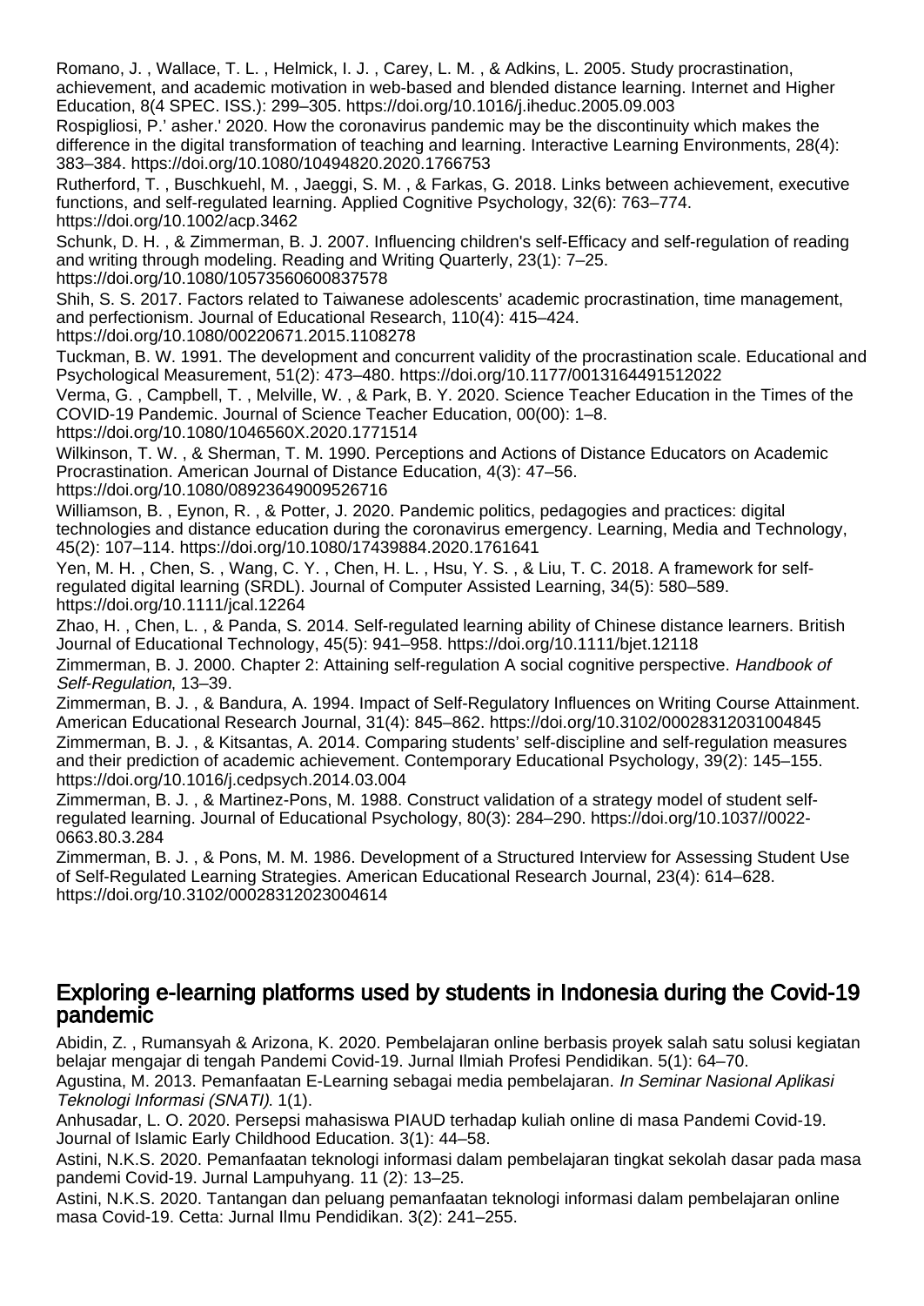Romano, J. , Wallace, T. L. , Helmick, I. J. , Carey, L. M. , & Adkins, L. 2005. Study procrastination, achievement, and academic motivation in web-based and blended distance learning. Internet and Higher Education, 8(4 SPEC. ISS.): 299–305. https://doi.org/10.1016/j.iheduc.2005.09.003

Rospigliosi, P.' asher.' 2020. How the coronavirus pandemic may be the discontinuity which makes the difference in the digital transformation of teaching and learning. Interactive Learning Environments, 28(4): 383–384. https://doi.org/10.1080/10494820.2020.1766753

Rutherford, T. , Buschkuehl, M. , Jaeggi, S. M. , & Farkas, G. 2018. Links between achievement, executive functions, and self-regulated learning. Applied Cognitive Psychology, 32(6): 763–774. https://doi.org/10.1002/acp.3462

Schunk, D. H. , & Zimmerman, B. J. 2007. Influencing children's self-Efficacy and self-regulation of reading and writing through modeling. Reading and Writing Quarterly, 23(1): 7–25. https://doi.org/10.1080/10573560600837578

Shih, S. S. 2017. Factors related to Taiwanese adolescents' academic procrastination, time management, and perfectionism. Journal of Educational Research, 110(4): 415–424. https://doi.org/10.1080/00220671.2015.1108278

Tuckman, B. W. 1991. The development and concurrent validity of the procrastination scale. Educational and Psychological Measurement, 51(2): 473–480. https://doi.org/10.1177/0013164491512022

Verma, G. , Campbell, T. , Melville, W. , & Park, B. Y. 2020. Science Teacher Education in the Times of the COVID-19 Pandemic. Journal of Science Teacher Education, 00(00): 1–8. https://doi.org/10.1080/1046560X.2020.1771514

Wilkinson, T. W. , & Sherman, T. M. 1990. Perceptions and Actions of Distance Educators on Academic Procrastination. American Journal of Distance Education, 4(3): 47–56. https://doi.org/10.1080/08923649009526716

Williamson, B. , Eynon, R. , & Potter, J. 2020. Pandemic politics, pedagogies and practices: digital technologies and distance education during the coronavirus emergency. Learning, Media and Technology, 45(2): 107–114. https://doi.org/10.1080/17439884.2020.1761641

Yen, M. H. , Chen, S. , Wang, C. Y. , Chen, H. L. , Hsu, Y. S. , & Liu, T. C. 2018. A framework for self-regulated digital learning (SRDL). Journal of Computer Assisted Learning, 34(5): 580–589. https://doi.org/10.1111/jcal.12264

Zhao, H. , Chen, L. , & Panda, S. 2014. Self-regulated learning ability of Chinese distance learners. British Journal of Educational Technology, 45(5): 941–958. https://doi.org/10.1111/bjet.12118

Zimmerman, B. J. 2000. Chapter 2: Attaining self-regulation A social cognitive perspective. *Handbook of Self-Regulation*, 13–39.

Zimmerman, B. J. , & Bandura, A. 1994. Impact of Self-Regulatory Influences on Writing Course Attainment. American Educational Research Journal, 31(4): 845–862. https://doi.org/10.3102/00028312031004845

Zimmerman, B. J. , & Kitsantas, A. 2014. Comparing students' self-discipline and self-regulation measures and their prediction of academic achievement. Contemporary Educational Psychology, 39(2): 145–155. https://doi.org/10.1016/j.cedpsych.2014.03.004

Zimmerman, B. J. , & Martinez-Pons, M. 1988. Construct validation of a strategy model of student self-regulated learning. Journal of Educational Psychology, 80(3): 284–290. https://doi.org/10.1037//0022-0663.80.3.284

Zimmerman, B. J. , & Pons, M. M. 1986. Development of a Structured Interview for Assessing Student Use of Self-Regulated Learning Strategies. American Educational Research Journal, 23(4): 614–628. https://doi.org/10.3102/00028312023004614

## Exploring e-learning platforms used by students in Indonesia during the Covid-19 pandemic

Abidin, Z. , Rumansyah & Arizona, K. 2020. Pembelajaran online berbasis proyek salah satu solusi kegiatan belajar mengajar di tengah Pandemi Covid-19. Jurnal Ilmiah Profesi Pendidikan. 5(1): 64–70.

Agustina, M. 2013. Pemanfaatan E-Learning sebagai media pembelajaran. *In Seminar Nasional Aplikasi Teknologi Informasi (SNATI)*. 1(1).

Anhusadar, L. O. 2020. Persepsi mahasiswa PIAUD terhadap kuliah online di masa Pandemi Covid-19. Journal of Islamic Early Childhood Education. 3(1): 44–58.

Astini, N.K.S. 2020. Pemanfaatan teknologi informasi dalam pembelajaran tingkat sekolah dasar pada masa pandemi Covid-19. Jurnal Lampuhyang. 11 (2): 13–25.

Astini, N.K.S. 2020. Tantangan dan peluang pemanfaatan teknologi informasi dalam pembelajaran online masa Covid-19. Cetta: Jurnal Ilmu Pendidikan. 3(2): 241–255.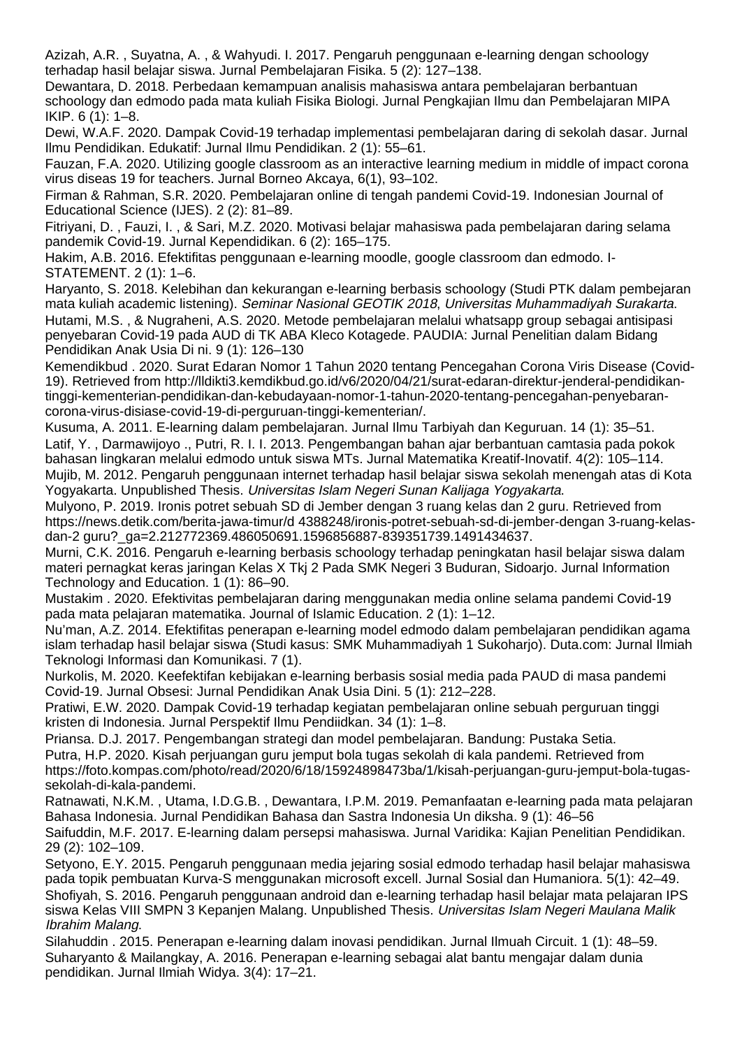Azizah, A.R. , Suyatna, A. , & Wahyudi. I. 2017. Pengaruh penggunaan e-learning dengan schoology terhadap hasil belajar siswa. Jurnal Pembelajaran Fisika. 5 (2): 127–138.

Dewantara, D. 2018. Perbedaan kemampuan analisis mahasiswa antara pembelajaran berbantuan schoology dan edmodo pada mata kuliah Fisika Biologi. Jurnal Pengkajian Ilmu dan Pembelajaran MIPA IKIP. 6 (1): 1–8.

Dewi, W.A.F. 2020. Dampak Covid-19 terhadap implementasi pembelajaran daring di sekolah dasar. Jurnal Ilmu Pendidikan. Edukatif: Jurnal Ilmu Pendidikan. 2 (1): 55–61.

Fauzan, F.A. 2020. Utilizing google classroom as an interactive learning medium in middle of impact corona virus diseas 19 for teachers. Jurnal Borneo Akcaya, 6(1), 93–102.

Firman & Rahman, S.R. 2020. Pembelajaran online di tengah pandemi Covid-19. Indonesian Journal of Educational Science (IJES). 2 (2): 81–89.

Fitriyani, D. , Fauzi, I. , & Sari, M.Z. 2020. Motivasi belajar mahasiswa pada pembelajaran daring selama pandemik Covid-19. Jurnal Kependidikan. 6 (2): 165–175.

Hakim, A.B. 2016. Efektifitas penggunaan e-learning moodle, google classroom dan edmodo. I-STATEMENT. 2 (1): 1–6.

Haryanto, S. 2018. Kelebihan dan kekurangan e-learning berbasis schoology (Studi PTK dalam pembejaran mata kuliah academic listening). *Seminar Nasional GEOTIK 2018*, *Universitas Muhammadiyah Surakarta*.

Hutami, M.S. , & Nugraheni, A.S. 2020. Metode pembelajaran melalui whatsapp group sebagai antisipasi penyebaran Covid-19 pada AUD di TK ABA Kleco Kotagede. PAUDIA: Jurnal Penelitian dalam Bidang Pendidikan Anak Usia Di ni. 9 (1): 126–130

Kemendikbud . 2020. Surat Edaran Nomor 1 Tahun 2020 tentang Pencegahan Corona Viris Disease (Covid-19). Retrieved from http://lldikti3.kemdikbud.go.id/v6/2020/04/21/surat-edaran-direktur-jenderal-pendidikan-tinggi-kementerian-pendidikan-dan-kebudayaan-nomor-1-tahun-2020-tentang-pencegahan-penyebaran-corona-virus-disiase-covid-19-di-perguruan-tinggi-kementerian/.

Kusuma, A. 2011. E-learning dalam pembelajaran. Jurnal Ilmu Tarbiyah dan Keguruan. 14 (1): 35–51.

Latif, Y. , Darmawijoyo ., Putri, R. I. I. 2013. Pengembangan bahan ajar berbantuan camtasia pada pokok bahasan lingkaran melalui edmodo untuk siswa MTs. Jurnal Matematika Kreatif-Inovatif. 4(2): 105–114.

Mujib, M. 2012. Pengaruh penggunaan internet terhadap hasil belajar siswa sekolah menengah atas di Kota Yogyakarta. Unpublished Thesis. *Universitas Islam Negeri Sunan Kalijaga Yogyakarta*.

Mulyono, P. 2019. Ironis potret sebuah SD di Jember dengan 3 ruang kelas dan 2 guru. Retrieved from https://news.detik.com/berita-jawa-timur/d 4388248/ironis-potret-sebuah-sd-di-jember-dengan 3-ruang-kelas-dan-2 guru?_ga=2.212772369.486050691.1596856887-839351739.1491434637.

Murni, C.K. 2016. Pengaruh e-learning berbasis schoology terhadap peningkatan hasil belajar siswa dalam materi pernagkat keras jaringan Kelas X Tkj 2 Pada SMK Negeri 3 Buduran, Sidoarjo. Jurnal Information Technology and Education. 1 (1): 86–90.

Mustakim . 2020. Efektivitas pembelajaran daring menggunakan media online selama pandemi Covid-19 pada mata pelajaran matematika. Journal of Islamic Education. 2 (1): 1–12.

Nu'man, A.Z. 2014. Efektifitas penerapan e-learning model edmodo dalam pembelajaran pendidikan agama islam terhadap hasil belajar siswa (Studi kasus: SMK Muhammadiyah 1 Sukoharjo). Duta.com: Jurnal Ilmiah Teknologi Informasi dan Komunikasi. 7 (1).

Nurkolis, M. 2020. Keefektifan kebijakan e-learning berbasis sosial media pada PAUD di masa pandemi Covid-19. Jurnal Obsesi: Jurnal Pendidikan Anak Usia Dini. 5 (1): 212–228.

Pratiwi, E.W. 2020. Dampak Covid-19 terhadap kegiatan pembelajaran online sebuah perguruan tinggi kristen di Indonesia. Jurnal Perspektif Ilmu Pendiidkan. 34 (1): 1–8.

Priansa. D.J. 2017. Pengembangan strategi dan model pembelajaran. Bandung: Pustaka Setia.

Putra, H.P. 2020. Kisah perjuangan guru jemput bola tugas sekolah di kala pandemi. Retrieved from https://foto.kompas.com/photo/read/2020/6/18/15924898473ba/1/kisah-perjuangan-guru-jemput-bola-tugas-sekolah-di-kala-pandemi.

Ratnawati, N.K.M. , Utama, I.D.G.B. , Dewantara, I.P.M. 2019. Pemanfaatan e-learning pada mata pelajaran Bahasa Indonesia. Jurnal Pendidikan Bahasa dan Sastra Indonesia Un diksha. 9 (1): 46–56

Saifuddin, M.F. 2017. E-learning dalam persepsi mahasiswa. Jurnal Varidika: Kajian Penelitian Pendidikan. 29 (2): 102–109.

Setyono, E.Y. 2015. Pengaruh penggunaan media jejaring sosial edmodo terhadap hasil belajar mahasiswa pada topik pembuatan Kurva-S menggunakan microsoft excell. Jurnal Sosial dan Humaniora. 5(1): 42–49.

Shofiyah, S. 2016. Pengaruh penggunaan android dan e-learning terhadap hasil belajar mata pelajaran IPS siswa Kelas VIII SMPN 3 Kepanjen Malang. Unpublished Thesis. *Universitas Islam Negeri Maulana Malik Ibrahim Malang*.

Silahuddin . 2015. Penerapan e-learning dalam inovasi pendidikan. Jurnal Ilmuah Circuit. 1 (1): 48–59.

Suharyanto & Mailangkay, A. 2016. Penerapan e-learning sebagai alat bantu mengajar dalam dunia pendidikan. Jurnal Ilmiah Widya. 3(4): 17–21.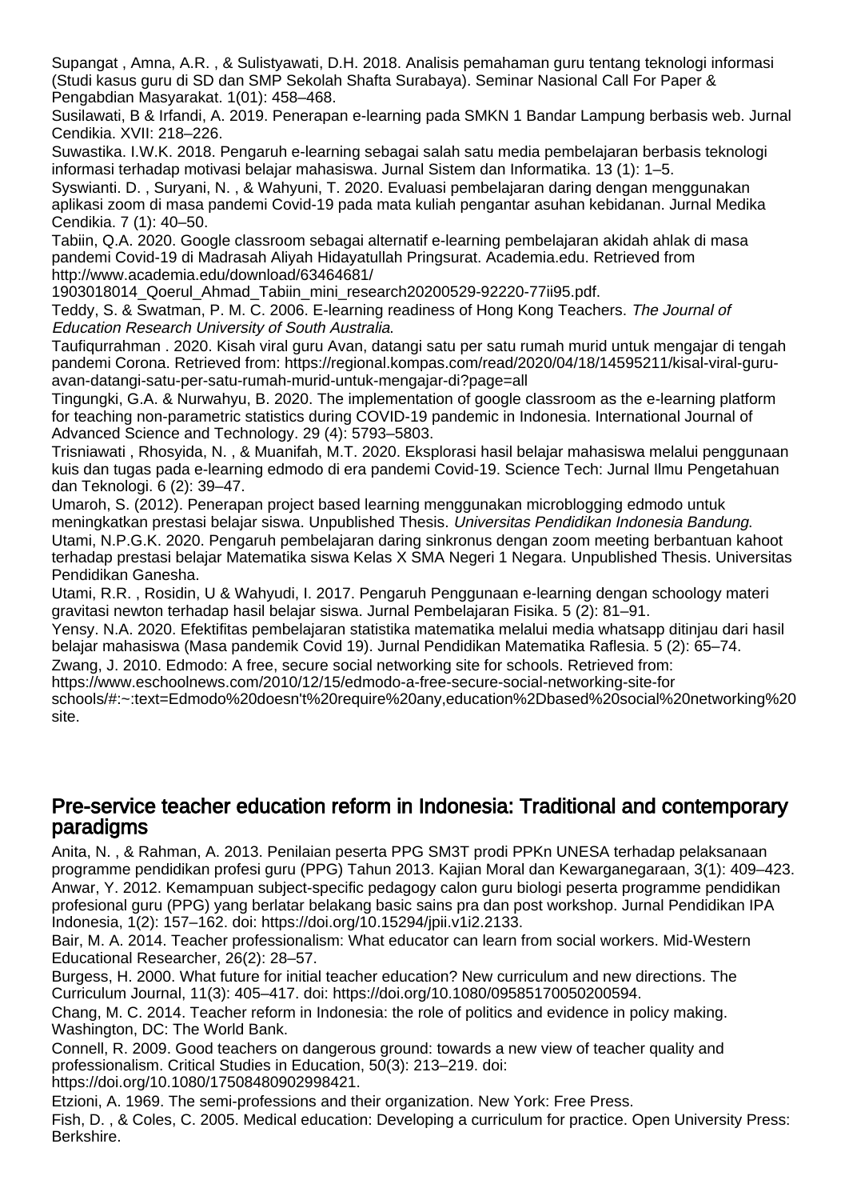Supangat , Amna, A.R. , & Sulistyawati, D.H. 2018. Analisis pemahaman guru tentang teknologi informasi (Studi kasus guru di SD dan SMP Sekolah Shafta Surabaya). Seminar Nasional Call For Paper & Pengabdian Masyarakat. 1(01): 458–468.

Susilawati, B & Irfandi, A. 2019. Penerapan e-learning pada SMKN 1 Bandar Lampung berbasis web. Jurnal Cendikia. XVII: 218–226.

Suwastika. I.W.K. 2018. Pengaruh e-learning sebagai salah satu media pembelajaran berbasis teknologi informasi terhadap motivasi belajar mahasiswa. Jurnal Sistem dan Informatika. 13 (1): 1–5.

Syswianti. D. , Suryani, N. , & Wahyuni, T. 2020. Evaluasi pembelajaran daring dengan menggunakan aplikasi zoom di masa pandemi Covid-19 pada mata kuliah pengantar asuhan kebidanan. Jurnal Medika Cendikia. 7 (1): 40–50.

Tabiin, Q.A. 2020. Google classroom sebagai alternatif e-learning pembelajaran akidah ahlak di masa pandemi Covid-19 di Madrasah Aliyah Hidayatullah Pringsurat. Academia.edu. Retrieved from http://www.academia.edu/download/63464681/1903018014_Qoerul_Ahmad_Tabiin_mini_research20200529-92220-77ii95.pdf.

Teddy, S. & Swatman, P. M. C. 2006. E-learning readiness of Hong Kong Teachers. *The Journal of Education Research University of South Australia*.

Taufiqurrahman . 2020. Kisah viral guru Avan, datangi satu per satu rumah murid untuk mengajar di tengah pandemi Corona. Retrieved from: https://regional.kompas.com/read/2020/04/18/14595211/kisal-viral-guru-avan-datangi-satu-per-satu-rumah-murid-untuk-mengajar-di?page=all

Tingungki, G.A. & Nurwahyu, B. 2020. The implementation of google classroom as the e-learning platform for teaching non-parametric statistics during COVID-19 pandemic in Indonesia. International Journal of Advanced Science and Technology. 29 (4): 5793–5803.

Trisniawati , Rhosyida, N. , & Muanifah, M.T. 2020. Eksplorasi hasil belajar mahasiswa melalui penggunaan kuis dan tugas pada e-learning edmodo di era pandemi Covid-19. Science Tech: Jurnal Ilmu Pengetahuan dan Teknologi. 6 (2): 39–47.

Umaroh, S. (2012). Penerapan project based learning menggunakan microblogging edmodo untuk meningkatkan prestasi belajar siswa. Unpublished Thesis. *Universitas Pendidikan Indonesia Bandung*.

Utami, N.P.G.K. 2020. Pengaruh pembelajaran daring sinkronus dengan zoom meeting berbantuan kahoot terhadap prestasi belajar Matematika siswa Kelas X SMA Negeri 1 Negara. Unpublished Thesis. Universitas Pendidikan Ganesha.

Utami, R.R. , Rosidin, U & Wahyudi, I. 2017. Pengaruh Penggunaan e-learning dengan schoology materi gravitasi newton terhadap hasil belajar siswa. Jurnal Pembelajaran Fisika. 5 (2): 81–91.

Yensy. N.A. 2020. Efektifitas pembelajaran statistika matematika melalui media whatsapp ditinjau dari hasil belajar mahasiswa (Masa pandemik Covid 19). Jurnal Pendidikan Matematika Raflesia. 5 (2): 65–74.

Zwang, J. 2010. Edmodo: A free, secure social networking site for schools. Retrieved from: https://www.eschoolnews.com/2010/12/15/edmodo-a-free-secure-social-networking-site-for schools/#:~:text=Edmodo%20doesn't%20require%20any,education%2Dbased%20social%20networking%20site.

## Pre-service teacher education reform in Indonesia: Traditional and contemporary paradigms

Anita, N. , & Rahman, A. 2013. Penilaian peserta PPG SM3T prodi PPKn UNESA terhadap pelaksanaan programme pendidikan profesi guru (PPG) Tahun 2013. Kajian Moral dan Kewarganegaraan, 3(1): 409–423.

Anwar, Y. 2012. Kemampuan subject-specific pedagogy calon guru biologi peserta programme pendidikan profesional guru (PPG) yang berlatar belakang basic sains pra dan post workshop. Jurnal Pendidikan IPA Indonesia, 1(2): 157–162. doi: https://doi.org/10.15294/jpii.v1i2.2133.

Bair, M. A. 2014. Teacher professionalism: What educator can learn from social workers. Mid-Western Educational Researcher, 26(2): 28–57.

Burgess, H. 2000. What future for initial teacher education? New curriculum and new directions. The Curriculum Journal, 11(3): 405–417. doi: https://doi.org/10.1080/09585170050200594.

Chang, M. C. 2014. Teacher reform in Indonesia: the role of politics and evidence in policy making. Washington, DC: The World Bank.

Connell, R. 2009. Good teachers on dangerous ground: towards a new view of teacher quality and professionalism. Critical Studies in Education, 50(3): 213–219. doi: https://doi.org/10.1080/17508480902998421.

Etzioni, A. 1969. The semi-professions and their organization. New York: Free Press.

Fish, D. , & Coles, C. 2005. Medical education: Developing a curriculum for practice. Open University Press: Berkshire.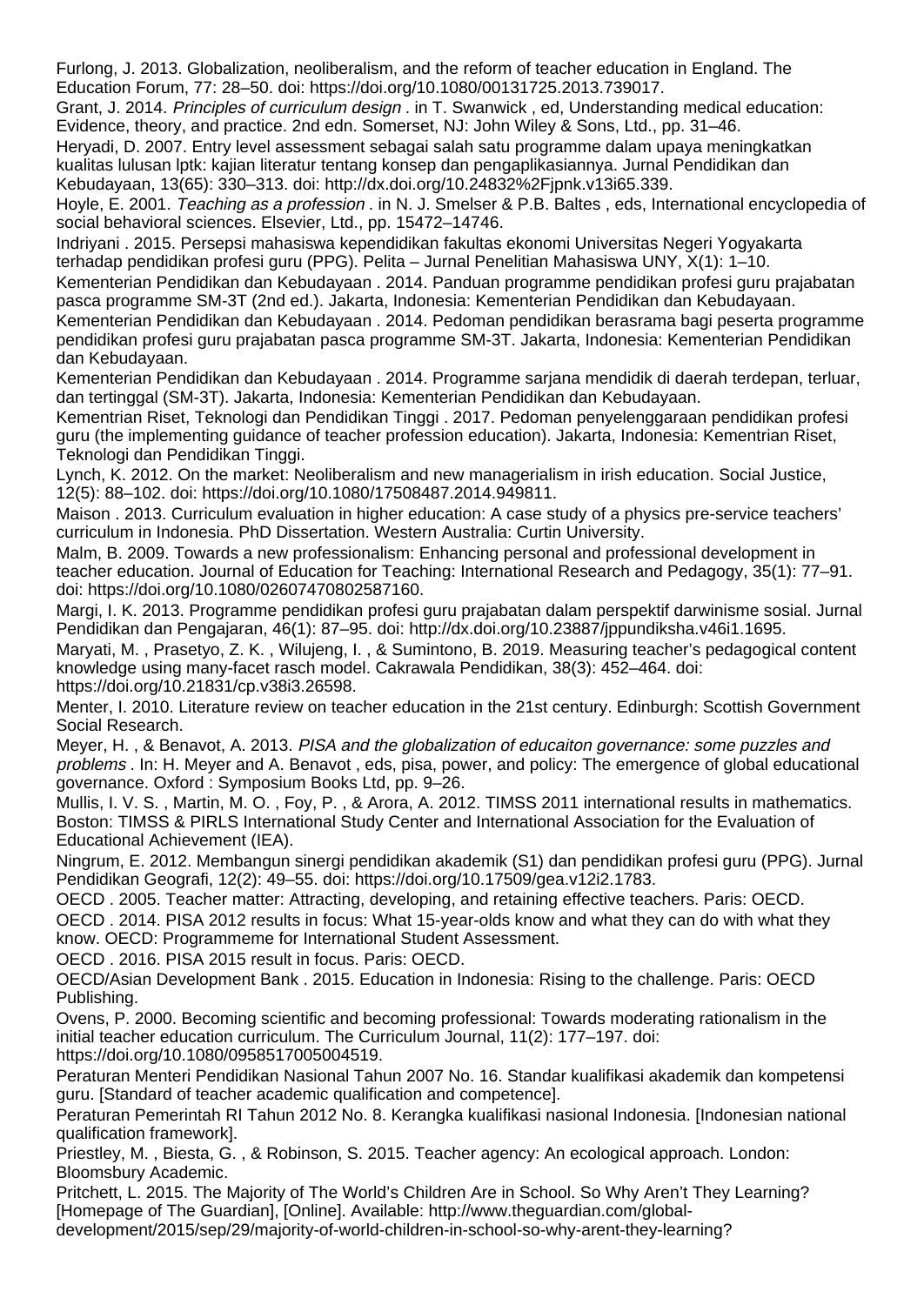Furlong, J. 2013. Globalization, neoliberalism, and the reform of teacher education in England. The Education Forum, 77: 28–50. doi: https://doi.org/10.1080/00131725.2013.739017.

Grant, J. 2014. *Principles of curriculum design* . in T. Swanwick , ed, Understanding medical education: Evidence, theory, and practice. 2nd edn. Somerset, NJ: John Wiley & Sons, Ltd., pp. 31–46.

Heryadi, D. 2007. Entry level assessment sebagai salah satu programme dalam upaya meningkatkan kualitas lulusan lptk: kajian literatur tentang konsep dan pengaplikasiannya. Jurnal Pendidikan dan Kebudayaan, 13(65): 330–313. doi: http://dx.doi.org/10.24832%2Fjpnk.v13i65.339.

Hoyle, E. 2001. *Teaching as a profession* . in N. J. Smelser & P.B. Baltes , eds, International encyclopedia of social behavioral sciences. Elsevier, Ltd., pp. 15472–14746.

Indriyani . 2015. Persepsi mahasiswa kependidikan fakultas ekonomi Universitas Negeri Yogyakarta terhadap pendidikan profesi guru (PPG). Pelita – Jurnal Penelitian Mahasiswa UNY, X(1): 1–10.

Kementerian Pendidikan dan Kebudayaan . 2014. Panduan programme pendidikan profesi guru prajabatan pasca programme SM-3T (2nd ed.). Jakarta, Indonesia: Kementerian Pendidikan dan Kebudayaan.

Kementerian Pendidikan dan Kebudayaan . 2014. Pedoman pendidikan berasrama bagi peserta programme pendidikan profesi guru prajabatan pasca programme SM-3T. Jakarta, Indonesia: Kementerian Pendidikan dan Kebudayaan.

Kementerian Pendidikan dan Kebudayaan . 2014. Programme sarjana mendidik di daerah terdepan, terluar, dan tertinggal (SM-3T). Jakarta, Indonesia: Kementerian Pendidikan dan Kebudayaan.

Kementrian Riset, Teknologi dan Pendidikan Tinggi . 2017. Pedoman penyelenggaraan pendidikan profesi guru (the implementing guidance of teacher profession education). Jakarta, Indonesia: Kementrian Riset, Teknologi dan Pendidikan Tinggi.

Lynch, K. 2012. On the market: Neoliberalism and new managerialism in irish education. Social Justice, 12(5): 88–102. doi: https://doi.org/10.1080/17508487.2014.949811.

Maison . 2013. Curriculum evaluation in higher education: A case study of a physics pre-service teachers' curriculum in Indonesia. PhD Dissertation. Western Australia: Curtin University.

Malm, B. 2009. Towards a new professionalism: Enhancing personal and professional development in teacher education. Journal of Education for Teaching: International Research and Pedagogy, 35(1): 77–91. doi: https://doi.org/10.1080/02607470802587160.

Margi, I. K. 2013. Programme pendidikan profesi guru prajabatan dalam perspektif darwinisme sosial. Jurnal Pendidikan dan Pengajaran, 46(1): 87–95. doi: http://dx.doi.org/10.23887/jppundiksha.v46i1.1695.

Maryati, M. , Prasetyo, Z. K. , Wilujeng, I. , & Sumintono, B. 2019. Measuring teacher's pedagogical content knowledge using many-facet rasch model. Cakrawala Pendidikan, 38(3): 452–464. doi: https://doi.org/10.21831/cp.v38i3.26598.

Menter, I. 2010. Literature review on teacher education in the 21st century. Edinburgh: Scottish Government Social Research.

Meyer, H. , & Benavot, A. 2013. *PISA and the globalization of educaiton governance: some puzzles and problems* . In: H. Meyer and A. Benavot , eds, pisa, power, and policy: The emergence of global educational governance. Oxford : Symposium Books Ltd, pp. 9–26.

Mullis, I. V. S. , Martin, M. O. , Foy, P. , & Arora, A. 2012. TIMSS 2011 international results in mathematics. Boston: TIMSS & PIRLS International Study Center and International Association for the Evaluation of Educational Achievement (IEA).

Ningrum, E. 2012. Membangun sinergi pendidikan akademik (S1) dan pendidikan profesi guru (PPG). Jurnal Pendidikan Geografi, 12(2): 49–55. doi: https://doi.org/10.17509/gea.v12i2.1783.

OECD . 2005. Teacher matter: Attracting, developing, and retaining effective teachers. Paris: OECD.

OECD . 2014. PISA 2012 results in focus: What 15-year-olds know and what they can do with what they know. OECD: Programmeme for International Student Assessment.

OECD . 2016. PISA 2015 result in focus. Paris: OECD.

OECD/Asian Development Bank . 2015. Education in Indonesia: Rising to the challenge. Paris: OECD Publishing.

Ovens, P. 2000. Becoming scientific and becoming professional: Towards moderating rationalism in the initial teacher education curriculum. The Curriculum Journal, 11(2): 177–197. doi: https://doi.org/10.1080/0958517005004519.

Peraturan Menteri Pendidikan Nasional Tahun 2007 No. 16. Standar kualifikasi akademik dan kompetensi guru. [Standard of teacher academic qualification and competence].

Peraturan Pemerintah RI Tahun 2012 No. 8. Kerangka kualifikasi nasional Indonesia. [Indonesian national qualification framework].

Priestley, M. , Biesta, G. , & Robinson, S. 2015. Teacher agency: An ecological approach. London: Bloomsbury Academic.

Pritchett, L. 2015. The Majority of The World's Children Are in School. So Why Aren't They Learning? [Homepage of The Guardian], [Online]. Available: http://www.theguardian.com/global-development/2015/sep/29/majority-of-world-children-in-school-so-why-arent-they-learning?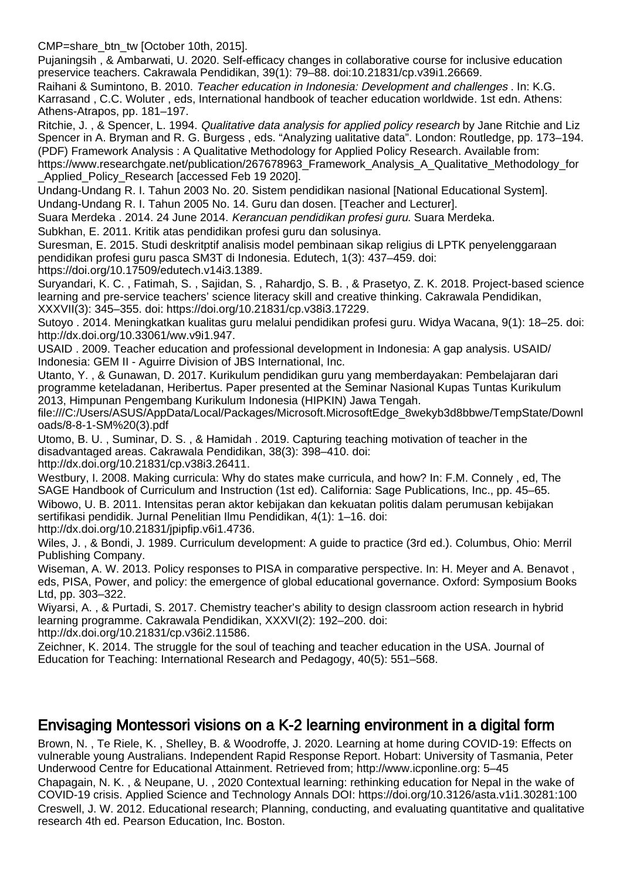CMP=share_btn_tw [October 10th, 2015].

Pujaningsih , & Ambarwati, U. 2020. Self-efficacy changes in collaborative course for inclusive education preservice teachers. Cakrawala Pendidikan, 39(1): 79–88. doi:10.21831/cp.v39i1.26669.

Raihani & Sumintono, B. 2010. *Teacher education in Indonesia: Development and challenges* . In: K.G. Karrasand , C.C. Woluter , eds, International handbook of teacher education worldwide. 1st edn. Athens: Athens-Atrapos, pp. 181–197.

Ritchie, J. , & Spencer, L. 1994. *Qualitative data analysis for applied policy research* by Jane Ritchie and Liz Spencer in A. Bryman and R. G. Burgess , eds. "Analyzing ualitative data". London: Routledge, pp. 173–194. (PDF) Framework Analysis : A Qualitative Methodology for Applied Policy Research. Available from: https://www.researchgate.net/publication/267678963_Framework_Analysis_A_Qualitative_Methodology_for_Applied_Policy_Research [accessed Feb 19 2020].

Undang-Undang R. I. Tahun 2003 No. 20. Sistem pendidikan nasional [National Educational System].

Undang-Undang R. I. Tahun 2005 No. 14. Guru dan dosen. [Teacher and Lecturer].

Suara Merdeka . 2014. 24 June 2014. *Kerancuan pendidikan profesi guru*. Suara Merdeka.

Subkhan, E. 2011. Kritik atas pendidikan profesi guru dan solusinya.

Suresman, E. 2015. Studi deskritptif analisis model pembinaan sikap religius di LPTK penyelenggaraan pendidikan profesi guru pasca SM3T di Indonesia. Edutech, 1(3): 437–459. doi: https://doi.org/10.17509/edutech.v14i3.1389.

Suryandari, K. C. , Fatimah, S. , Sajidan, S. , Rahardjo, S. B. , & Prasetyo, Z. K. 2018. Project-based science learning and pre-service teachers' science literacy skill and creative thinking. Cakrawala Pendidikan, XXXVII(3): 345–355. doi: https://doi.org/10.21831/cp.v38i3.17229.

Sutoyo . 2014. Meningkatkan kualitas guru melalui pendidikan profesi guru. Widya Wacana, 9(1): 18–25. doi: http://dx.doi.org/10.33061/ww.v9i1.947.

USAID . 2009. Teacher education and professional development in Indonesia: A gap analysis. USAID/ Indonesia: GEM II - Aguirre Division of JBS International, Inc.

Utanto, Y. , & Gunawan, D. 2017. Kurikulum pendidikan guru yang memberdayakan: Pembelajaran dari programme keteladanan, Heribertus. Paper presented at the Seminar Nasional Kupas Tuntas Kurikulum 2013, Himpunan Pengembang Kurikulum Indonesia (HIPKIN) Jawa Tengah. file:///C:/Users/ASUS/AppData/Local/Packages/Microsoft.MicrosoftEdge_8wekyb3d8bbwe/TempState/Downloads/8-8-1-SM%20(3).pdf

Utomo, B. U. , Suminar, D. S. , & Hamidah . 2019. Capturing teaching motivation of teacher in the disadvantaged areas. Cakrawala Pendidikan, 38(3): 398–410. doi: http://dx.doi.org/10.21831/cp.v38i3.26411.

Westbury, I. 2008. Making curricula: Why do states make curricula, and how? In: F.M. Connely , ed, The SAGE Handbook of Curriculum and Instruction (1st ed). California: Sage Publications, Inc., pp. 45–65.

Wibowo, U. B. 2011. Intensitas peran aktor kebijakan dan kekuatan politis dalam perumusan kebijakan sertifikasi pendidik. Jurnal Penelitian Ilmu Pendidikan, 4(1): 1–16. doi: http://dx.doi.org/10.21831/jpipfip.v6i1.4736.

Wiles, J. , & Bondi, J. 1989. Curriculum development: A guide to practice (3rd ed.). Columbus, Ohio: Merril Publishing Company.

Wiseman, A. W. 2013. Policy responses to PISA in comparative perspective. In: H. Meyer and A. Benavot , eds, PISA, Power, and policy: the emergence of global educational governance. Oxford: Symposium Books Ltd, pp. 303–322.

Wiyarsi, A. , & Purtadi, S. 2017. Chemistry teacher's ability to design classroom action research in hybrid learning programme. Cakrawala Pendidikan, XXXVI(2): 192–200. doi: http://dx.doi.org/10.21831/cp.v36i2.11586.

Zeichner, K. 2014. The struggle for the soul of teaching and teacher education in the USA. Journal of Education for Teaching: International Research and Pedagogy, 40(5): 551–568.

## Envisaging Montessori visions on a K-2 learning environment in a digital form

Brown, N. , Te Riele, K. , Shelley, B. & Woodroffe, J. 2020. Learning at home during COVID-19: Effects on vulnerable young Australians. Independent Rapid Response Report. Hobart: University of Tasmania, Peter Underwood Centre for Educational Attainment. Retrieved from; http://www.icponline.org: 5–45

Chapagain, N. K. , & Neupane, U. , 2020 Contextual learning: rethinking education for Nepal in the wake of COVID-19 crisis. Applied Science and Technology Annals DOI: https://doi.org/10.3126/asta.v1i1.30281:100

Creswell, J. W. 2012. Educational research; Planning, conducting, and evaluating quantitative and qualitative research 4th ed. Pearson Education, Inc. Boston.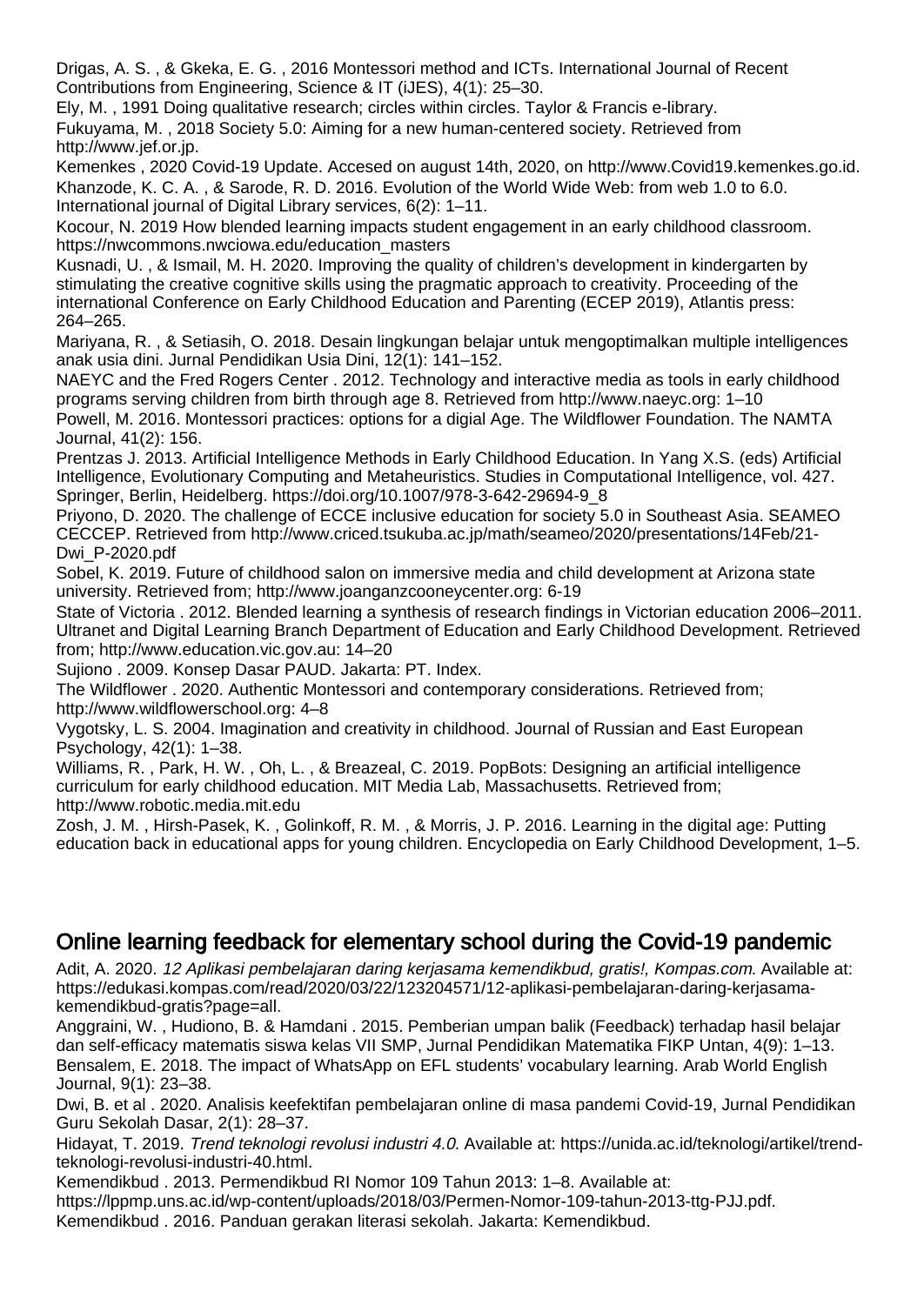Drigas, A. S. , & Gkeka, E. G. , 2016 Montessori method and ICTs. International Journal of Recent Contributions from Engineering, Science & IT (iJES), 4(1): 25–30.

Ely, M. , 1991 Doing qualitative research; circles within circles. Taylor & Francis e-library.

Fukuyama, M. , 2018 Society 5.0: Aiming for a new human-centered society. Retrieved from http://www.jef.or.jp.

Kemenkes , 2020 Covid-19 Update. Accesed on august 14th, 2020, on http://www.Covid19.kemenkes.go.id.

Khanzode, K. C. A. , & Sarode, R. D. 2016. Evolution of the World Wide Web: from web 1.0 to 6.0. International journal of Digital Library services, 6(2): 1–11.

Kocour, N. 2019 How blended learning impacts student engagement in an early childhood classroom. https://nwcommons.nwciowa.edu/education_masters

Kusnadi, U. , & Ismail, M. H. 2020. Improving the quality of children's development in kindergarten by stimulating the creative cognitive skills using the pragmatic approach to creativity. Proceeding of the international Conference on Early Childhood Education and Parenting (ECEP 2019), Atlantis press: 264–265.

Mariyana, R. , & Setiasih, O. 2018. Desain lingkungan belajar untuk mengoptimalkan multiple intelligences anak usia dini. Jurnal Pendidikan Usia Dini, 12(1): 141–152.

NAEYC and the Fred Rogers Center . 2012. Technology and interactive media as tools in early childhood programs serving children from birth through age 8. Retrieved from http://www.naeyc.org: 1–10

Powell, M. 2016. Montessori practices: options for a digial Age. The Wildflower Foundation. The NAMTA Journal, 41(2): 156.

Prentzas J. 2013. Artificial Intelligence Methods in Early Childhood Education. In Yang X.S. (eds) Artificial Intelligence, Evolutionary Computing and Metaheuristics. Studies in Computational Intelligence, vol. 427. Springer, Berlin, Heidelberg. https://doi.org/10.1007/978-3-642-29694-9_8

Priyono, D. 2020. The challenge of ECCE inclusive education for society 5.0 in Southeast Asia. SEAMEO CECCEP. Retrieved from http://www.criced.tsukuba.ac.jp/math/seameo/2020/presentations/14Feb/21-Dwi_P-2020.pdf

Sobel, K. 2019. Future of childhood salon on immersive media and child development at Arizona state university. Retrieved from; http://www.joanganzcooneycenter.org: 6-19

State of Victoria . 2012. Blended learning a synthesis of research findings in Victorian education 2006–2011. Ultranet and Digital Learning Branch Department of Education and Early Childhood Development. Retrieved from; http://www.education.vic.gov.au: 14–20

Sujiono . 2009. Konsep Dasar PAUD. Jakarta: PT. Index.

The Wildflower . 2020. Authentic Montessori and contemporary considerations. Retrieved from; http://www.wildflowerschool.org: 4–8

Vygotsky, L. S. 2004. Imagination and creativity in childhood. Journal of Russian and East European Psychology, 42(1): 1–38.

Williams, R. , Park, H. W. , Oh, L. , & Breazeal, C. 2019. PopBots: Designing an artificial intelligence curriculum for early childhood education. MIT Media Lab, Massachusetts. Retrieved from; http://www.robotic.media.mit.edu

Zosh, J. M. , Hirsh-Pasek, K. , Golinkoff, R. M. , & Morris, J. P. 2016. Learning in the digital age: Putting education back in educational apps for young children. Encyclopedia on Early Childhood Development, 1–5.

## Online learning feedback for elementary school during the Covid-19 pandemic

Adit, A. 2020. *12 Aplikasi pembelajaran daring kerjasama kemendikbud, gratis!, Kompas.com*. Available at: https://edukasi.kompas.com/read/2020/03/22/123204571/12-aplikasi-pembelajaran-daring-kerjasama-kemendikbud-gratis?page=all.

Anggraini, W. , Hudiono, B. & Hamdani . 2015. Pemberian umpan balik (Feedback) terhadap hasil belajar dan self-efficacy matematis siswa kelas VII SMP, Jurnal Pendidikan Matematika FIKP Untan, 4(9): 1–13.

Bensalem, E. 2018. The impact of WhatsApp on EFL students' vocabulary learning. Arab World English Journal, 9(1): 23–38.

Dwi, B. et al . 2020. Analisis keefektifan pembelajaran online di masa pandemi Covid-19, Jurnal Pendidikan Guru Sekolah Dasar, 2(1): 28–37.

Hidayat, T. 2019. *Trend teknologi revolusi industri 4.0*. Available at: https://unida.ac.id/teknologi/artikel/trend-teknologi-revolusi-industri-40.html.

Kemendikbud . 2013. Permendikbud RI Nomor 109 Tahun 2013: 1–8. Available at: https://lppmp.uns.ac.id/wp-content/uploads/2018/03/Permen-Nomor-109-tahun-2013-ttg-PJJ.pdf.

Kemendikbud . 2016. Panduan gerakan literasi sekolah. Jakarta: Kemendikbud.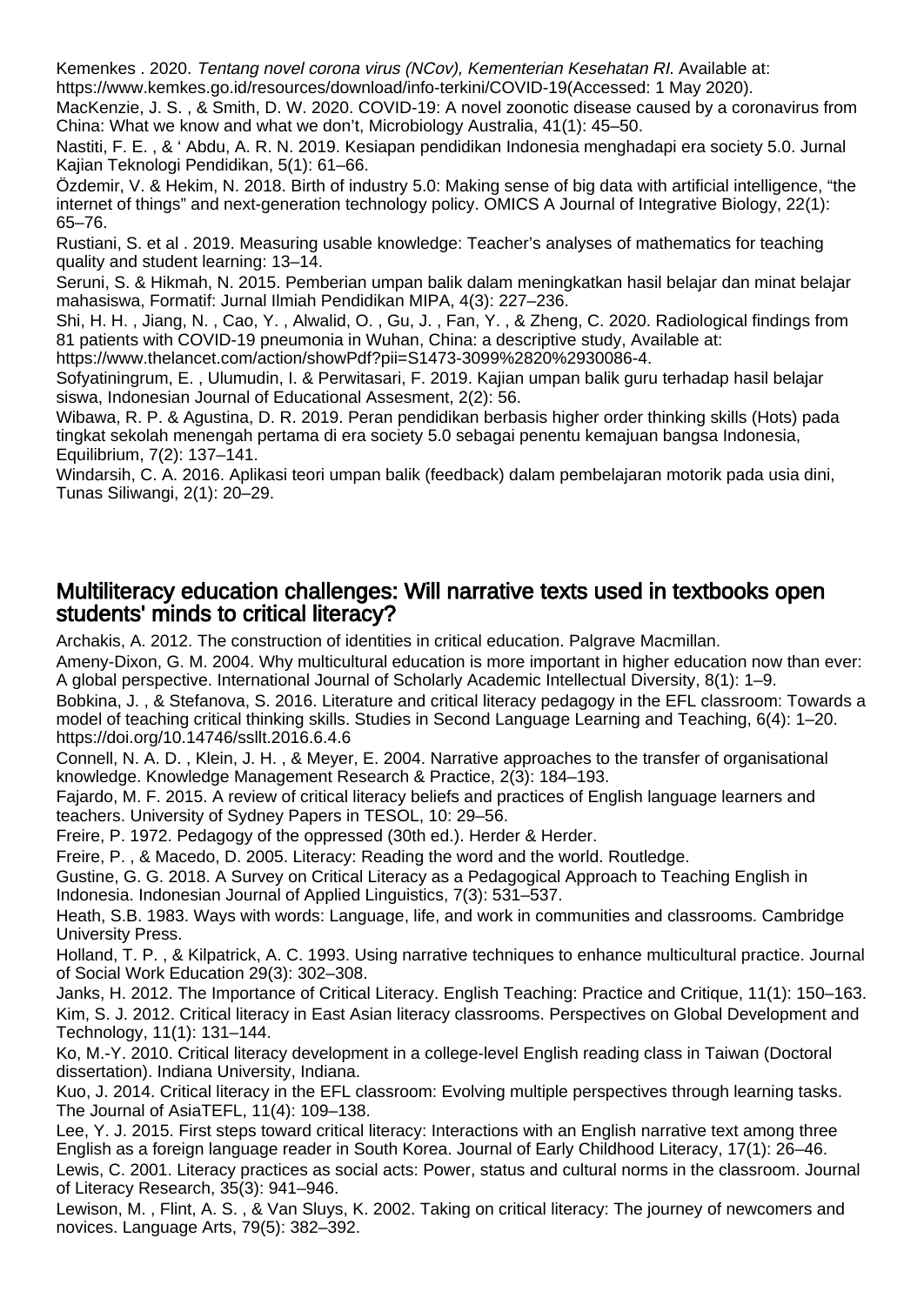Kemenkes . 2020. *Tentang novel corona virus (NCov), Kementerian Kesehatan RI.* Available at: https://www.kemkes.go.id/resources/download/info-terkini/COVID-19(Accessed: 1 May 2020).

MacKenzie, J. S. , & Smith, D. W. 2020. COVID-19: A novel zoonotic disease caused by a coronavirus from China: What we know and what we don't, Microbiology Australia, 41(1): 45–50.

Nastiti, F. E. , & ' Abdu, A. R. N. 2019. Kesiapan pendidikan Indonesia menghadapi era society 5.0. Jurnal Kajian Teknologi Pendidikan, 5(1): 61–66.

Özdemir, V. & Hekim, N. 2018. Birth of industry 5.0: Making sense of big data with artificial intelligence, "the internet of things" and next-generation technology policy. OMICS A Journal of Integrative Biology, 22(1): 65–76.

Rustiani, S. et al . 2019. Measuring usable knowledge: Teacher's analyses of mathematics for teaching quality and student learning: 13–14.

Seruni, S. & Hikmah, N. 2015. Pemberian umpan balik dalam meningkatkan hasil belajar dan minat belajar mahasiswa, Formatif: Jurnal Ilmiah Pendidikan MIPA, 4(3): 227–236.

Shi, H. H. , Jiang, N. , Cao, Y. , Alwalid, O. , Gu, J. , Fan, Y. , & Zheng, C. 2020. Radiological findings from 81 patients with COVID-19 pneumonia in Wuhan, China: a descriptive study, Available at: https://www.thelancet.com/action/showPdf?pii=S1473-3099%2820%2930086-4.

Sofyatiningrum, E. , Ulumudin, I. & Perwitasari, F. 2019. Kajian umpan balik guru terhadap hasil belajar siswa, Indonesian Journal of Educational Assesment, 2(2): 56.

Wibawa, R. P. & Agustina, D. R. 2019. Peran pendidikan berbasis higher order thinking skills (Hots) pada tingkat sekolah menengah pertama di era society 5.0 sebagai penentu kemajuan bangsa Indonesia, Equilibrium, 7(2): 137–141.

Windarsih, C. A. 2016. Aplikasi teori umpan balik (feedback) dalam pembelajaran motorik pada usia dini, Tunas Siliwangi, 2(1): 20–29.

## Multiliteracy education challenges: Will narrative texts used in textbooks open students' minds to critical literacy?

Archakis, A. 2012. The construction of identities in critical education. Palgrave Macmillan.

Ameny-Dixon, G. M. 2004. Why multicultural education is more important in higher education now than ever: A global perspective. International Journal of Scholarly Academic Intellectual Diversity, 8(1): 1–9.

Bobkina, J. , & Stefanova, S. 2016. Literature and critical literacy pedagogy in the EFL classroom: Towards a model of teaching critical thinking skills. Studies in Second Language Learning and Teaching, 6(4): 1–20. https://doi.org/10.14746/ssllt.2016.6.4.6

Connell, N. A. D. , Klein, J. H. , & Meyer, E. 2004. Narrative approaches to the transfer of organisational knowledge. Knowledge Management Research & Practice, 2(3): 184–193.

Fajardo, M. F. 2015. A review of critical literacy beliefs and practices of English language learners and teachers. University of Sydney Papers in TESOL, 10: 29–56.

Freire, P. 1972. Pedagogy of the oppressed (30th ed.). Herder & Herder.

Freire, P. , & Macedo, D. 2005. Literacy: Reading the word and the world. Routledge.

Gustine, G. G. 2018. A Survey on Critical Literacy as a Pedagogical Approach to Teaching English in Indonesia. Indonesian Journal of Applied Linguistics, 7(3): 531–537.

Heath, S.B. 1983. Ways with words: Language, life, and work in communities and classrooms. Cambridge University Press.

Holland, T. P. , & Kilpatrick, A. C. 1993. Using narrative techniques to enhance multicultural practice. Journal of Social Work Education 29(3): 302–308.

Janks, H. 2012. The Importance of Critical Literacy. English Teaching: Practice and Critique, 11(1): 150–163.

Kim, S. J. 2012. Critical literacy in East Asian literacy classrooms. Perspectives on Global Development and Technology, 11(1): 131–144.

Ko, M.-Y. 2010. Critical literacy development in a college-level English reading class in Taiwan (Doctoral dissertation). Indiana University, Indiana.

Kuo, J. 2014. Critical literacy in the EFL classroom: Evolving multiple perspectives through learning tasks. The Journal of AsiaTEFL, 11(4): 109–138.

Lee, Y. J. 2015. First steps toward critical literacy: Interactions with an English narrative text among three English as a foreign language reader in South Korea. Journal of Early Childhood Literacy, 17(1): 26–46.

Lewis, C. 2001. Literacy practices as social acts: Power, status and cultural norms in the classroom. Journal of Literacy Research, 35(3): 941–946.

Lewison, M. , Flint, A. S. , & Van Sluys, K. 2002. Taking on critical literacy: The journey of newcomers and novices. Language Arts, 79(5): 382–392.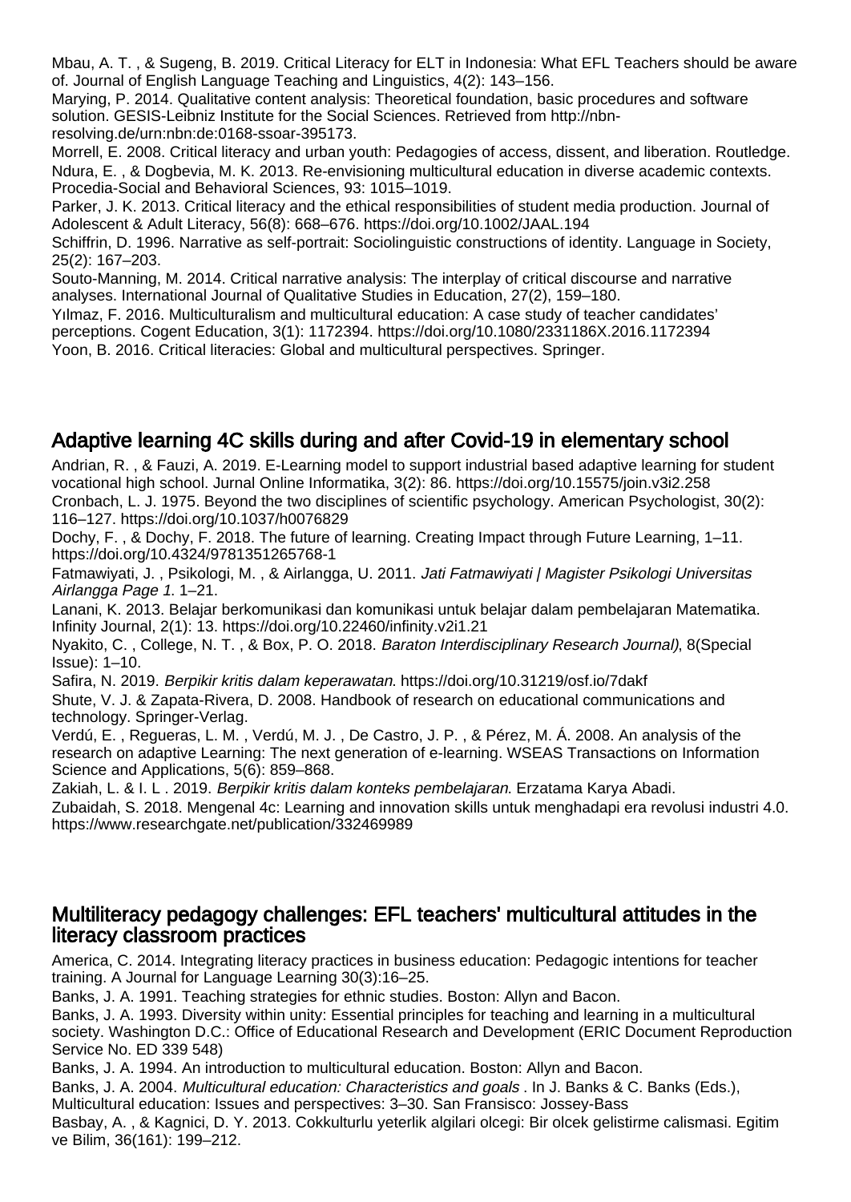Mbau, A. T. , & Sugeng, B. 2019. Critical Literacy for ELT in Indonesia: What EFL Teachers should be aware of. Journal of English Language Teaching and Linguistics, 4(2): 143–156.

Marying, P. 2014. Qualitative content analysis: Theoretical foundation, basic procedures and software solution. GESIS-Leibniz Institute for the Social Sciences. Retrieved from http://nbn-resolving.de/urn:nbn:de:0168-ssoar-395173.

Morrell, E. 2008. Critical literacy and urban youth: Pedagogies of access, dissent, and liberation. Routledge.

Ndura, E. , & Dogbevia, M. K. 2013. Re-envisioning multicultural education in diverse academic contexts. Procedia-Social and Behavioral Sciences, 93: 1015–1019.

Parker, J. K. 2013. Critical literacy and the ethical responsibilities of student media production. Journal of Adolescent & Adult Literacy, 56(8): 668–676. https://doi.org/10.1002/JAAL.194

Schiffrin, D. 1996. Narrative as self-portrait: Sociolinguistic constructions of identity. Language in Society, 25(2): 167–203.

Souto-Manning, M. 2014. Critical narrative analysis: The interplay of critical discourse and narrative analyses. International Journal of Qualitative Studies in Education, 27(2), 159–180.

Yılmaz, F. 2016. Multiculturalism and multicultural education: A case study of teacher candidates' perceptions. Cogent Education, 3(1): 1172394. https://doi.org/10.1080/2331186X.2016.1172394

Yoon, B. 2016. Critical literacies: Global and multicultural perspectives. Springer.

## Adaptive learning 4C skills during and after Covid-19 in elementary school

Andrian, R. , & Fauzi, A. 2019. E-Learning model to support industrial based adaptive learning for student vocational high school. Jurnal Online Informatika, 3(2): 86. https://doi.org/10.15575/join.v3i2.258

Cronbach, L. J. 1975. Beyond the two disciplines of scientific psychology. American Psychologist, 30(2): 116–127. https://doi.org/10.1037/h0076829

Dochy, F. , & Dochy, F. 2018. The future of learning. Creating Impact through Future Learning, 1–11. https://doi.org/10.4324/9781351265768-1

Fatmawiyati, J. , Psikologi, M. , & Airlangga, U. 2011. *Jati Fatmawiyati | Magister Psikologi Universitas Airlangga Page 1*. 1–21.

Lanani, K. 2013. Belajar berkomunikasi dan komunikasi untuk belajar dalam pembelajaran Matematika. Infinity Journal, 2(1): 13. https://doi.org/10.22460/infinity.v2i1.21

Nyakito, C. , College, N. T. , & Box, P. O. 2018. *Baraton Interdisciplinary Research Journal)*, 8(Special Issue): 1–10.

Safira, N. 2019. *Berpikir kritis dalam keperawatan*. https://doi.org/10.31219/osf.io/7dakf

Shute, V. J. & Zapata-Rivera, D. 2008. Handbook of research on educational communications and technology. Springer-Verlag.

Verdú, E. , Regueras, L. M. , Verdú, M. J. , De Castro, J. P. , & Pérez, M. Á. 2008. An analysis of the research on adaptive Learning: The next generation of e-learning. WSEAS Transactions on Information Science and Applications, 5(6): 859–868.

Zakiah, L. & I. L . 2019. *Berpikir kritis dalam konteks pembelajaran*. Erzatama Karya Abadi.

Zubaidah, S. 2018. Mengenal 4c: Learning and innovation skills untuk menghadapi era revolusi industri 4.0. https://www.researchgate.net/publication/332469989

## Multiliteracy pedagogy challenges: EFL teachers' multicultural attitudes in the literacy classroom practices

America, C. 2014. Integrating literacy practices in business education: Pedagogic intentions for teacher training. A Journal for Language Learning 30(3):16–25.

Banks, J. A. 1991. Teaching strategies for ethnic studies. Boston: Allyn and Bacon.

Banks, J. A. 1993. Diversity within unity: Essential principles for teaching and learning in a multicultural society. Washington D.C.: Office of Educational Research and Development (ERIC Document Reproduction Service No. ED 339 548)

Banks, J. A. 1994. An introduction to multicultural education. Boston: Allyn and Bacon.

Banks, J. A. 2004. *Multicultural education: Characteristics and goals* . In J. Banks & C. Banks (Eds.), Multicultural education: Issues and perspectives: 3–30. San Fransisco: Jossey-Bass

Basbay, A. , & Kagnici, D. Y. 2013. Cokkulturlu yeterlik algilari olcegi: Bir olcek gelistirme calismasi. Egitim ve Bilim, 36(161): 199–212.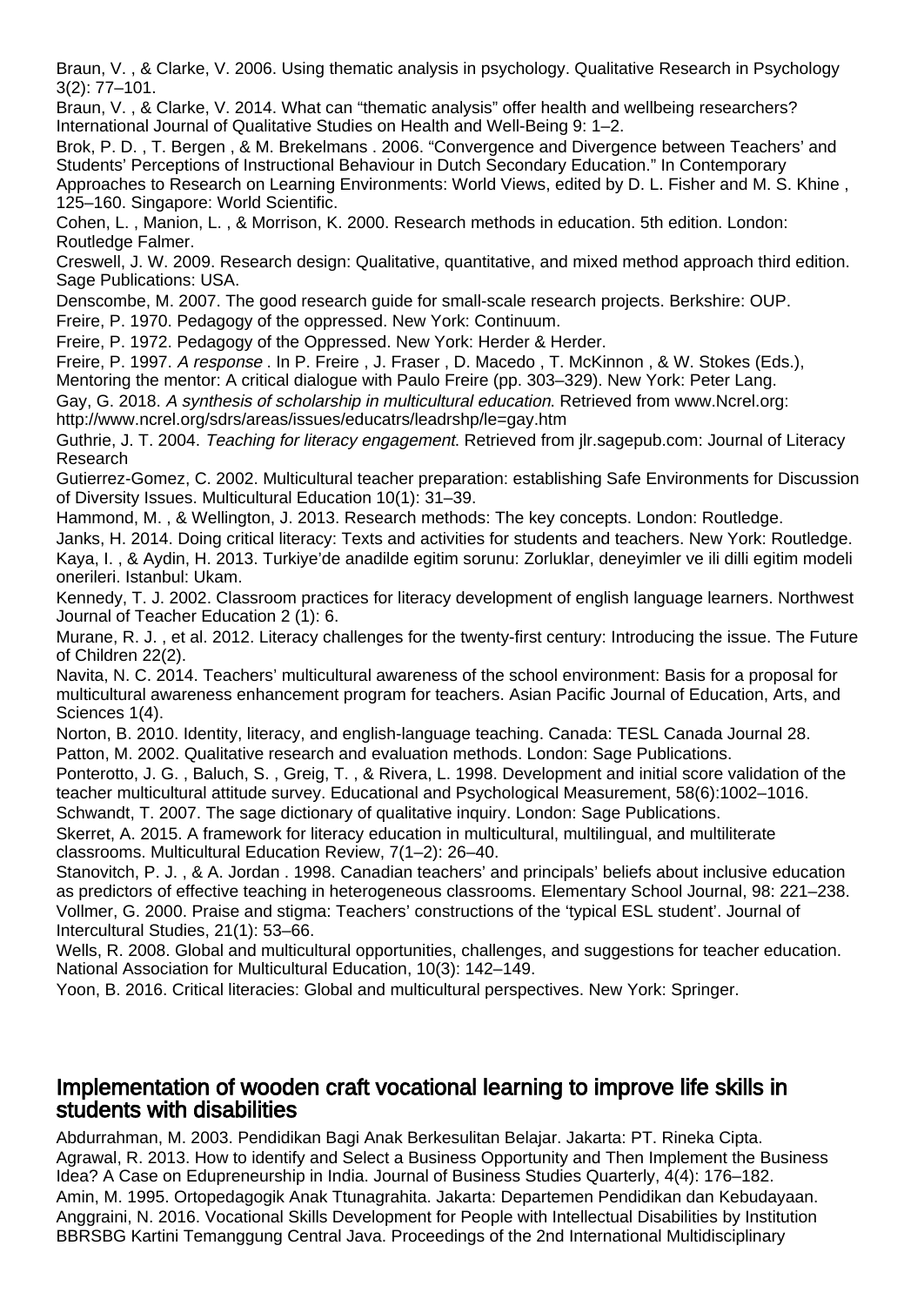Braun, V. , & Clarke, V. 2006. Using thematic analysis in psychology. Qualitative Research in Psychology 3(2): 77–101.

Braun, V. , & Clarke, V. 2014. What can "thematic analysis" offer health and wellbeing researchers? International Journal of Qualitative Studies on Health and Well-Being 9: 1–2.

Brok, P. D. , T. Bergen , & M. Brekelmans . 2006. "Convergence and Divergence between Teachers' and Students' Perceptions of Instructional Behaviour in Dutch Secondary Education." In Contemporary Approaches to Research on Learning Environments: World Views, edited by D. L. Fisher and M. S. Khine , 125–160. Singapore: World Scientific.

Cohen, L. , Manion, L. , & Morrison, K. 2000. Research methods in education. 5th edition. London: Routledge Falmer.

Creswell, J. W. 2009. Research design: Qualitative, quantitative, and mixed method approach third edition. Sage Publications: USA.

Denscombe, M. 2007. The good research guide for small-scale research projects. Berkshire: OUP.

Freire, P. 1970. Pedagogy of the oppressed. New York: Continuum.

Freire, P. 1972. Pedagogy of the Oppressed. New York: Herder & Herder.

Freire, P. 1997. *A response* . In P. Freire , J. Fraser , D. Macedo , T. McKinnon , & W. Stokes (Eds.), Mentoring the mentor: A critical dialogue with Paulo Freire (pp. 303–329). New York: Peter Lang.

Gay, G. 2018. *A synthesis of scholarship in multicultural education*. Retrieved from www.Ncrel.org: http://www.ncrel.org/sdrs/areas/issues/educatrs/leadrshp/le=gay.htm

Guthrie, J. T. 2004. *Teaching for literacy engagement*. Retrieved from jlr.sagepub.com: Journal of Literacy Research

Gutierrez-Gomez, C. 2002. Multicultural teacher preparation: establishing Safe Environments for Discussion of Diversity Issues. Multicultural Education 10(1): 31–39.

Hammond, M. , & Wellington, J. 2013. Research methods: The key concepts. London: Routledge.

Janks, H. 2014. Doing critical literacy: Texts and activities for students and teachers. New York: Routledge.

Kaya, I. , & Aydin, H. 2013. Turkiye'de anadilde egitim sorunu: Zorluklar, deneyimler ve ili dilli egitim modeli onerileri. Istanbul: Ukam.

Kennedy, T. J. 2002. Classroom practices for literacy development of english language learners. Northwest Journal of Teacher Education 2 (1): 6.

Murane, R. J. , et al. 2012. Literacy challenges for the twenty-first century: Introducing the issue. The Future of Children 22(2).

Navita, N. C. 2014. Teachers' multicultural awareness of the school environment: Basis for a proposal for multicultural awareness enhancement program for teachers. Asian Pacific Journal of Education, Arts, and Sciences 1(4).

Norton, B. 2010. Identity, literacy, and english-language teaching. Canada: TESL Canada Journal 28.

Patton, M. 2002. Qualitative research and evaluation methods. London: Sage Publications.

Ponterotto, J. G. , Baluch, S. , Greig, T. , & Rivera, L. 1998. Development and initial score validation of the teacher multicultural attitude survey. Educational and Psychological Measurement, 58(6):1002–1016.

Schwandt, T. 2007. The sage dictionary of qualitative inquiry. London: Sage Publications.

Skerret, A. 2015. A framework for literacy education in multicultural, multilingual, and multiliterate classrooms. Multicultural Education Review, 7(1–2): 26–40.

Stanovitch, P. J. , & A. Jordan . 1998. Canadian teachers' and principals' beliefs about inclusive education as predictors of effective teaching in heterogeneous classrooms. Elementary School Journal, 98: 221–238.

Vollmer, G. 2000. Praise and stigma: Teachers' constructions of the 'typical ESL student'. Journal of Intercultural Studies, 21(1): 53–66.

Wells, R. 2008. Global and multicultural opportunities, challenges, and suggestions for teacher education. National Association for Multicultural Education, 10(3): 142–149.

Yoon, B. 2016. Critical literacies: Global and multicultural perspectives. New York: Springer.

## Implementation of wooden craft vocational learning to improve life skills in students with disabilities

Abdurrahman, M. 2003. Pendidikan Bagi Anak Berkesulitan Belajar. Jakarta: PT. Rineka Cipta.

Agrawal, R. 2013. How to identify and Select a Business Opportunity and Then Implement the Business Idea? A Case on Edupreneurship in India. Journal of Business Studies Quarterly, 4(4): 176–182.

Amin, M. 1995. Ortopedagogik Anak Ttunagrahita. Jakarta: Departemen Pendidikan dan Kebudayaan.

Anggraini, N. 2016. Vocational Skills Development for People with Intellectual Disabilities by Institution BBRSBG Kartini Temanggung Central Java. Proceedings of the 2nd International Multidisciplinary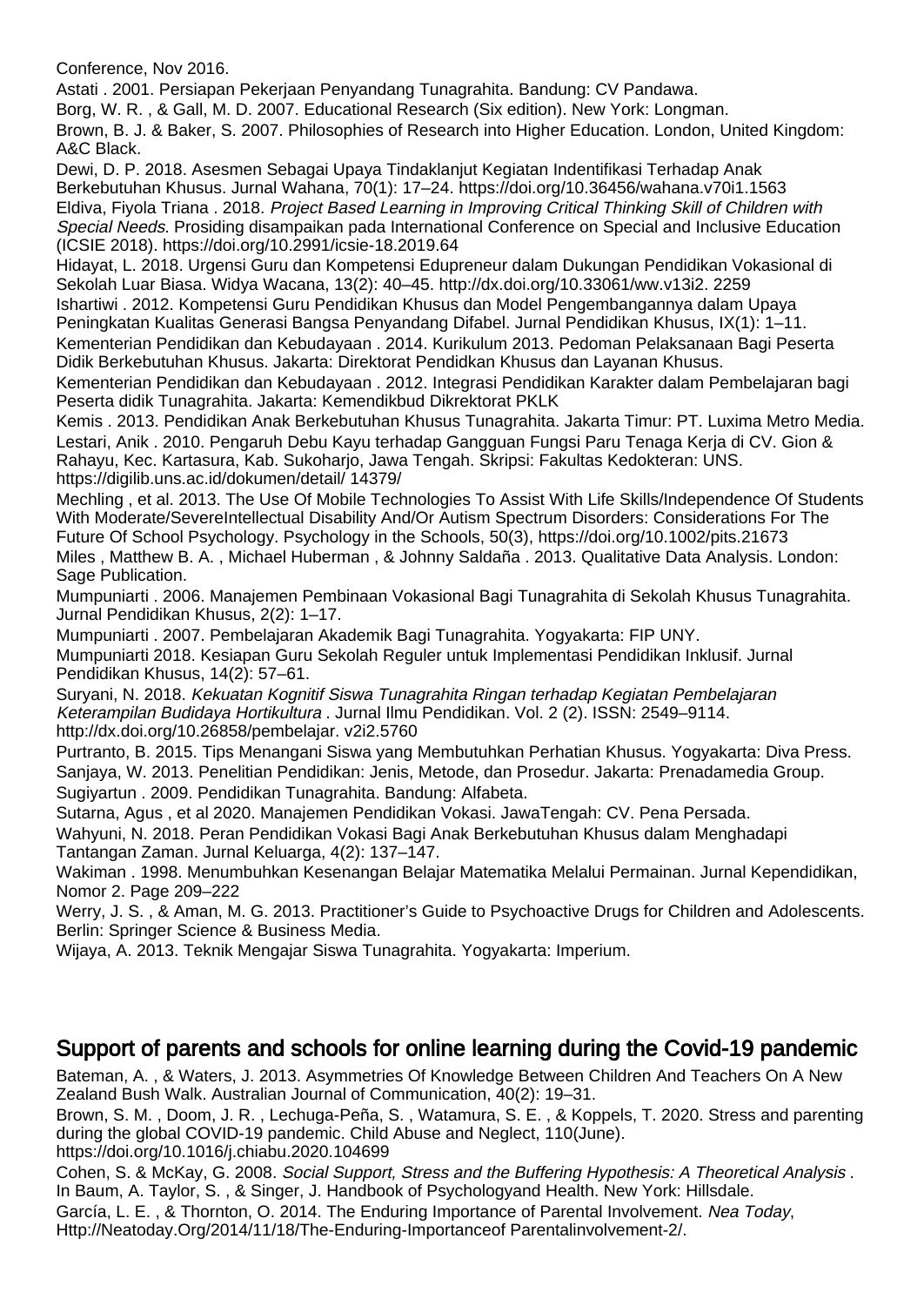Conference, Nov 2016.

Astati . 2001. Persiapan Pekerjaan Penyandang Tunagrahita. Bandung: CV Pandawa.

Borg, W. R. , & Gall, M. D. 2007. Educational Research (Six edition). New York: Longman.

Brown, B. J. & Baker, S. 2007. Philosophies of Research into Higher Education. London, United Kingdom: A&C Black.

Dewi, D. P. 2018. Asesmen Sebagai Upaya Tindaklanjut Kegiatan Indentifikasi Terhadap Anak Berkebutuhan Khusus. Jurnal Wahana, 70(1): 17–24. https://doi.org/10.36456/wahana.v70i1.1563

Eldiva, Fiyola Triana . 2018. *Project Based Learning in Improving Critical Thinking Skill of Children with Special Needs*. Prosiding disampaikan pada International Conference on Special and Inclusive Education (ICSIE 2018). https://doi.org/10.2991/icsie-18.2019.64

Hidayat, L. 2018. Urgensi Guru dan Kompetensi Edupreneur dalam Dukungan Pendidikan Vokasional di Sekolah Luar Biasa. Widya Wacana, 13(2): 40–45. http://dx.doi.org/10.33061/ww.v13i2. 2259

Ishartiwi . 2012. Kompetensi Guru Pendidikan Khusus dan Model Pengembangannya dalam Upaya Peningkatan Kualitas Generasi Bangsa Penyandang Difabel. Jurnal Pendidikan Khusus, IX(1): 1–11.

Kementerian Pendidikan dan Kebudayaan . 2014. Kurikulum 2013. Pedoman Pelaksanaan Bagi Peserta Didik Berkebutuhan Khusus. Jakarta: Direktorat Pendidkan Khusus dan Layanan Khusus.

Kementerian Pendidikan dan Kebudayaan . 2012. Integrasi Pendidikan Karakter dalam Pembelajaran bagi Peserta didik Tunagrahita. Jakarta: Kemendikbud Dikrektorat PKLK

Kemis . 2013. Pendidikan Anak Berkebutuhan Khusus Tunagrahita. Jakarta Timur: PT. Luxima Metro Media.

Lestari, Anik . 2010. Pengaruh Debu Kayu terhadap Gangguan Fungsi Paru Tenaga Kerja di CV. Gion & Rahayu, Kec. Kartasura, Kab. Sukoharjo, Jawa Tengah. Skripsi: Fakultas Kedokteran: UNS. https://digilib.uns.ac.id/dokumen/detail/ 14379/

Mechling , et al. 2013. The Use Of Mobile Technologies To Assist With Life Skills/Independence Of Students With Moderate/SevereIntellectual Disability And/Or Autism Spectrum Disorders: Considerations For The Future Of School Psychology. Psychology in the Schools, 50(3), https://doi.org/10.1002/pits.21673

Miles , Matthew B. A. , Michael Huberman , & Johnny Saldaña . 2013. Qualitative Data Analysis. London: Sage Publication.

Mumpuniarti . 2006. Manajemen Pembinaan Vokasional Bagi Tunagrahita di Sekolah Khusus Tunagrahita. Jurnal Pendidikan Khusus, 2(2): 1–17.

Mumpuniarti . 2007. Pembelajaran Akademik Bagi Tunagrahita. Yogyakarta: FIP UNY.

Mumpuniarti 2018. Kesiapan Guru Sekolah Reguler untuk Implementasi Pendidikan Inklusif. Jurnal Pendidikan Khusus, 14(2): 57–61.

Suryani, N. 2018. *Kekuatan Kognitif Siswa Tunagrahita Ringan terhadap Kegiatan Pembelajaran Keterampilan Budidaya Hortikultura* . Jurnal Ilmu Pendidikan. Vol. 2 (2). ISSN: 2549–9114. http://dx.doi.org/10.26858/pembelajar. v2i2.5760

Purtranto, B. 2015. Tips Menangani Siswa yang Membutuhkan Perhatian Khusus. Yogyakarta: Diva Press.

Sanjaya, W. 2013. Penelitian Pendidikan: Jenis, Metode, dan Prosedur. Jakarta: Prenadamedia Group.

Sugiyartun . 2009. Pendidikan Tunagrahita. Bandung: Alfabeta.

Sutarna, Agus , et al 2020. Manajemen Pendidikan Vokasi. JawaTengah: CV. Pena Persada.

Wahyuni, N. 2018. Peran Pendidikan Vokasi Bagi Anak Berkebutuhan Khusus dalam Menghadapi Tantangan Zaman. Jurnal Keluarga, 4(2): 137–147.

Wakiman . 1998. Menumbuhkan Kesenangan Belajar Matematika Melalui Permainan. Jurnal Kependidikan, Nomor 2. Page 209–222

Werry, J. S. , & Aman, M. G. 2013. Practitioner's Guide to Psychoactive Drugs for Children and Adolescents. Berlin: Springer Science & Business Media.

Wijaya, A. 2013. Teknik Mengajar Siswa Tunagrahita. Yogyakarta: Imperium.

## Support of parents and schools for online learning during the Covid-19 pandemic

Bateman, A. , & Waters, J. 2013. Asymmetries Of Knowledge Between Children And Teachers On A New Zealand Bush Walk. Australian Journal of Communication, 40(2): 19–31.

Brown, S. M. , Doom, J. R. , Lechuga-Peña, S. , Watamura, S. E. , & Koppels, T. 2020. Stress and parenting during the global COVID-19 pandemic. Child Abuse and Neglect, 110(June). https://doi.org/10.1016/j.chiabu.2020.104699

Cohen, S. & McKay, G. 2008. *Social Support, Stress and the Buffering Hypothesis: A Theoretical Analysis* . In Baum, A. Taylor, S. , & Singer, J. Handbook of Psychologyand Health. New York: Hillsdale.

García, L. E. , & Thornton, O. 2014. The Enduring Importance of Parental Involvement. *Nea Today*, Http://Neatoday.Org/2014/11/18/The-Enduring-Importanceof Parentalinvolvement-2/.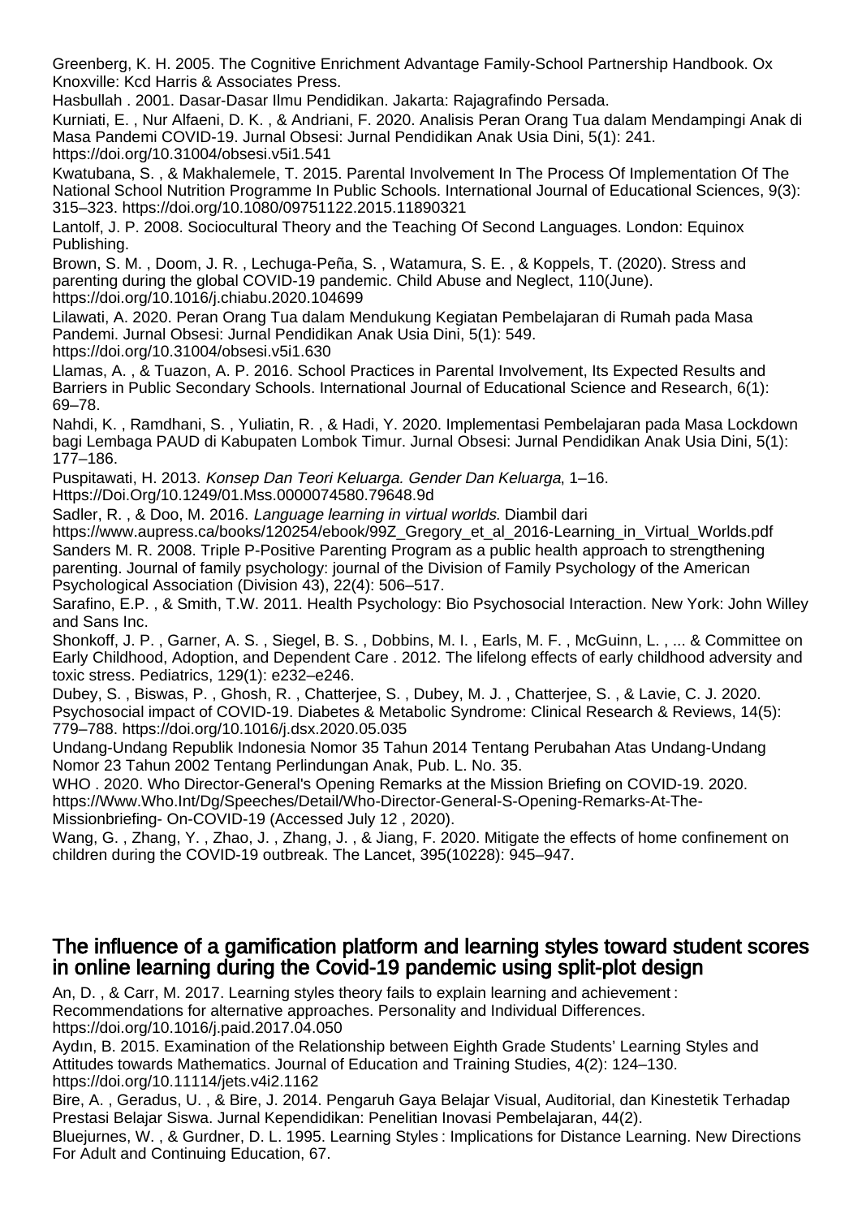Greenberg, K. H. 2005. The Cognitive Enrichment Advantage Family-School Partnership Handbook. Ox Knoxville: Kcd Harris & Associates Press.

Hasbullah . 2001. Dasar-Dasar Ilmu Pendidikan. Jakarta: Rajagrafindo Persada.

Kurniati, E. , Nur Alfaeni, D. K. , & Andriani, F. 2020. Analisis Peran Orang Tua dalam Mendampingi Anak di Masa Pandemi COVID-19. Jurnal Obsesi: Jurnal Pendidikan Anak Usia Dini, 5(1): 241. https://doi.org/10.31004/obsesi.v5i1.541

Kwatubana, S. , & Makhalemele, T. 2015. Parental Involvement In The Process Of Implementation Of The National School Nutrition Programme In Public Schools. International Journal of Educational Sciences, 9(3): 315–323. https://doi.org/10.1080/09751122.2015.11890321

Lantolf, J. P. 2008. Sociocultural Theory and the Teaching Of Second Languages. London: Equinox Publishing.

Brown, S. M. , Doom, J. R. , Lechuga-Peña, S. , Watamura, S. E. , & Koppels, T. (2020). Stress and parenting during the global COVID-19 pandemic. Child Abuse and Neglect, 110(June). https://doi.org/10.1016/j.chiabu.2020.104699

Lilawati, A. 2020. Peran Orang Tua dalam Mendukung Kegiatan Pembelajaran di Rumah pada Masa Pandemi. Jurnal Obsesi: Jurnal Pendidikan Anak Usia Dini, 5(1): 549. https://doi.org/10.31004/obsesi.v5i1.630

Llamas, A. , & Tuazon, A. P. 2016. School Practices in Parental Involvement, Its Expected Results and Barriers in Public Secondary Schools. International Journal of Educational Science and Research, 6(1): 69–78.

Nahdi, K. , Ramdhani, S. , Yuliatin, R. , & Hadi, Y. 2020. Implementasi Pembelajaran pada Masa Lockdown bagi Lembaga PAUD di Kabupaten Lombok Timur. Jurnal Obsesi: Jurnal Pendidikan Anak Usia Dini, 5(1): 177–186.

Puspitawati, H. 2013. *Konsep Dan Teori Keluarga. Gender Dan Keluarga*, 1–16. Https://Doi.Org/10.1249/01.Mss.0000074580.79648.9d

Sadler, R. , & Doo, M. 2016. *Language learning in virtual worlds.* Diambil dari https://www.aupress.ca/books/120254/ebook/99Z_Gregory_et_al_2016-Learning_in_Virtual_Worlds.pdf

Sanders M. R. 2008. Triple P-Positive Parenting Program as a public health approach to strengthening parenting. Journal of family psychology: journal of the Division of Family Psychology of the American Psychological Association (Division 43), 22(4): 506–517.

Sarafino, E.P. , & Smith, T.W. 2011. Health Psychology: Bio Psychosocial Interaction. New York: John Willey and Sans Inc.

Shonkoff, J. P. , Garner, A. S. , Siegel, B. S. , Dobbins, M. I. , Earls, M. F. , McGuinn, L. , ... & Committee on Early Childhood, Adoption, and Dependent Care . 2012. The lifelong effects of early childhood adversity and toxic stress. Pediatrics, 129(1): e232–e246.

Dubey, S. , Biswas, P. , Ghosh, R. , Chatterjee, S. , Dubey, M. J. , Chatterjee, S. , & Lavie, C. J. 2020. Psychosocial impact of COVID-19. Diabetes & Metabolic Syndrome: Clinical Research & Reviews, 14(5): 779–788. https://doi.org/10.1016/j.dsx.2020.05.035

Undang-Undang Republik Indonesia Nomor 35 Tahun 2014 Tentang Perubahan Atas Undang-Undang Nomor 23 Tahun 2002 Tentang Perlindungan Anak, Pub. L. No. 35.

WHO . 2020. Who Director-General's Opening Remarks at the Mission Briefing on COVID-19. 2020. https://Www.Who.Int/Dg/Speeches/Detail/Who-Director-General-S-Opening-Remarks-At-The-Missionbriefing- On-COVID-19 (Accessed July 12 , 2020).

Wang, G. , Zhang, Y. , Zhao, J. , Zhang, J. , & Jiang, F. 2020. Mitigate the effects of home confinement on children during the COVID-19 outbreak. The Lancet, 395(10228): 945–947.

## The influence of a gamification platform and learning styles toward student scores in online learning during the Covid-19 pandemic using split-plot design

An, D. , & Carr, M. 2017. Learning styles theory fails to explain learning and achievement : Recommendations for alternative approaches. Personality and Individual Differences. https://doi.org/10.1016/j.paid.2017.04.050

Aydın, B. 2015. Examination of the Relationship between Eighth Grade Students' Learning Styles and Attitudes towards Mathematics. Journal of Education and Training Studies, 4(2): 124–130. https://doi.org/10.11114/jets.v4i2.1162

Bire, A. , Geradus, U. , & Bire, J. 2014. Pengaruh Gaya Belajar Visual, Auditorial, dan Kinestetik Terhadap Prestasi Belajar Siswa. Jurnal Kependidikan: Penelitian Inovasi Pembelajaran, 44(2).

Bluejurnes, W. , & Gurdner, D. L. 1995. Learning Styles : Implications for Distance Learning. New Directions For Adult and Continuing Education, 67.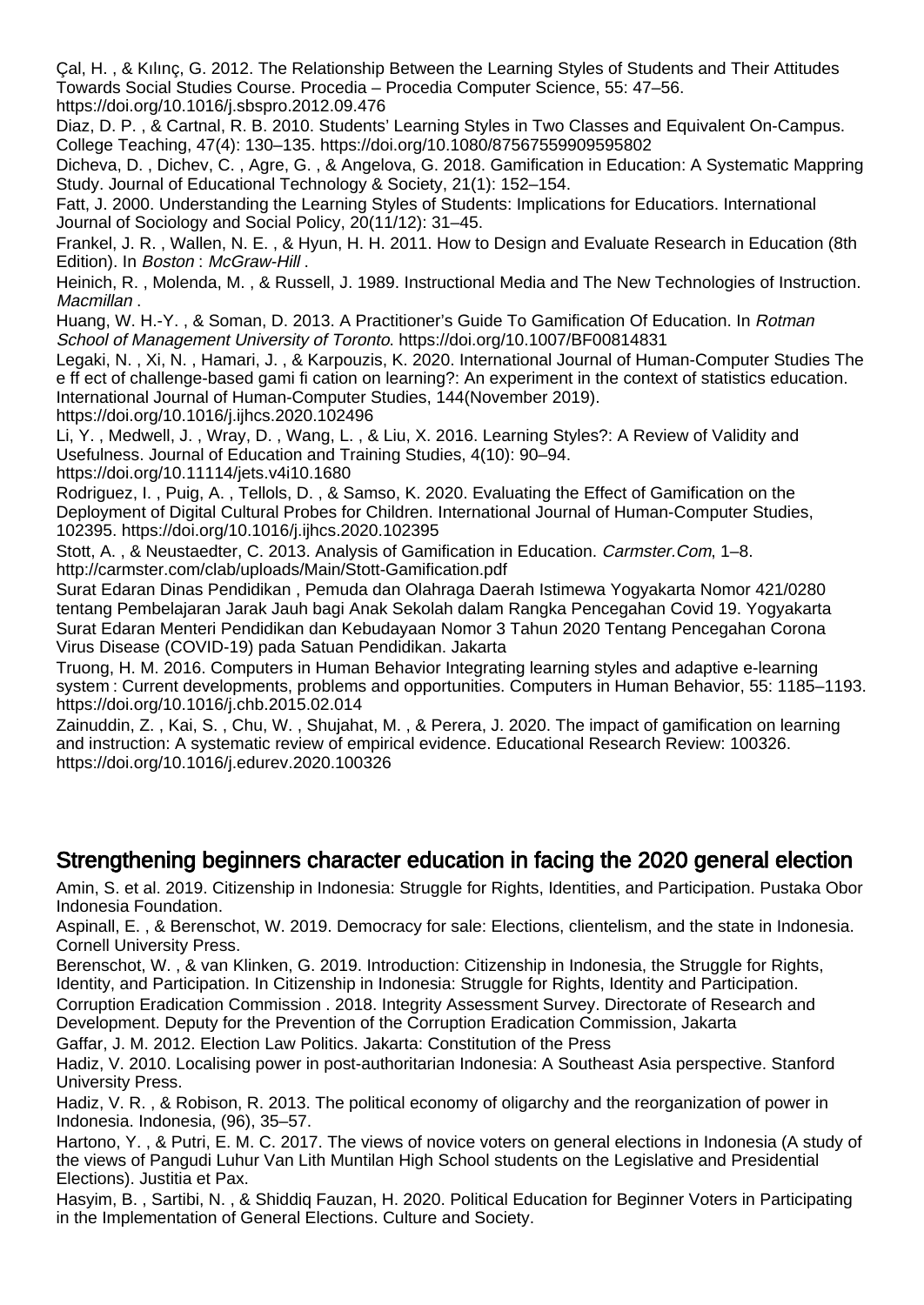Çal, H. , & Kılınç, G. 2012. The Relationship Between the Learning Styles of Students and Their Attitudes Towards Social Studies Course. Procedia – Procedia Computer Science, 55: 47–56. https://doi.org/10.1016/j.sbspro.2012.09.476

Diaz, D. P. , & Cartnal, R. B. 2010. Students' Learning Styles in Two Classes and Equivalent On-Campus. College Teaching, 47(4): 130–135. https://doi.org/10.1080/87567559909595802

Dicheva, D. , Dichev, C. , Agre, G. , & Angelova, G. 2018. Gamification in Education: A Systematic Mappring Study. Journal of Educational Technology & Society, 21(1): 152–154.

Fatt, J. 2000. Understanding the Learning Styles of Students: Implications for Educatiors. International Journal of Sociology and Social Policy, 20(11/12): 31–45.

Frankel, J. R. , Wallen, N. E. , & Hyun, H. H. 2011. How to Design and Evaluate Research in Education (8th Edition). In *Boston* : *McGraw-Hill* .

Heinich, R. , Molenda, M. , & Russell, J. 1989. Instructional Media and The New Technologies of Instruction. *Macmillan* .

Huang, W. H.-Y. , & Soman, D. 2013. A Practitioner's Guide To Gamification Of Education. In *Rotman School of Management University of Toronto*. https://doi.org/10.1007/BF00814831

Legaki, N. , Xi, N. , Hamari, J. , & Karpouzis, K. 2020. International Journal of Human-Computer Studies The e ff ect of challenge-based gami fi cation on learning?: An experiment in the context of statistics education. International Journal of Human-Computer Studies, 144(November 2019). https://doi.org/10.1016/j.ijhcs.2020.102496

Li, Y. , Medwell, J. , Wray, D. , Wang, L. , & Liu, X. 2016. Learning Styles?: A Review of Validity and Usefulness. Journal of Education and Training Studies, 4(10): 90–94. https://doi.org/10.11114/jets.v4i10.1680

Rodriguez, I. , Puig, A. , Tellols, D. , & Samso, K. 2020. Evaluating the Effect of Gamification on the Deployment of Digital Cultural Probes for Children. International Journal of Human-Computer Studies, 102395. https://doi.org/10.1016/j.ijhcs.2020.102395

Stott, A. , & Neustaedter, C. 2013. Analysis of Gamification in Education. *Carmster.Com*, 1–8. http://carmster.com/clab/uploads/Main/Stott-Gamification.pdf

Surat Edaran Dinas Pendidikan , Pemuda dan Olahraga Daerah Istimewa Yogyakarta Nomor 421/0280 tentang Pembelajaran Jarak Jauh bagi Anak Sekolah dalam Rangka Pencegahan Covid 19. Yogyakarta

Surat Edaran Menteri Pendidikan dan Kebudayaan Nomor 3 Tahun 2020 Tentang Pencegahan Corona Virus Disease (COVID-19) pada Satuan Pendidikan. Jakarta

Truong, H. M. 2016. Computers in Human Behavior Integrating learning styles and adaptive e-learning system : Current developments, problems and opportunities. Computers in Human Behavior, 55: 1185–1193. https://doi.org/10.1016/j.chb.2015.02.014

Zainuddin, Z. , Kai, S. , Chu, W. , Shujahat, M. , & Perera, J. 2020. The impact of gamification on learning and instruction: A systematic review of empirical evidence. Educational Research Review: 100326. https://doi.org/10.1016/j.edurev.2020.100326

## Strengthening beginners character education in facing the 2020 general election

Amin, S. et al. 2019. Citizenship in Indonesia: Struggle for Rights, Identities, and Participation. Pustaka Obor Indonesia Foundation.

Aspinall, E. , & Berenschot, W. 2019. Democracy for sale: Elections, clientelism, and the state in Indonesia. Cornell University Press.

Berenschot, W. , & van Klinken, G. 2019. Introduction: Citizenship in Indonesia, the Struggle for Rights, Identity, and Participation. In Citizenship in Indonesia: Struggle for Rights, Identity and Participation.

Corruption Eradication Commission . 2018. Integrity Assessment Survey. Directorate of Research and Development. Deputy for the Prevention of the Corruption Eradication Commission, Jakarta

Gaffar, J. M. 2012. Election Law Politics. Jakarta: Constitution of the Press

Hadiz, V. 2010. Localising power in post-authoritarian Indonesia: A Southeast Asia perspective. Stanford University Press.

Hadiz, V. R. , & Robison, R. 2013. The political economy of oligarchy and the reorganization of power in Indonesia. Indonesia, (96), 35–57.

Hartono, Y. , & Putri, E. M. C. 2017. The views of novice voters on general elections in Indonesia (A study of the views of Pangudi Luhur Van Lith Muntilan High School students on the Legislative and Presidential Elections). Justitia et Pax.

Hasyim, B. , Sartibi, N. , & Shiddiq Fauzan, H. 2020. Political Education for Beginner Voters in Participating in the Implementation of General Elections. Culture and Society.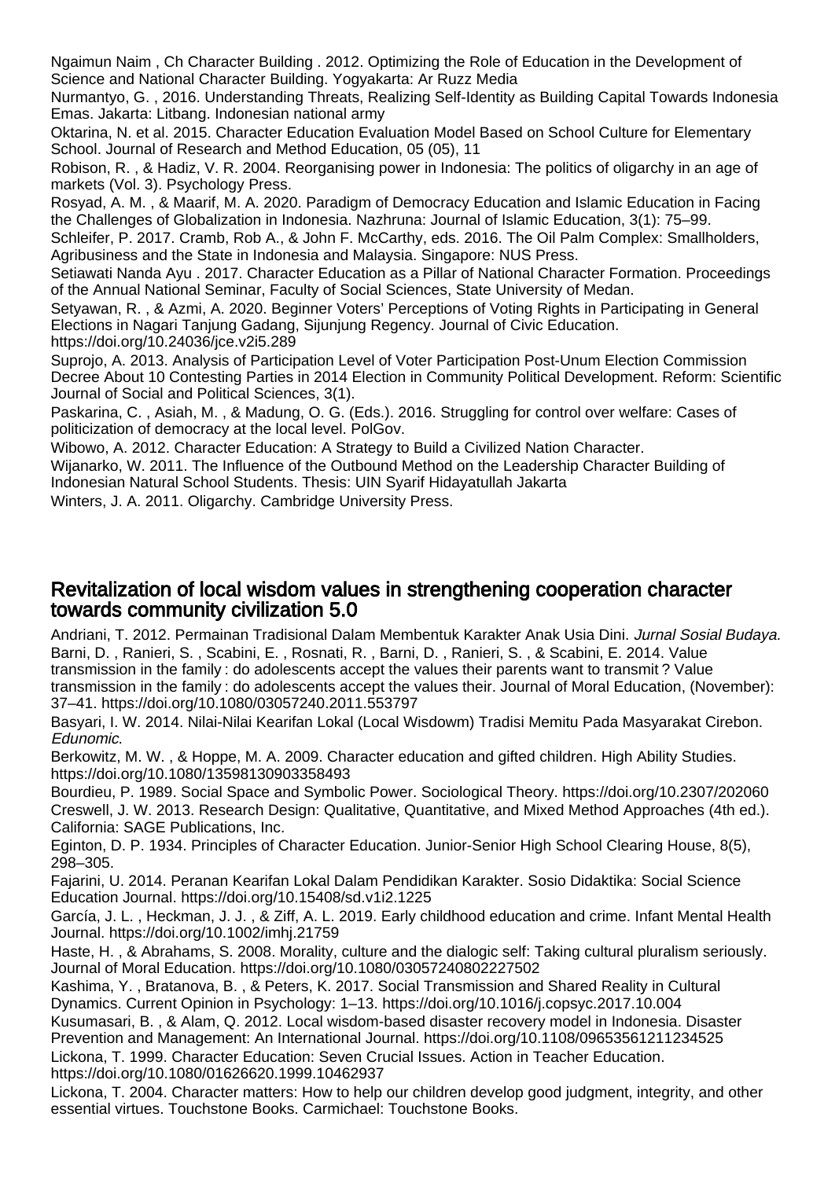Ngaimun Naim , Ch Character Building . 2012. Optimizing the Role of Education in the Development of Science and National Character Building. Yogyakarta: Ar Ruzz Media

Nurmantyo, G. , 2016. Understanding Threats, Realizing Self-Identity as Building Capital Towards Indonesia Emas. Jakarta: Litbang. Indonesian national army

Oktarina, N. et al. 2015. Character Education Evaluation Model Based on School Culture for Elementary School. Journal of Research and Method Education, 05 (05), 11

Robison, R. , & Hadiz, V. R. 2004. Reorganising power in Indonesia: The politics of oligarchy in an age of markets (Vol. 3). Psychology Press.

Rosyad, A. M. , & Maarif, M. A. 2020. Paradigm of Democracy Education and Islamic Education in Facing the Challenges of Globalization in Indonesia. Nazhruna: Journal of Islamic Education, 3(1): 75–99.

Schleifer, P. 2017. Cramb, Rob A., & John F. McCarthy, eds. 2016. The Oil Palm Complex: Smallholders, Agribusiness and the State in Indonesia and Malaysia. Singapore: NUS Press.

Setiawati Nanda Ayu . 2017. Character Education as a Pillar of National Character Formation. Proceedings of the Annual National Seminar, Faculty of Social Sciences, State University of Medan.

Setyawan, R. , & Azmi, A. 2020. Beginner Voters' Perceptions of Voting Rights in Participating in General Elections in Nagari Tanjung Gadang, Sijunjung Regency. Journal of Civic Education. https://doi.org/10.24036/jce.v2i5.289

Suprojo, A. 2013. Analysis of Participation Level of Voter Participation Post-Unum Election Commission Decree About 10 Contesting Parties in 2014 Election in Community Political Development. Reform: Scientific Journal of Social and Political Sciences, 3(1).

Paskarina, C. , Asiah, M. , & Madung, O. G. (Eds.). 2016. Struggling for control over welfare: Cases of politicization of democracy at the local level. PolGov.

Wibowo, A. 2012. Character Education: A Strategy to Build a Civilized Nation Character.

Wijanarko, W. 2011. The Influence of the Outbound Method on the Leadership Character Building of Indonesian Natural School Students. Thesis: UIN Syarif Hidayatullah Jakarta

Winters, J. A. 2011. Oligarchy. Cambridge University Press.

## Revitalization of local wisdom values in strengthening cooperation character towards community civilization 5.0

Andriani, T. 2012. Permainan Tradisional Dalam Membentuk Karakter Anak Usia Dini. *Jurnal Sosial Budaya.*

Barni, D. , Ranieri, S. , Scabini, E. , Rosnati, R. , Barni, D. , Ranieri, S. , & Scabini, E. 2014. Value transmission in the family : do adolescents accept the values their parents want to transmit ? Value transmission in the family : do adolescents accept the values their. Journal of Moral Education, (November): 37–41. https://doi.org/10.1080/03057240.2011.553797

Basyari, I. W. 2014. Nilai-Nilai Kearifan Lokal (Local Wisdowm) Tradisi Memitu Pada Masyarakat Cirebon. *Edunomic.*

Berkowitz, M. W. , & Hoppe, M. A. 2009. Character education and gifted children. High Ability Studies. https://doi.org/10.1080/13598130903358493

Bourdieu, P. 1989. Social Space and Symbolic Power. Sociological Theory. https://doi.org/10.2307/202060

Creswell, J. W. 2013. Research Design: Qualitative, Quantitative, and Mixed Method Approaches (4th ed.). California: SAGE Publications, Inc.

Eginton, D. P. 1934. Principles of Character Education. Junior-Senior High School Clearing House, 8(5), 298–305.

Fajarini, U. 2014. Peranan Kearifan Lokal Dalam Pendidikan Karakter. Sosio Didaktika: Social Science Education Journal. https://doi.org/10.15408/sd.v1i2.1225

García, J. L. , Heckman, J. J. , & Ziff, A. L. 2019. Early childhood education and crime. Infant Mental Health Journal. https://doi.org/10.1002/imhj.21759

Haste, H. , & Abrahams, S. 2008. Morality, culture and the dialogic self: Taking cultural pluralism seriously. Journal of Moral Education. https://doi.org/10.1080/03057240802227502

Kashima, Y. , Bratanova, B. , & Peters, K. 2017. Social Transmission and Shared Reality in Cultural Dynamics. Current Opinion in Psychology: 1–13. https://doi.org/10.1016/j.copsyc.2017.10.004

Kusumasari, B. , & Alam, Q. 2012. Local wisdom-based disaster recovery model in Indonesia. Disaster Prevention and Management: An International Journal. https://doi.org/10.1108/09653561211234525

Lickona, T. 1999. Character Education: Seven Crucial Issues. Action in Teacher Education. https://doi.org/10.1080/01626620.1999.10462937

Lickona, T. 2004. Character matters: How to help our children develop good judgment, integrity, and other essential virtues. Touchstone Books. Carmichael: Touchstone Books.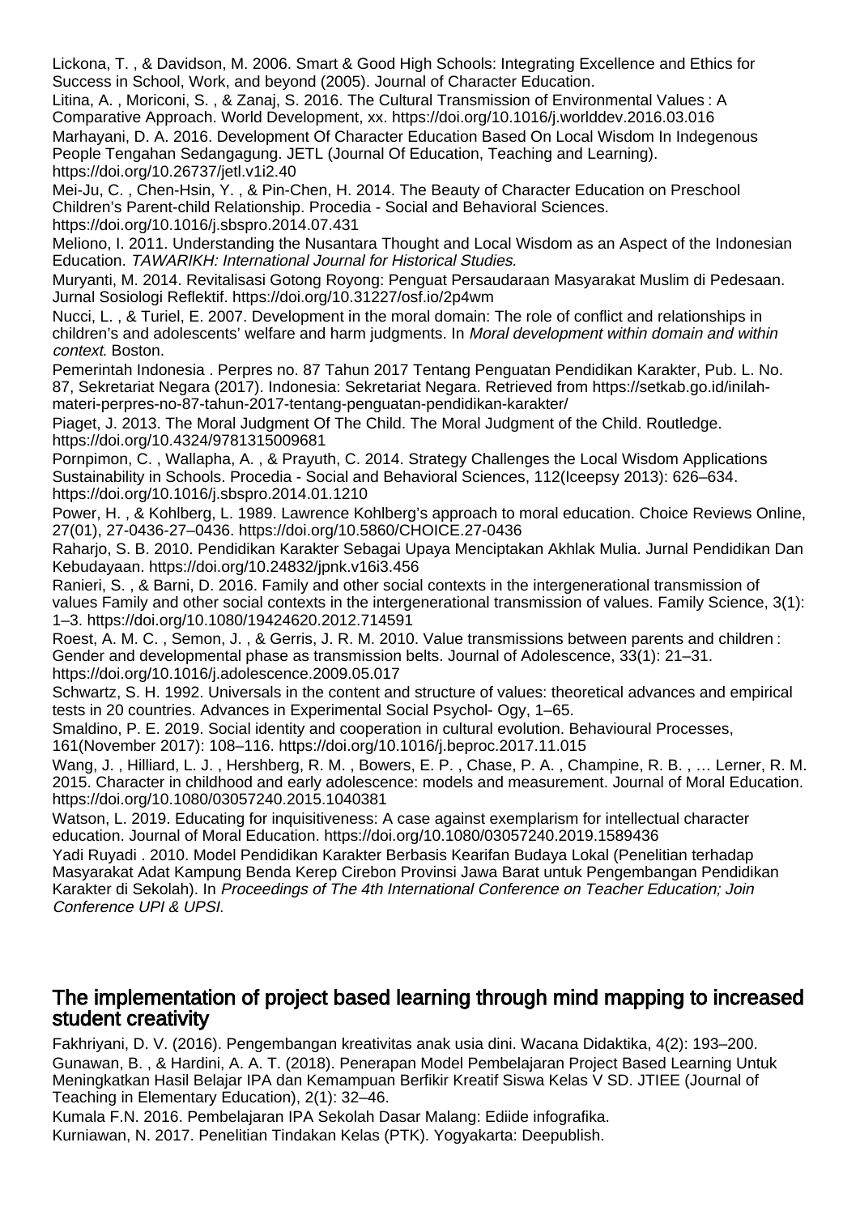Lickona, T. , & Davidson, M. 2006. Smart & Good High Schools: Integrating Excellence and Ethics for Success in School, Work, and beyond (2005). Journal of Character Education.

Litina, A. , Moriconi, S. , & Zanaj, S. 2016. The Cultural Transmission of Environmental Values : A Comparative Approach. World Development, xx. https://doi.org/10.1016/j.worlddev.2016.03.016

Marhayani, D. A. 2016. Development Of Character Education Based On Local Wisdom In Indegenous People Tengahan Sedangagung. JETL (Journal Of Education, Teaching and Learning). https://doi.org/10.26737/jetl.v1i2.40

Mei-Ju, C. , Chen-Hsin, Y. , & Pin-Chen, H. 2014. The Beauty of Character Education on Preschool Children's Parent-child Relationship. Procedia - Social and Behavioral Sciences. https://doi.org/10.1016/j.sbspro.2014.07.431

Meliono, I. 2011. Understanding the Nusantara Thought and Local Wisdom as an Aspect of the Indonesian Education. *TAWARIKH: International Journal for Historical Studies*.

Muryanti, M. 2014. Revitalisasi Gotong Royong: Penguat Persaudaraan Masyarakat Muslim di Pedesaan. Jurnal Sosiologi Reflektif. https://doi.org/10.31227/osf.io/2p4wm

Nucci, L. , & Turiel, E. 2007. Development in the moral domain: The role of conflict and relationships in children's and adolescents' welfare and harm judgments. In *Moral development within domain and within context*. Boston.

Pemerintah Indonesia . Perpres no. 87 Tahun 2017 Tentang Penguatan Pendidikan Karakter, Pub. L. No. 87, Sekretariat Negara (2017). Indonesia: Sekretariat Negara. Retrieved from https://setkab.go.id/inilah-materi-perpres-no-87-tahun-2017-tentang-penguatan-pendidikan-karakter/

Piaget, J. 2013. The Moral Judgment Of The Child. The Moral Judgment of the Child. Routledge. https://doi.org/10.4324/9781315009681

Pornpimon, C. , Wallapha, A. , & Prayuth, C. 2014. Strategy Challenges the Local Wisdom Applications Sustainability in Schools. Procedia - Social and Behavioral Sciences, 112(Iceepsy 2013): 626–634. https://doi.org/10.1016/j.sbspro.2014.01.1210

Power, H. , & Kohlberg, L. 1989. Lawrence Kohlberg's approach to moral education. Choice Reviews Online, 27(01), 27-0436-27–0436. https://doi.org/10.5860/CHOICE.27-0436

Raharjo, S. B. 2010. Pendidikan Karakter Sebagai Upaya Menciptakan Akhlak Mulia. Jurnal Pendidikan Dan Kebudayaan. https://doi.org/10.24832/jpnk.v16i3.456

Ranieri, S. , & Barni, D. 2016. Family and other social contexts in the intergenerational transmission of values Family and other social contexts in the intergenerational transmission of values. Family Science, 3(1): 1–3. https://doi.org/10.1080/19424620.2012.714591

Roest, A. M. C. , Semon, J. , & Gerris, J. R. M. 2010. Value transmissions between parents and children : Gender and developmental phase as transmission belts. Journal of Adolescence, 33(1): 21–31. https://doi.org/10.1016/j.adolescence.2009.05.017

Schwartz, S. H. 1992. Universals in the content and structure of values: theoretical advances and empirical tests in 20 countries. Advances in Experimental Social Psychol- Ogy, 1–65.

Smaldino, P. E. 2019. Social identity and cooperation in cultural evolution. Behavioural Processes, 161(November 2017): 108–116. https://doi.org/10.1016/j.beproc.2017.11.015

Wang, J. , Hilliard, L. J. , Hershberg, R. M. , Bowers, E. P. , Chase, P. A. , Champine, R. B. , … Lerner, R. M. 2015. Character in childhood and early adolescence: models and measurement. Journal of Moral Education. https://doi.org/10.1080/03057240.2015.1040381

Watson, L. 2019. Educating for inquisitiveness: A case against exemplarism for intellectual character education. Journal of Moral Education. https://doi.org/10.1080/03057240.2019.1589436

Yadi Ruyadi . 2010. Model Pendidikan Karakter Berbasis Kearifan Budaya Lokal (Penelitian terhadap Masyarakat Adat Kampung Benda Kerep Cirebon Provinsi Jawa Barat untuk Pengembangan Pendidikan Karakter di Sekolah). In *Proceedings of The 4th International Conference on Teacher Education; Join Conference UPI & UPSI*.

## The implementation of project based learning through mind mapping to increased student creativity

Fakhriyani, D. V. (2016). Pengembangan kreativitas anak usia dini. Wacana Didaktika, 4(2): 193–200.

Gunawan, B. , & Hardini, A. A. T. (2018). Penerapan Model Pembelajaran Project Based Learning Untuk Meningkatkan Hasil Belajar IPA dan Kemampuan Berfikir Kreatif Siswa Kelas V SD. JTIEE (Journal of Teaching in Elementary Education), 2(1): 32–46.

Kumala F.N. 2016. Pembelajaran IPA Sekolah Dasar Malang: Ediide infografika.

Kurniawan, N. 2017. Penelitian Tindakan Kelas (PTK). Yogyakarta: Deepublish.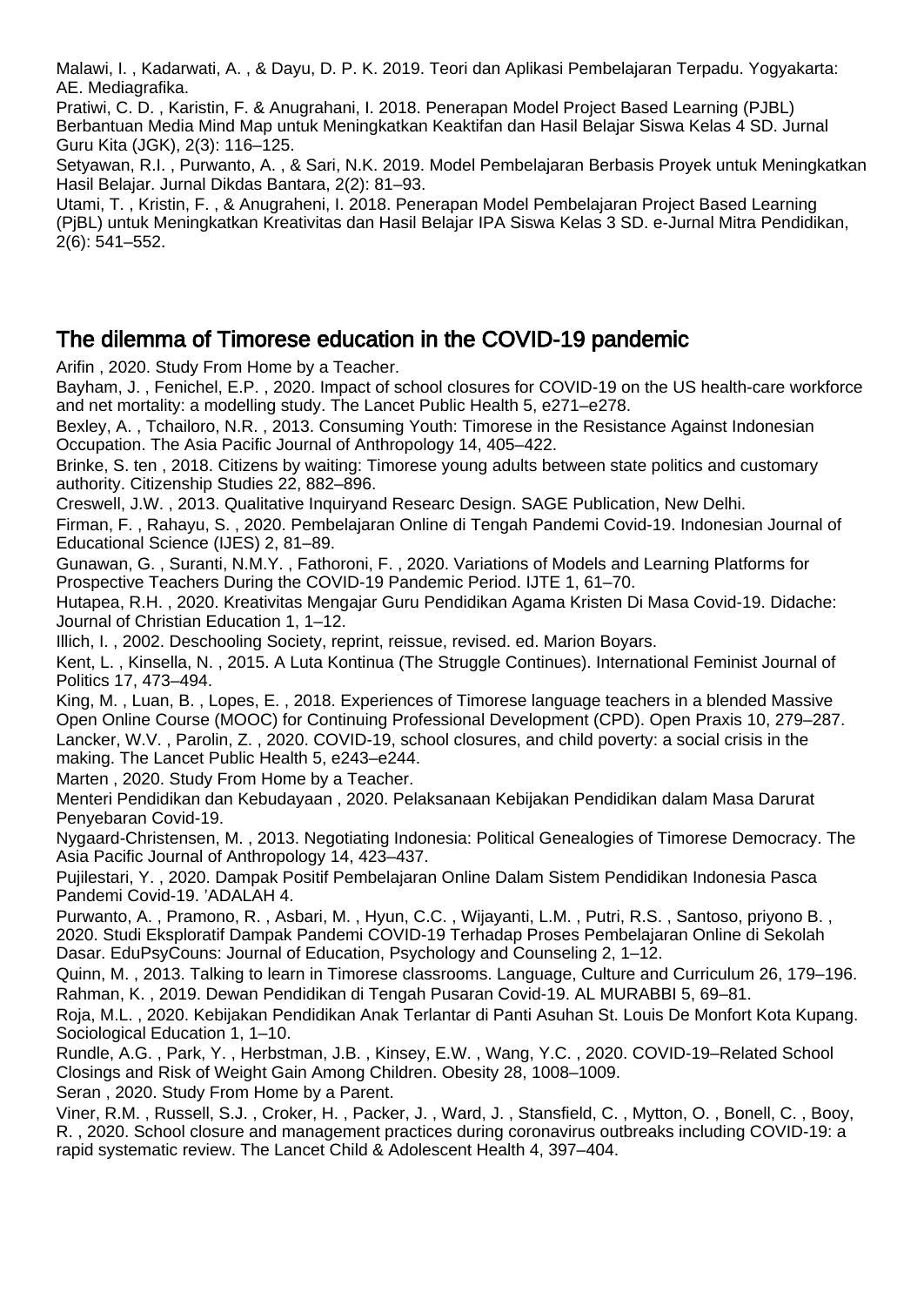Malawi, I. , Kadarwati, A. , & Dayu, D. P. K. 2019. Teori dan Aplikasi Pembelajaran Terpadu. Yogyakarta: AE. Mediagrafika.

Pratiwi, C. D. , Karistin, F. & Anugrahani, I. 2018. Penerapan Model Project Based Learning (PJBL) Berbantuan Media Mind Map untuk Meningkatkan Keaktifan dan Hasil Belajar Siswa Kelas 4 SD. Jurnal Guru Kita (JGK), 2(3): 116–125.

Setyawan, R.I. , Purwanto, A. , & Sari, N.K. 2019. Model Pembelajaran Berbasis Proyek untuk Meningkatkan Hasil Belajar. Jurnal Dikdas Bantara, 2(2): 81–93.

Utami, T. , Kristin, F. , & Anugraheni, I. 2018. Penerapan Model Pembelajaran Project Based Learning (PjBL) untuk Meningkatkan Kreativitas dan Hasil Belajar IPA Siswa Kelas 3 SD. e-Jurnal Mitra Pendidikan, 2(6): 541–552.

## The dilemma of Timorese education in the COVID-19 pandemic

Arifin , 2020. Study From Home by a Teacher.

Bayham, J. , Fenichel, E.P. , 2020. Impact of school closures for COVID-19 on the US health-care workforce and net mortality: a modelling study. The Lancet Public Health 5, e271–e278.

Bexley, A. , Tchailoro, N.R. , 2013. Consuming Youth: Timorese in the Resistance Against Indonesian Occupation. The Asia Pacific Journal of Anthropology 14, 405–422.

Brinke, S. ten , 2018. Citizens by waiting: Timorese young adults between state politics and customary authority. Citizenship Studies 22, 882–896.

Creswell, J.W. , 2013. Qualitative Inquiryand Researc Design. SAGE Publication, New Delhi.

Firman, F. , Rahayu, S. , 2020. Pembelajaran Online di Tengah Pandemi Covid-19. Indonesian Journal of Educational Science (IJES) 2, 81–89.

Gunawan, G. , Suranti, N.M.Y. , Fathoroni, F. , 2020. Variations of Models and Learning Platforms for Prospective Teachers During the COVID-19 Pandemic Period. IJTE 1, 61–70.

Hutapea, R.H. , 2020. Kreativitas Mengajar Guru Pendidikan Agama Kristen Di Masa Covid-19. Didache: Journal of Christian Education 1, 1–12.

Illich, I. , 2002. Deschooling Society, reprint, reissue, revised. ed. Marion Boyars.

Kent, L. , Kinsella, N. , 2015. A Luta Kontinua (The Struggle Continues). International Feminist Journal of Politics 17, 473–494.

King, M. , Luan, B. , Lopes, E. , 2018. Experiences of Timorese language teachers in a blended Massive Open Online Course (MOOC) for Continuing Professional Development (CPD). Open Praxis 10, 279–287.

Lancker, W.V. , Parolin, Z. , 2020. COVID-19, school closures, and child poverty: a social crisis in the making. The Lancet Public Health 5, e243–e244.

Marten , 2020. Study From Home by a Teacher.

Menteri Pendidikan dan Kebudayaan , 2020. Pelaksanaan Kebijakan Pendidikan dalam Masa Darurat Penyebaran Covid-19.

Nygaard-Christensen, M. , 2013. Negotiating Indonesia: Political Genealogies of Timorese Democracy. The Asia Pacific Journal of Anthropology 14, 423–437.

Pujilestari, Y. , 2020. Dampak Positif Pembelajaran Online Dalam Sistem Pendidikan Indonesia Pasca Pandemi Covid-19. 'ADALAH 4.

Purwanto, A. , Pramono, R. , Asbari, M. , Hyun, C.C. , Wijayanti, L.M. , Putri, R.S. , Santoso, priyono B. , 2020. Studi Eksploratif Dampak Pandemi COVID-19 Terhadap Proses Pembelajaran Online di Sekolah Dasar. EduPsyCouns: Journal of Education, Psychology and Counseling 2, 1–12.

Quinn, M. , 2013. Talking to learn in Timorese classrooms. Language, Culture and Curriculum 26, 179–196.

Rahman, K. , 2019. Dewan Pendidikan di Tengah Pusaran Covid-19. AL MURABBI 5, 69–81.

Roja, M.L. , 2020. Kebijakan Pendidikan Anak Terlantar di Panti Asuhan St. Louis De Monfort Kota Kupang. Sociological Education 1, 1–10.

Rundle, A.G. , Park, Y. , Herbstman, J.B. , Kinsey, E.W. , Wang, Y.C. , 2020. COVID-19–Related School Closings and Risk of Weight Gain Among Children. Obesity 28, 1008–1009.

Seran , 2020. Study From Home by a Parent.

Viner, R.M. , Russell, S.J. , Croker, H. , Packer, J. , Ward, J. , Stansfield, C. , Mytton, O. , Bonell, C. , Booy, R. , 2020. School closure and management practices during coronavirus outbreaks including COVID-19: a rapid systematic review. The Lancet Child & Adolescent Health 4, 397–404.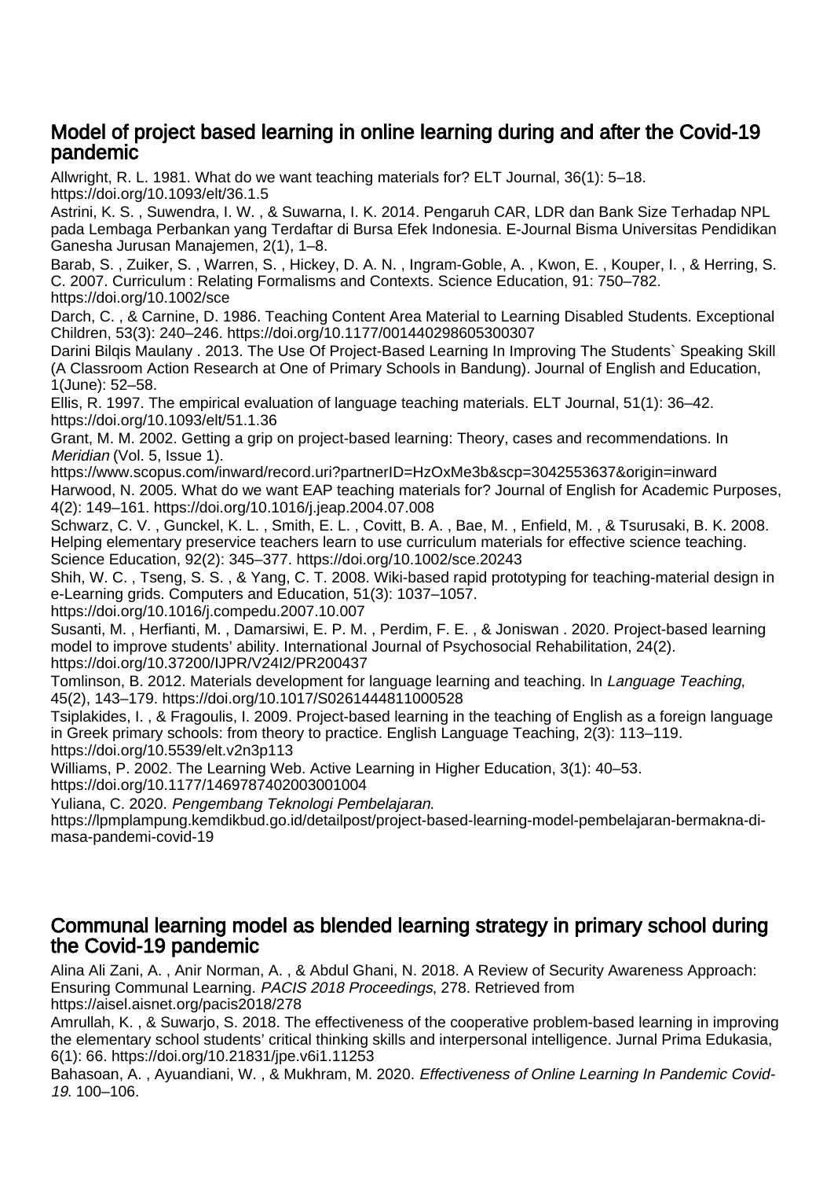## Model of project based learning in online learning during and after the Covid-19 pandemic

Allwright, R. L. 1981. What do we want teaching materials for? ELT Journal, 36(1): 5–18. https://doi.org/10.1093/elt/36.1.5

Astrini, K. S. , Suwendra, I. W. , & Suwarna, I. K. 2014. Pengaruh CAR, LDR dan Bank Size Terhadap NPL pada Lembaga Perbankan yang Terdaftar di Bursa Efek Indonesia. E-Journal Bisma Universitas Pendidikan Ganesha Jurusan Manajemen, 2(1), 1–8.

Barab, S. , Zuiker, S. , Warren, S. , Hickey, D. A. N. , Ingram-Goble, A. , Kwon, E. , Kouper, I. , & Herring, S. C. 2007. Curriculum : Relating Formalisms and Contexts. Science Education, 91: 750–782. https://doi.org/10.1002/sce

Darch, C. , & Carnine, D. 1986. Teaching Content Area Material to Learning Disabled Students. Exceptional Children, 53(3): 240–246. https://doi.org/10.1177/001440298605300307

Darini Bilqis Maulany . 2013. The Use Of Project-Based Learning In Improving The Students` Speaking Skill (A Classroom Action Research at One of Primary Schools in Bandung). Journal of English and Education, 1(June): 52–58.

Ellis, R. 1997. The empirical evaluation of language teaching materials. ELT Journal, 51(1): 36–42. https://doi.org/10.1093/elt/51.1.36

Grant, M. M. 2002. Getting a grip on project-based learning: Theory, cases and recommendations. In *Meridian* (Vol. 5, Issue 1). https://www.scopus.com/inward/record.uri?partnerID=HzOxMe3b&scp=3042553637&origin=inward

Harwood, N. 2005. What do we want EAP teaching materials for? Journal of English for Academic Purposes, 4(2): 149–161. https://doi.org/10.1016/j.jeap.2004.07.008

Schwarz, C. V. , Gunckel, K. L. , Smith, E. L. , Covitt, B. A. , Bae, M. , Enfield, M. , & Tsurusaki, B. K. 2008. Helping elementary preservice teachers learn to use curriculum materials for effective science teaching. Science Education, 92(2): 345–377. https://doi.org/10.1002/sce.20243

Shih, W. C. , Tseng, S. S. , & Yang, C. T. 2008. Wiki-based rapid prototyping for teaching-material design in e-Learning grids. Computers and Education, 51(3): 1037–1057. https://doi.org/10.1016/j.compedu.2007.10.007

Susanti, M. , Herfianti, M. , Damarsiwi, E. P. M. , Perdim, F. E. , & Joniswan . 2020. Project-based learning model to improve students' ability. International Journal of Psychosocial Rehabilitation, 24(2). https://doi.org/10.37200/IJPR/V24I2/PR200437

Tomlinson, B. 2012. Materials development for language learning and teaching. In *Language Teaching*, 45(2), 143–179. https://doi.org/10.1017/S0261444811000528

Tsiplakides, I. , & Fragoulis, I. 2009. Project-based learning in the teaching of English as a foreign language in Greek primary schools: from theory to practice. English Language Teaching, 2(3): 113–119. https://doi.org/10.5539/elt.v2n3p113

Williams, P. 2002. The Learning Web. Active Learning in Higher Education, 3(1): 40–53. https://doi.org/10.1177/1469787402003001004

Yuliana, C. 2020. *Pengembang Teknologi Pembelajaran*. https://lpmplampung.kemdikbud.go.id/detailpost/project-based-learning-model-pembelajaran-bermakna-di-masa-pandemi-covid-19

## Communal learning model as blended learning strategy in primary school during the Covid-19 pandemic

Alina Ali Zani, A. , Anir Norman, A. , & Abdul Ghani, N. 2018. A Review of Security Awareness Approach: Ensuring Communal Learning. *PACIS 2018 Proceedings*, 278. Retrieved from https://aisel.aisnet.org/pacis2018/278

Amrullah, K. , & Suwarjo, S. 2018. The effectiveness of the cooperative problem-based learning in improving the elementary school students' critical thinking skills and interpersonal intelligence. Jurnal Prima Edukasia, 6(1): 66. https://doi.org/10.21831/jpe.v6i1.11253

Bahasoan, A. , Ayuandiani, W. , & Mukhram, M. 2020. *Effectiveness of Online Learning In Pandemic Covid-19*. 100–106.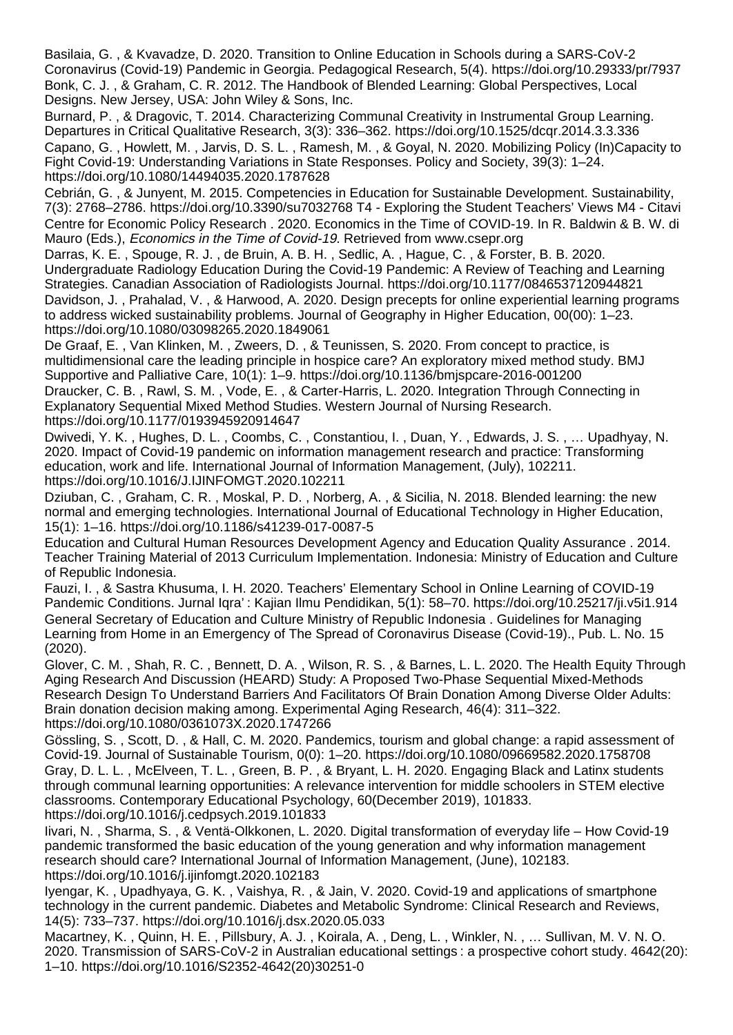Basilaia, G. , & Kvavadze, D. 2020. Transition to Online Education in Schools during a SARS-CoV-2 Coronavirus (Covid-19) Pandemic in Georgia. Pedagogical Research, 5(4). https://doi.org/10.29333/pr/7937

Bonk, C. J. , & Graham, C. R. 2012. The Handbook of Blended Learning: Global Perspectives, Local Designs. New Jersey, USA: John Wiley & Sons, Inc.

Burnard, P. , & Dragovic, T. 2014. Characterizing Communal Creativity in Instrumental Group Learning. Departures in Critical Qualitative Research, 3(3): 336–362. https://doi.org/10.1525/dcqr.2014.3.3.336

Capano, G. , Howlett, M. , Jarvis, D. S. L. , Ramesh, M. , & Goyal, N. 2020. Mobilizing Policy (In)Capacity to Fight Covid-19: Understanding Variations in State Responses. Policy and Society, 39(3): 1–24. https://doi.org/10.1080/14494035.2020.1787628

Cebrián, G. , & Junyent, M. 2015. Competencies in Education for Sustainable Development. Sustainability, 7(3): 2768–2786. https://doi.org/10.3390/su7032768 T4 - Exploring the Student Teachers' Views M4 - Citavi

Centre for Economic Policy Research . 2020. Economics in the Time of COVID-19. In R. Baldwin & B. W. di Mauro (Eds.), *Economics in the Time of Covid-19*. Retrieved from www.csepr.org

Darras, K. E. , Spouge, R. J. , de Bruin, A. B. H. , Sedlic, A. , Hague, C. , & Forster, B. B. 2020. Undergraduate Radiology Education During the Covid-19 Pandemic: A Review of Teaching and Learning Strategies. Canadian Association of Radiologists Journal. https://doi.org/10.1177/0846537120944821

Davidson, J. , Prahalad, V. , & Harwood, A. 2020. Design precepts for online experiential learning programs to address wicked sustainability problems. Journal of Geography in Higher Education, 00(00): 1–23. https://doi.org/10.1080/03098265.2020.1849061

De Graaf, E. , Van Klinken, M. , Zweers, D. , & Teunissen, S. 2020. From concept to practice, is multidimensional care the leading principle in hospice care? An exploratory mixed method study. BMJ Supportive and Palliative Care, 10(1): 1–9. https://doi.org/10.1136/bmjspcare-2016-001200

Draucker, C. B. , Rawl, S. M. , Vode, E. , & Carter-Harris, L. 2020. Integration Through Connecting in Explanatory Sequential Mixed Method Studies. Western Journal of Nursing Research. https://doi.org/10.1177/0193945920914647

Dwivedi, Y. K. , Hughes, D. L. , Coombs, C. , Constantiou, I. , Duan, Y. , Edwards, J. S. , … Upadhyay, N. 2020. Impact of Covid-19 pandemic on information management research and practice: Transforming education, work and life. International Journal of Information Management, (July), 102211. https://doi.org/10.1016/J.IJINFOMGT.2020.102211

Dziuban, C. , Graham, C. R. , Moskal, P. D. , Norberg, A. , & Sicilia, N. 2018. Blended learning: the new normal and emerging technologies. International Journal of Educational Technology in Higher Education, 15(1): 1–16. https://doi.org/10.1186/s41239-017-0087-5

Education and Cultural Human Resources Development Agency and Education Quality Assurance . 2014. Teacher Training Material of 2013 Curriculum Implementation. Indonesia: Ministry of Education and Culture of Republic Indonesia.

Fauzi, I. , & Sastra Khusuma, I. H. 2020. Teachers' Elementary School in Online Learning of COVID-19 Pandemic Conditions. Jurnal Iqra' : Kajian Ilmu Pendidikan, 5(1): 58–70. https://doi.org/10.25217/ji.v5i1.914

General Secretary of Education and Culture Ministry of Republic Indonesia . Guidelines for Managing Learning from Home in an Emergency of The Spread of Coronavirus Disease (Covid-19)., Pub. L. No. 15 (2020).

Glover, C. M. , Shah, R. C. , Bennett, D. A. , Wilson, R. S. , & Barnes, L. L. 2020. The Health Equity Through Aging Research And Discussion (HEARD) Study: A Proposed Two-Phase Sequential Mixed-Methods Research Design To Understand Barriers And Facilitators Of Brain Donation Among Diverse Older Adults: Brain donation decision making among. Experimental Aging Research, 46(4): 311–322. https://doi.org/10.1080/0361073X.2020.1747266

Gössling, S. , Scott, D. , & Hall, C. M. 2020. Pandemics, tourism and global change: a rapid assessment of Covid-19. Journal of Sustainable Tourism, 0(0): 1–20. https://doi.org/10.1080/09669582.2020.1758708

Gray, D. L. L. , McElveen, T. L. , Green, B. P. , & Bryant, L. H. 2020. Engaging Black and Latinx students through communal learning opportunities: A relevance intervention for middle schoolers in STEM elective classrooms. Contemporary Educational Psychology, 60(December 2019), 101833. https://doi.org/10.1016/j.cedpsych.2019.101833

Iivari, N. , Sharma, S. , & Ventä-Olkkonen, L. 2020. Digital transformation of everyday life – How Covid-19 pandemic transformed the basic education of the young generation and why information management research should care? International Journal of Information Management, (June), 102183. https://doi.org/10.1016/j.ijinfomgt.2020.102183

Iyengar, K. , Upadhyaya, G. K. , Vaishya, R. , & Jain, V. 2020. Covid-19 and applications of smartphone technology in the current pandemic. Diabetes and Metabolic Syndrome: Clinical Research and Reviews, 14(5): 733–737. https://doi.org/10.1016/j.dsx.2020.05.033

Macartney, K. , Quinn, H. E. , Pillsbury, A. J. , Koirala, A. , Deng, L. , Winkler, N. , … Sullivan, M. V. N. O. 2020. Transmission of SARS-CoV-2 in Australian educational settings : a prospective cohort study. 4642(20): 1–10. https://doi.org/10.1016/S2352-4642(20)30251-0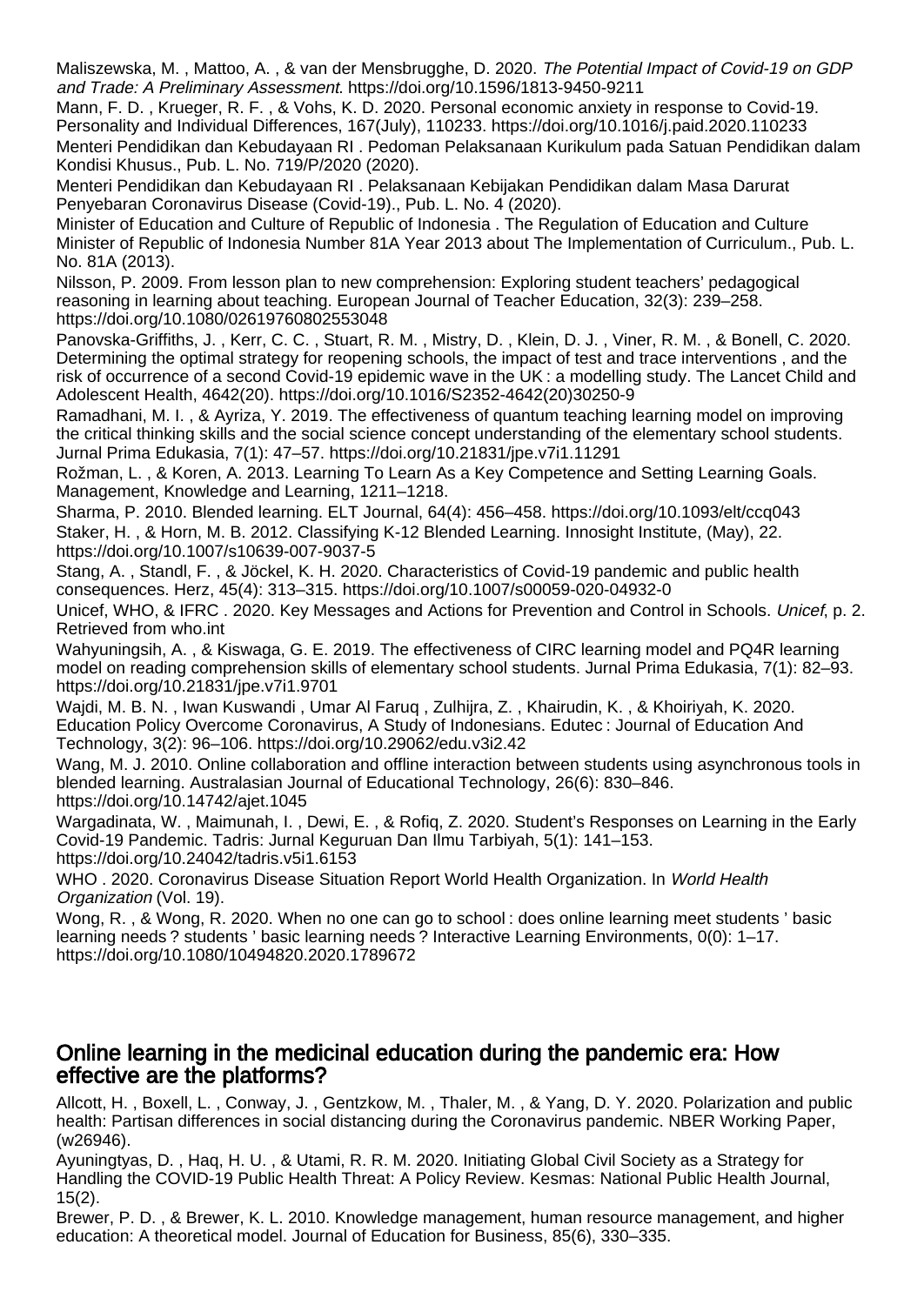Maliszewska, M. , Mattoo, A. , & van der Mensbrugghe, D. 2020. *The Potential Impact of Covid-19 on GDP and Trade: A Preliminary Assessment*. https://doi.org/10.1596/1813-9450-9211

Mann, F. D. , Krueger, R. F. , & Vohs, K. D. 2020. Personal economic anxiety in response to Covid-19. Personality and Individual Differences, 167(July), 110233. https://doi.org/10.1016/j.paid.2020.110233

Menteri Pendidikan dan Kebudayaan RI . Pedoman Pelaksanaan Kurikulum pada Satuan Pendidikan dalam Kondisi Khusus., Pub. L. No. 719/P/2020 (2020).

Menteri Pendidikan dan Kebudayaan RI . Pelaksanaan Kebijakan Pendidikan dalam Masa Darurat Penyebaran Coronavirus Disease (Covid-19)., Pub. L. No. 4 (2020).

Minister of Education and Culture of Republic of Indonesia . The Regulation of Education and Culture Minister of Republic of Indonesia Number 81A Year 2013 about The Implementation of Curriculum., Pub. L. No. 81A (2013).

Nilsson, P. 2009. From lesson plan to new comprehension: Exploring student teachers' pedagogical reasoning in learning about teaching. European Journal of Teacher Education, 32(3): 239–258. https://doi.org/10.1080/02619760802553048

Panovska-Griffiths, J. , Kerr, C. C. , Stuart, R. M. , Mistry, D. , Klein, D. J. , Viner, R. M. , & Bonell, C. 2020. Determining the optimal strategy for reopening schools, the impact of test and trace interventions , and the risk of occurrence of a second Covid-19 epidemic wave in the UK : a modelling study. The Lancet Child and Adolescent Health, 4642(20). https://doi.org/10.1016/S2352-4642(20)30250-9

Ramadhani, M. I. , & Ayriza, Y. 2019. The effectiveness of quantum teaching learning model on improving the critical thinking skills and the social science concept understanding of the elementary school students. Jurnal Prima Edukasia, 7(1): 47–57. https://doi.org/10.21831/jpe.v7i1.11291

Rožman, L. , & Koren, A. 2013. Learning To Learn As a Key Competence and Setting Learning Goals. Management, Knowledge and Learning, 1211–1218.

Sharma, P. 2010. Blended learning. ELT Journal, 64(4): 456–458. https://doi.org/10.1093/elt/ccq043

Staker, H. , & Horn, M. B. 2012. Classifying K-12 Blended Learning. Innosight Institute, (May), 22. https://doi.org/10.1007/s10639-007-9037-5

Stang, A. , Standl, F. , & Jöckel, K. H. 2020. Characteristics of Covid-19 pandemic and public health consequences. Herz, 45(4): 313–315. https://doi.org/10.1007/s00059-020-04932-0

Unicef, WHO, & IFRC . 2020. Key Messages and Actions for Prevention and Control in Schools. *Unicef*, p. 2. Retrieved from who.int

Wahyuningsih, A. , & Kiswaga, G. E. 2019. The effectiveness of CIRC learning model and PQ4R learning model on reading comprehension skills of elementary school students. Jurnal Prima Edukasia, 7(1): 82–93. https://doi.org/10.21831/jpe.v7i1.9701

Wajdi, M. B. N. , Iwan Kuswandi , Umar Al Faruq , Zulhijra, Z. , Khairudin, K. , & Khoiriyah, K. 2020. Education Policy Overcome Coronavirus, A Study of Indonesians. Edutec : Journal of Education And Technology, 3(2): 96–106. https://doi.org/10.29062/edu.v3i2.42

Wang, M. J. 2010. Online collaboration and offline interaction between students using asynchronous tools in blended learning. Australasian Journal of Educational Technology, 26(6): 830–846. https://doi.org/10.14742/ajet.1045

Wargadinata, W. , Maimunah, I. , Dewi, E. , & Rofiq, Z. 2020. Student's Responses on Learning in the Early Covid-19 Pandemic. Tadris: Jurnal Keguruan Dan Ilmu Tarbiyah, 5(1): 141–153. https://doi.org/10.24042/tadris.v5i1.6153

WHO . 2020. Coronavirus Disease Situation Report World Health Organization. In *World Health Organization* (Vol. 19).

Wong, R. , & Wong, R. 2020. When no one can go to school : does online learning meet students ' basic learning needs ? students ' basic learning needs ? Interactive Learning Environments, 0(0): 1–17. https://doi.org/10.1080/10494820.2020.1789672

## Online learning in the medicinal education during the pandemic era: How effective are the platforms?

Allcott, H. , Boxell, L. , Conway, J. , Gentzkow, M. , Thaler, M. , & Yang, D. Y. 2020. Polarization and public health: Partisan differences in social distancing during the Coronavirus pandemic. NBER Working Paper, (w26946).

Ayuningtyas, D. , Haq, H. U. , & Utami, R. R. M. 2020. Initiating Global Civil Society as a Strategy for Handling the COVID-19 Public Health Threat: A Policy Review. Kesmas: National Public Health Journal, 15(2).

Brewer, P. D. , & Brewer, K. L. 2010. Knowledge management, human resource management, and higher education: A theoretical model. Journal of Education for Business, 85(6), 330–335.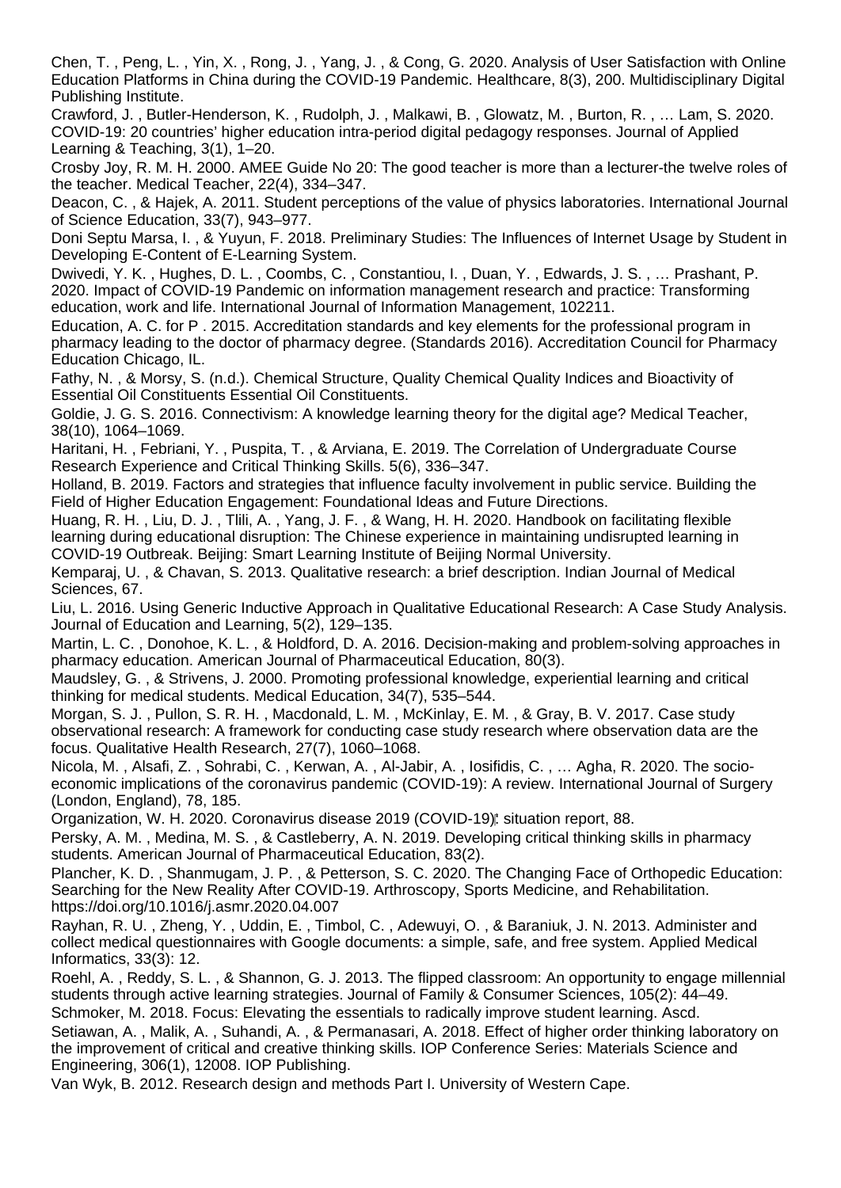Chen, T. , Peng, L. , Yin, X. , Rong, J. , Yang, J. , & Cong, G. 2020. Analysis of User Satisfaction with Online Education Platforms in China during the COVID-19 Pandemic. Healthcare, 8(3), 200. Multidisciplinary Digital Publishing Institute.

Crawford, J. , Butler-Henderson, K. , Rudolph, J. , Malkawi, B. , Glowatz, M. , Burton, R. , … Lam, S. 2020. COVID-19: 20 countries' higher education intra-period digital pedagogy responses. Journal of Applied Learning & Teaching, 3(1), 1–20.

Crosby Joy, R. M. H. 2000. AMEE Guide No 20: The good teacher is more than a lecturer-the twelve roles of the teacher. Medical Teacher, 22(4), 334–347.

Deacon, C. , & Hajek, A. 2011. Student perceptions of the value of physics laboratories. International Journal of Science Education, 33(7), 943–977.

Doni Septu Marsa, I. , & Yuyun, F. 2018. Preliminary Studies: The Influences of Internet Usage by Student in Developing E-Content of E-Learning System.

Dwivedi, Y. K. , Hughes, D. L. , Coombs, C. , Constantiou, I. , Duan, Y. , Edwards, J. S. , … Prashant, P. 2020. Impact of COVID-19 Pandemic on information management research and practice: Transforming education, work and life. International Journal of Information Management, 102211.

Education, A. C. for P . 2015. Accreditation standards and key elements for the professional program in pharmacy leading to the doctor of pharmacy degree. (Standards 2016). Accreditation Council for Pharmacy Education Chicago, IL.

Fathy, N. , & Morsy, S. (n.d.). Chemical Structure, Quality Chemical Quality Indices and Bioactivity of Essential Oil Constituents Essential Oil Constituents.

Goldie, J. G. S. 2016. Connectivism: A knowledge learning theory for the digital age? Medical Teacher, 38(10), 1064–1069.

Haritani, H. , Febriani, Y. , Puspita, T. , & Arviana, E. 2019. The Correlation of Undergraduate Course Research Experience and Critical Thinking Skills. 5(6), 336–347.

Holland, B. 2019. Factors and strategies that influence faculty involvement in public service. Building the Field of Higher Education Engagement: Foundational Ideas and Future Directions.

Huang, R. H. , Liu, D. J. , Tlili, A. , Yang, J. F. , & Wang, H. H. 2020. Handbook on facilitating flexible learning during educational disruption: The Chinese experience in maintaining undisrupted learning in COVID-19 Outbreak. Beijing: Smart Learning Institute of Beijing Normal University.

Kemparaj, U. , & Chavan, S. 2013. Qualitative research: a brief description. Indian Journal of Medical Sciences, 67.

Liu, L. 2016. Using Generic Inductive Approach in Qualitative Educational Research: A Case Study Analysis. Journal of Education and Learning, 5(2), 129–135.

Martin, L. C. , Donohoe, K. L. , & Holdford, D. A. 2016. Decision-making and problem-solving approaches in pharmacy education. American Journal of Pharmaceutical Education, 80(3).

Maudsley, G. , & Strivens, J. 2000. Promoting professional knowledge, experiential learning and critical thinking for medical students. Medical Education, 34(7), 535–544.

Morgan, S. J. , Pullon, S. R. H. , Macdonald, L. M. , McKinlay, E. M. , & Gray, B. V. 2017. Case study observational research: A framework for conducting case study research where observation data are the focus. Qualitative Health Research, 27(7), 1060–1068.

Nicola, M. , Alsafi, Z. , Sohrabi, C. , Kerwan, A. , Al-Jabir, A. , Iosifidis, C. , … Agha, R. 2020. The socio-economic implications of the coronavirus pandemic (COVID-19): A review. International Journal of Surgery (London, England), 78, 185.

Organization, W. H. 2020. Coronavirus disease 2019 (COVID-19): situation report, 88.

Persky, A. M. , Medina, M. S. , & Castleberry, A. N. 2019. Developing critical thinking skills in pharmacy students. American Journal of Pharmaceutical Education, 83(2).

Plancher, K. D. , Shanmugam, J. P. , & Petterson, S. C. 2020. The Changing Face of Orthopedic Education: Searching for the New Reality After COVID-19. Arthroscopy, Sports Medicine, and Rehabilitation. https://doi.org/10.1016/j.asmr.2020.04.007

Rayhan, R. U. , Zheng, Y. , Uddin, E. , Timbol, C. , Adewuyi, O. , & Baraniuk, J. N. 2013. Administer and collect medical questionnaires with Google documents: a simple, safe, and free system. Applied Medical Informatics, 33(3): 12.

Roehl, A. , Reddy, S. L. , & Shannon, G. J. 2013. The flipped classroom: An opportunity to engage millennial students through active learning strategies. Journal of Family & Consumer Sciences, 105(2): 44–49.

Schmoker, M. 2018. Focus: Elevating the essentials to radically improve student learning. Ascd.

Setiawan, A. , Malik, A. , Suhandi, A. , & Permanasari, A. 2018. Effect of higher order thinking laboratory on the improvement of critical and creative thinking skills. IOP Conference Series: Materials Science and Engineering, 306(1), 12008. IOP Publishing.

Van Wyk, B. 2012. Research design and methods Part I. University of Western Cape.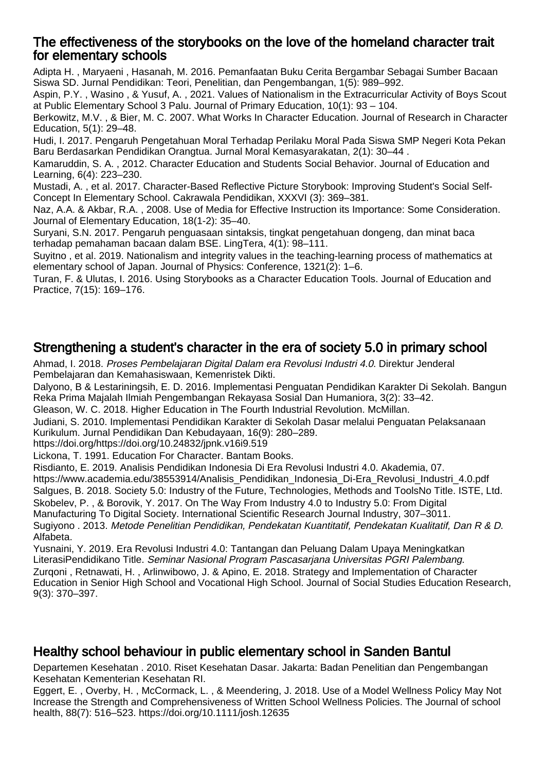## The effectiveness of the storybooks on the love of the homeland character trait for elementary schools

Adipta H. , Maryaeni , Hasanah, M. 2016. Pemanfaatan Buku Cerita Bergambar Sebagai Sumber Bacaan Siswa SD. Jurnal Pendidikan: Teori, Penelitian, dan Pengembangan, 1(5): 989–992.

Aspin, P.Y. , Wasino , & Yusuf, A. , 2021. Values of Nationalism in the Extracurricular Activity of Boys Scout at Public Elementary School 3 Palu. Journal of Primary Education, 10(1): 93 – 104.

Berkowitz, M.V. , & Bier, M. C. 2007. What Works In Character Education. Journal of Research in Character Education, 5(1): 29–48.

Hudi, I. 2017. Pengaruh Pengetahuan Moral Terhadap Perilaku Moral Pada Siswa SMP Negeri Kota Pekan Baru Berdasarkan Pendidikan Orangtua. Jurnal Moral Kemasyarakatan, 2(1): 30–44 .

Kamaruddin, S. A. , 2012. Character Education and Students Social Behavior. Journal of Education and Learning, 6(4): 223–230.

Mustadi, A. , et al. 2017. Character-Based Reflective Picture Storybook: Improving Student's Social Self-Concept In Elementary School. Cakrawala Pendidikan, XXXVI (3): 369–381.

Naz, A.A. & Akbar, R.A. , 2008. Use of Media for Effective Instruction its Importance: Some Consideration. Journal of Elementary Education, 18(1-2): 35–40.

Suryani, S.N. 2017. Pengaruh penguasaan sintaksis, tingkat pengetahuan dongeng, dan minat baca terhadap pemahaman bacaan dalam BSE. LingTera, 4(1): 98–111.

Suyitno , et al. 2019. Nationalism and integrity values in the teaching-learning process of mathematics at elementary school of Japan. Journal of Physics: Conference, 1321(2): 1–6.

Turan, F. & Ulutas, I. 2016. Using Storybooks as a Character Education Tools. Journal of Education and Practice, 7(15): 169–176.

## Strengthening a student's character in the era of society 5.0 in primary school

Ahmad, I. 2018. *Proses Pembelajaran Digital Dalam era Revolusi Industri 4.0*. Direktur Jenderal Pembelajaran dan Kemahasiswaan, Kemenristek Dikti.

Dalyono, B & Lestariningsih, E. D. 2016. Implementasi Penguatan Pendidikan Karakter Di Sekolah. Bangun Reka Prima Majalah Ilmiah Pengembangan Rekayasa Sosial Dan Humaniora, 3(2): 33–42.

Gleason, W. C. 2018. Higher Education in The Fourth Industrial Revolution. McMillan.

Judiani, S. 2010. Implementasi Pendidikan Karakter di Sekolah Dasar melalui Penguatan Pelaksanaan Kurikulum. Jurnal Pendidikan Dan Kebudayaan, 16(9): 280–289. https://doi.org/https://doi.org/10.24832/jpnk.v16i9.519

Lickona, T. 1991. Education For Character. Bantam Books.

Risdianto, E. 2019. Analisis Pendidikan Indonesia Di Era Revolusi Industri 4.0. Akademia, 07. https://www.academia.edu/38553914/Analisis_Pendidikan_Indonesia_Di-Era_Revolusi_Industri_4.0.pdf

Salgues, B. 2018. Society 5.0: Industry of the Future, Technologies, Methods and ToolsNo Title. ISTE, Ltd.

Skobelev, P. , & Borovik, Y. 2017. On The Way From Industry 4.0 to Industry 5.0: From Digital Manufacturing To Digital Society. International Scientific Research Journal Industry, 307–3011.

Sugiyono . 2013. *Metode Penelitian Pendidikan, Pendekatan Kuantitatif, Pendekatan Kualitatif, Dan R & D*. Alfabeta.

Yusnaini, Y. 2019. Era Revolusi Industri 4.0: Tantangan dan Peluang Dalam Upaya Meningkatkan LiterasiPendidikano Title. *Seminar Nasional Program Pascasarjana Universitas PGRI Palembang*.

Zurqoni , Retnawati, H. , Arlinwibowo, J. & Apino, E. 2018. Strategy and Implementation of Character Education in Senior High School and Vocational High School. Journal of Social Studies Education Research, 9(3): 370–397.

## Healthy school behaviour in public elementary school in Sanden Bantul

Departemen Kesehatan . 2010. Riset Kesehatan Dasar. Jakarta: Badan Penelitian dan Pengembangan Kesehatan Kementerian Kesehatan RI.

Eggert, E. , Overby, H. , McCormack, L. , & Meendering, J. 2018. Use of a Model Wellness Policy May Not Increase the Strength and Comprehensiveness of Written School Wellness Policies. The Journal of school health, 88(7): 516–523. https://doi.org/10.1111/josh.12635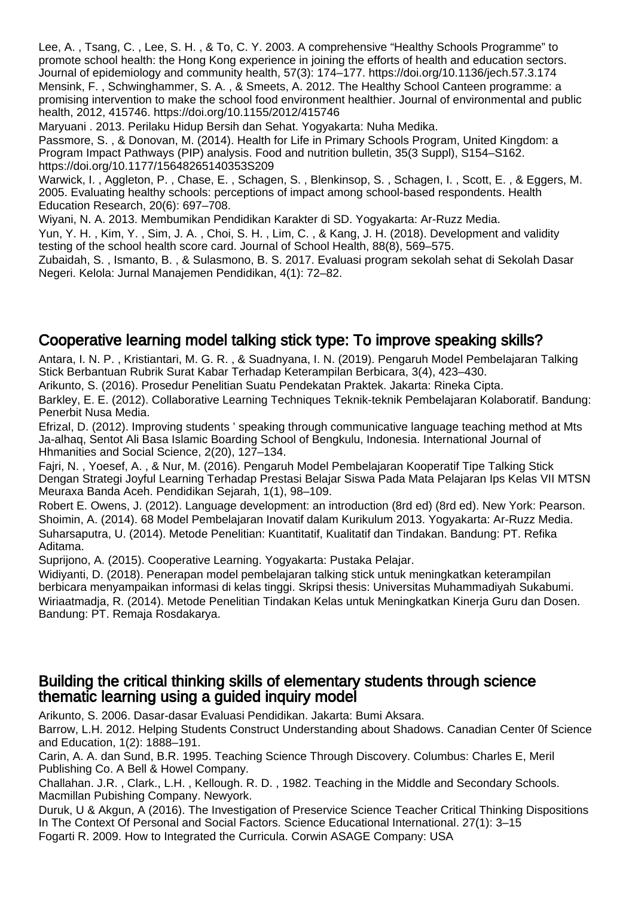Lee, A. , Tsang, C. , Lee, S. H. , & To, C. Y. 2003. A comprehensive "Healthy Schools Programme" to promote school health: the Hong Kong experience in joining the efforts of health and education sectors. Journal of epidemiology and community health, 57(3): 174–177. https://doi.org/10.1136/jech.57.3.174

Mensink, F. , Schwinghammer, S. A. , & Smeets, A. 2012. The Healthy School Canteen programme: a promising intervention to make the school food environment healthier. Journal of environmental and public health, 2012, 415746. https://doi.org/10.1155/2012/415746

Maryuani . 2013. Perilaku Hidup Bersih dan Sehat. Yogyakarta: Nuha Medika.

Passmore, S. , & Donovan, M. (2014). Health for Life in Primary Schools Program, United Kingdom: a Program Impact Pathways (PIP) analysis. Food and nutrition bulletin, 35(3 Suppl), S154–S162. https://doi.org/10.1177/15648265140353S209

Warwick, I. , Aggleton, P. , Chase, E. , Schagen, S. , Blenkinsop, S. , Schagen, I. , Scott, E. , & Eggers, M. 2005. Evaluating healthy schools: perceptions of impact among school-based respondents. Health Education Research, 20(6): 697–708.

Wiyani, N. A. 2013. Membumikan Pendidikan Karakter di SD. Yogyakarta: Ar-Ruzz Media.

Yun, Y. H. , Kim, Y. , Sim, J. A. , Choi, S. H. , Lim, C. , & Kang, J. H. (2018). Development and validity testing of the school health score card. Journal of School Health, 88(8), 569–575.

Zubaidah, S. , Ismanto, B. , & Sulasmono, B. S. 2017. Evaluasi program sekolah sehat di Sekolah Dasar Negeri. Kelola: Jurnal Manajemen Pendidikan, 4(1): 72–82.

## Cooperative learning model talking stick type: To improve speaking skills?

Antara, I. N. P. , Kristiantari, M. G. R. , & Suadnyana, I. N. (2019). Pengaruh Model Pembelajaran Talking Stick Berbantuan Rubrik Surat Kabar Terhadap Keterampilan Berbicara, 3(4), 423–430.

Arikunto, S. (2016). Prosedur Penelitian Suatu Pendekatan Praktek. Jakarta: Rineka Cipta.

Barkley, E. E. (2012). Collaborative Learning Techniques Teknik-teknik Pembelajaran Kolaboratif. Bandung: Penerbit Nusa Media.

Efrizal, D. (2012). Improving students ' speaking through communicative language teaching method at Mts Ja-alhaq, Sentot Ali Basa Islamic Boarding School of Bengkulu, Indonesia. International Journal of Hhmanities and Social Science, 2(20), 127–134.

Fajri, N. , Yoesef, A. , & Nur, M. (2016). Pengaruh Model Pembelajaran Kooperatif Tipe Talking Stick Dengan Strategi Joyful Learning Terhadap Prestasi Belajar Siswa Pada Mata Pelajaran Ips Kelas VII MTSN Meuraxa Banda Aceh. Pendidikan Sejarah, 1(1), 98–109.

Robert E. Owens, J. (2012). Language development: an introduction (8rd ed) (8rd ed). New York: Pearson.

Shoimin, A. (2014). 68 Model Pembelajaran Inovatif dalam Kurikulum 2013. Yogyakarta: Ar-Ruzz Media.

Suharsaputra, U. (2014). Metode Penelitian: Kuantitatif, Kualitatif dan Tindakan. Bandung: PT. Refika Aditama.

Suprijono, A. (2015). Cooperative Learning. Yogyakarta: Pustaka Pelajar.

Widiyanti, D. (2018). Penerapan model pembelajaran talking stick untuk meningkatkan keterampilan berbicara menyampaikan informasi di kelas tinggi. Skripsi thesis: Universitas Muhammadiyah Sukabumi.

Wiriaatmadja, R. (2014). Metode Penelitian Tindakan Kelas untuk Meningkatkan Kinerja Guru dan Dosen. Bandung: PT. Remaja Rosdakarya.

## Building the critical thinking skills of elementary students through science thematic learning using a guided inquiry model

Arikunto, S. 2006. Dasar-dasar Evaluasi Pendidikan. Jakarta: Bumi Aksara.

Barrow, L.H. 2012. Helping Students Construct Understanding about Shadows. Canadian Center 0f Science and Education, 1(2): 1888–191.

Carin, A. A. dan Sund, B.R. 1995. Teaching Science Through Discovery. Columbus: Charles E, Meril Publishing Co. A Bell & Howel Company.

Challahan. J.R. , Clark., L.H. , Kellough. R. D. , 1982. Teaching in the Middle and Secondary Schools. Macmillan Pubishing Company. Newyork.

Duruk, U & Akgun, A (2016). The Investigation of Preservice Science Teacher Critical Thinking Dispositions In The Context Of Personal and Social Factors. Science Educational International. 27(1): 3–15

Fogarti R. 2009. How to Integrated the Curricula. Corwin ASAGE Company: USA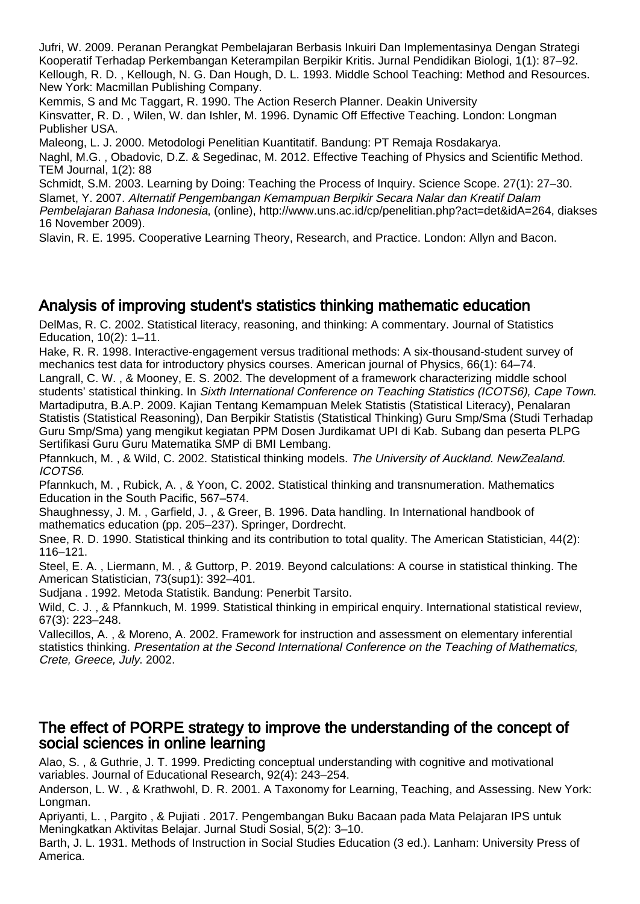Jufri, W. 2009. Peranan Perangkat Pembelajaran Berbasis Inkuiri Dan Implementasinya Dengan Strategi Kooperatif Terhadap Perkembangan Keterampilan Berpikir Kritis. Jurnal Pendidikan Biologi, 1(1): 87–92.

Kellough, R. D. , Kellough, N. G. Dan Hough, D. L. 1993. Middle School Teaching: Method and Resources. New York: Macmillan Publishing Company.

Kemmis, S and Mc Taggart, R. 1990. The Action Reserch Planner. Deakin University

Kinsvatter, R. D. , Wilen, W. dan Ishler, M. 1996. Dynamic Off Effective Teaching. London: Longman Publisher USA.

Maleong, L. J. 2000. Metodologi Penelitian Kuantitatif. Bandung: PT Remaja Rosdakarya.

Naghl, M.G. , Obadovic, D.Z. & Segedinac, M. 2012. Effective Teaching of Physics and Scientific Method. TEM Journal, 1(2): 88

Schmidt, S.M. 2003. Learning by Doing: Teaching the Process of Inquiry. Science Scope. 27(1): 27–30.

Slamet, Y. 2007. *Alternatif Pengembangan Kemampuan Berpikir Secara Nalar dan Kreatif Dalam Pembelajaran Bahasa Indonesia*, (online), http://www.uns.ac.id/cp/penelitian.php?act=det&idA=264, diakses 16 November 2009).

Slavin, R. E. 1995. Cooperative Learning Theory, Research, and Practice. London: Allyn and Bacon.

## Analysis of improving student's statistics thinking mathematic education

DelMas, R. C. 2002. Statistical literacy, reasoning, and thinking: A commentary. Journal of Statistics Education, 10(2): 1–11.

Hake, R. R. 1998. Interactive-engagement versus traditional methods: A six-thousand-student survey of mechanics test data for introductory physics courses. American journal of Physics, 66(1): 64–74.

Langrall, C. W. , & Mooney, E. S. 2002. The development of a framework characterizing middle school students' statistical thinking. In *Sixth International Conference on Teaching Statistics (ICOTS6), Cape Town*.

Martadiputra, B.A.P. 2009. Kajian Tentang Kemampuan Melek Statistis (Statistical Literacy), Penalaran Statistis (Statistical Reasoning), Dan Berpikir Statistis (Statistical Thinking) Guru Smp/Sma (Studi Terhadap Guru Smp/Sma) yang mengikut kegiatan PPM Dosen Jurdikamat UPI di Kab. Subang dan peserta PLPG Sertifikasi Guru Guru Matematika SMP di BMI Lembang.

Pfannkuch, M. , & Wild, C. 2002. Statistical thinking models. *The University of Auckland. NewZealand. ICOTS6*.

Pfannkuch, M. , Rubick, A. , & Yoon, C. 2002. Statistical thinking and transnumeration. Mathematics Education in the South Pacific, 567–574.

Shaughnessy, J. M. , Garfield, J. , & Greer, B. 1996. Data handling. In International handbook of mathematics education (pp. 205–237). Springer, Dordrecht.

Snee, R. D. 1990. Statistical thinking and its contribution to total quality. The American Statistician, 44(2): 116–121.

Steel, E. A. , Liermann, M. , & Guttorp, P. 2019. Beyond calculations: A course in statistical thinking. The American Statistician, 73(sup1): 392–401.

Sudjana . 1992. Metoda Statistik. Bandung: Penerbit Tarsito.

Wild, C. J. , & Pfannkuch, M. 1999. Statistical thinking in empirical enquiry. International statistical review, 67(3): 223–248.

Vallecillos, A. , & Moreno, A. 2002. Framework for instruction and assessment on elementary inferential statistics thinking. *Presentation at the Second International Conference on the Teaching of Mathematics, Crete, Greece, July*. 2002.

## The effect of PORPE strategy to improve the understanding of the concept of social sciences in online learning

Alao, S. , & Guthrie, J. T. 1999. Predicting conceptual understanding with cognitive and motivational variables. Journal of Educational Research, 92(4): 243–254.

Anderson, L. W. , & Krathwohl, D. R. 2001. A Taxonomy for Learning, Teaching, and Assessing. New York: Longman.

Apriyanti, L. , Pargito , & Pujiati . 2017. Pengembangan Buku Bacaan pada Mata Pelajaran IPS untuk Meningkatkan Aktivitas Belajar. Jurnal Studi Sosial, 5(2): 3–10.

Barth, J. L. 1931. Methods of Instruction in Social Studies Education (3 ed.). Lanham: University Press of America.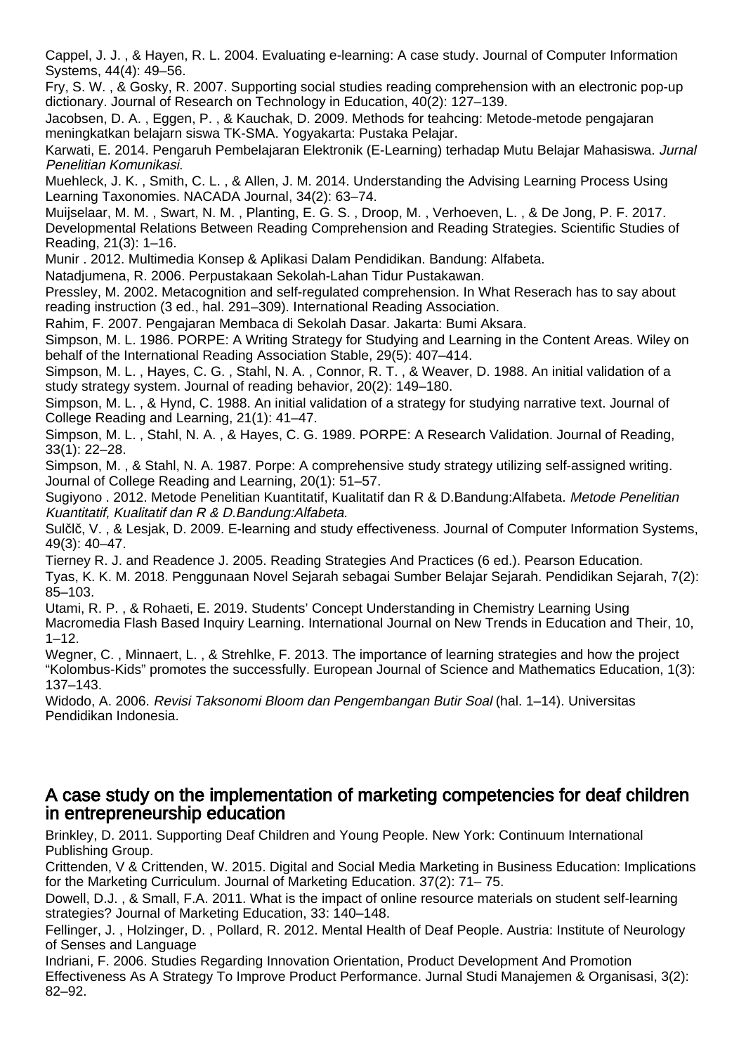Cappel, J. J. , & Hayen, R. L. 2004. Evaluating e-learning: A case study. Journal of Computer Information Systems, 44(4): 49–56.

Fry, S. W. , & Gosky, R. 2007. Supporting social studies reading comprehension with an electronic pop-up dictionary. Journal of Research on Technology in Education, 40(2): 127–139.

Jacobsen, D. A. , Eggen, P. , & Kauchak, D. 2009. Methods for teahcing: Metode-metode pengajaran meningkatkan belajarn siswa TK-SMA. Yogyakarta: Pustaka Pelajar.

Karwati, E. 2014. Pengaruh Pembelajaran Elektronik (E-Learning) terhadap Mutu Belajar Mahasiswa. *Jurnal Penelitian Komunikasi*.

Muehleck, J. K. , Smith, C. L. , & Allen, J. M. 2014. Understanding the Advising Learning Process Using Learning Taxonomies. NACADA Journal, 34(2): 63–74.

Muijselaar, M. M. , Swart, N. M. , Planting, E. G. S. , Droop, M. , Verhoeven, L. , & De Jong, P. F. 2017. Developmental Relations Between Reading Comprehension and Reading Strategies. Scientific Studies of Reading, 21(3): 1–16.

Munir . 2012. Multimedia Konsep & Aplikasi Dalam Pendidikan. Bandung: Alfabeta.

Natadjumena, R. 2006. Perpustakaan Sekolah-Lahan Tidur Pustakawan.

Pressley, M. 2002. Metacognition and self-regulated comprehension. In What Reserach has to say about reading instruction (3 ed., hal. 291–309). International Reading Association.

Rahim, F. 2007. Pengajaran Membaca di Sekolah Dasar. Jakarta: Bumi Aksara.

Simpson, M. L. 1986. PORPE: A Writing Strategy for Studying and Learning in the Content Areas. Wiley on behalf of the International Reading Association Stable, 29(5): 407–414.

Simpson, M. L. , Hayes, C. G. , Stahl, N. A. , Connor, R. T. , & Weaver, D. 1988. An initial validation of a study strategy system. Journal of reading behavior, 20(2): 149–180.

Simpson, M. L. , & Hynd, C. 1988. An initial validation of a strategy for studying narrative text. Journal of College Reading and Learning, 21(1): 41–47.

Simpson, M. L. , Stahl, N. A. , & Hayes, C. G. 1989. PORPE: A Research Validation. Journal of Reading, 33(1): 22–28.

Simpson, M. , & Stahl, N. A. 1987. Porpe: A comprehensive study strategy utilizing self-assigned writing. Journal of College Reading and Learning, 20(1): 51–57.

Sugiyono . 2012. Metode Penelitian Kuantitatif, Kualitatif dan R & D.Bandung:Alfabeta. *Metode Penelitian Kuantitatif, Kualitatif dan R & D.Bandung:Alfabeta*.

Sulčič, V. , & Lesjak, D. 2009. E-learning and study effectiveness. Journal of Computer Information Systems, 49(3): 40–47.

Tierney R. J. and Readence J. 2005. Reading Strategies And Practices (6 ed.). Pearson Education.

Tyas, K. K. M. 2018. Penggunaan Novel Sejarah sebagai Sumber Belajar Sejarah. Pendidikan Sejarah, 7(2): 85–103.

Utami, R. P. , & Rohaeti, E. 2019. Students' Concept Understanding in Chemistry Learning Using Macromedia Flash Based Inquiry Learning. International Journal on New Trends in Education and Their, 10, 1–12.

Wegner, C. , Minnaert, L. , & Strehlke, F. 2013. The importance of learning strategies and how the project "Kolombus-Kids" promotes the successfully. European Journal of Science and Mathematics Education, 1(3): 137–143.

Widodo, A. 2006. *Revisi Taksonomi Bloom dan Pengembangan Butir Soal* (hal. 1–14). Universitas Pendidikan Indonesia.

## A case study on the implementation of marketing competencies for deaf children in entrepreneurship education

Brinkley, D. 2011. Supporting Deaf Children and Young People. New York: Continuum International Publishing Group.

Crittenden, V & Crittenden, W. 2015. Digital and Social Media Marketing in Business Education: Implications for the Marketing Curriculum. Journal of Marketing Education. 37(2): 71– 75.

Dowell, D.J. , & Small, F.A. 2011. What is the impact of online resource materials on student self-learning strategies? Journal of Marketing Education, 33: 140–148.

Fellinger, J. , Holzinger, D. , Pollard, R. 2012. Mental Health of Deaf People. Austria: Institute of Neurology of Senses and Language

Indriani, F. 2006. Studies Regarding Innovation Orientation, Product Development And Promotion Effectiveness As A Strategy To Improve Product Performance. Jurnal Studi Manajemen & Organisasi, 3(2): 82–92.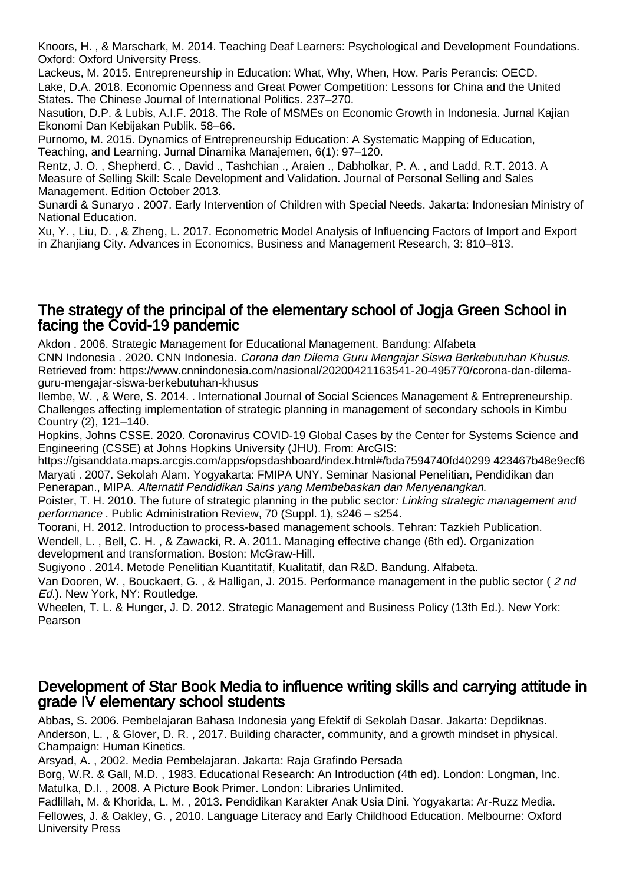Knoors, H. , & Marschark, M. 2014. Teaching Deaf Learners: Psychological and Development Foundations. Oxford: Oxford University Press.

Lackeus, M. 2015. Entrepreneurship in Education: What, Why, When, How. Paris Perancis: OECD.

Lake, D.A. 2018. Economic Openness and Great Power Competition: Lessons for China and the United States. The Chinese Journal of International Politics. 237–270.

Nasution, D.P. & Lubis, A.I.F. 2018. The Role of MSMEs on Economic Growth in Indonesia. Jurnal Kajian Ekonomi Dan Kebijakan Publik. 58–66.

Purnomo, M. 2015. Dynamics of Entrepreneurship Education: A Systematic Mapping of Education, Teaching, and Learning. Jurnal Dinamika Manajemen, 6(1): 97–120.

Rentz, J. O. , Shepherd, C. , David ., Tashchian ., Araien ., Dabholkar, P. A. , and Ladd, R.T. 2013. A Measure of Selling Skill: Scale Development and Validation. Journal of Personal Selling and Sales Management. Edition October 2013.

Sunardi & Sunaryo . 2007. Early Intervention of Children with Special Needs. Jakarta: Indonesian Ministry of National Education.

Xu, Y. , Liu, D. , & Zheng, L. 2017. Econometric Model Analysis of Influencing Factors of Import and Export in Zhanjiang City. Advances in Economics, Business and Management Research, 3: 810–813.

## The strategy of the principal of the elementary school of Jogja Green School in facing the Covid-19 pandemic

Akdon . 2006. Strategic Management for Educational Management. Bandung: Alfabeta

CNN Indonesia . 2020. CNN Indonesia. *Corona dan Dilema Guru Mengajar Siswa Berkebutuhan Khusus*. Retrieved from: https://www.cnnindonesia.com/nasional/20200421163541-20-495770/corona-dan-dilema-guru-mengajar-siswa-berkebutuhan-khusus

Ilembe, W. , & Were, S. 2014. . International Journal of Social Sciences Management & Entrepreneurship. Challenges affecting implementation of strategic planning in management of secondary schools in Kimbu Country (2), 121–140.

Hopkins, Johns CSSE. 2020. Coronavirus COVID-19 Global Cases by the Center for Systems Science and Engineering (CSSE) at Johns Hopkins University (JHU). From: ArcGIS: https://gisanddata.maps.arcgis.com/apps/opsdashboard/index.html#/bda7594740fd40299 423467b48e9ecf6

Maryati . 2007. Sekolah Alam. Yogyakarta: FMIPA UNY. Seminar Nasional Penelitian, Pendidikan dan Penerapan., MIPA. *Alternatif Pendidikan Sains yang Membebaskan dan Menyenangkan*.

Poister, T. H. 2010. The future of strategic planning in the public sector*: Linking strategic management and performance* . Public Administration Review, 70 (Suppl. 1), s246 – s254.

Toorani, H. 2012. Introduction to process-based management schools. Tehran: Tazkieh Publication.

Wendell, L. , Bell, C. H. , & Zawacki, R. A. 2011. Managing effective change (6th ed). Organization development and transformation. Boston: McGraw-Hill.

Sugiyono . 2014. Metode Penelitian Kuantitatif, Kualitatif, dan R&D. Bandung. Alfabeta.

Van Dooren, W. , Bouckaert, G. , & Halligan, J. 2015. Performance management in the public sector ( *2 nd Ed.*). New York, NY: Routledge.

Wheelen, T. L. & Hunger, J. D. 2012. Strategic Management and Business Policy (13th Ed.). New York: Pearson

## Development of Star Book Media to influence writing skills and carrying attitude in grade IV elementary school students

Abbas, S. 2006. Pembelajaran Bahasa Indonesia yang Efektif di Sekolah Dasar. Jakarta: Depdiknas.

Anderson, L. , & Glover, D. R. , 2017. Building character, community, and a growth mindset in physical. Champaign: Human Kinetics.

Arsyad, A. , 2002. Media Pembelajaran. Jakarta: Raja Grafindo Persada

Borg, W.R. & Gall, M.D. , 1983. Educational Research: An Introduction (4th ed). London: Longman, Inc.

Matulka, D.I. , 2008. A Picture Book Primer. London: Libraries Unlimited.

Fadlillah, M. & Khorida, L. M. , 2013. Pendidikan Karakter Anak Usia Dini. Yogyakarta: Ar-Ruzz Media.

Fellowes, J. & Oakley, G. , 2010. Language Literacy and Early Childhood Education. Melbourne: Oxford University Press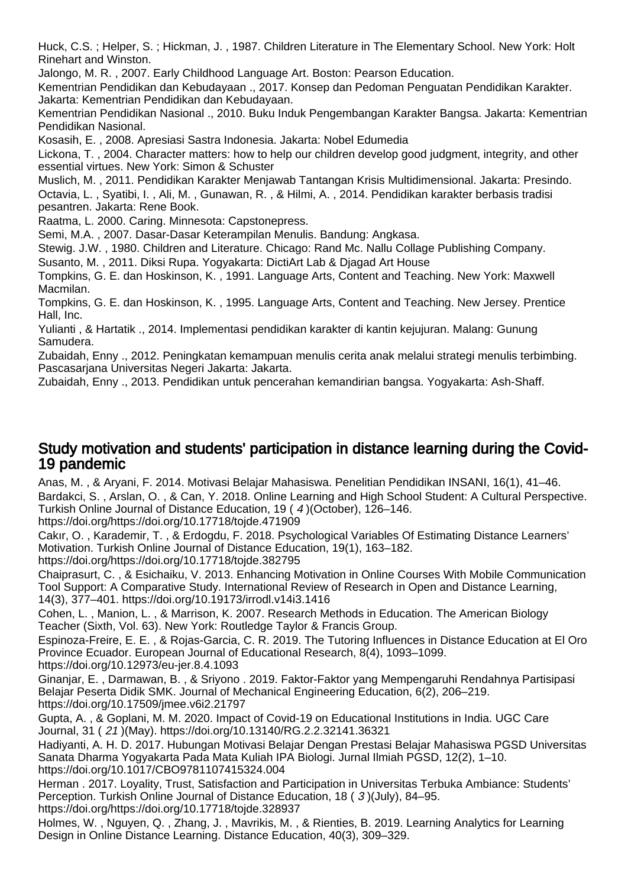Huck, C.S. ; Helper, S. ; Hickman, J. , 1987. Children Literature in The Elementary School. New York: Holt Rinehart and Winston.

Jalongo, M. R. , 2007. Early Childhood Language Art. Boston: Pearson Education.

Kementrian Pendidikan dan Kebudayaan ., 2017. Konsep dan Pedoman Penguatan Pendidikan Karakter. Jakarta: Kementrian Pendidikan dan Kebudayaan.

Kementrian Pendidikan Nasional ., 2010. Buku Induk Pengembangan Karakter Bangsa. Jakarta: Kementrian Pendidikan Nasional.

Kosasih, E. , 2008. Apresiasi Sastra Indonesia. Jakarta: Nobel Edumedia

Lickona, T. , 2004. Character matters: how to help our children develop good judgment, integrity, and other essential virtues. New York: Simon & Schuster

Muslich, M. , 2011. Pendidikan Karakter Menjawab Tantangan Krisis Multidimensional. Jakarta: Presindo.

Octavia, L. , Syatibi, I. , Ali, M. , Gunawan, R. , & Hilmi, A. , 2014. Pendidikan karakter berbasis tradisi pesantren. Jakarta: Rene Book.

Raatma, L. 2000. Caring. Minnesota: Capstonepress.

Semi, M.A. , 2007. Dasar-Dasar Keterampilan Menulis. Bandung: Angkasa.

Stewig. J.W. , 1980. Children and Literature. Chicago: Rand Mc. Nallu Collage Publishing Company.

Susanto, M. , 2011. Diksi Rupa. Yogyakarta: DictiArt Lab & Djagad Art House

Tompkins, G. E. dan Hoskinson, K. , 1991. Language Arts, Content and Teaching. New York: Maxwell Macmilan.

Tompkins, G. E. dan Hoskinson, K. , 1995. Language Arts, Content and Teaching. New Jersey. Prentice Hall, Inc.

Yulianti , & Hartatik ., 2014. Implementasi pendidikan karakter di kantin kejujuran. Malang: Gunung Samudera.

Zubaidah, Enny ., 2012. Peningkatan kemampuan menulis cerita anak melalui strategi menulis terbimbing. Pascasarjana Universitas Negeri Jakarta: Jakarta.

Zubaidah, Enny ., 2013. Pendidikan untuk pencerahan kemandirian bangsa. Yogyakarta: Ash-Shaff.

## Study motivation and students' participation in distance learning during the Covid-19 pandemic

Anas, M. , & Aryani, F. 2014. Motivasi Belajar Mahasiswa. Penelitian Pendidikan INSANI, 16(1), 41–46.

Bardakci, S. , Arslan, O. , & Can, Y. 2018. Online Learning and High School Student: A Cultural Perspective. Turkish Online Journal of Distance Education, 19 ( *4* )(October), 126–146. https://doi.org/https://doi.org/10.17718/tojde.471909

Cakır, O. , Karademir, T. , & Erdogdu, F. 2018. Psychological Variables Of Estimating Distance Learners' Motivation. Turkish Online Journal of Distance Education, 19(1), 163–182. https://doi.org/https://doi.org/10.17718/tojde.382795

Chaiprasurt, C. , & Esichaiku, V. 2013. Enhancing Motivation in Online Courses With Mobile Communication Tool Support: A Comparative Study. International Review of Research in Open and Distance Learning, 14(3), 377–401. https://doi.org/10.19173/irrodl.v14i3.1416

Cohen, L. , Manion, L. , & Marrison, K. 2007. Research Methods in Education. The American Biology Teacher (Sixth, Vol. 63). New York: Routledge Taylor & Francis Group.

Espinoza-Freire, E. E. , & Rojas-Garcia, C. R. 2019. The Tutoring Influences in Distance Education at El Oro Province Ecuador. European Journal of Educational Research, 8(4), 1093–1099. https://doi.org/10.12973/eu-jer.8.4.1093

Ginanjar, E. , Darmawan, B. , & Sriyono . 2019. Faktor-Faktor yang Mempengaruhi Rendahnya Partisipasi Belajar Peserta Didik SMK. Journal of Mechanical Engineering Education, 6(2), 206–219. https://doi.org/10.17509/jmee.v6i2.21797

Gupta, A. , & Goplani, M. M. 2020. Impact of Covid-19 on Educational Institutions in India. UGC Care Journal, 31 ( *21* )(May). https://doi.org/10.13140/RG.2.2.32141.36321

Hadiyanti, A. H. D. 2017. Hubungan Motivasi Belajar Dengan Prestasi Belajar Mahasiswa PGSD Universitas Sanata Dharma Yogyakarta Pada Mata Kuliah IPA Biologi. Jurnal Ilmiah PGSD, 12(2), 1–10. https://doi.org/10.1017/CBO9781107415324.004

Herman . 2017. Loyality, Trust, Satisfaction and Participation in Universitas Terbuka Ambiance: Students' Perception. Turkish Online Journal of Distance Education, 18 ( *3* )(July), 84–95. https://doi.org/https://doi.org/10.17718/tojde.328937

Holmes, W. , Nguyen, Q. , Zhang, J. , Mavrikis, M. , & Rienties, B. 2019. Learning Analytics for Learning Design in Online Distance Learning. Distance Education, 40(3), 309–329.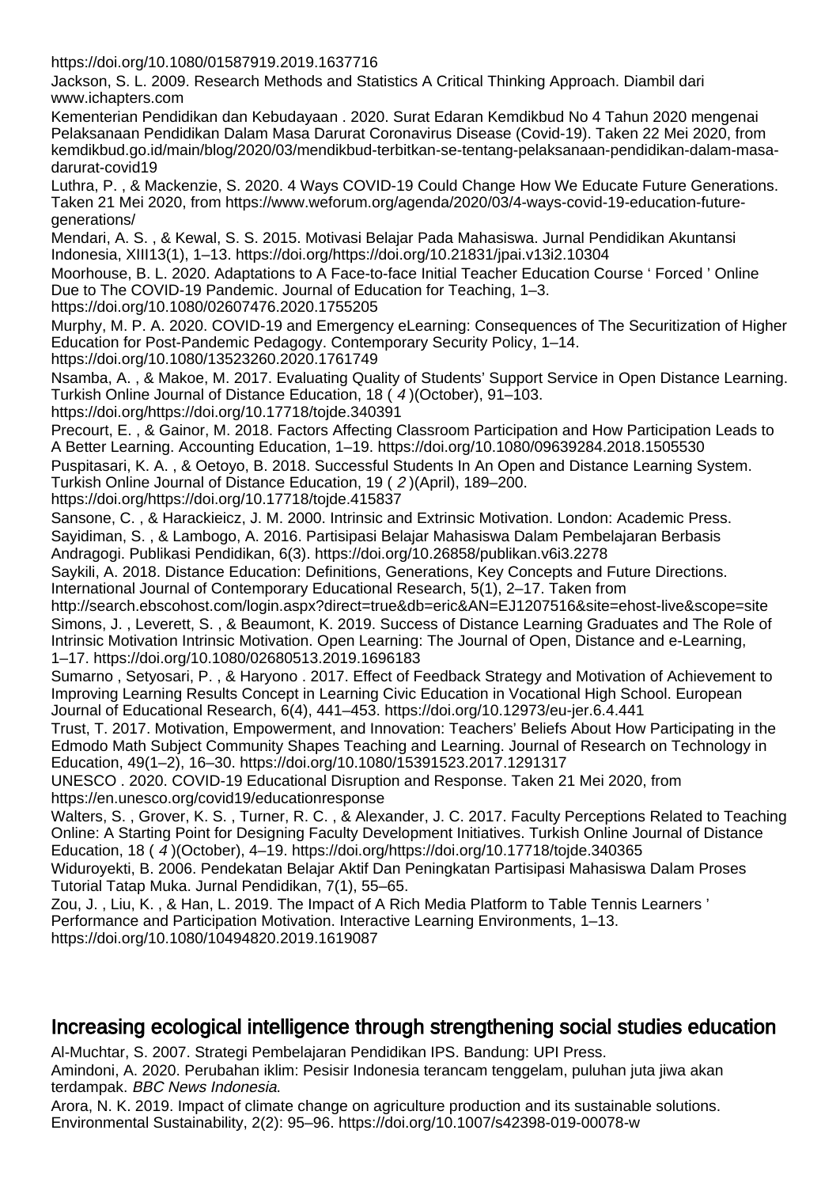https://doi.org/10.1080/01587919.2019.1637716

Jackson, S. L. 2009. Research Methods and Statistics A Critical Thinking Approach. Diambil dari www.ichapters.com

Kementerian Pendidikan dan Kebudayaan . 2020. Surat Edaran Kemdikbud No 4 Tahun 2020 mengenai Pelaksanaan Pendidikan Dalam Masa Darurat Coronavirus Disease (Covid-19). Taken 22 Mei 2020, from kemdikbud.go.id/main/blog/2020/03/mendikbud-terbitkan-se-tentang-pelaksanaan-pendidikan-dalam-masa-darurat-covid19

Luthra, P. , & Mackenzie, S. 2020. 4 Ways COVID-19 Could Change How We Educate Future Generations. Taken 21 Mei 2020, from https://www.weforum.org/agenda/2020/03/4-ways-covid-19-education-future-generations/

Mendari, A. S. , & Kewal, S. S. 2015. Motivasi Belajar Pada Mahasiswa. Jurnal Pendidikan Akuntansi Indonesia, XIII13(1), 1–13. https://doi.org/https://doi.org/10.21831/jpai.v13i2.10304

Moorhouse, B. L. 2020. Adaptations to A Face-to-face Initial Teacher Education Course ' Forced ' Online Due to The COVID-19 Pandemic. Journal of Education for Teaching, 1–3. https://doi.org/10.1080/02607476.2020.1755205

Murphy, M. P. A. 2020. COVID-19 and Emergency eLearning: Consequences of The Securitization of Higher Education for Post-Pandemic Pedagogy. Contemporary Security Policy, 1–14. https://doi.org/10.1080/13523260.2020.1761749

Nsamba, A. , & Makoe, M. 2017. Evaluating Quality of Students' Support Service in Open Distance Learning. Turkish Online Journal of Distance Education, 18 ( *4* )(October), 91–103. https://doi.org/https://doi.org/10.17718/tojde.340391

Precourt, E. , & Gainor, M. 2018. Factors Affecting Classroom Participation and How Participation Leads to A Better Learning. Accounting Education, 1–19. https://doi.org/10.1080/09639284.2018.1505530

Puspitasari, K. A. , & Oetoyo, B. 2018. Successful Students In An Open and Distance Learning System. Turkish Online Journal of Distance Education, 19 ( *2* )(April), 189–200. https://doi.org/https://doi.org/10.17718/tojde.415837

Sansone, C. , & Harackieicz, J. M. 2000. Intrinsic and Extrinsic Motivation. London: Academic Press.

Sayidiman, S. , & Lambogo, A. 2016. Partisipasi Belajar Mahasiswa Dalam Pembelajaran Berbasis Andragogi. Publikasi Pendidikan, 6(3). https://doi.org/10.26858/publikan.v6i3.2278

Saykili, A. 2018. Distance Education: Definitions, Generations, Key Concepts and Future Directions. International Journal of Contemporary Educational Research, 5(1), 2–17. Taken from http://search.ebscohost.com/login.aspx?direct=true&db=eric&AN=EJ1207516&site=ehost-live&scope=site

Simons, J. , Leverett, S. , & Beaumont, K. 2019. Success of Distance Learning Graduates and The Role of Intrinsic Motivation Intrinsic Motivation. Open Learning: The Journal of Open, Distance and e-Learning, 1–17. https://doi.org/10.1080/02680513.2019.1696183

Sumarno , Setyosari, P. , & Haryono . 2017. Effect of Feedback Strategy and Motivation of Achievement to Improving Learning Results Concept in Learning Civic Education in Vocational High School. European Journal of Educational Research, 6(4), 441–453. https://doi.org/10.12973/eu-jer.6.4.441

Trust, T. 2017. Motivation, Empowerment, and Innovation: Teachers' Beliefs About How Participating in the Edmodo Math Subject Community Shapes Teaching and Learning. Journal of Research on Technology in Education, 49(1–2), 16–30. https://doi.org/10.1080/15391523.2017.1291317

UNESCO . 2020. COVID-19 Educational Disruption and Response. Taken 21 Mei 2020, from https://en.unesco.org/covid19/educationresponse

Walters, S. , Grover, K. S. , Turner, R. C. , & Alexander, J. C. 2017. Faculty Perceptions Related to Teaching Online: A Starting Point for Designing Faculty Development Initiatives. Turkish Online Journal of Distance Education, 18 ( *4* )(October), 4–19. https://doi.org/https://doi.org/10.17718/tojde.340365

Widuroyekti, B. 2006. Pendekatan Belajar Aktif Dan Peningkatan Partisipasi Mahasiswa Dalam Proses Tutorial Tatap Muka. Jurnal Pendidikan, 7(1), 55–65.

Zou, J. , Liu, K. , & Han, L. 2019. The Impact of A Rich Media Platform to Table Tennis Learners ' Performance and Participation Motivation. Interactive Learning Environments, 1–13. https://doi.org/10.1080/10494820.2019.1619087

## Increasing ecological intelligence through strengthening social studies education

Al-Muchtar, S. 2007. Strategi Pembelajaran Pendidikan IPS. Bandung: UPI Press.

Amindoni, A. 2020. Perubahan iklim: Pesisir Indonesia terancam tenggelam, puluhan juta jiwa akan terdampak. *BBC News Indonesia*.

Arora, N. K. 2019. Impact of climate change on agriculture production and its sustainable solutions. Environmental Sustainability, 2(2): 95–96. https://doi.org/10.1007/s42398-019-00078-w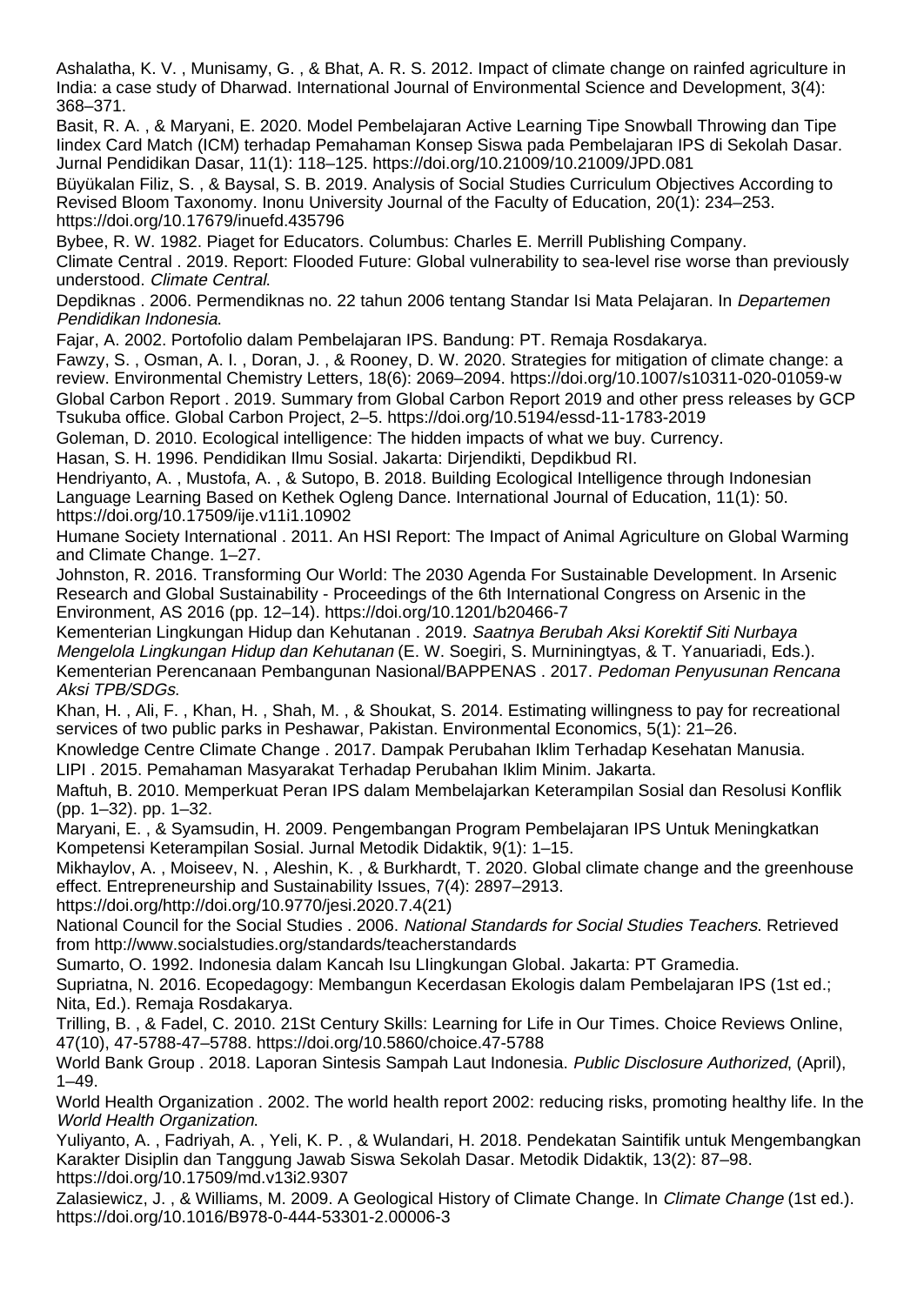Ashalatha, K. V. , Munisamy, G. , & Bhat, A. R. S. 2012. Impact of climate change on rainfed agriculture in India: a case study of Dharwad. International Journal of Environmental Science and Development, 3(4): 368–371.

Basit, R. A. , & Maryani, E. 2020. Model Pembelajaran Active Learning Tipe Snowball Throwing dan Tipe Iindex Card Match (ICM) terhadap Pemahaman Konsep Siswa pada Pembelajaran IPS di Sekolah Dasar. Jurnal Pendidikan Dasar, 11(1): 118–125. https://doi.org/10.21009/10.21009/JPD.081

Büyükalan Filiz, S. , & Baysal, S. B. 2019. Analysis of Social Studies Curriculum Objectives According to Revised Bloom Taxonomy. Inonu University Journal of the Faculty of Education, 20(1): 234–253. https://doi.org/10.17679/inuefd.435796

Bybee, R. W. 1982. Piaget for Educators. Columbus: Charles E. Merrill Publishing Company.

Climate Central . 2019. Report: Flooded Future: Global vulnerability to sea-level rise worse than previously understood. *Climate Central*.

Depdiknas . 2006. Permendiknas no. 22 tahun 2006 tentang Standar Isi Mata Pelajaran. In *Departemen Pendidikan Indonesia*.

Fajar, A. 2002. Portofolio dalam Pembelajaran IPS. Bandung: PT. Remaja Rosdakarya.

Fawzy, S. , Osman, A. I. , Doran, J. , & Rooney, D. W. 2020. Strategies for mitigation of climate change: a review. Environmental Chemistry Letters, 18(6): 2069–2094. https://doi.org/10.1007/s10311-020-01059-w

Global Carbon Report . 2019. Summary from Global Carbon Report 2019 and other press releases by GCP Tsukuba office. Global Carbon Project, 2–5. https://doi.org/10.5194/essd-11-1783-2019

Goleman, D. 2010. Ecological intelligence: The hidden impacts of what we buy. Currency.

Hasan, S. H. 1996. Pendidikan Ilmu Sosial. Jakarta: Dirjendikti, Depdikbud RI.

Hendriyanto, A. , Mustofa, A. , & Sutopo, B. 2018. Building Ecological Intelligence through Indonesian Language Learning Based on Kethek Ogleng Dance. International Journal of Education, 11(1): 50. https://doi.org/10.17509/ije.v11i1.10902

Humane Society International . 2011. An HSI Report: The Impact of Animal Agriculture on Global Warming and Climate Change. 1–27.

Johnston, R. 2016. Transforming Our World: The 2030 Agenda For Sustainable Development. In Arsenic Research and Global Sustainability - Proceedings of the 6th International Congress on Arsenic in the Environment, AS 2016 (pp. 12–14). https://doi.org/10.1201/b20466-7

Kementerian Lingkungan Hidup dan Kehutanan . 2019. *Saatnya Berubah Aksi Korektif Siti Nurbaya Mengelola Lingkungan Hidup dan Kehutanan* (E. W. Soegiri, S. Murniningtyas, & T. Yanuariadi, Eds.).

Kementerian Perencanaan Pembangunan Nasional/BAPPENAS . 2017. *Pedoman Penyusunan Rencana Aksi TPB/SDGs*.

Khan, H. , Ali, F. , Khan, H. , Shah, M. , & Shoukat, S. 2014. Estimating willingness to pay for recreational services of two public parks in Peshawar, Pakistan. Environmental Economics, 5(1): 21–26.

Knowledge Centre Climate Change . 2017. Dampak Perubahan Iklim Terhadap Kesehatan Manusia.

LIPI . 2015. Pemahaman Masyarakat Terhadap Perubahan Iklim Minim. Jakarta.

Maftuh, B. 2010. Memperkuat Peran IPS dalam Membelajarkan Keterampilan Sosial dan Resolusi Konflik (pp. 1–32). pp. 1–32.

Maryani, E. , & Syamsudin, H. 2009. Pengembangan Program Pembelajaran IPS Untuk Meningkatkan Kompetensi Keterampilan Sosial. Jurnal Metodik Didaktik, 9(1): 1–15.

Mikhaylov, A. , Moiseev, N. , Aleshin, K. , & Burkhardt, T. 2020. Global climate change and the greenhouse effect. Entrepreneurship and Sustainability Issues, 7(4): 2897–2913. https://doi.org/http://doi.org/10.9770/jesi.2020.7.4(21)

National Council for the Social Studies . 2006. *National Standards for Social Studies Teachers*. Retrieved from http://www.socialstudies.org/standards/teacherstandards

Sumarto, O. 1992. Indonesia dalam Kancah Isu LIingkungan Global. Jakarta: PT Gramedia.

Supriatna, N. 2016. Ecopedagogy: Membangun Kecerdasan Ekologis dalam Pembelajaran IPS (1st ed.; Nita, Ed.). Remaja Rosdakarya.

Trilling, B. , & Fadel, C. 2010. 21St Century Skills: Learning for Life in Our Times. Choice Reviews Online, 47(10), 47-5788-47–5788. https://doi.org/10.5860/choice.47-5788

World Bank Group . 2018. Laporan Sintesis Sampah Laut Indonesia. *Public Disclosure Authorized*, (April), 1–49.

World Health Organization . 2002. The world health report 2002: reducing risks, promoting healthy life. In the *World Health Organization*.

Yuliyanto, A. , Fadriyah, A. , Yeli, K. P. , & Wulandari, H. 2018. Pendekatan Saintifik untuk Mengembangkan Karakter Disiplin dan Tanggung Jawab Siswa Sekolah Dasar. Metodik Didaktik, 13(2): 87–98. https://doi.org/10.17509/md.v13i2.9307

Zalasiewicz, J. , & Williams, M. 2009. A Geological History of Climate Change. In *Climate Change* (1st ed.). https://doi.org/10.1016/B978-0-444-53301-2.00006-3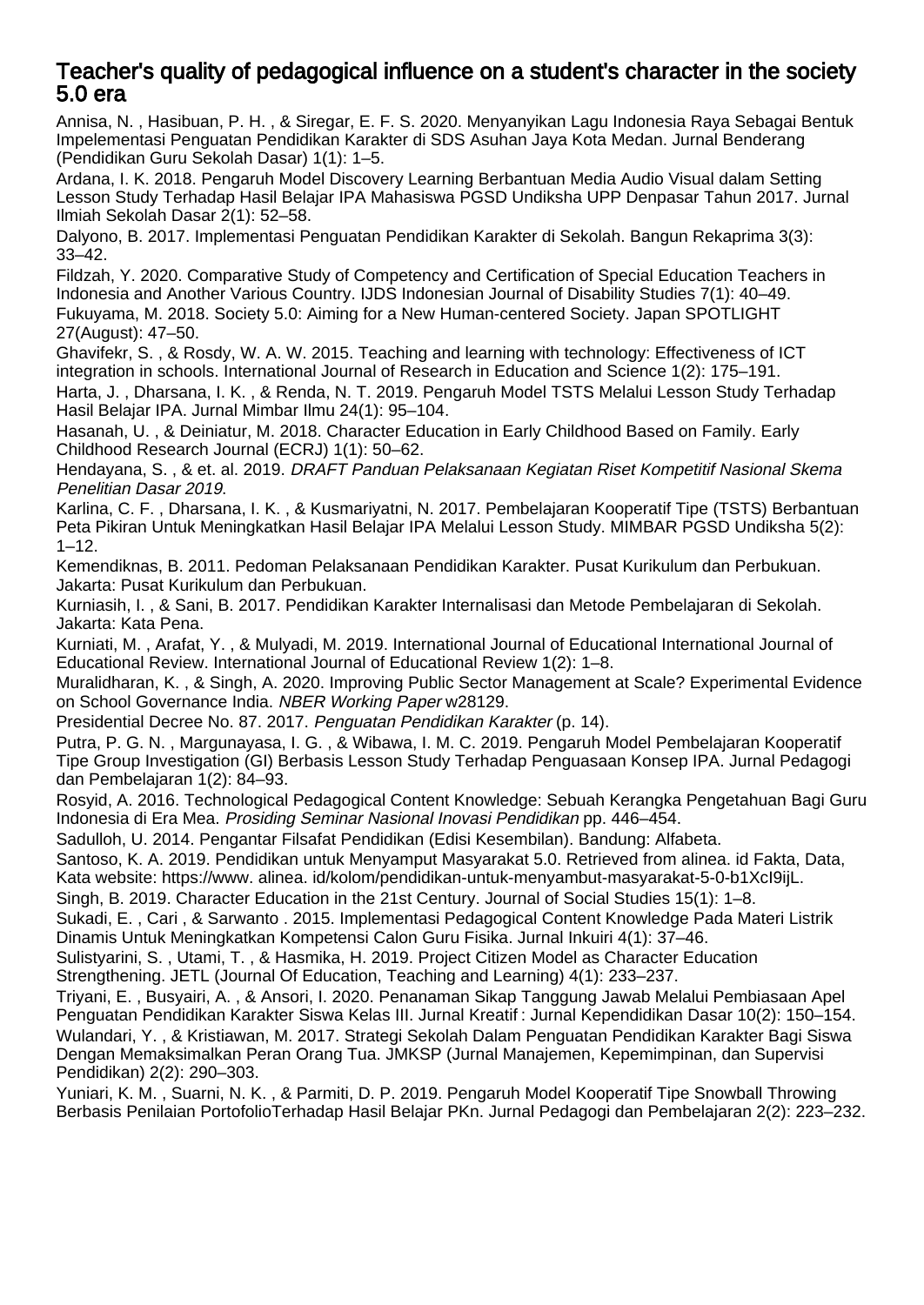## Teacher's quality of pedagogical influence on a student's character in the society 5.0 era

Annisa, N. , Hasibuan, P. H. , & Siregar, E. F. S. 2020. Menyanyikan Lagu Indonesia Raya Sebagai Bentuk Impelementasi Penguatan Pendidikan Karakter di SDS Asuhan Jaya Kota Medan. Jurnal Benderang (Pendidikan Guru Sekolah Dasar) 1(1): 1–5.

Ardana, I. K. 2018. Pengaruh Model Discovery Learning Berbantuan Media Audio Visual dalam Setting Lesson Study Terhadap Hasil Belajar IPA Mahasiswa PGSD Undiksha UPP Denpasar Tahun 2017. Jurnal Ilmiah Sekolah Dasar 2(1): 52–58.

Dalyono, B. 2017. Implementasi Penguatan Pendidikan Karakter di Sekolah. Bangun Rekaprima 3(3): 33–42.

Fildzah, Y. 2020. Comparative Study of Competency and Certification of Special Education Teachers in Indonesia and Another Various Country. IJDS Indonesian Journal of Disability Studies 7(1): 40–49.

Fukuyama, M. 2018. Society 5.0: Aiming for a New Human-centered Society. Japan SPOTLIGHT 27(August): 47–50.

Ghavifekr, S. , & Rosdy, W. A. W. 2015. Teaching and learning with technology: Effectiveness of ICT integration in schools. International Journal of Research in Education and Science 1(2): 175–191.

Harta, J. , Dharsana, I. K. , & Renda, N. T. 2019. Pengaruh Model TSTS Melalui Lesson Study Terhadap Hasil Belajar IPA. Jurnal Mimbar Ilmu 24(1): 95–104.

Hasanah, U. , & Deiniatur, M. 2018. Character Education in Early Childhood Based on Family. Early Childhood Research Journal (ECRJ) 1(1): 50–62.

Hendayana, S. , & et. al. 2019. *DRAFT Panduan Pelaksanaan Kegiatan Riset Kompetitif Nasional Skema Penelitian Dasar 2019*.

Karlina, C. F. , Dharsana, I. K. , & Kusmariyatni, N. 2017. Pembelajaran Kooperatif Tipe (TSTS) Berbantuan Peta Pikiran Untuk Meningkatkan Hasil Belajar IPA Melalui Lesson Study. MIMBAR PGSD Undiksha 5(2): 1–12.

Kemendiknas, B. 2011. Pedoman Pelaksanaan Pendidikan Karakter. Pusat Kurikulum dan Perbukuan. Jakarta: Pusat Kurikulum dan Perbukuan.

Kurniasih, I. , & Sani, B. 2017. Pendidikan Karakter Internalisasi dan Metode Pembelajaran di Sekolah. Jakarta: Kata Pena.

Kurniati, M. , Arafat, Y. , & Mulyadi, M. 2019. International Journal of Educational International Journal of Educational Review. International Journal of Educational Review 1(2): 1–8.

Muralidharan, K. , & Singh, A. 2020. Improving Public Sector Management at Scale? Experimental Evidence on School Governance India. *NBER Working Paper* w28129.

Presidential Decree No. 87. 2017. *Penguatan Pendidikan Karakter* (p. 14).

Putra, P. G. N. , Margunayasa, I. G. , & Wibawa, I. M. C. 2019. Pengaruh Model Pembelajaran Kooperatif Tipe Group Investigation (GI) Berbasis Lesson Study Terhadap Penguasaan Konsep IPA. Jurnal Pedagogi dan Pembelajaran 1(2): 84–93.

Rosyid, A. 2016. Technological Pedagogical Content Knowledge: Sebuah Kerangka Pengetahuan Bagi Guru Indonesia di Era Mea. *Prosiding Seminar Nasional Inovasi Pendidikan* pp. 446–454.

Sadulloh, U. 2014. Pengantar Filsafat Pendidikan (Edisi Kesembilan). Bandung: Alfabeta.

Santoso, K. A. 2019. Pendidikan untuk Menyamput Masyarakat 5.0. Retrieved from alinea. id Fakta, Data, Kata website: https://www. alinea. id/kolom/pendidikan-untuk-menyambut-masyarakat-5-0-b1XcI9ijL.

Singh, B. 2019. Character Education in the 21st Century. Journal of Social Studies 15(1): 1–8.

Sukadi, E. , Cari , & Sarwanto . 2015. Implementasi Pedagogical Content Knowledge Pada Materi Listrik Dinamis Untuk Meningkatkan Kompetensi Calon Guru Fisika. Jurnal Inkuiri 4(1): 37–46.

Sulistyarini, S. , Utami, T. , & Hasmika, H. 2019. Project Citizen Model as Character Education Strengthening. JETL (Journal Of Education, Teaching and Learning) 4(1): 233–237.

Triyani, E. , Busyairi, A. , & Ansori, I. 2020. Penanaman Sikap Tanggung Jawab Melalui Pembiasaan Apel Penguatan Pendidikan Karakter Siswa Kelas III. Jurnal Kreatif : Jurnal Kependidikan Dasar 10(2): 150–154.

Wulandari, Y. , & Kristiawan, M. 2017. Strategi Sekolah Dalam Penguatan Pendidikan Karakter Bagi Siswa Dengan Memaksimalkan Peran Orang Tua. JMKSP (Jurnal Manajemen, Kepemimpinan, dan Supervisi Pendidikan) 2(2): 290–303.

Yuniari, K. M. , Suarni, N. K. , & Parmiti, D. P. 2019. Pengaruh Model Kooperatif Tipe Snowball Throwing Berbasis Penilaian PortofolioTerhadap Hasil Belajar PKn. Jurnal Pedagogi dan Pembelajaran 2(2): 223–232.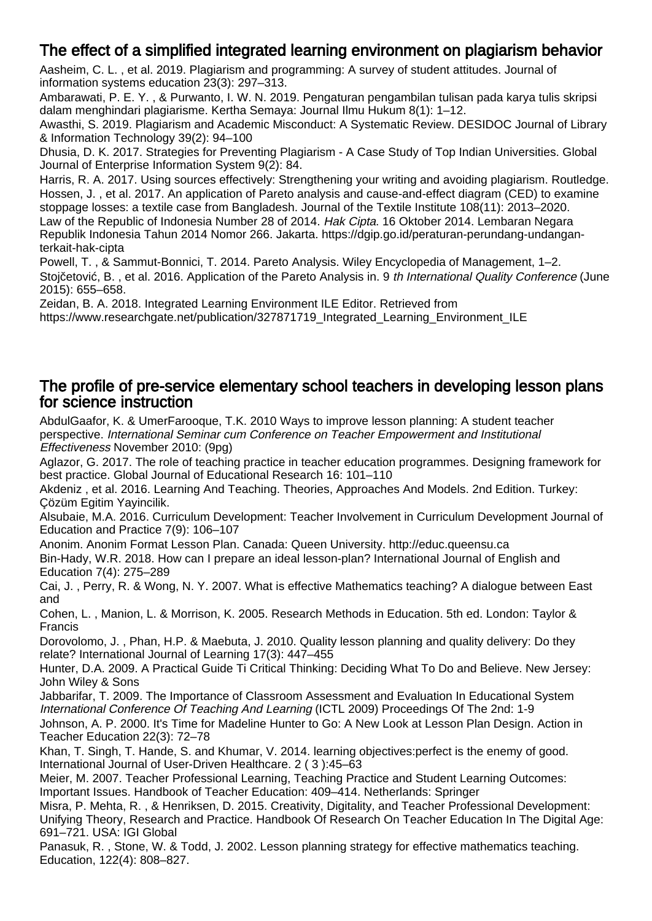## The effect of a simplified integrated learning environment on plagiarism behavior

Aasheim, C. L. , et al. 2019. Plagiarism and programming: A survey of student attitudes. Journal of information systems education 23(3): 297–313.

Ambarawati, P. E. Y. , & Purwanto, I. W. N. 2019. Pengaturan pengambilan tulisan pada karya tulis skripsi dalam menghindari plagiarisme. Kertha Semaya: Journal Ilmu Hukum 8(1): 1–12.

Awasthi, S. 2019. Plagiarism and Academic Misconduct: A Systematic Review. DESIDOC Journal of Library & Information Technology 39(2): 94–100

Dhusia, D. K. 2017. Strategies for Preventing Plagiarism - A Case Study of Top Indian Universities. Global Journal of Enterprise Information System 9(2): 84.

Harris, R. A. 2017. Using sources effectively: Strengthening your writing and avoiding plagiarism. Routledge.

Hossen, J. , et al. 2017. An application of Pareto analysis and cause-and-effect diagram (CED) to examine stoppage losses: a textile case from Bangladesh. Journal of the Textile Institute 108(11): 2013–2020.

Law of the Republic of Indonesia Number 28 of 2014. *Hak Cipta*. 16 Oktober 2014. Lembaran Negara Republik Indonesia Tahun 2014 Nomor 266. Jakarta. https://dgip.go.id/peraturan-perundang-undangan-terkait-hak-cipta

Powell, T. , & Sammut-Bonnici, T. 2014. Pareto Analysis. Wiley Encyclopedia of Management, 1–2.

Stojčetović, B. , et al. 2016. Application of the Pareto Analysis in. 9 *th International Quality Conference* (June 2015): 655–658.

Zeidan, B. A. 2018. Integrated Learning Environment ILE Editor. Retrieved from https://www.researchgate.net/publication/327871719_Integrated_Learning_Environment_ILE

## The profile of pre-service elementary school teachers in developing lesson plans for science instruction

AbdulGaafor, K. & UmerFarooque, T.K. 2010 Ways to improve lesson planning: A student teacher perspective. *International Seminar cum Conference on Teacher Empowerment and Institutional Effectiveness* November 2010: (9pg)

Aglazor, G. 2017. The role of teaching practice in teacher education programmes. Designing framework for best practice. Global Journal of Educational Research 16: 101–110

Akdeniz , et al. 2016. Learning And Teaching. Theories, Approaches And Models. 2nd Edition. Turkey: Çözüm Egitim Yayincilik.

Alsubaie, M.A. 2016. Curriculum Development: Teacher Involvement in Curriculum Development Journal of Education and Practice 7(9): 106–107

Anonim. Anonim Format Lesson Plan. Canada: Queen University. http://educ.queensu.ca

Bin-Hady, W.R. 2018. How can I prepare an ideal lesson-plan? International Journal of English and Education 7(4): 275–289

Cai, J. , Perry, R. & Wong, N. Y. 2007. What is effective Mathematics teaching? A dialogue between East and

Cohen, L. , Manion, L. & Morrison, K. 2005. Research Methods in Education. 5th ed. London: Taylor & Francis

Dorovolomo, J. , Phan, H.P. & Maebuta, J. 2010. Quality lesson planning and quality delivery: Do they relate? International Journal of Learning 17(3): 447–455

Hunter, D.A. 2009. A Practical Guide Ti Critical Thinking: Deciding What To Do and Believe. New Jersey: John Wiley & Sons

Jabbarifar, T. 2009. The Importance of Classroom Assessment and Evaluation In Educational System *International Conference Of Teaching And Learning* (ICTL 2009) Proceedings Of The 2nd: 1-9

Johnson, A. P. 2000. It's Time for Madeline Hunter to Go: A New Look at Lesson Plan Design. Action in Teacher Education 22(3): 72–78

Khan, T. Singh, T. Hande, S. and Khumar, V. 2014. learning objectives:perfect is the enemy of good. International Journal of User-Driven Healthcare. 2 ( 3 ):45–63

Meier, M. 2007. Teacher Professional Learning, Teaching Practice and Student Learning Outcomes: Important Issues. Handbook of Teacher Education: 409–414. Netherlands: Springer

Misra, P. Mehta, R. , & Henriksen, D. 2015. Creativity, Digitality, and Teacher Professional Development: Unifying Theory, Research and Practice. Handbook Of Research On Teacher Education In The Digital Age: 691–721. USA: IGI Global

Panasuk, R. , Stone, W. & Todd, J. 2002. Lesson planning strategy for effective mathematics teaching. Education, 122(4): 808–827.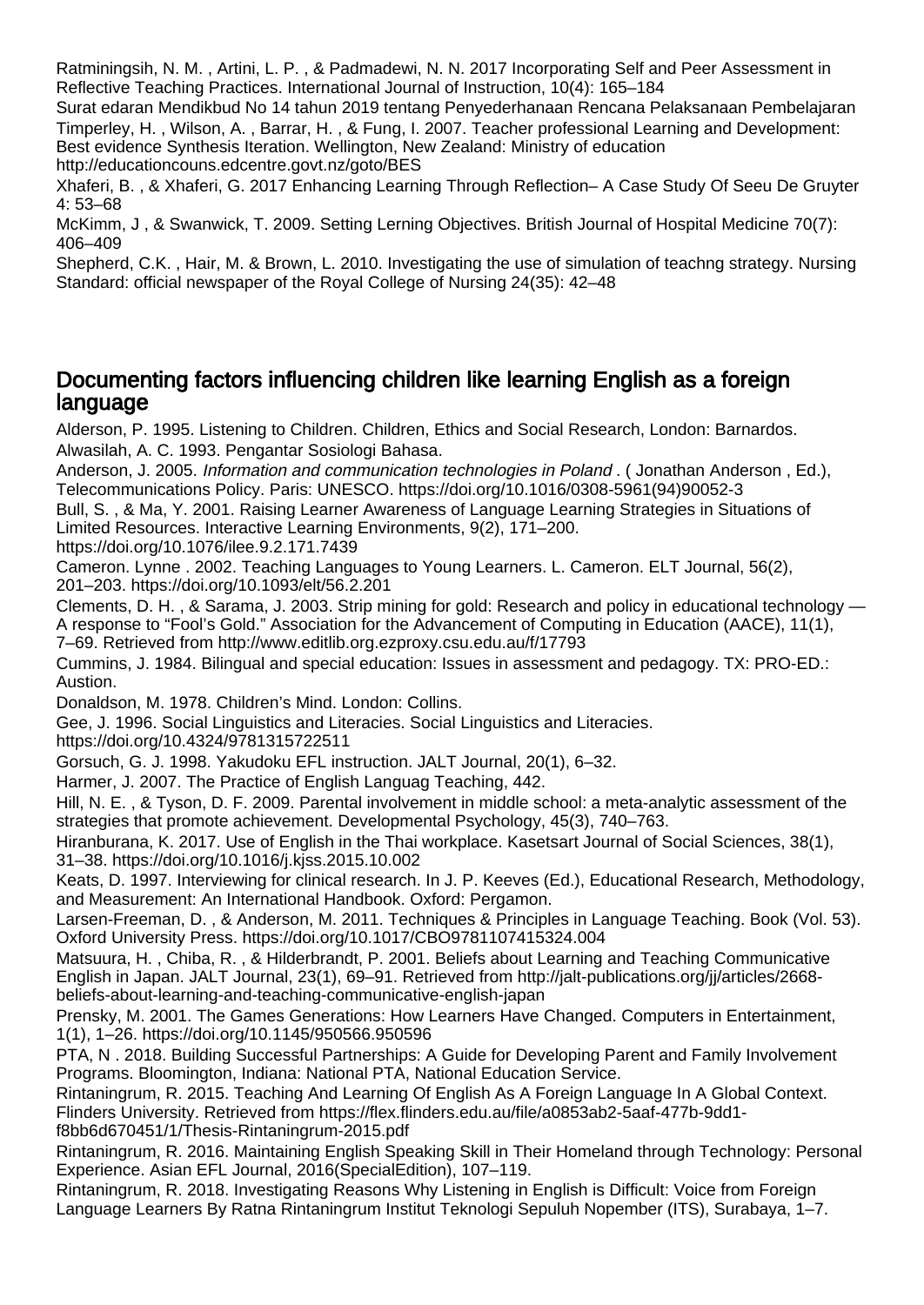Ratminingsih, N. M. , Artini, L. P. , & Padmadewi, N. N. 2017 Incorporating Self and Peer Assessment in Reflective Teaching Practices. International Journal of Instruction, 10(4): 165–184

Surat edaran Mendikbud No 14 tahun 2019 tentang Penyederhanaan Rencana Pelaksanaan Pembelajaran

Timperley, H. , Wilson, A. , Barrar, H. , & Fung, I. 2007. Teacher professional Learning and Development: Best evidence Synthesis Iteration. Wellington, New Zealand: Ministry of education http://educationcouns.edcentre.govt.nz/goto/BES

Xhaferi, B. , & Xhaferi, G. 2017 Enhancing Learning Through Reflection– A Case Study Of Seeu De Gruyter 4: 53–68

McKimm, J , & Swanwick, T. 2009. Setting Lerning Objectives. British Journal of Hospital Medicine 70(7): 406–409

Shepherd, C.K. , Hair, M. & Brown, L. 2010. Investigating the use of simulation of teachng strategy. Nursing Standard: official newspaper of the Royal College of Nursing 24(35): 42–48

## Documenting factors influencing children like learning English as a foreign language

Alderson, P. 1995. Listening to Children. Children, Ethics and Social Research, London: Barnardos.

Alwasilah, A. C. 1993. Pengantar Sosiologi Bahasa.

Anderson, J. 2005. *Information and communication technologies in Poland* . ( Jonathan Anderson , Ed.), Telecommunications Policy. Paris: UNESCO. https://doi.org/10.1016/0308-5961(94)90052-3

Bull, S. , & Ma, Y. 2001. Raising Learner Awareness of Language Learning Strategies in Situations of Limited Resources. Interactive Learning Environments, 9(2), 171–200. https://doi.org/10.1076/ilee.9.2.171.7439

Cameron. Lynne . 2002. Teaching Languages to Young Learners. L. Cameron. ELT Journal, 56(2), 201–203. https://doi.org/10.1093/elt/56.2.201

Clements, D. H. , & Sarama, J. 2003. Strip mining for gold: Research and policy in educational technology — A response to "Fool's Gold." Association for the Advancement of Computing in Education (AACE), 11(1), 7–69. Retrieved from http://www.editlib.org.ezproxy.csu.edu.au/f/17793

Cummins, J. 1984. Bilingual and special education: Issues in assessment and pedagogy. TX: PRO-ED.: Austion.

Donaldson, M. 1978. Children's Mind. London: Collins.

Gee, J. 1996. Social Linguistics and Literacies. Social Linguistics and Literacies. https://doi.org/10.4324/9781315722511

Gorsuch, G. J. 1998. Yakudoku EFL instruction. JALT Journal, 20(1), 6–32.

Harmer, J. 2007. The Practice of English Languag Teaching, 442.

Hill, N. E. , & Tyson, D. F. 2009. Parental involvement in middle school: a meta-analytic assessment of the strategies that promote achievement. Developmental Psychology, 45(3), 740–763.

Hiranburana, K. 2017. Use of English in the Thai workplace. Kasetsart Journal of Social Sciences, 38(1), 31–38. https://doi.org/10.1016/j.kjss.2015.10.002

Keats, D. 1997. Interviewing for clinical research. In J. P. Keeves (Ed.), Educational Research, Methodology, and Measurement: An International Handbook. Oxford: Pergamon.

Larsen-Freeman, D. , & Anderson, M. 2011. Techniques & Principles in Language Teaching. Book (Vol. 53). Oxford University Press. https://doi.org/10.1017/CBO9781107415324.004

Matsuura, H. , Chiba, R. , & Hilderbrandt, P. 2001. Beliefs about Learning and Teaching Communicative English in Japan. JALT Journal, 23(1), 69–91. Retrieved from http://jalt-publications.org/jj/articles/2668-beliefs-about-learning-and-teaching-communicative-english-japan

Prensky, M. 2001. The Games Generations: How Learners Have Changed. Computers in Entertainment, 1(1), 1–26. https://doi.org/10.1145/950566.950596

PTA, N . 2018. Building Successful Partnerships: A Guide for Developing Parent and Family Involvement Programs. Bloomington, Indiana: National PTA, National Education Service.

Rintaningrum, R. 2015. Teaching And Learning Of English As A Foreign Language In A Global Context. Flinders University. Retrieved from https://flex.flinders.edu.au/file/a0853ab2-5aaf-477b-9dd1-f8bb6d670451/1/Thesis-Rintaningrum-2015.pdf

Rintaningrum, R. 2016. Maintaining English Speaking Skill in Their Homeland through Technology: Personal Experience. Asian EFL Journal, 2016(SpecialEdition), 107–119.

Rintaningrum, R. 2018. Investigating Reasons Why Listening in English is Difficult: Voice from Foreign Language Learners By Ratna Rintaningrum Institut Teknologi Sepuluh Nopember (ITS), Surabaya, 1–7.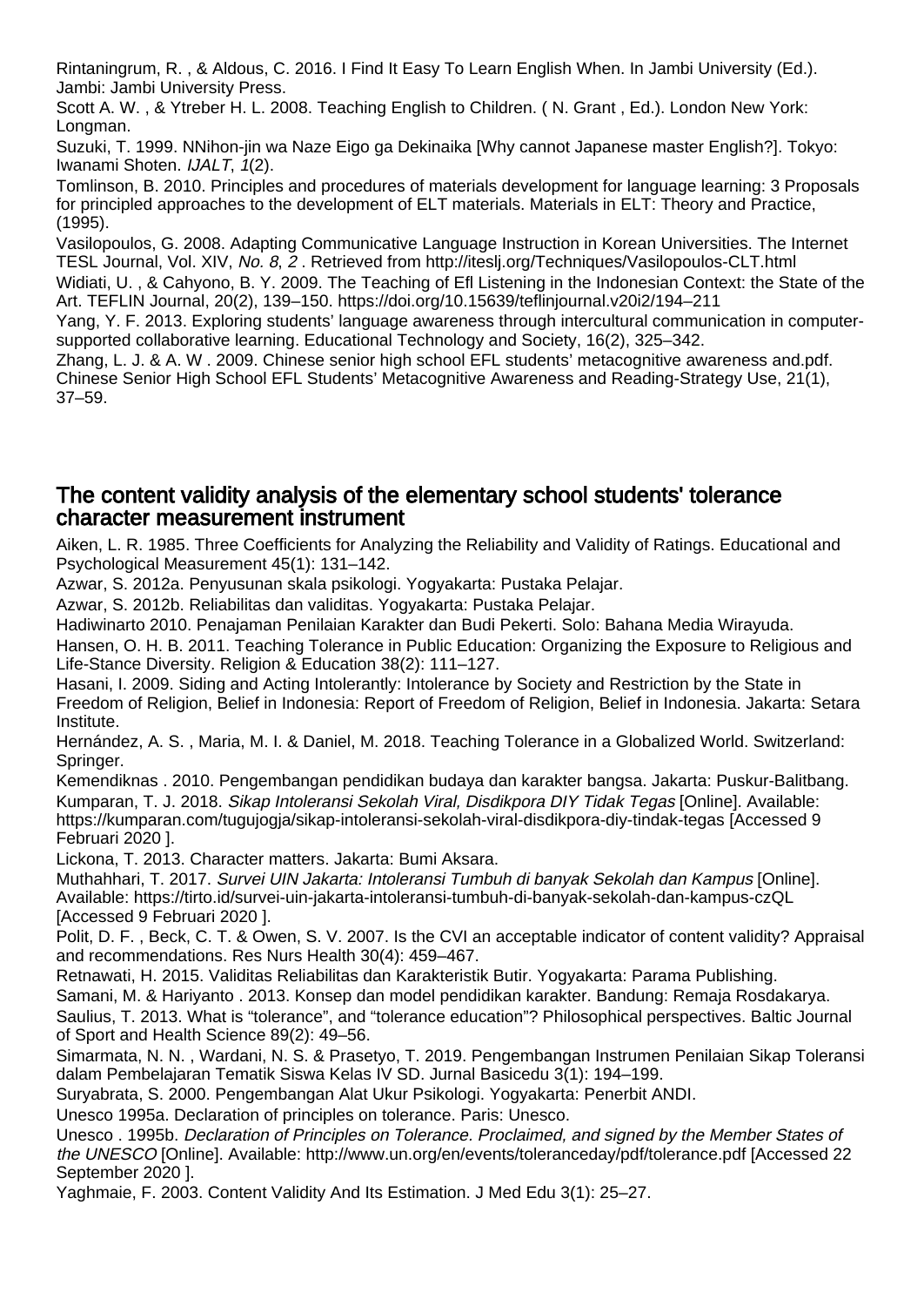Rintaningrum, R. , & Aldous, C. 2016. I Find It Easy To Learn English When. In Jambi University (Ed.). Jambi: Jambi University Press.

Scott A. W. , & Ytreber H. L. 2008. Teaching English to Children. ( N. Grant , Ed.). London New York: Longman.

Suzuki, T. 1999. NNihon-jin wa Naze Eigo ga Dekinaika [Why cannot Japanese master English?]. Tokyo: Iwanami Shoten. *IJALT*, *1*(2).

Tomlinson, B. 2010. Principles and procedures of materials development for language learning: 3 Proposals for principled approaches to the development of ELT materials. Materials in ELT: Theory and Practice, (1995).

Vasilopoulos, G. 2008. Adapting Communicative Language Instruction in Korean Universities. The Internet TESL Journal, Vol. XIV, *No. 8*, *2* . Retrieved from http://iteslj.org/Techniques/Vasilopoulos-CLT.html

Widiati, U. , & Cahyono, B. Y. 2009. The Teaching of Efl Listening in the Indonesian Context: the State of the Art. TEFLIN Journal, 20(2), 139–150. https://doi.org/10.15639/teflinjournal.v20i2/194–211

Yang, Y. F. 2013. Exploring students' language awareness through intercultural communication in computer-supported collaborative learning. Educational Technology and Society, 16(2), 325–342.

Zhang, L. J. & A. W . 2009. Chinese senior high school EFL students' metacognitive awareness and.pdf. Chinese Senior High School EFL Students' Metacognitive Awareness and Reading-Strategy Use, 21(1), 37–59.

## The content validity analysis of the elementary school students' tolerance character measurement instrument

Aiken, L. R. 1985. Three Coefficients for Analyzing the Reliability and Validity of Ratings. Educational and Psychological Measurement 45(1): 131–142.

Azwar, S. 2012a. Penyusunan skala psikologi. Yogyakarta: Pustaka Pelajar.

Azwar, S. 2012b. Reliabilitas dan validitas. Yogyakarta: Pustaka Pelajar.

Hadiwinarto 2010. Penajaman Penilaian Karakter dan Budi Pekerti. Solo: Bahana Media Wirayuda.

Hansen, O. H. B. 2011. Teaching Tolerance in Public Education: Organizing the Exposure to Religious and Life-Stance Diversity. Religion & Education 38(2): 111–127.

Hasani, I. 2009. Siding and Acting Intolerantly: Intolerance by Society and Restriction by the State in Freedom of Religion, Belief in Indonesia: Report of Freedom of Religion, Belief in Indonesia. Jakarta: Setara Institute.

Hernández, A. S. , Maria, M. I. & Daniel, M. 2018. Teaching Tolerance in a Globalized World. Switzerland: Springer.

Kemendiknas . 2010. Pengembangan pendidikan budaya dan karakter bangsa. Jakarta: Puskur-Balitbang.

Kumparan, T. J. 2018. *Sikap Intoleransi Sekolah Viral, Disdikpora DIY Tidak Tegas* [Online]. Available: https://kumparan.com/tugujogja/sikap-intoleransi-sekolah-viral-disdikpora-diy-tindak-tegas [Accessed 9 Februari 2020 ].

Lickona, T. 2013. Character matters. Jakarta: Bumi Aksara.

Muthahhari, T. 2017. *Survei UIN Jakarta: Intoleransi Tumbuh di banyak Sekolah dan Kampus* [Online]. Available: https://tirto.id/survei-uin-jakarta-intoleransi-tumbuh-di-banyak-sekolah-dan-kampus-czQL [Accessed 9 Februari 2020 ].

Polit, D. F. , Beck, C. T. & Owen, S. V. 2007. Is the CVI an acceptable indicator of content validity? Appraisal and recommendations. Res Nurs Health 30(4): 459–467.

Retnawati, H. 2015. Validitas Reliabilitas dan Karakteristik Butir. Yogyakarta: Parama Publishing.

Samani, M. & Hariyanto . 2013. Konsep dan model pendidikan karakter. Bandung: Remaja Rosdakarya.

Saulius, T. 2013. What is "tolerance", and "tolerance education"? Philosophical perspectives. Baltic Journal of Sport and Health Science 89(2): 49–56.

Simarmata, N. N. , Wardani, N. S. & Prasetyo, T. 2019. Pengembangan Instrumen Penilaian Sikap Toleransi dalam Pembelajaran Tematik Siswa Kelas IV SD. Jurnal Basicedu 3(1): 194–199.

Suryabrata, S. 2000. Pengembangan Alat Ukur Psikologi. Yogyakarta: Penerbit ANDI.

Unesco 1995a. Declaration of principles on tolerance. Paris: Unesco.

Unesco . 1995b. *Declaration of Principles on Tolerance. Proclaimed, and signed by the Member States of the UNESCO* [Online]. Available: http://www.un.org/en/events/toleranceday/pdf/tolerance.pdf [Accessed 22 September 2020 ].

Yaghmaie, F. 2003. Content Validity And Its Estimation. J Med Edu 3(1): 25–27.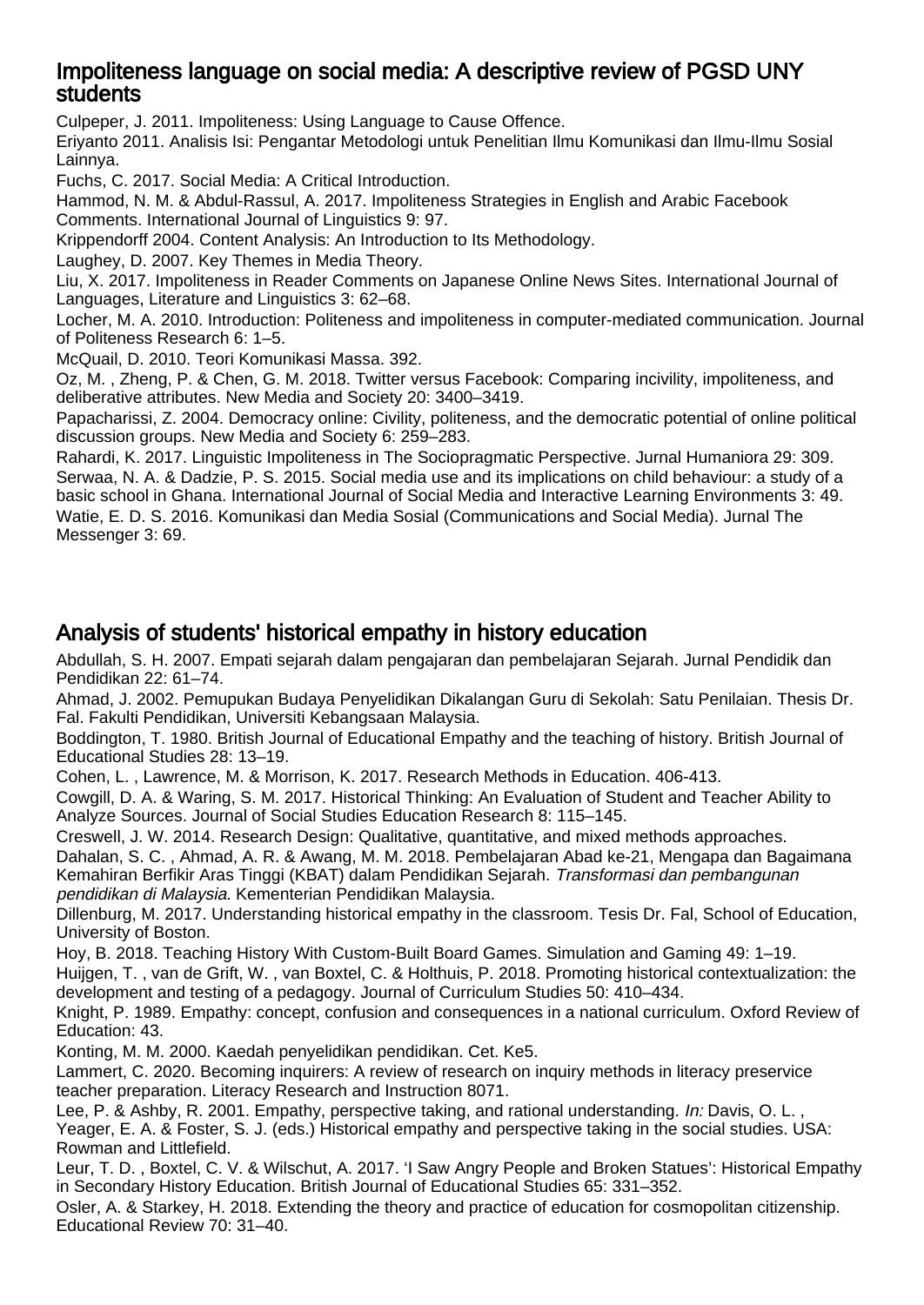## Impoliteness language on social media: A descriptive review of PGSD UNY students

Culpeper, J. 2011. Impoliteness: Using Language to Cause Offence.

Eriyanto 2011. Analisis Isi: Pengantar Metodologi untuk Penelitian Ilmu Komunikasi dan Ilmu-Ilmu Sosial Lainnya.

Fuchs, C. 2017. Social Media: A Critical Introduction.

Hammod, N. M. & Abdul-Rassul, A. 2017. Impoliteness Strategies in English and Arabic Facebook Comments. International Journal of Linguistics 9: 97.

Krippendorff 2004. Content Analysis: An Introduction to Its Methodology.

Laughey, D. 2007. Key Themes in Media Theory.

Liu, X. 2017. Impoliteness in Reader Comments on Japanese Online News Sites. International Journal of Languages, Literature and Linguistics 3: 62–68.

Locher, M. A. 2010. Introduction: Politeness and impoliteness in computer-mediated communication. Journal of Politeness Research 6: 1–5.

McQuail, D. 2010. Teori Komunikasi Massa. 392.

Oz, M. , Zheng, P. & Chen, G. M. 2018. Twitter versus Facebook: Comparing incivility, impoliteness, and deliberative attributes. New Media and Society 20: 3400–3419.

Papacharissi, Z. 2004. Democracy online: Civility, politeness, and the democratic potential of online political discussion groups. New Media and Society 6: 259–283.

Rahardi, K. 2017. Linguistic Impoliteness in The Sociopragmatic Perspective. Jurnal Humaniora 29: 309.

Serwaa, N. A. & Dadzie, P. S. 2015. Social media use and its implications on child behaviour: a study of a basic school in Ghana. International Journal of Social Media and Interactive Learning Environments 3: 49.

Watie, E. D. S. 2016. Komunikasi dan Media Sosial (Communications and Social Media). Jurnal The Messenger 3: 69.

## Analysis of students' historical empathy in history education

Abdullah, S. H. 2007. Empati sejarah dalam pengajaran dan pembelajaran Sejarah. Jurnal Pendidik dan Pendidikan 22: 61–74.

Ahmad, J. 2002. Pemupukan Budaya Penyelidikan Dikalangan Guru di Sekolah: Satu Penilaian. Thesis Dr. Fal. Fakulti Pendidikan, Universiti Kebangsaan Malaysia.

Boddington, T. 1980. British Journal of Educational Empathy and the teaching of history. British Journal of Educational Studies 28: 13–19.

Cohen, L. , Lawrence, M. & Morrison, K. 2017. Research Methods in Education. 406-413.

Cowgill, D. A. & Waring, S. M. 2017. Historical Thinking: An Evaluation of Student and Teacher Ability to Analyze Sources. Journal of Social Studies Education Research 8: 115–145.

Creswell, J. W. 2014. Research Design: Qualitative, quantitative, and mixed methods approaches.

Dahalan, S. C. , Ahmad, A. R. & Awang, M. M. 2018. Pembelajaran Abad ke-21, Mengapa dan Bagaimana Kemahiran Berfikir Aras Tinggi (KBAT) dalam Pendidikan Sejarah. *Transformasi dan pembangunan pendidikan di Malaysia*. Kementerian Pendidikan Malaysia.

Dillenburg, M. 2017. Understanding historical empathy in the classroom. Tesis Dr. Fal, School of Education, University of Boston.

Hoy, B. 2018. Teaching History With Custom-Built Board Games. Simulation and Gaming 49: 1–19.

Huijgen, T. , van de Grift, W. , van Boxtel, C. & Holthuis, P. 2018. Promoting historical contextualization: the development and testing of a pedagogy. Journal of Curriculum Studies 50: 410–434.

Knight, P. 1989. Empathy: concept, confusion and consequences in a national curriculum. Oxford Review of Education: 43.

Konting, M. M. 2000. Kaedah penyelidikan pendidikan. Cet. Ke5.

Lammert, C. 2020. Becoming inquirers: A review of research on inquiry methods in literacy preservice teacher preparation. Literacy Research and Instruction 8071.

Lee, P. & Ashby, R. 2001. Empathy, perspective taking, and rational understanding. *In:* Davis, O. L. , Yeager, E. A. & Foster, S. J. (eds.) Historical empathy and perspective taking in the social studies. USA: Rowman and Littlefield.

Leur, T. D. , Boxtel, C. V. & Wilschut, A. 2017. 'I Saw Angry People and Broken Statues': Historical Empathy in Secondary History Education. British Journal of Educational Studies 65: 331–352.

Osler, A. & Starkey, H. 2018. Extending the theory and practice of education for cosmopolitan citizenship. Educational Review 70: 31–40.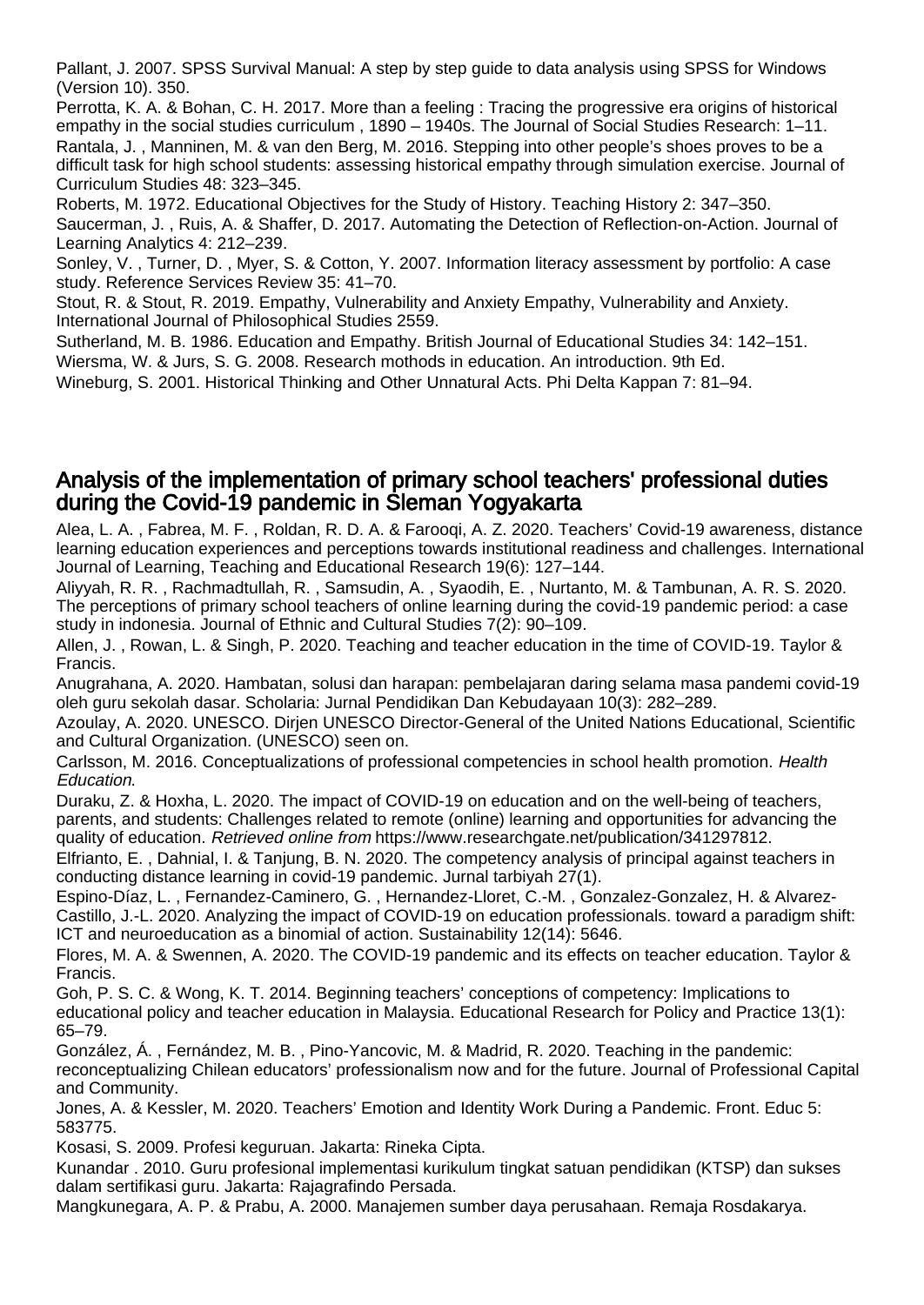Pallant, J. 2007. SPSS Survival Manual: A step by step guide to data analysis using SPSS for Windows (Version 10). 350.

Perrotta, K. A. & Bohan, C. H. 2017. More than a feeling : Tracing the progressive era origins of historical empathy in the social studies curriculum , 1890 – 1940s. The Journal of Social Studies Research: 1–11.

Rantala, J. , Manninen, M. & van den Berg, M. 2016. Stepping into other people's shoes proves to be a difficult task for high school students: assessing historical empathy through simulation exercise. Journal of Curriculum Studies 48: 323–345.

Roberts, M. 1972. Educational Objectives for the Study of History. Teaching History 2: 347–350.

Saucerman, J. , Ruis, A. & Shaffer, D. 2017. Automating the Detection of Reflection-on-Action. Journal of Learning Analytics 4: 212–239.

Sonley, V. , Turner, D. , Myer, S. & Cotton, Y. 2007. Information literacy assessment by portfolio: A case study. Reference Services Review 35: 41–70.

Stout, R. & Stout, R. 2019. Empathy, Vulnerability and Anxiety Empathy, Vulnerability and Anxiety. International Journal of Philosophical Studies 2559.

Sutherland, M. B. 1986. Education and Empathy. British Journal of Educational Studies 34: 142–151.

Wiersma, W. & Jurs, S. G. 2008. Research mothods in education. An introduction. 9th Ed.

Wineburg, S. 2001. Historical Thinking and Other Unnatural Acts. Phi Delta Kappan 7: 81–94.

## Analysis of the implementation of primary school teachers' professional duties during the Covid-19 pandemic in Sleman Yogyakarta

Alea, L. A. , Fabrea, M. F. , Roldan, R. D. A. & Farooqi, A. Z. 2020. Teachers' Covid-19 awareness, distance learning education experiences and perceptions towards institutional readiness and challenges. International Journal of Learning, Teaching and Educational Research 19(6): 127–144.

Aliyyah, R. R. , Rachmadtullah, R. , Samsudin, A. , Syaodih, E. , Nurtanto, M. & Tambunan, A. R. S. 2020. The perceptions of primary school teachers of online learning during the covid-19 pandemic period: a case study in indonesia. Journal of Ethnic and Cultural Studies 7(2): 90–109.

Allen, J. , Rowan, L. & Singh, P. 2020. Teaching and teacher education in the time of COVID-19. Taylor & Francis.

Anugrahana, A. 2020. Hambatan, solusi dan harapan: pembelajaran daring selama masa pandemi covid-19 oleh guru sekolah dasar. Scholaria: Jurnal Pendidikan Dan Kebudayaan 10(3): 282–289.

Azoulay, A. 2020. UNESCO. Dirjen UNESCO Director-General of the United Nations Educational, Scientific and Cultural Organization. (UNESCO) seen on.

Carlsson, M. 2016. Conceptualizations of professional competencies in school health promotion. *Health Education*.

Duraku, Z. & Hoxha, L. 2020. The impact of COVID-19 on education and on the well-being of teachers, parents, and students: Challenges related to remote (online) learning and opportunities for advancing the quality of education. *Retrieved online from* https://www.researchgate.net/publication/341297812.

Elfrianto, E. , Dahnial, I. & Tanjung, B. N. 2020. The competency analysis of principal against teachers in conducting distance learning in covid-19 pandemic. Jurnal tarbiyah 27(1).

Espino-Díaz, L. , Fernandez-Caminero, G. , Hernandez-Lloret, C.-M. , Gonzalez-Gonzalez, H. & Alvarez-Castillo, J.-L. 2020. Analyzing the impact of COVID-19 on education professionals. toward a paradigm shift: ICT and neuroeducation as a binomial of action. Sustainability 12(14): 5646.

Flores, M. A. & Swennen, A. 2020. The COVID-19 pandemic and its effects on teacher education. Taylor & Francis.

Goh, P. S. C. & Wong, K. T. 2014. Beginning teachers' conceptions of competency: Implications to educational policy and teacher education in Malaysia. Educational Research for Policy and Practice 13(1): 65–79.

González, Á. , Fernández, M. B. , Pino-Yancovic, M. & Madrid, R. 2020. Teaching in the pandemic: reconceptualizing Chilean educators' professionalism now and for the future. Journal of Professional Capital and Community.

Jones, A. & Kessler, M. 2020. Teachers' Emotion and Identity Work During a Pandemic. Front. Educ 5: 583775.

Kosasi, S. 2009. Profesi keguruan. Jakarta: Rineka Cipta.

Kunandar . 2010. Guru profesional implementasi kurikulum tingkat satuan pendidikan (KTSP) dan sukses dalam sertifikasi guru. Jakarta: Rajagrafindo Persada.

Mangkunegara, A. P. & Prabu, A. 2000. Manajemen sumber daya perusahaan. Remaja Rosdakarya.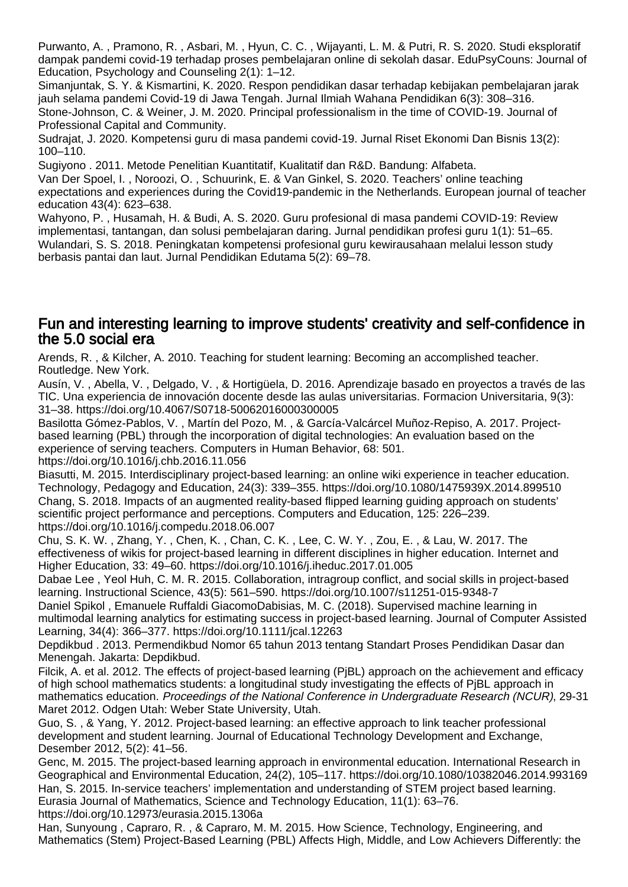Purwanto, A. , Pramono, R. , Asbari, M. , Hyun, C. C. , Wijayanti, L. M. & Putri, R. S. 2020. Studi eksploratif dampak pandemi covid-19 terhadap proses pembelajaran online di sekolah dasar. EduPsyCouns: Journal of Education, Psychology and Counseling 2(1): 1–12.

Simanjuntak, S. Y. & Kismartini, K. 2020. Respon pendidikan dasar terhadap kebijakan pembelajaran jarak jauh selama pandemi Covid-19 di Jawa Tengah. Jurnal Ilmiah Wahana Pendidikan 6(3): 308–316.

Stone-Johnson, C. & Weiner, J. M. 2020. Principal professionalism in the time of COVID-19. Journal of Professional Capital and Community.

Sudrajat, J. 2020. Kompetensi guru di masa pandemi covid-19. Jurnal Riset Ekonomi Dan Bisnis 13(2): 100–110.

Sugiyono . 2011. Metode Penelitian Kuantitatif, Kualitatif dan R&D. Bandung: Alfabeta.

Van Der Spoel, I. , Noroozi, O. , Schuurink, E. & Van Ginkel, S. 2020. Teachers' online teaching expectations and experiences during the Covid19-pandemic in the Netherlands. European journal of teacher education 43(4): 623–638.

Wahyono, P. , Husamah, H. & Budi, A. S. 2020. Guru profesional di masa pandemi COVID-19: Review implementasi, tantangan, dan solusi pembelajaran daring. Jurnal pendidikan profesi guru 1(1): 51–65.

Wulandari, S. S. 2018. Peningkatan kompetensi profesional guru kewirausahaan melalui lesson study berbasis pantai dan laut. Jurnal Pendidikan Edutama 5(2): 69–78.

## Fun and interesting learning to improve students' creativity and self-confidence in the 5.0 social era

Arends, R. , & Kilcher, A. 2010. Teaching for student learning: Becoming an accomplished teacher. Routledge. New York.

Ausín, V. , Abella, V. , Delgado, V. , & Hortigüela, D. 2016. Aprendizaje basado en proyectos a través de las TIC. Una experiencia de innovación docente desde las aulas universitarias. Formacion Universitaria, 9(3): 31–38. https://doi.org/10.4067/S0718-50062016000300005

Basilotta Gómez-Pablos, V. , Martín del Pozo, M. , & García-Valcárcel Muñoz-Repiso, A. 2017. Project-based learning (PBL) through the incorporation of digital technologies: An evaluation based on the experience of serving teachers. Computers in Human Behavior, 68: 501. https://doi.org/10.1016/j.chb.2016.11.056

Biasutti, M. 2015. Interdisciplinary project-based learning: an online wiki experience in teacher education. Technology, Pedagogy and Education, 24(3): 339–355. https://doi.org/10.1080/1475939X.2014.899510

Chang, S. 2018. Impacts of an augmented reality-based flipped learning guiding approach on students' scientific project performance and perceptions. Computers and Education, 125: 226–239. https://doi.org/10.1016/j.compedu.2018.06.007

Chu, S. K. W. , Zhang, Y. , Chen, K. , Chan, C. K. , Lee, C. W. Y. , Zou, E. , & Lau, W. 2017. The effectiveness of wikis for project-based learning in different disciplines in higher education. Internet and Higher Education, 33: 49–60. https://doi.org/10.1016/j.iheduc.2017.01.005

Dabae Lee , Yeol Huh, C. M. R. 2015. Collaboration, intragroup conflict, and social skills in project-based learning. Instructional Science, 43(5): 561–590. https://doi.org/10.1007/s11251-015-9348-7

Daniel Spikol , Emanuele Ruffaldi GiacomoDabisias, M. C. (2018). Supervised machine learning in multimodal learning analytics for estimating success in project-based learning. Journal of Computer Assisted Learning, 34(4): 366–377. https://doi.org/10.1111/jcal.12263

Depdikbud . 2013. Permendikbud Nomor 65 tahun 2013 tentang Standart Proses Pendidikan Dasar dan Menengah. Jakarta: Depdikbud.

Filcik, A. et al. 2012. The effects of project-based learning (PjBL) approach on the achievement and efficacy of high school mathematics students: a longitudinal study investigating the effects of PjBL approach in mathematics education. *Proceedings of the National Conference in Undergraduate Research (NCUR)*, 29-31 Maret 2012. Odgen Utah: Weber State University, Utah.

Guo, S. , & Yang, Y. 2012. Project-based learning: an effective approach to link teacher professional development and student learning. Journal of Educational Technology Development and Exchange, Desember 2012, 5(2): 41–56.

Genc, M. 2015. The project-based learning approach in environmental education. International Research in Geographical and Environmental Education, 24(2), 105–117. https://doi.org/10.1080/10382046.2014.993169

Han, S. 2015. In-service teachers' implementation and understanding of STEM project based learning. Eurasia Journal of Mathematics, Science and Technology Education, 11(1): 63–76. https://doi.org/10.12973/eurasia.2015.1306a

Han, Sunyoung , Capraro, R. , & Capraro, M. M. 2015. How Science, Technology, Engineering, and Mathematics (Stem) Project-Based Learning (PBL) Affects High, Middle, and Low Achievers Differently: the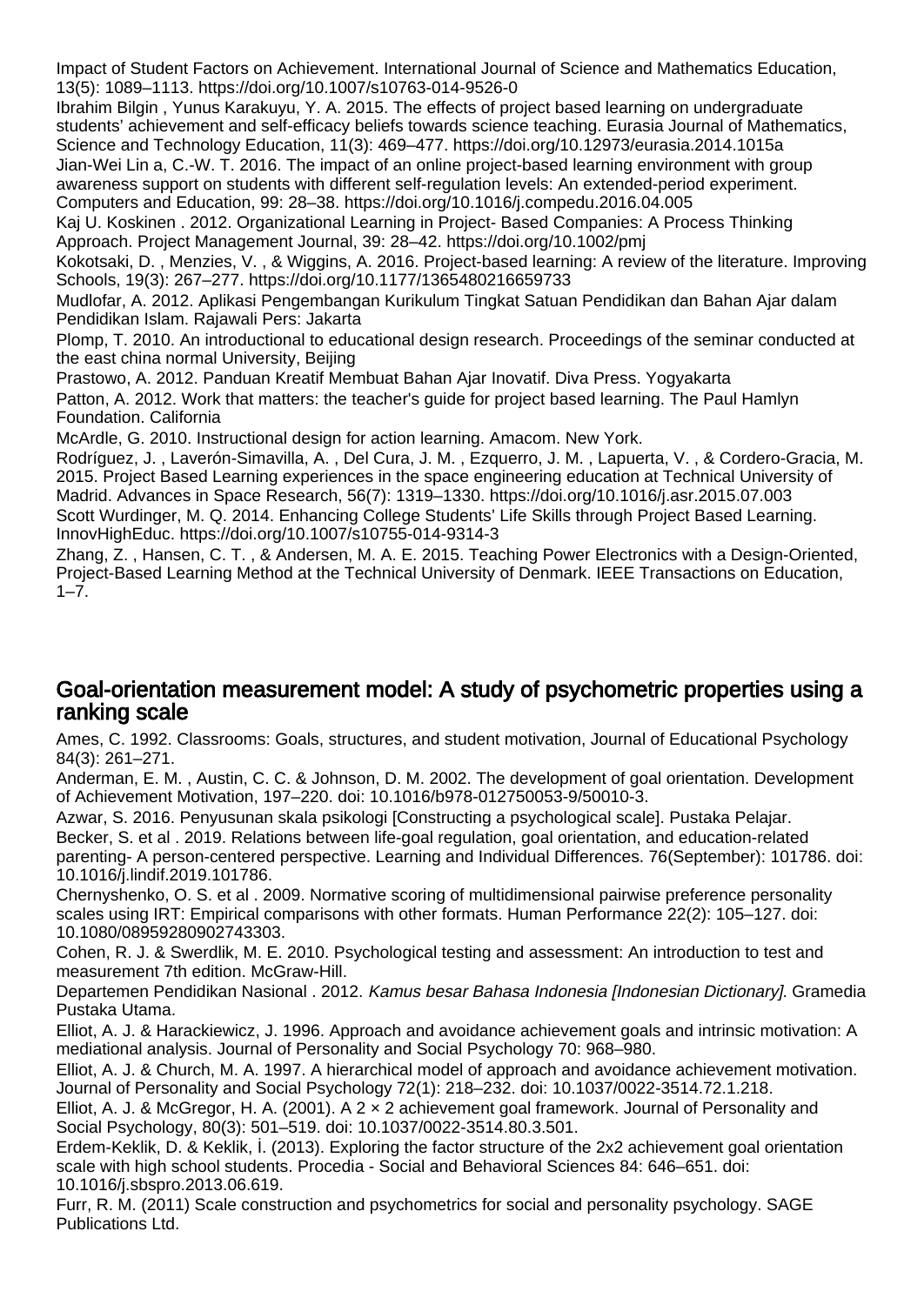Impact of Student Factors on Achievement. International Journal of Science and Mathematics Education, 13(5): 1089–1113. https://doi.org/10.1007/s10763-014-9526-0

Ibrahim Bilgin , Yunus Karakuyu, Y. A. 2015. The effects of project based learning on undergraduate students' achievement and self-efficacy beliefs towards science teaching. Eurasia Journal of Mathematics, Science and Technology Education, 11(3): 469–477. https://doi.org/10.12973/eurasia.2014.1015a

Jian-Wei Lin a, C.-W. T. 2016. The impact of an online project-based learning environment with group awareness support on students with different self-regulation levels: An extended-period experiment. Computers and Education, 99: 28–38. https://doi.org/10.1016/j.compedu.2016.04.005

Kaj U. Koskinen . 2012. Organizational Learning in Project- Based Companies: A Process Thinking Approach. Project Management Journal, 39: 28–42. https://doi.org/10.1002/pmj

Kokotsaki, D. , Menzies, V. , & Wiggins, A. 2016. Project-based learning: A review of the literature. Improving Schools, 19(3): 267–277. https://doi.org/10.1177/1365480216659733

Mudlofar, A. 2012. Aplikasi Pengembangan Kurikulum Tingkat Satuan Pendidikan dan Bahan Ajar dalam Pendidikan Islam. Rajawali Pers: Jakarta

Plomp, T. 2010. An introductional to educational design research. Proceedings of the seminar conducted at the east china normal University, Beijing

Prastowo, A. 2012. Panduan Kreatif Membuat Bahan Ajar Inovatif. Diva Press. Yogyakarta

Patton, A. 2012. Work that matters: the teacher's guide for project based learning. The Paul Hamlyn Foundation. California

McArdle, G. 2010. Instructional design for action learning. Amacom. New York.

Rodríguez, J. , Laverón-Simavilla, A. , Del Cura, J. M. , Ezquerro, J. M. , Lapuerta, V. , & Cordero-Gracia, M. 2015. Project Based Learning experiences in the space engineering education at Technical University of Madrid. Advances in Space Research, 56(7): 1319–1330. https://doi.org/10.1016/j.asr.2015.07.003

Scott Wurdinger, M. Q. 2014. Enhancing College Students' Life Skills through Project Based Learning. InnovHighEduc. https://doi.org/10.1007/s10755-014-9314-3

Zhang, Z. , Hansen, C. T. , & Andersen, M. A. E. 2015. Teaching Power Electronics with a Design-Oriented, Project-Based Learning Method at the Technical University of Denmark. IEEE Transactions on Education, 1–7.

## Goal-orientation measurement model: A study of psychometric properties using a ranking scale

Ames, C. 1992. Classrooms: Goals, structures, and student motivation, Journal of Educational Psychology 84(3): 261–271.

Anderman, E. M. , Austin, C. C. & Johnson, D. M. 2002. The development of goal orientation. Development of Achievement Motivation, 197–220. doi: 10.1016/b978-012750053-9/50010-3.

Azwar, S. 2016. Penyusunan skala psikologi [Constructing a psychological scale]. Pustaka Pelajar.

Becker, S. et al . 2019. Relations between life-goal regulation, goal orientation, and education-related parenting- A person-centered perspective. Learning and Individual Differences. 76(September): 101786. doi: 10.1016/j.lindif.2019.101786.

Chernyshenko, O. S. et al . 2009. Normative scoring of multidimensional pairwise preference personality scales using IRT: Empirical comparisons with other formats. Human Performance 22(2): 105–127. doi: 10.1080/08959280902743303.

Cohen, R. J. & Swerdlik, M. E. 2010. Psychological testing and assessment: An introduction to test and measurement 7th edition. McGraw-Hill.

Departemen Pendidikan Nasional . 2012. *Kamus besar Bahasa Indonesia [Indonesian Dictionary]*. Gramedia Pustaka Utama.

Elliot, A. J. & Harackiewicz, J. 1996. Approach and avoidance achievement goals and intrinsic motivation: A mediational analysis. Journal of Personality and Social Psychology 70: 968–980.

Elliot, A. J. & Church, M. A. 1997. A hierarchical model of approach and avoidance achievement motivation. Journal of Personality and Social Psychology 72(1): 218–232. doi: 10.1037/0022-3514.72.1.218.

Elliot, A. J. & McGregor, H. A. (2001). A 2 × 2 achievement goal framework. Journal of Personality and Social Psychology, 80(3): 501–519. doi: 10.1037/0022-3514.80.3.501.

Erdem-Keklik, D. & Keklik, İ. (2013). Exploring the factor structure of the 2x2 achievement goal orientation scale with high school students. Procedia - Social and Behavioral Sciences 84: 646–651. doi: 10.1016/j.sbspro.2013.06.619.

Furr, R. M. (2011) Scale construction and psychometrics for social and personality psychology. SAGE Publications Ltd.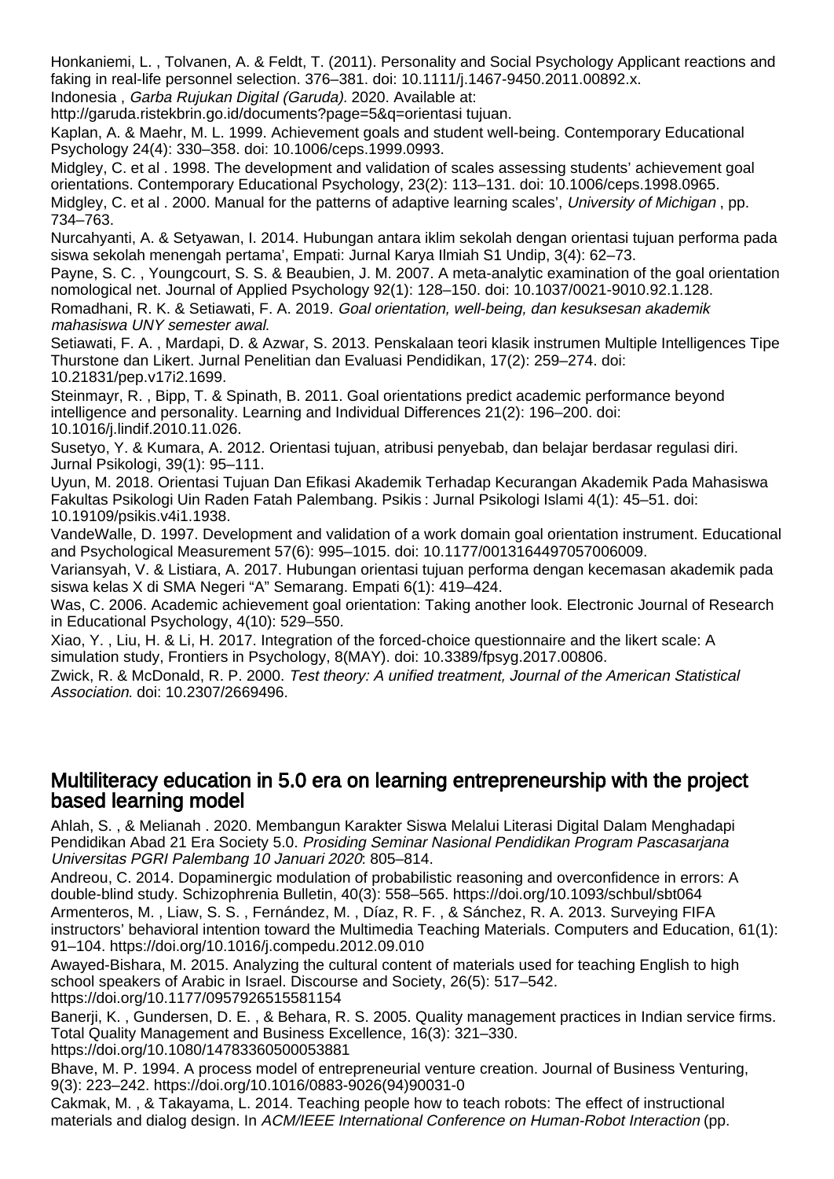Honkaniemi, L. , Tolvanen, A. & Feldt, T. (2011). Personality and Social Psychology Applicant reactions and faking in real-life personnel selection. 376–381. doi: 10.1111/j.1467-9450.2011.00892.x.

Indonesia , *Garba Rujukan Digital (Garuda).* 2020. Available at: http://garuda.ristekbrin.go.id/documents?page=5&q=orientasi tujuan.

Kaplan, A. & Maehr, M. L. 1999. Achievement goals and student well-being. Contemporary Educational Psychology 24(4): 330–358. doi: 10.1006/ceps.1999.0993.

Midgley, C. et al . 1998. The development and validation of scales assessing students' achievement goal orientations. Contemporary Educational Psychology, 23(2): 113–131. doi: 10.1006/ceps.1998.0965.

Midgley, C. et al . 2000. Manual for the patterns of adaptive learning scales', *University of Michigan* , pp. 734–763.

Nurcahyanti, A. & Setyawan, I. 2014. Hubungan antara iklim sekolah dengan orientasi tujuan performa pada siswa sekolah menengah pertama', Empati: Jurnal Karya Ilmiah S1 Undip, 3(4): 62–73.

Payne, S. C. , Youngcourt, S. S. & Beaubien, J. M. 2007. A meta-analytic examination of the goal orientation nomological net. Journal of Applied Psychology 92(1): 128–150. doi: 10.1037/0021-9010.92.1.128.

Romadhani, R. K. & Setiawati, F. A. 2019. *Goal orientation, well-being, dan kesuksesan akademik mahasiswa UNY semester awal*.

Setiawati, F. A. , Mardapi, D. & Azwar, S. 2013. Penskalaan teori klasik instrumen Multiple Intelligences Tipe Thurstone dan Likert. Jurnal Penelitian dan Evaluasi Pendidikan, 17(2): 259–274. doi: 10.21831/pep.v17i2.1699.

Steinmayr, R. , Bipp, T. & Spinath, B. 2011. Goal orientations predict academic performance beyond intelligence and personality. Learning and Individual Differences 21(2): 196–200. doi: 10.1016/j.lindif.2010.11.026.

Susetyo, Y. & Kumara, A. 2012. Orientasi tujuan, atribusi penyebab, dan belajar berdasar regulasi diri. Jurnal Psikologi, 39(1): 95–111.

Uyun, M. 2018. Orientasi Tujuan Dan Efikasi Akademik Terhadap Kecurangan Akademik Pada Mahasiswa Fakultas Psikologi Uin Raden Fatah Palembang. Psikis : Jurnal Psikologi Islami 4(1): 45–51. doi: 10.19109/psikis.v4i1.1938.

VandeWalle, D. 1997. Development and validation of a work domain goal orientation instrument. Educational and Psychological Measurement 57(6): 995–1015. doi: 10.1177/0013164497057006009.

Variansyah, V. & Listiara, A. 2017. Hubungan orientasi tujuan performa dengan kecemasan akademik pada siswa kelas X di SMA Negeri "A" Semarang. Empati 6(1): 419–424.

Was, C. 2006. Academic achievement goal orientation: Taking another look. Electronic Journal of Research in Educational Psychology, 4(10): 529–550.

Xiao, Y. , Liu, H. & Li, H. 2017. Integration of the forced-choice questionnaire and the likert scale: A simulation study, Frontiers in Psychology, 8(MAY). doi: 10.3389/fpsyg.2017.00806.

Zwick, R. & McDonald, R. P. 2000. *Test theory: A unified treatment, Journal of the American Statistical Association*. doi: 10.2307/2669496.

## Multiliteracy education in 5.0 era on learning entrepreneurship with the project based learning model

Ahlah, S. , & Melianah . 2020. Membangun Karakter Siswa Melalui Literasi Digital Dalam Menghadapi Pendidikan Abad 21 Era Society 5.0. *Prosiding Seminar Nasional Pendidikan Program Pascasarjana Universitas PGRI Palembang 10 Januari 2020*: 805–814.

Andreou, C. 2014. Dopaminergic modulation of probabilistic reasoning and overconfidence in errors: A double-blind study. Schizophrenia Bulletin, 40(3): 558–565. https://doi.org/10.1093/schbul/sbt064

Armenteros, M. , Liaw, S. S. , Fernández, M. , Díaz, R. F. , & Sánchez, R. A. 2013. Surveying FIFA instructors' behavioral intention toward the Multimedia Teaching Materials. Computers and Education, 61(1): 91–104. https://doi.org/10.1016/j.compedu.2012.09.010

Awayed-Bishara, M. 2015. Analyzing the cultural content of materials used for teaching English to high school speakers of Arabic in Israel. Discourse and Society, 26(5): 517–542. https://doi.org/10.1177/0957926515581154

Banerji, K. , Gundersen, D. E. , & Behara, R. S. 2005. Quality management practices in Indian service firms. Total Quality Management and Business Excellence, 16(3): 321–330. https://doi.org/10.1080/14783360500053881

Bhave, M. P. 1994. A process model of entrepreneurial venture creation. Journal of Business Venturing, 9(3): 223–242. https://doi.org/10.1016/0883-9026(94)90031-0

Cakmak, M. , & Takayama, L. 2014. Teaching people how to teach robots: The effect of instructional materials and dialog design. In *ACM/IEEE International Conference on Human-Robot Interaction* (pp.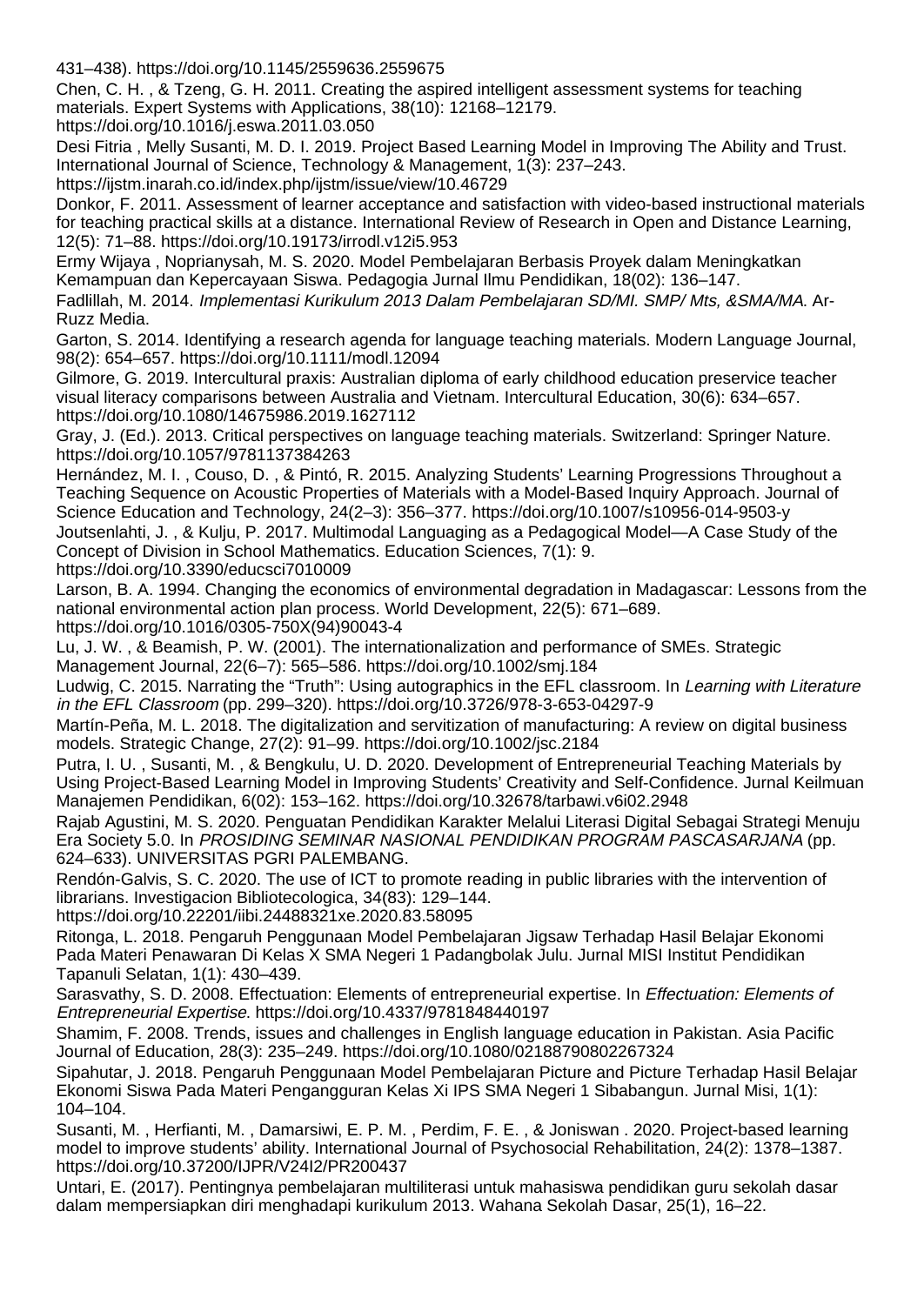431–438). https://doi.org/10.1145/2559636.2559675

Chen, C. H. , & Tzeng, G. H. 2011. Creating the aspired intelligent assessment systems for teaching materials. Expert Systems with Applications, 38(10): 12168–12179. https://doi.org/10.1016/j.eswa.2011.03.050

Desi Fitria , Melly Susanti, M. D. I. 2019. Project Based Learning Model in Improving The Ability and Trust. International Journal of Science, Technology & Management, 1(3): 237–243. https://ijstm.inarah.co.id/index.php/ijstm/issue/view/10.46729

Donkor, F. 2011. Assessment of learner acceptance and satisfaction with video-based instructional materials for teaching practical skills at a distance. International Review of Research in Open and Distance Learning, 12(5): 71–88. https://doi.org/10.19173/irrodl.v12i5.953

Ermy Wijaya , Noprianysah, M. S. 2020. Model Pembelajaran Berbasis Proyek dalam Meningkatkan Kemampuan dan Kepercayaan Siswa. Pedagogia Jurnal Ilmu Pendidikan, 18(02): 136–147.

Fadlillah, M. 2014. *Implementasi Kurikulum 2013 Dalam Pembelajaran SD/MI. SMP/ Mts, &SMA/MA*. Ar-Ruzz Media.

Garton, S. 2014. Identifying a research agenda for language teaching materials. Modern Language Journal, 98(2): 654–657. https://doi.org/10.1111/modl.12094

Gilmore, G. 2019. Intercultural praxis: Australian diploma of early childhood education preservice teacher visual literacy comparisons between Australia and Vietnam. Intercultural Education, 30(6): 634–657. https://doi.org/10.1080/14675986.2019.1627112

Gray, J. (Ed.). 2013. Critical perspectives on language teaching materials. Switzerland: Springer Nature. https://doi.org/10.1057/9781137384263

Hernández, M. I. , Couso, D. , & Pintó, R. 2015. Analyzing Students' Learning Progressions Throughout a Teaching Sequence on Acoustic Properties of Materials with a Model-Based Inquiry Approach. Journal of Science Education and Technology, 24(2–3): 356–377. https://doi.org/10.1007/s10956-014-9503-y

Joutsenlahti, J. , & Kulju, P. 2017. Multimodal Languaging as a Pedagogical Model—A Case Study of the Concept of Division in School Mathematics. Education Sciences, 7(1): 9. https://doi.org/10.3390/educsci7010009

Larson, B. A. 1994. Changing the economics of environmental degradation in Madagascar: Lessons from the national environmental action plan process. World Development, 22(5): 671–689. https://doi.org/10.1016/0305-750X(94)90043-4

Lu, J. W. , & Beamish, P. W. (2001). The internationalization and performance of SMEs. Strategic Management Journal, 22(6–7): 565–586. https://doi.org/10.1002/smj.184

Ludwig, C. 2015. Narrating the "Truth": Using autographics in the EFL classroom. In *Learning with Literature in the EFL Classroom* (pp. 299–320). https://doi.org/10.3726/978-3-653-04297-9

Martín-Peña, M. L. 2018. The digitalization and servitization of manufacturing: A review on digital business models. Strategic Change, 27(2): 91–99. https://doi.org/10.1002/jsc.2184

Putra, I. U. , Susanti, M. , & Bengkulu, U. D. 2020. Development of Entrepreneurial Teaching Materials by Using Project-Based Learning Model in Improving Students' Creativity and Self-Confidence. Jurnal Keilmuan Manajemen Pendidikan, 6(02): 153–162. https://doi.org/10.32678/tarbawi.v6i02.2948

Rajab Agustini, M. S. 2020. Penguatan Pendidikan Karakter Melalui Literasi Digital Sebagai Strategi Menuju Era Society 5.0. In *PROSIDING SEMINAR NASIONAL PENDIDIKAN PROGRAM PASCASARJANA* (pp. 624–633). UNIVERSITAS PGRI PALEMBANG.

Rendón-Galvis, S. C. 2020. The use of ICT to promote reading in public libraries with the intervention of librarians. Investigacion Bibliotecologica, 34(83): 129–144. https://doi.org/10.22201/iibi.24488321xe.2020.83.58095

Ritonga, L. 2018. Pengaruh Penggunaan Model Pembelajaran Jigsaw Terhadap Hasil Belajar Ekonomi Pada Materi Penawaran Di Kelas X SMA Negeri 1 Padangbolak Julu. Jurnal MISI Institut Pendidikan Tapanuli Selatan, 1(1): 430–439.

Sarasvathy, S. D. 2008. Effectuation: Elements of entrepreneurial expertise. In *Effectuation: Elements of Entrepreneurial Expertise*. https://doi.org/10.4337/9781848440197

Shamim, F. 2008. Trends, issues and challenges in English language education in Pakistan. Asia Pacific Journal of Education, 28(3): 235–249. https://doi.org/10.1080/02188790802267324

Sipahutar, J. 2018. Pengaruh Penggunaan Model Pembelajaran Picture and Picture Terhadap Hasil Belajar Ekonomi Siswa Pada Materi Pengangguran Kelas Xi IPS SMA Negeri 1 Sibabangun. Jurnal Misi, 1(1): 104–104.

Susanti, M. , Herfianti, M. , Damarsiwi, E. P. M. , Perdim, F. E. , & Joniswan . 2020. Project-based learning model to improve students' ability. International Journal of Psychosocial Rehabilitation, 24(2): 1378–1387. https://doi.org/10.37200/IJPR/V24I2/PR200437

Untari, E. (2017). Pentingnya pembelajaran multiliterasi untuk mahasiswa pendidikan guru sekolah dasar dalam mempersiapkan diri menghadapi kurikulum 2013. Wahana Sekolah Dasar, 25(1), 16–22.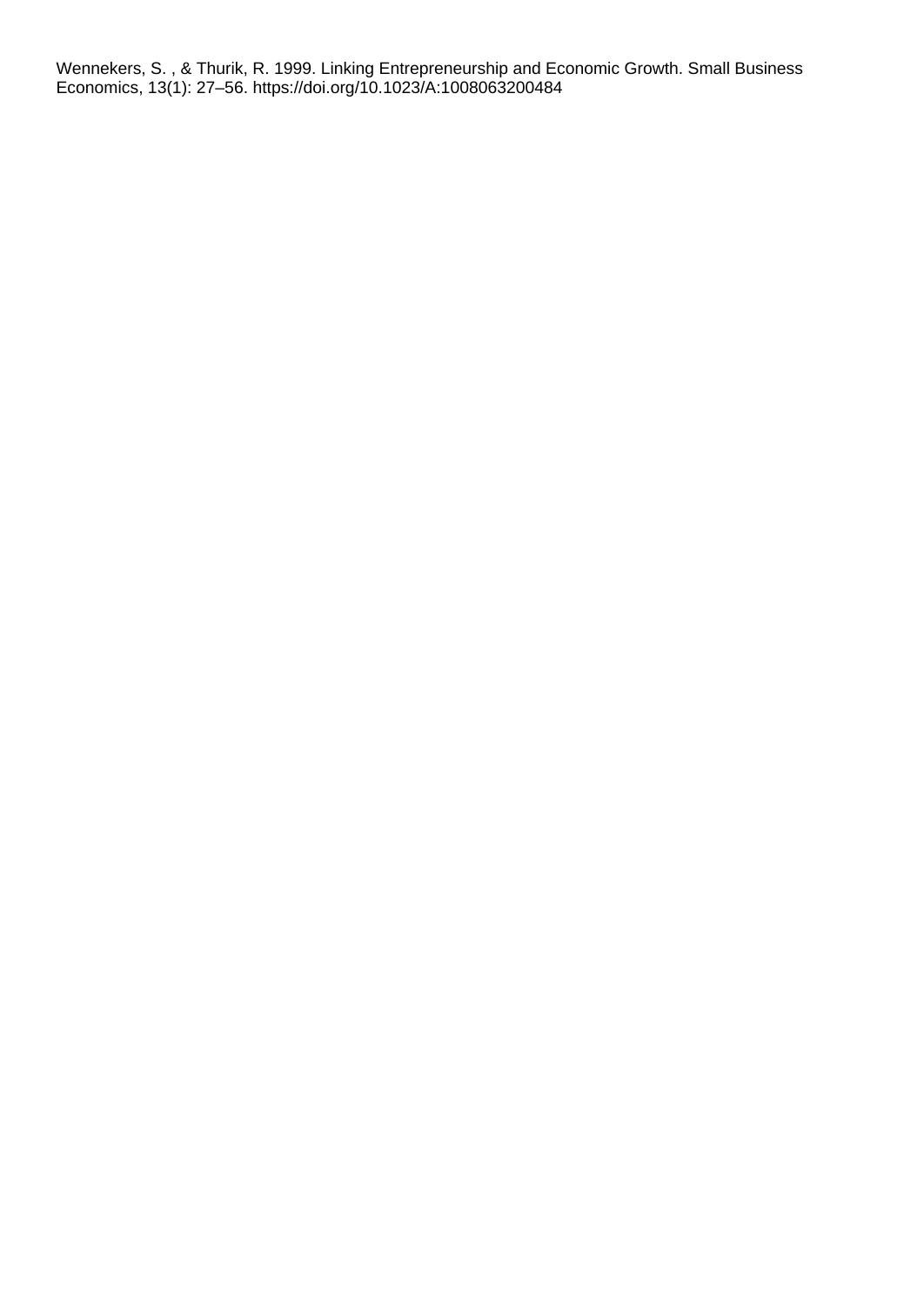Wennekers, S. , & Thurik, R. 1999. Linking Entrepreneurship and Economic Growth. Small Business Economics, 13(1): 27–56. https://doi.org/10.1023/A:1008063200484